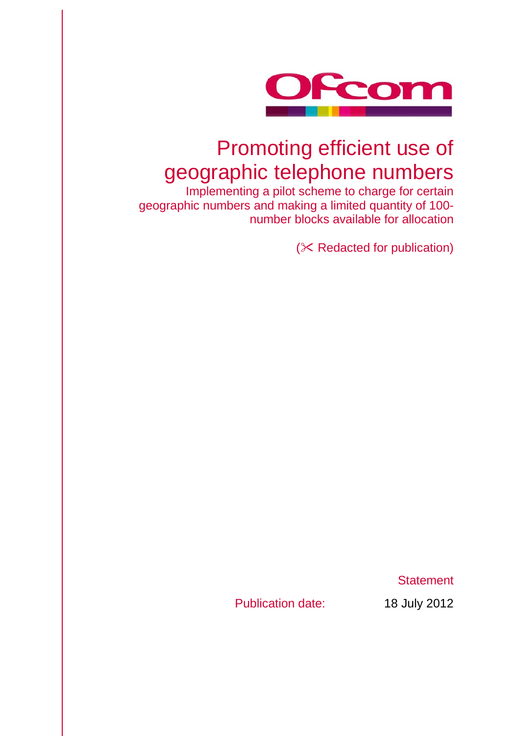# Promoting efficient use of geographic telephone numbers

## Implementing a pilot scheme to charge for certain geographic numbers and making a limited quantity of 100-number blocks available for allocation

(✂ Redacted for publication)

Statement

Publication date: 18 July 2012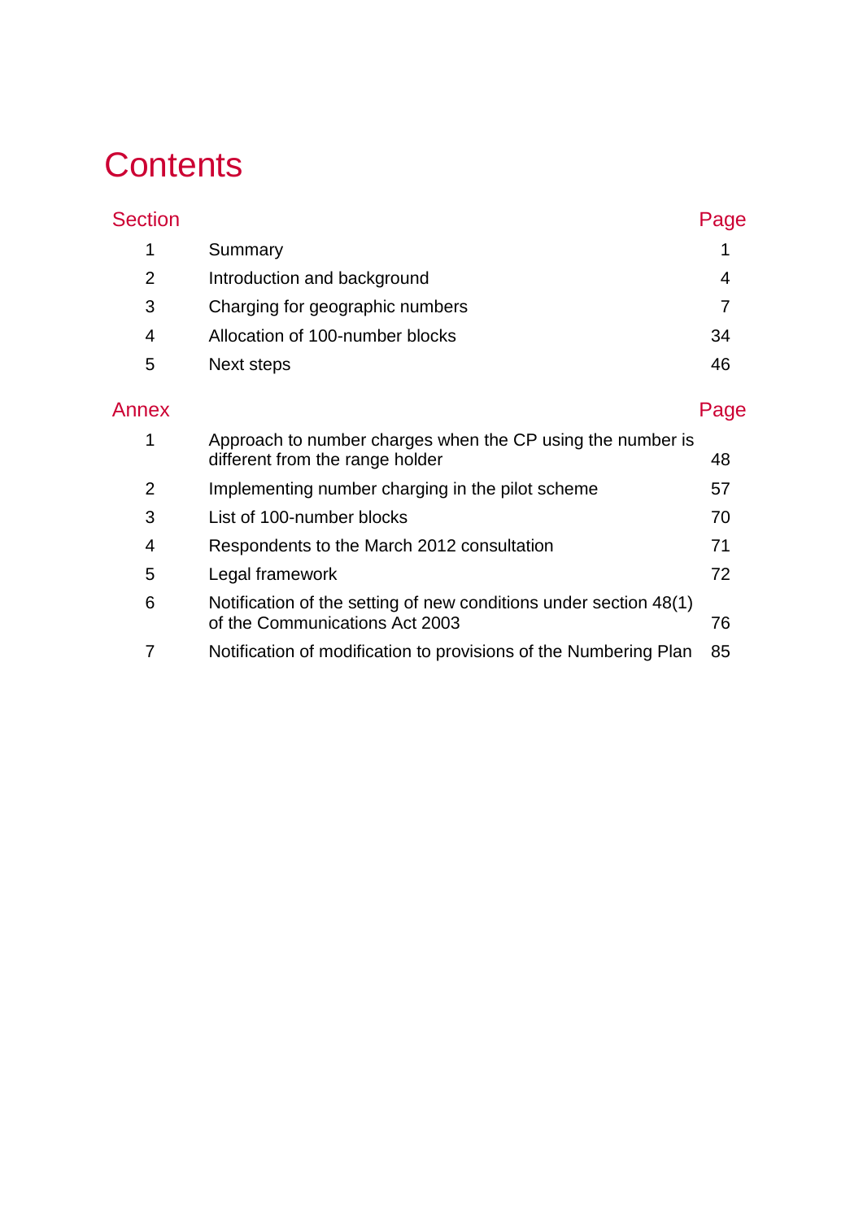# Contents

| Section | | Page |
|---|---|---|
| 1 | Summary | 1 |
| 2 | Introduction and background | 4 |
| 3 | Charging for geographic numbers | 7 |
| 4 | Allocation of 100-number blocks | 34 |
| 5 | Next steps | 46 |

| Annex | | Page |
|---|---|---|
| 1 | Approach to number charges when the CP using the number is different from the range holder | 48 |
| 2 | Implementing number charging in the pilot scheme | 57 |
| 3 | List of 100-number blocks | 70 |
| 4 | Respondents to the March 2012 consultation | 71 |
| 5 | Legal framework | 72 |
| 6 | Notification of the setting of new conditions under section 48(1) of the Communications Act 2003 | 76 |
| 7 | Notification of modification to provisions of the Numbering Plan | 85 |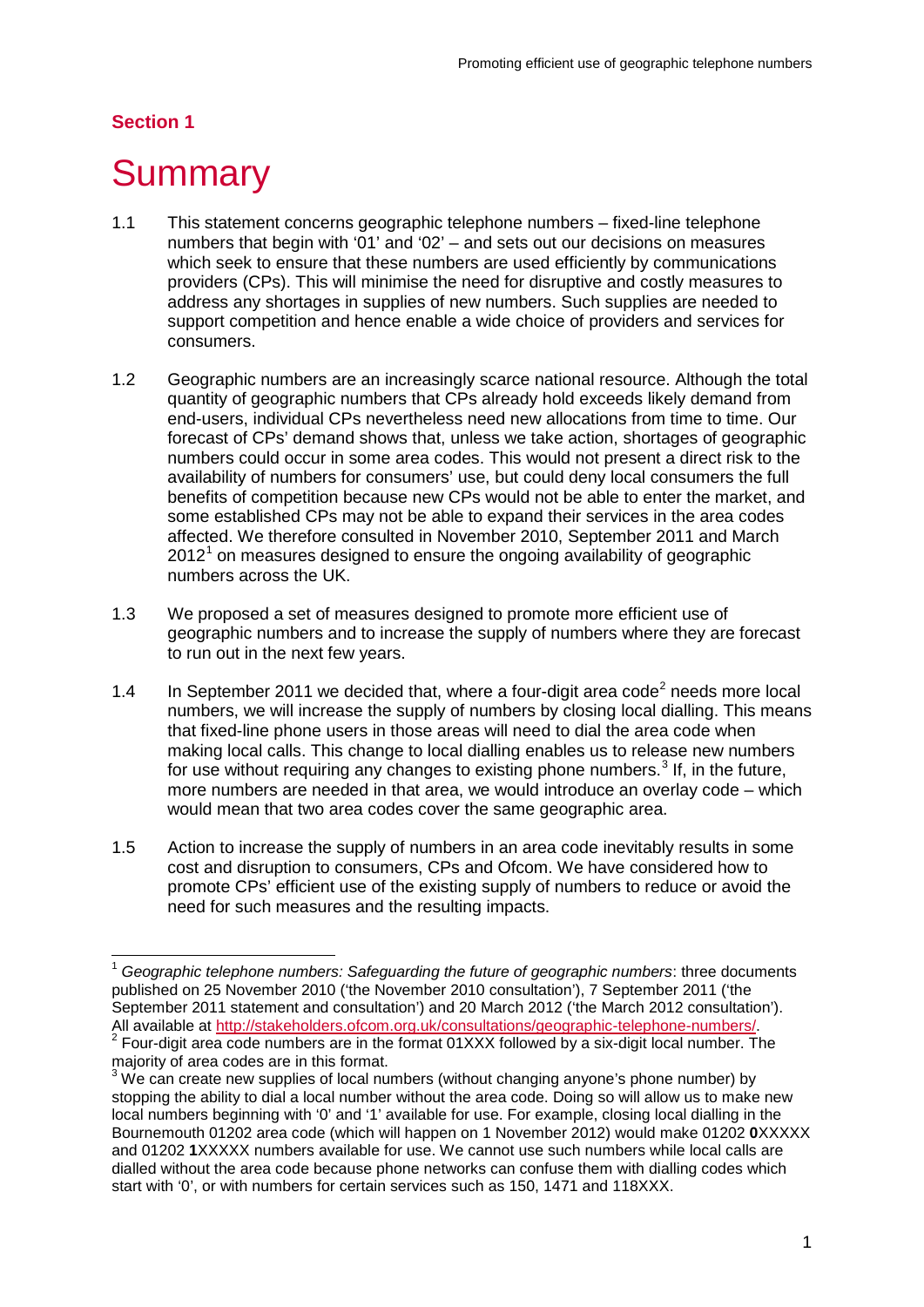## Section 1

# Summary

1.1 This statement concerns geographic telephone numbers – fixed-line telephone numbers that begin with '01' and '02' – and sets out our decisions on measures which seek to ensure that these numbers are used efficiently by communications providers (CPs). This will minimise the need for disruptive and costly measures to address any shortages in supplies of new numbers. Such supplies are needed to support competition and hence enable a wide choice of providers and services for consumers.

1.2 Geographic numbers are an increasingly scarce national resource. Although the total quantity of geographic numbers that CPs already hold exceeds likely demand from end-users, individual CPs nevertheless need new allocations from time to time. Our forecast of CPs' demand shows that, unless we take action, shortages of geographic numbers could occur in some area codes. This would not present a direct risk to the availability of numbers for consumers' use, but could deny local consumers the full benefits of competition because new CPs would not be able to enter the market, and some established CPs may not be able to expand their services in the area codes affected. We therefore consulted in November 2010, September 2011 and March 2012[1] on measures designed to ensure the ongoing availability of geographic numbers across the UK.

1.3 We proposed a set of measures designed to promote more efficient use of geographic numbers and to increase the supply of numbers where they are forecast to run out in the next few years.

1.4 In September 2011 we decided that, where a four-digit area code[2] needs more local numbers, we will increase the supply of numbers by closing local dialling. This means that fixed-line phone users in those areas will need to dial the area code when making local calls. This change to local dialling enables us to release new numbers for use without requiring any changes to existing phone numbers.[3] If, in the future, more numbers are needed in that area, we would introduce an overlay code – which would mean that two area codes cover the same geographic area.

1.5 Action to increase the supply of numbers in an area code inevitably results in some cost and disruption to consumers, CPs and Ofcom. We have considered how to promote CPs' efficient use of the existing supply of numbers to reduce or avoid the need for such measures and the resulting impacts.

---

[1] *Geographic telephone numbers: Safeguarding the future of geographic numbers*: three documents published on 25 November 2010 ('the November 2010 consultation'), 7 September 2011 ('the September 2011 statement and consultation') and 20 March 2012 ('the March 2012 consultation'). All available at http://stakeholders.ofcom.org.uk/consultations/geographic-telephone-numbers/.

[2] Four-digit area code numbers are in the format 01XXX followed by a six-digit local number. The majority of area codes are in this format.

[3] We can create new supplies of local numbers (without changing anyone's phone number) by stopping the ability to dial a local number without the area code. Doing so will allow us to make new local numbers beginning with '0' and '1' available for use. For example, closing local dialling in the Bournemouth 01202 area code (which will happen on 1 November 2012) would make 01202 **0**XXXXX and 01202 **1**XXXXX numbers available for use. We cannot use such numbers while local calls are dialled without the area code because phone networks can confuse them with dialling codes which start with '0', or with numbers for certain services such as 150, 1471 and 118XXX.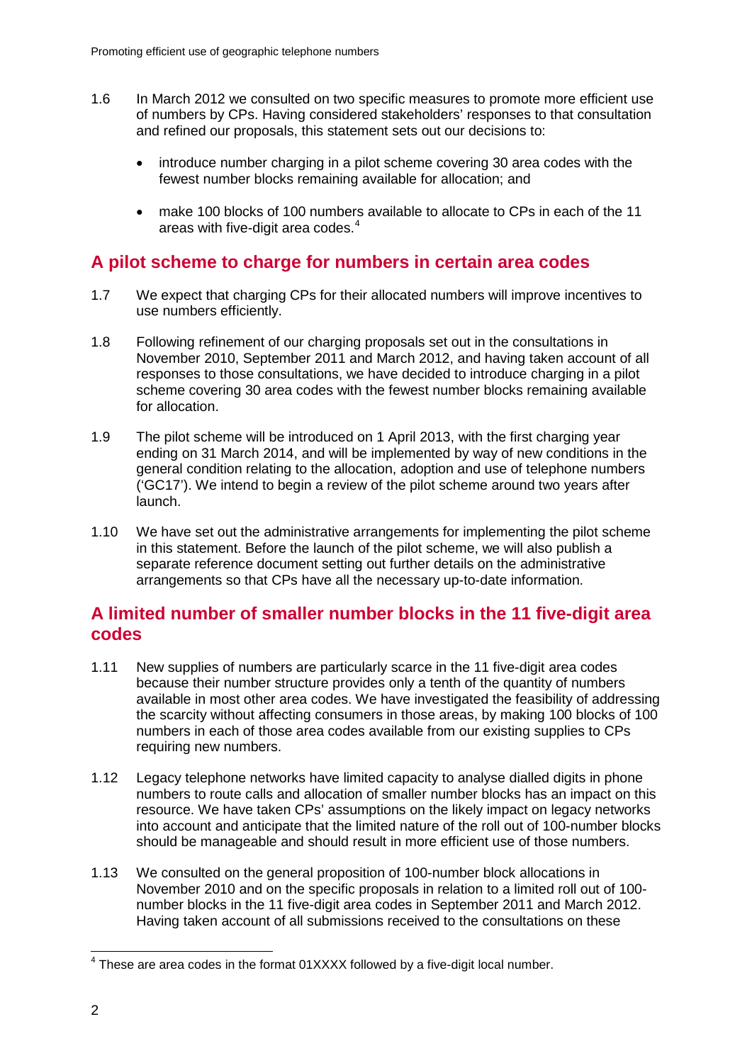1.6 In March 2012 we consulted on two specific measures to promote more efficient use of numbers by CPs. Having considered stakeholders' responses to that consultation and refined our proposals, this statement sets out our decisions to:

- introduce number charging in a pilot scheme covering 30 area codes with the fewest number blocks remaining available for allocation; and
- make 100 blocks of 100 numbers available to allocate to CPs in each of the 11 areas with five-digit area codes.[4]

## A pilot scheme to charge for numbers in certain area codes

1.7 We expect that charging CPs for their allocated numbers will improve incentives to use numbers efficiently.

1.8 Following refinement of our charging proposals set out in the consultations in November 2010, September 2011 and March 2012, and having taken account of all responses to those consultations, we have decided to introduce charging in a pilot scheme covering 30 area codes with the fewest number blocks remaining available for allocation.

1.9 The pilot scheme will be introduced on 1 April 2013, with the first charging year ending on 31 March 2014, and will be implemented by way of new conditions in the general condition relating to the allocation, adoption and use of telephone numbers ('GC17'). We intend to begin a review of the pilot scheme around two years after launch.

1.10 We have set out the administrative arrangements for implementing the pilot scheme in this statement. Before the launch of the pilot scheme, we will also publish a separate reference document setting out further details on the administrative arrangements so that CPs have all the necessary up-to-date information.

## A limited number of smaller number blocks in the 11 five-digit area codes

1.11 New supplies of numbers are particularly scarce in the 11 five-digit area codes because their number structure provides only a tenth of the quantity of numbers available in most other area codes. We have investigated the feasibility of addressing the scarcity without affecting consumers in those areas, by making 100 blocks of 100 numbers in each of those area codes available from our existing supplies to CPs requiring new numbers.

1.12 Legacy telephone networks have limited capacity to analyse dialled digits in phone numbers to route calls and allocation of smaller number blocks has an impact on this resource. We have taken CPs' assumptions on the likely impact on legacy networks into account and anticipate that the limited nature of the roll out of 100-number blocks should be manageable and should result in more efficient use of those numbers.

1.13 We consulted on the general proposition of 100-number block allocations in November 2010 and on the specific proposals in relation to a limited roll out of 100-number blocks in the 11 five-digit area codes in September 2011 and March 2012. Having taken account of all submissions received to the consultations on these

[4] These are area codes in the format 01XXXX followed by a five-digit local number.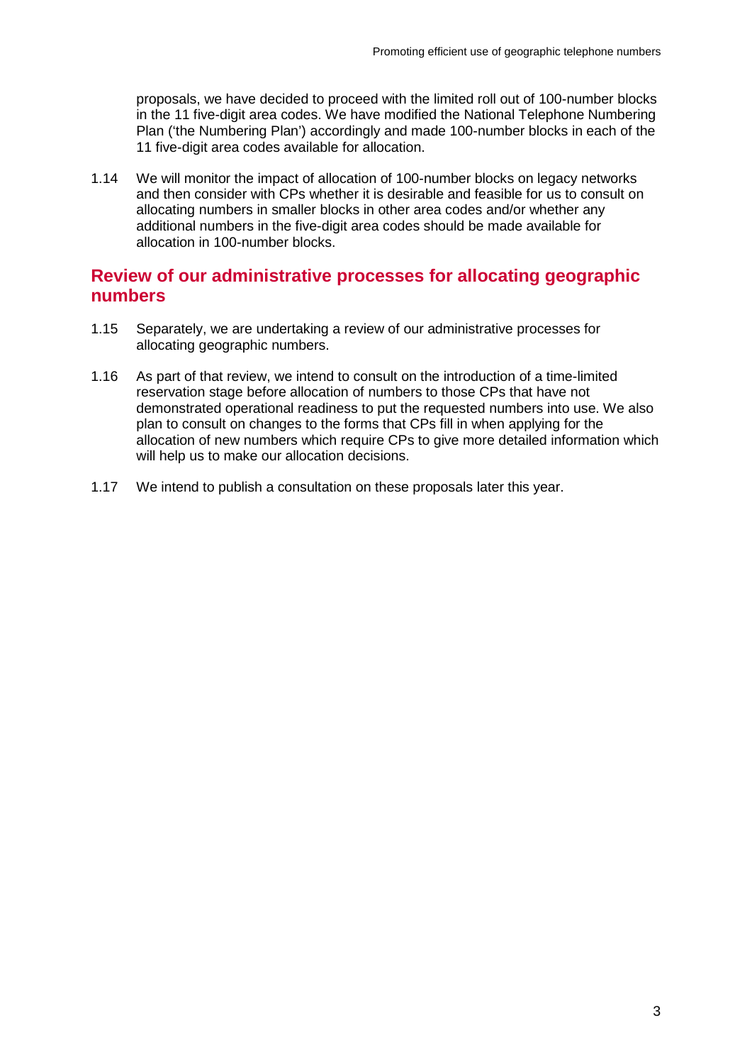proposals, we have decided to proceed with the limited roll out of 100-number blocks in the 11 five-digit area codes. We have modified the National Telephone Numbering Plan ('the Numbering Plan') accordingly and made 100-number blocks in each of the 11 five-digit area codes available for allocation.

1.14 We will monitor the impact of allocation of 100-number blocks on legacy networks and then consider with CPs whether it is desirable and feasible for us to consult on allocating numbers in smaller blocks in other area codes and/or whether any additional numbers in the five-digit area codes should be made available for allocation in 100-number blocks.

## Review of our administrative processes for allocating geographic numbers

1.15 Separately, we are undertaking a review of our administrative processes for allocating geographic numbers.

1.16 As part of that review, we intend to consult on the introduction of a time-limited reservation stage before allocation of numbers to those CPs that have not demonstrated operational readiness to put the requested numbers into use. We also plan to consult on changes to the forms that CPs fill in when applying for the allocation of new numbers which require CPs to give more detailed information which will help us to make our allocation decisions.

1.17 We intend to publish a consultation on these proposals later this year.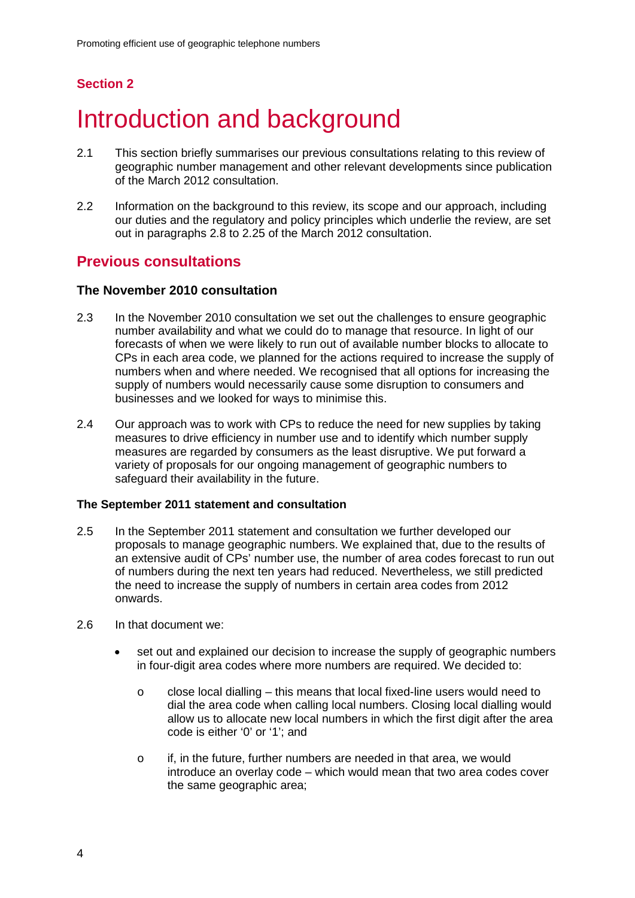## Section 2

# Introduction and background

2.1 This section briefly summarises our previous consultations relating to this review of geographic number management and other relevant developments since publication of the March 2012 consultation.

2.2 Information on the background to this review, its scope and our approach, including our duties and the regulatory and policy principles which underlie the review, are set out in paragraphs 2.8 to 2.25 of the March 2012 consultation.

## Previous consultations

### The November 2010 consultation

2.3 In the November 2010 consultation we set out the challenges to ensure geographic number availability and what we could do to manage that resource. In light of our forecasts of when we were likely to run out of available number blocks to allocate to CPs in each area code, we planned for the actions required to increase the supply of numbers when and where needed. We recognised that all options for increasing the supply of numbers would necessarily cause some disruption to consumers and businesses and we looked for ways to minimise this.

2.4 Our approach was to work with CPs to reduce the need for new supplies by taking measures to drive efficiency in number use and to identify which number supply measures are regarded by consumers as the least disruptive. We put forward a variety of proposals for our ongoing management of geographic numbers to safeguard their availability in the future.

#### The September 2011 statement and consultation

2.5 In the September 2011 statement and consultation we further developed our proposals to manage geographic numbers. We explained that, due to the results of an extensive audit of CPs' number use, the number of area codes forecast to run out of numbers during the next ten years had reduced. Nevertheless, we still predicted the need to increase the supply of numbers in certain area codes from 2012 onwards.

2.6 In that document we:

- set out and explained our decision to increase the supply of geographic numbers in four-digit area codes where more numbers are required. We decided to:
  - close local dialling – this means that local fixed-line users would need to dial the area code when calling local numbers. Closing local dialling would allow us to allocate new local numbers in which the first digit after the area code is either '0' or '1'; and
  - if, in the future, further numbers are needed in that area, we would introduce an overlay code – which would mean that two area codes cover the same geographic area;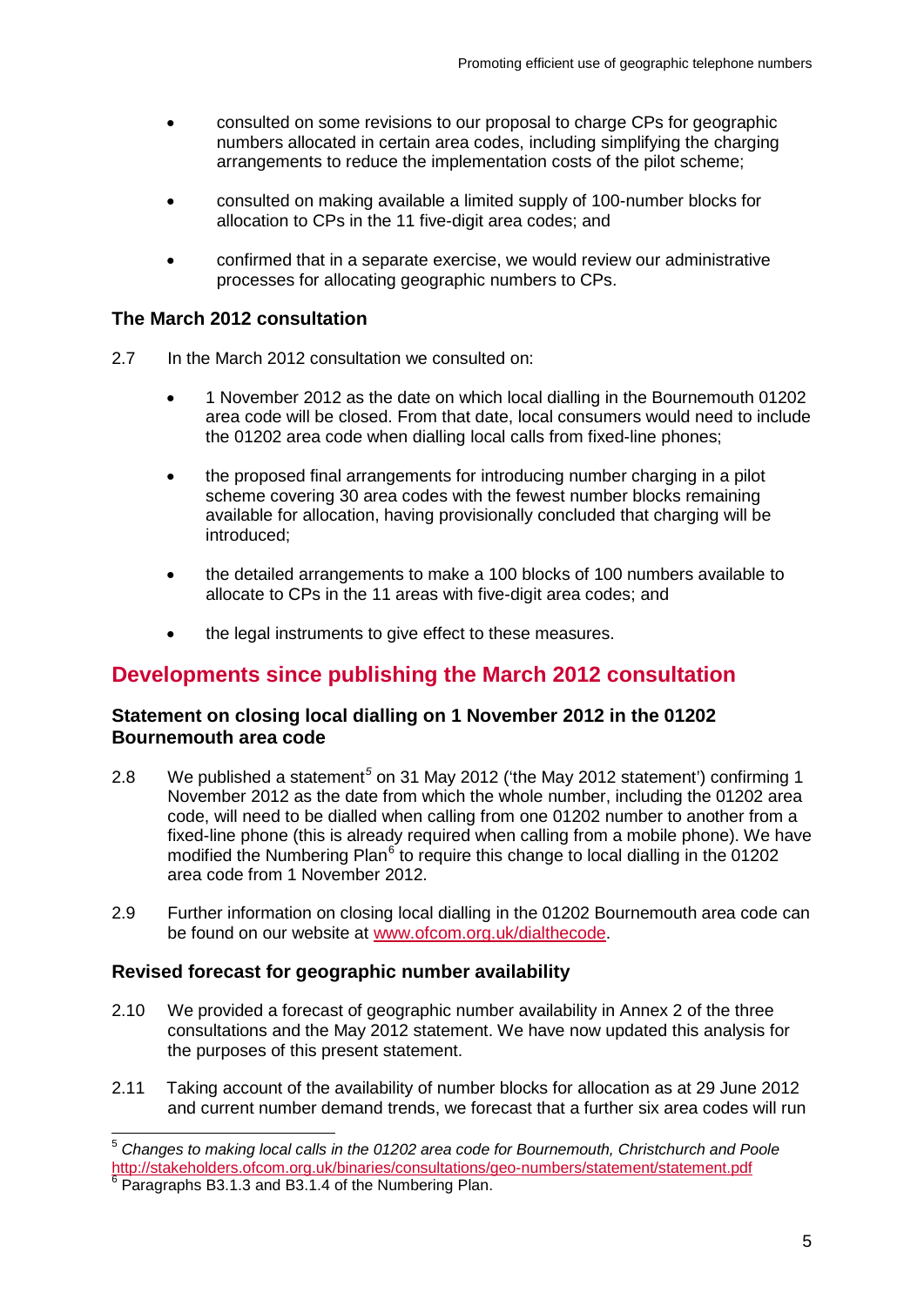- consulted on some revisions to our proposal to charge CPs for geographic numbers allocated in certain area codes, including simplifying the charging arrangements to reduce the implementation costs of the pilot scheme;
- consulted on making available a limited supply of 100-number blocks for allocation to CPs in the 11 five-digit area codes; and
- confirmed that in a separate exercise, we would review our administrative processes for allocating geographic numbers to CPs.

### The March 2012 consultation

2.7 In the March 2012 consultation we consulted on:

- 1 November 2012 as the date on which local dialling in the Bournemouth 01202 area code will be closed. From that date, local consumers would need to include the 01202 area code when dialling local calls from fixed-line phones;
- the proposed final arrangements for introducing number charging in a pilot scheme covering 30 area codes with the fewest number blocks remaining available for allocation, having provisionally concluded that charging will be introduced;
- the detailed arrangements to make a 100 blocks of 100 numbers available to allocate to CPs in the 11 areas with five-digit area codes; and
- the legal instruments to give effect to these measures.

## Developments since publishing the March 2012 consultation

### Statement on closing local dialling on 1 November 2012 in the 01202 Bournemouth area code

2.8 We published a statement[5] on 31 May 2012 ('the May 2012 statement') confirming 1 November 2012 as the date from which the whole number, including the 01202 area code, will need to be dialled when calling from one 01202 number to another from a fixed-line phone (this is already required when calling from a mobile phone). We have modified the Numbering Plan[6] to require this change to local dialling in the 01202 area code from 1 November 2012.

2.9 Further information on closing local dialling in the 01202 Bournemouth area code can be found on our website at www.ofcom.org.uk/dialthecode.

### Revised forecast for geographic number availability

2.10 We provided a forecast of geographic number availability in Annex 2 of the three consultations and the May 2012 statement. We have now updated this analysis for the purposes of this present statement.

2.11 Taking account of the availability of number blocks for allocation as at 29 June 2012 and current number demand trends, we forecast that a further six area codes will run

---

[5] *Changes to making local calls in the 01202 area code for Bournemouth, Christchurch and Poole* http://stakeholders.ofcom.org.uk/binaries/consultations/geo-numbers/statement/statement.pdf

[6] Paragraphs B3.1.3 and B3.1.4 of the Numbering Plan.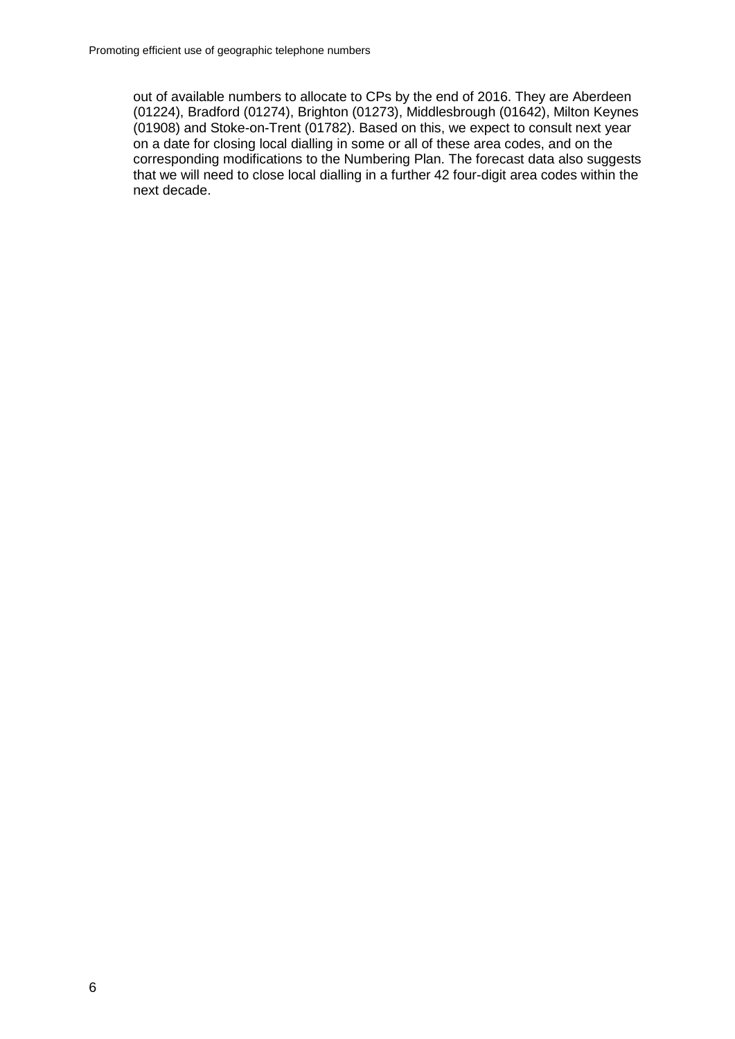out of available numbers to allocate to CPs by the end of 2016. They are Aberdeen (01224), Bradford (01274), Brighton (01273), Middlesbrough (01642), Milton Keynes (01908) and Stoke-on-Trent (01782). Based on this, we expect to consult next year on a date for closing local dialling in some or all of these area codes, and on the corresponding modifications to the Numbering Plan. The forecast data also suggests that we will need to close local dialling in a further 42 four-digit area codes within the next decade.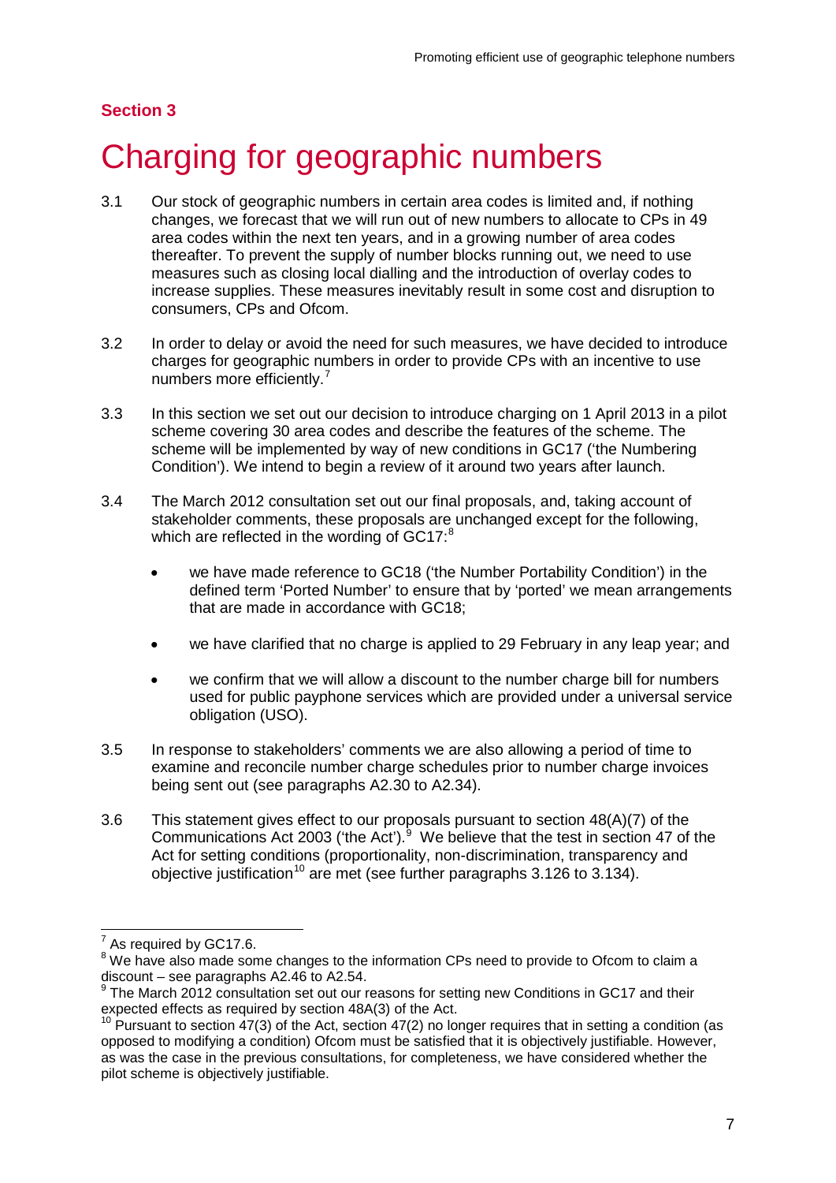**Section 3**

# Charging for geographic numbers

3.1 Our stock of geographic numbers in certain area codes is limited and, if nothing changes, we forecast that we will run out of new numbers to allocate to CPs in 49 area codes within the next ten years, and in a growing number of area codes thereafter. To prevent the supply of number blocks running out, we need to use measures such as closing local dialling and the introduction of overlay codes to increase supplies. These measures inevitably result in some cost and disruption to consumers, CPs and Ofcom.

3.2 In order to delay or avoid the need for such measures, we have decided to introduce charges for geographic numbers in order to provide CPs with an incentive to use numbers more efficiently.[7]

3.3 In this section we set out our decision to introduce charging on 1 April 2013 in a pilot scheme covering 30 area codes and describe the features of the scheme. The scheme will be implemented by way of new conditions in GC17 ('the Numbering Condition'). We intend to begin a review of it around two years after launch.

3.4 The March 2012 consultation set out our final proposals, and, taking account of stakeholder comments, these proposals are unchanged except for the following, which are reflected in the wording of GC17:[8]

- we have made reference to GC18 ('the Number Portability Condition') in the defined term 'Ported Number' to ensure that by 'ported' we mean arrangements that are made in accordance with GC18;
- we have clarified that no charge is applied to 29 February in any leap year; and
- we confirm that we will allow a discount to the number charge bill for numbers used for public payphone services which are provided under a universal service obligation (USO).

3.5 In response to stakeholders' comments we are also allowing a period of time to examine and reconcile number charge schedules prior to number charge invoices being sent out (see paragraphs A2.30 to A2.34).

3.6 This statement gives effect to our proposals pursuant to section 48(A)(7) of the Communications Act 2003 ('the Act').[9] We believe that the test in section 47 of the Act for setting conditions (proportionality, non-discrimination, transparency and objective justification[10] are met (see further paragraphs 3.126 to 3.134).

---

[7] As required by GC17.6.

[8] We have also made some changes to the information CPs need to provide to Ofcom to claim a discount – see paragraphs A2.46 to A2.54.

[9] The March 2012 consultation set out our reasons for setting new Conditions in GC17 and their expected effects as required by section 48A(3) of the Act.

[10] Pursuant to section 47(3) of the Act, section 47(2) no longer requires that in setting a condition (as opposed to modifying a condition) Ofcom must be satisfied that it is objectively justifiable. However, as was the case in the previous consultations, for completeness, we have considered whether the pilot scheme is objectively justifiable.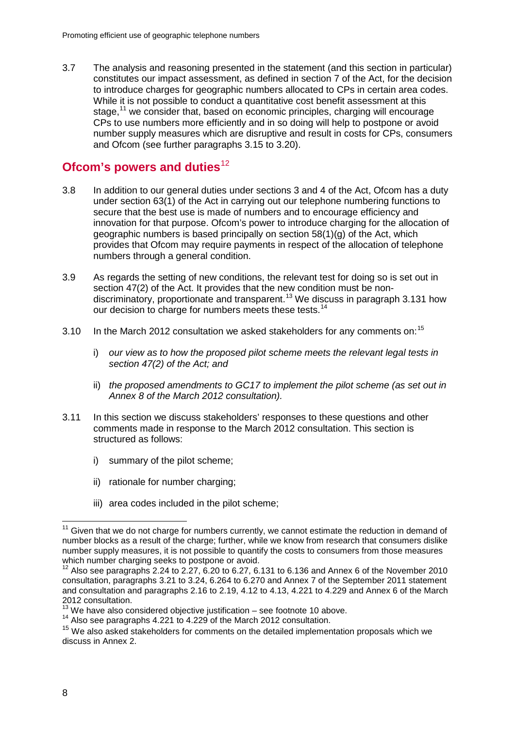3.7 The analysis and reasoning presented in the statement (and this section in particular) constitutes our impact assessment, as defined in section 7 of the Act, for the decision to introduce charges for geographic numbers allocated to CPs in certain area codes. While it is not possible to conduct a quantitative cost benefit assessment at this stage,[11] we consider that, based on economic principles, charging will encourage CPs to use numbers more efficiently and in so doing will help to postpone or avoid number supply measures which are disruptive and result in costs for CPs, consumers and Ofcom (see further paragraphs 3.15 to 3.20).

## Ofcom's powers and duties[12]

3.8 In addition to our general duties under sections 3 and 4 of the Act, Ofcom has a duty under section 63(1) of the Act in carrying out our telephone numbering functions to secure that the best use is made of numbers and to encourage efficiency and innovation for that purpose. Ofcom's power to introduce charging for the allocation of geographic numbers is based principally on section 58(1)(g) of the Act, which provides that Ofcom may require payments in respect of the allocation of telephone numbers through a general condition.

3.9 As regards the setting of new conditions, the relevant test for doing so is set out in section 47(2) of the Act. It provides that the new condition must be non-discriminatory, proportionate and transparent.[13] We discuss in paragraph 3.131 how our decision to charge for numbers meets these tests.[14]

3.10 In the March 2012 consultation we asked stakeholders for any comments on:[15]

i) *our view as to how the proposed pilot scheme meets the relevant legal tests in section 47(2) of the Act; and*

ii) *the proposed amendments to GC17 to implement the pilot scheme (as set out in Annex 8 of the March 2012 consultation).*

3.11 In this section we discuss stakeholders' responses to these questions and other comments made in response to the March 2012 consultation. This section is structured as follows:

i) summary of the pilot scheme;

ii) rationale for number charging;

iii) area codes included in the pilot scheme;

---

[11] Given that we do not charge for numbers currently, we cannot estimate the reduction in demand of number blocks as a result of the charge; further, while we know from research that consumers dislike number supply measures, it is not possible to quantify the costs to consumers from those measures which number charging seeks to postpone or avoid.

[12] Also see paragraphs 2.24 to 2.27, 6.20 to 6.27, 6.131 to 6.136 and Annex 6 of the November 2010 consultation, paragraphs 3.21 to 3.24, 6.264 to 6.270 and Annex 7 of the September 2011 statement and consultation and paragraphs 2.16 to 2.19, 4.12 to 4.13, 4.221 to 4.229 and Annex 6 of the March 2012 consultation.

[13] We have also considered objective justification – see footnote 10 above.

[14] Also see paragraphs 4.221 to 4.229 of the March 2012 consultation.

[15] We also asked stakeholders for comments on the detailed implementation proposals which we discuss in Annex 2.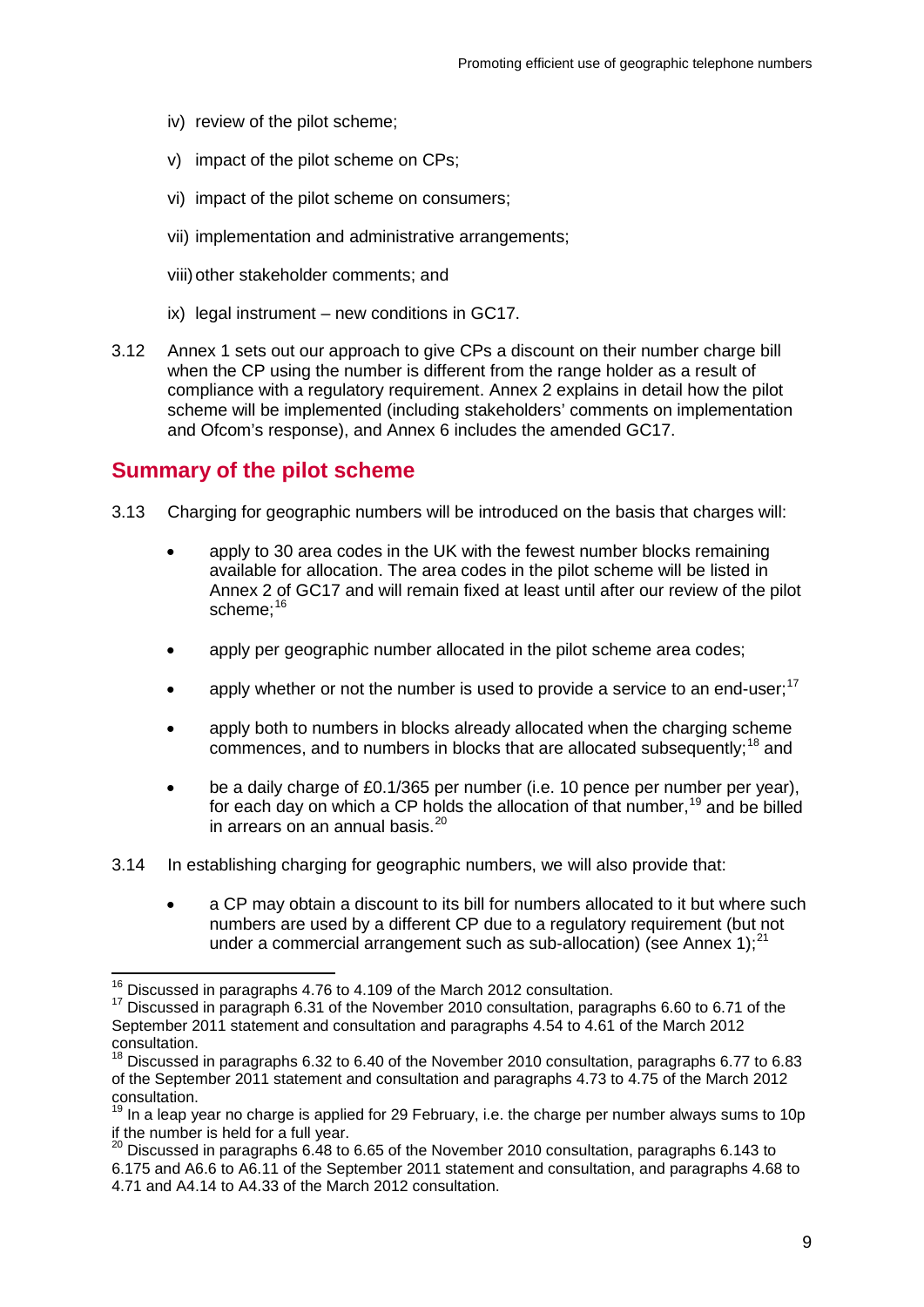iv) review of the pilot scheme;

v) impact of the pilot scheme on CPs;

vi) impact of the pilot scheme on consumers;

vii) implementation and administrative arrangements;

viii) other stakeholder comments; and

ix) legal instrument – new conditions in GC17.

3.12 Annex 1 sets out our approach to give CPs a discount on their number charge bill when the CP using the number is different from the range holder as a result of compliance with a regulatory requirement. Annex 2 explains in detail how the pilot scheme will be implemented (including stakeholders' comments on implementation and Ofcom's response), and Annex 6 includes the amended GC17.

## Summary of the pilot scheme

3.13 Charging for geographic numbers will be introduced on the basis that charges will:

- apply to 30 area codes in the UK with the fewest number blocks remaining available for allocation. The area codes in the pilot scheme will be listed in Annex 2 of GC17 and will remain fixed at least until after our review of the pilot scheme;[16]
- apply per geographic number allocated in the pilot scheme area codes;
- apply whether or not the number is used to provide a service to an end-user;[17]
- apply both to numbers in blocks already allocated when the charging scheme commences, and to numbers in blocks that are allocated subsequently;[18] and
- be a daily charge of £0.1/365 per number (i.e. 10 pence per number per year), for each day on which a CP holds the allocation of that number,[19] and be billed in arrears on an annual basis.[20]

3.14 In establishing charging for geographic numbers, we will also provide that:

- a CP may obtain a discount to its bill for numbers allocated to it but where such numbers are used by a different CP due to a regulatory requirement (but not under a commercial arrangement such as sub-allocation) (see Annex 1);[21]

---

[16] Discussed in paragraphs 4.76 to 4.109 of the March 2012 consultation.

[17] Discussed in paragraph 6.31 of the November 2010 consultation, paragraphs 6.60 to 6.71 of the September 2011 statement and consultation and paragraphs 4.54 to 4.61 of the March 2012 consultation.

[18] Discussed in paragraphs 6.32 to 6.40 of the November 2010 consultation, paragraphs 6.77 to 6.83 of the September 2011 statement and consultation and paragraphs 4.73 to 4.75 of the March 2012 consultation.

[19] In a leap year no charge is applied for 29 February, i.e. the charge per number always sums to 10p if the number is held for a full year.

[20] Discussed in paragraphs 6.48 to 6.65 of the November 2010 consultation, paragraphs 6.143 to 6.175 and A6.6 to A6.11 of the September 2011 statement and consultation, and paragraphs 4.68 to 4.71 and A4.14 to A4.33 of the March 2012 consultation.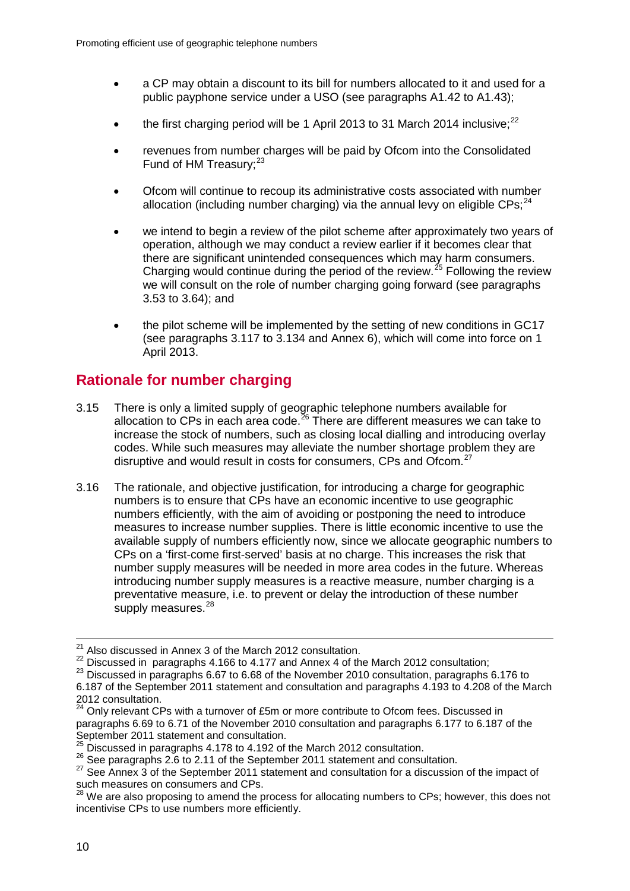- a CP may obtain a discount to its bill for numbers allocated to it and used for a public payphone service under a USO (see paragraphs A1.42 to A1.43);
- the first charging period will be 1 April 2013 to 31 March 2014 inclusive;[22]
- revenues from number charges will be paid by Ofcom into the Consolidated Fund of HM Treasury;[23]
- Ofcom will continue to recoup its administrative costs associated with number allocation (including number charging) via the annual levy on eligible CPs;[24]
- we intend to begin a review of the pilot scheme after approximately two years of operation, although we may conduct a review earlier if it becomes clear that there are significant unintended consequences which may harm consumers. Charging would continue during the period of the review.[25] Following the review we will consult on the role of number charging going forward (see paragraphs 3.53 to 3.64); and
- the pilot scheme will be implemented by the setting of new conditions in GC17 (see paragraphs 3.117 to 3.134 and Annex 6), which will come into force on 1 April 2013.

## Rationale for number charging

3.15 There is only a limited supply of geographic telephone numbers available for allocation to CPs in each area code.[26] There are different measures we can take to increase the stock of numbers, such as closing local dialling and introducing overlay codes. While such measures may alleviate the number shortage problem they are disruptive and would result in costs for consumers, CPs and Ofcom.[27]

3.16 The rationale, and objective justification, for introducing a charge for geographic numbers is to ensure that CPs have an economic incentive to use geographic numbers efficiently, with the aim of avoiding or postponing the need to introduce measures to increase number supplies. There is little economic incentive to use the available supply of numbers efficiently now, since we allocate geographic numbers to CPs on a 'first-come first-served' basis at no charge. This increases the risk that number supply measures will be needed in more area codes in the future. Whereas introducing number supply measures is a reactive measure, number charging is a preventative measure, i.e. to prevent or delay the introduction of these number supply measures.[28]

---

[21] Also discussed in Annex 3 of the March 2012 consultation.

[22] Discussed in paragraphs 4.166 to 4.177 and Annex 4 of the March 2012 consultation;

[23] Discussed in paragraphs 6.67 to 6.68 of the November 2010 consultation, paragraphs 6.176 to 6.187 of the September 2011 statement and consultation and paragraphs 4.193 to 4.208 of the March 2012 consultation.

[24] Only relevant CPs with a turnover of £5m or more contribute to Ofcom fees. Discussed in paragraphs 6.69 to 6.71 of the November 2010 consultation and paragraphs 6.177 to 6.187 of the September 2011 statement and consultation.

[25] Discussed in paragraphs 4.178 to 4.192 of the March 2012 consultation.

[26] See paragraphs 2.6 to 2.11 of the September 2011 statement and consultation.

[27] See Annex 3 of the September 2011 statement and consultation for a discussion of the impact of such measures on consumers and CPs.

[28] We are also proposing to amend the process for allocating numbers to CPs; however, this does not incentivise CPs to use numbers more efficiently.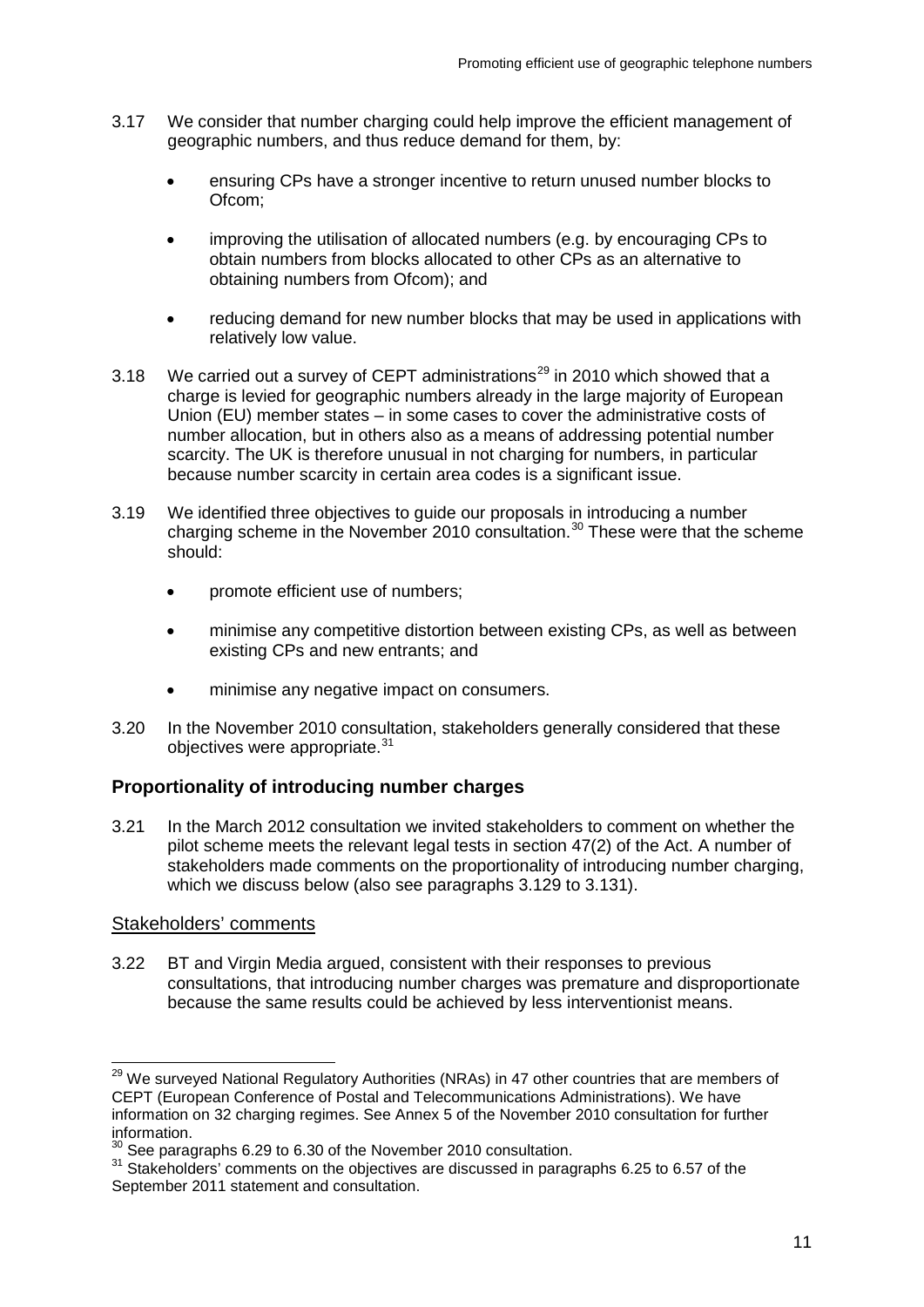3.17 We consider that number charging could help improve the efficient management of geographic numbers, and thus reduce demand for them, by:

- ensuring CPs have a stronger incentive to return unused number blocks to Ofcom;
- improving the utilisation of allocated numbers (e.g. by encouraging CPs to obtain numbers from blocks allocated to other CPs as an alternative to obtaining numbers from Ofcom); and
- reducing demand for new number blocks that may be used in applications with relatively low value.

3.18 We carried out a survey of CEPT administrations[29] in 2010 which showed that a charge is levied for geographic numbers already in the large majority of European Union (EU) member states – in some cases to cover the administrative costs of number allocation, but in others also as a means of addressing potential number scarcity. The UK is therefore unusual in not charging for numbers, in particular because number scarcity in certain area codes is a significant issue.

3.19 We identified three objectives to guide our proposals in introducing a number charging scheme in the November 2010 consultation.[30] These were that the scheme should:

- promote efficient use of numbers;
- minimise any competitive distortion between existing CPs, as well as between existing CPs and new entrants; and
- minimise any negative impact on consumers.

3.20 In the November 2010 consultation, stakeholders generally considered that these objectives were appropriate.[31]

## Proportionality of introducing number charges

3.21 In the March 2012 consultation we invited stakeholders to comment on whether the pilot scheme meets the relevant legal tests in section 47(2) of the Act. A number of stakeholders made comments on the proportionality of introducing number charging, which we discuss below (also see paragraphs 3.129 to 3.131).

### Stakeholders' comments

3.22 BT and Virgin Media argued, consistent with their responses to previous consultations, that introducing number charges was premature and disproportionate because the same results could be achieved by less interventionist means.

---

[29] We surveyed National Regulatory Authorities (NRAs) in 47 other countries that are members of CEPT (European Conference of Postal and Telecommunications Administrations). We have information on 32 charging regimes. See Annex 5 of the November 2010 consultation for further information.

[30] See paragraphs 6.29 to 6.30 of the November 2010 consultation.

[31] Stakeholders' comments on the objectives are discussed in paragraphs 6.25 to 6.57 of the September 2011 statement and consultation.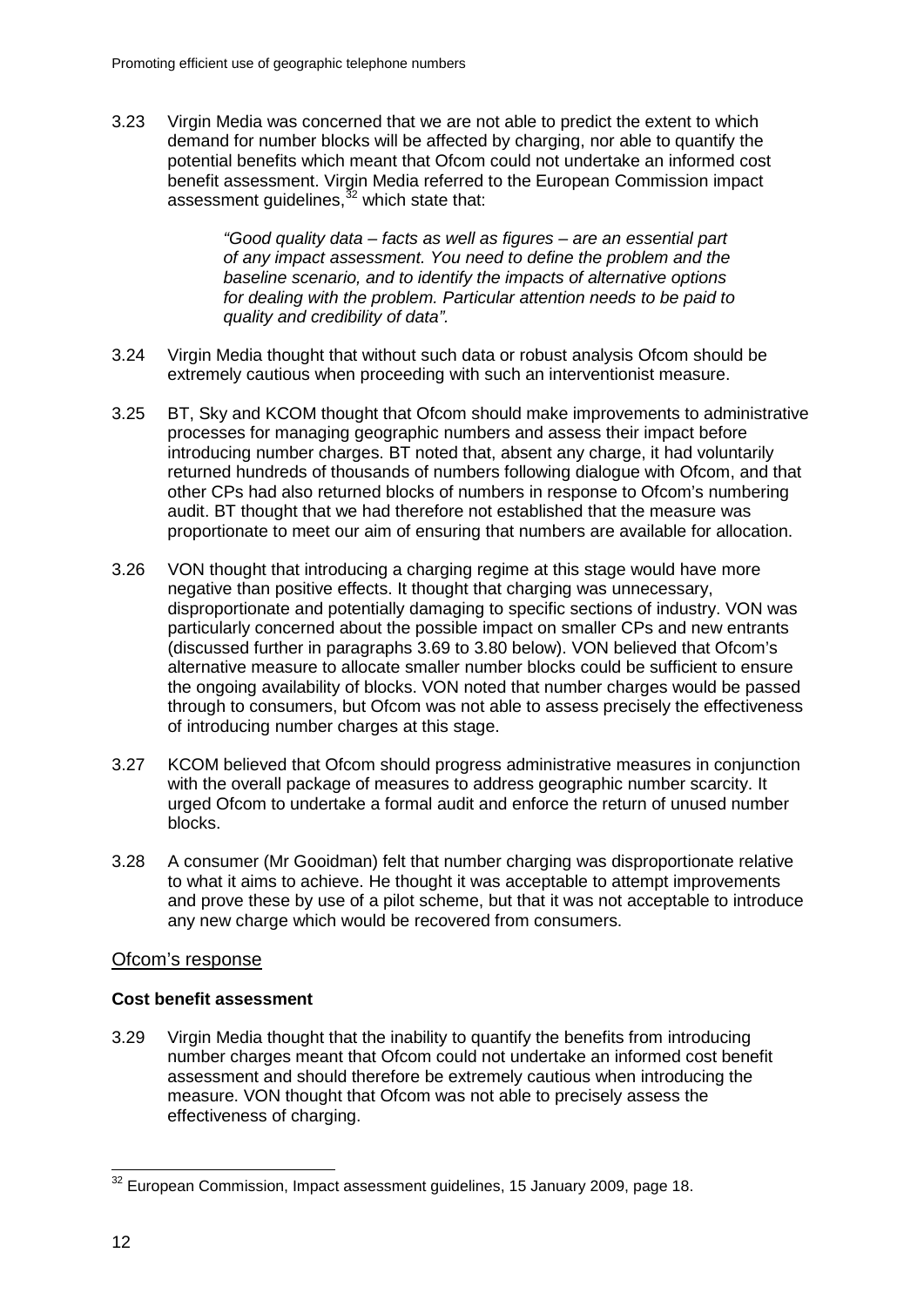3.23 Virgin Media was concerned that we are not able to predict the extent to which demand for number blocks will be affected by charging, nor able to quantify the potential benefits which meant that Ofcom could not undertake an informed cost benefit assessment. Virgin Media referred to the European Commission impact assessment guidelines,[32] which state that:

> *"Good quality data – facts as well as figures – are an essential part of any impact assessment. You need to define the problem and the baseline scenario, and to identify the impacts of alternative options for dealing with the problem. Particular attention needs to be paid to quality and credibility of data".*

3.24 Virgin Media thought that without such data or robust analysis Ofcom should be extremely cautious when proceeding with such an interventionist measure.

3.25 BT, Sky and KCOM thought that Ofcom should make improvements to administrative processes for managing geographic numbers and assess their impact before introducing number charges. BT noted that, absent any charge, it had voluntarily returned hundreds of thousands of numbers following dialogue with Ofcom, and that other CPs had also returned blocks of numbers in response to Ofcom's numbering audit. BT thought that we had therefore not established that the measure was proportionate to meet our aim of ensuring that numbers are available for allocation.

3.26 VON thought that introducing a charging regime at this stage would have more negative than positive effects. It thought that charging was unnecessary, disproportionate and potentially damaging to specific sections of industry. VON was particularly concerned about the possible impact on smaller CPs and new entrants (discussed further in paragraphs 3.69 to 3.80 below). VON believed that Ofcom's alternative measure to allocate smaller number blocks could be sufficient to ensure the ongoing availability of blocks. VON noted that number charges would be passed through to consumers, but Ofcom was not able to assess precisely the effectiveness of introducing number charges at this stage.

3.27 KCOM believed that Ofcom should progress administrative measures in conjunction with the overall package of measures to address geographic number scarcity. It urged Ofcom to undertake a formal audit and enforce the return of unused number blocks.

3.28 A consumer (Mr Gooidman) felt that number charging was disproportionate relative to what it aims to achieve. He thought it was acceptable to attempt improvements and prove these by use of a pilot scheme, but that it was not acceptable to introduce any new charge which would be recovered from consumers.

## Ofcom's response

**Cost benefit assessment**

3.29 Virgin Media thought that the inability to quantify the benefits from introducing number charges meant that Ofcom could not undertake an informed cost benefit assessment and should therefore be extremely cautious when introducing the measure. VON thought that Ofcom was not able to precisely assess the effectiveness of charging.

---

[32] European Commission, Impact assessment guidelines, 15 January 2009, page 18.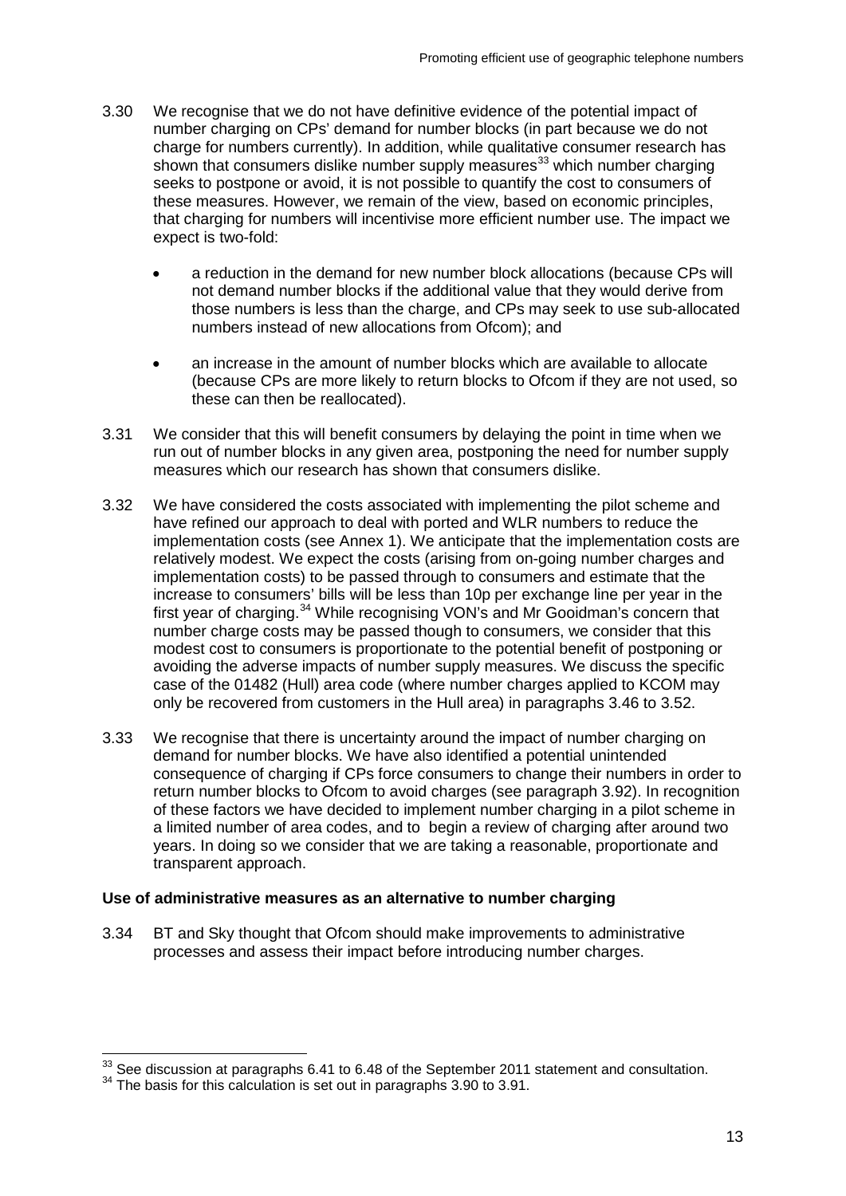3.30 We recognise that we do not have definitive evidence of the potential impact of number charging on CPs' demand for number blocks (in part because we do not charge for numbers currently). In addition, while qualitative consumer research has shown that consumers dislike number supply measures[33] which number charging seeks to postpone or avoid, it is not possible to quantify the cost to consumers of these measures. However, we remain of the view, based on economic principles, that charging for numbers will incentivise more efficient number use. The impact we expect is two-fold:

- a reduction in the demand for new number block allocations (because CPs will not demand number blocks if the additional value that they would derive from those numbers is less than the charge, and CPs may seek to use sub-allocated numbers instead of new allocations from Ofcom); and
- an increase in the amount of number blocks which are available to allocate (because CPs are more likely to return blocks to Ofcom if they are not used, so these can then be reallocated).

3.31 We consider that this will benefit consumers by delaying the point in time when we run out of number blocks in any given area, postponing the need for number supply measures which our research has shown that consumers dislike.

3.32 We have considered the costs associated with implementing the pilot scheme and have refined our approach to deal with ported and WLR numbers to reduce the implementation costs (see Annex 1). We anticipate that the implementation costs are relatively modest. We expect the costs (arising from on-going number charges and implementation costs) to be passed through to consumers and estimate that the increase to consumers' bills will be less than 10p per exchange line per year in the first year of charging.[34] While recognising VON's and Mr Gooidman's concern that number charge costs may be passed though to consumers, we consider that this modest cost to consumers is proportionate to the potential benefit of postponing or avoiding the adverse impacts of number supply measures. We discuss the specific case of the 01482 (Hull) area code (where number charges applied to KCOM may only be recovered from customers in the Hull area) in paragraphs 3.46 to 3.52.

3.33 We recognise that there is uncertainty around the impact of number charging on demand for number blocks. We have also identified a potential unintended consequence of charging if CPs force consumers to change their numbers in order to return number blocks to Ofcom to avoid charges (see paragraph 3.92). In recognition of these factors we have decided to implement number charging in a pilot scheme in a limited number of area codes, and to begin a review of charging after around two years. In doing so we consider that we are taking a reasonable, proportionate and transparent approach.

**Use of administrative measures as an alternative to number charging**

3.34 BT and Sky thought that Ofcom should make improvements to administrative processes and assess their impact before introducing number charges.

[33] See discussion at paragraphs 6.41 to 6.48 of the September 2011 statement and consultation.

[34] The basis for this calculation is set out in paragraphs 3.90 to 3.91.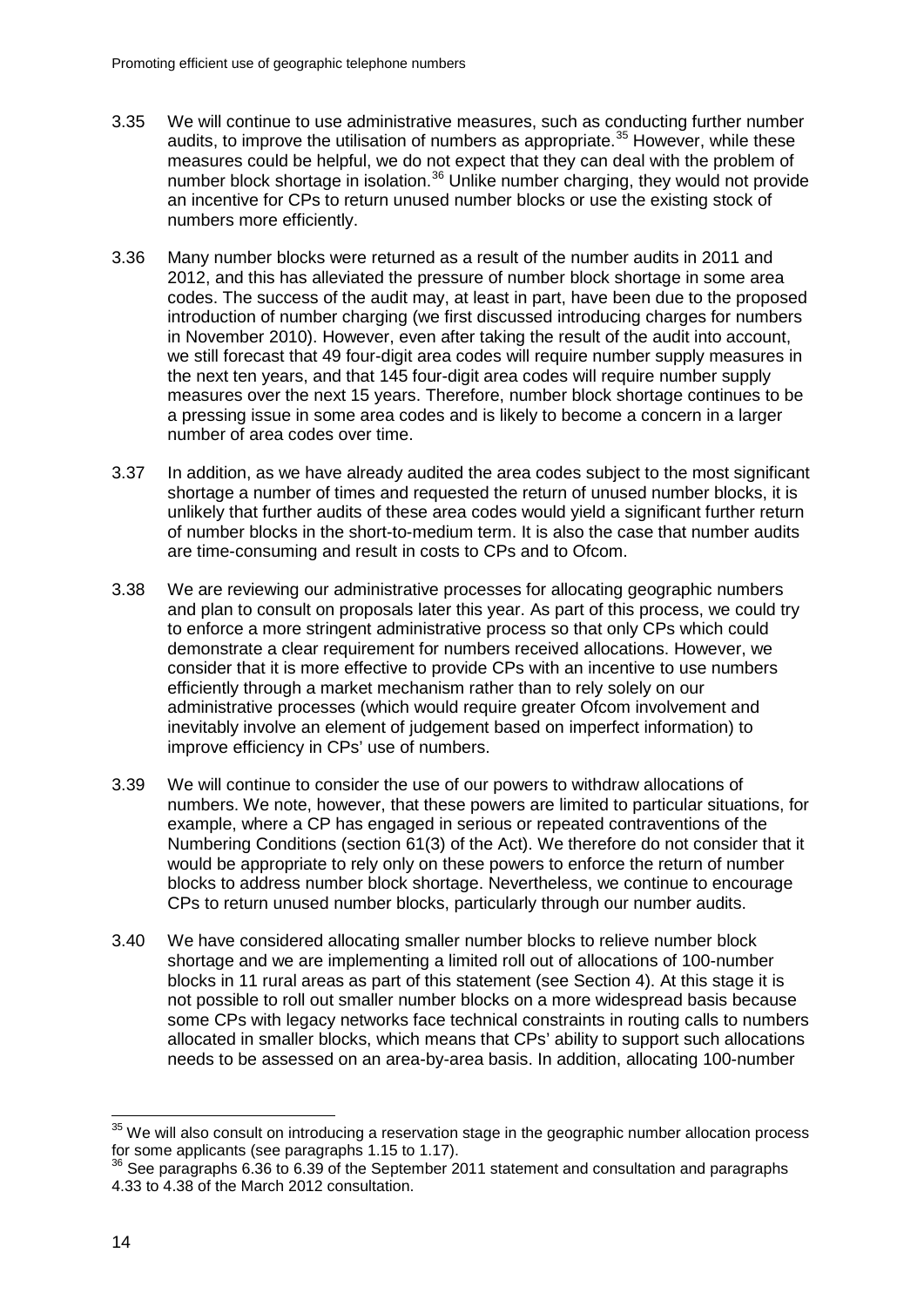3.35 We will continue to use administrative measures, such as conducting further number audits, to improve the utilisation of numbers as appropriate.[35] However, while these measures could be helpful, we do not expect that they can deal with the problem of number block shortage in isolation.[36] Unlike number charging, they would not provide an incentive for CPs to return unused number blocks or use the existing stock of numbers more efficiently.

3.36 Many number blocks were returned as a result of the number audits in 2011 and 2012, and this has alleviated the pressure of number block shortage in some area codes. The success of the audit may, at least in part, have been due to the proposed introduction of number charging (we first discussed introducing charges for numbers in November 2010). However, even after taking the result of the audit into account, we still forecast that 49 four-digit area codes will require number supply measures in the next ten years, and that 145 four-digit area codes will require number supply measures over the next 15 years. Therefore, number block shortage continues to be a pressing issue in some area codes and is likely to become a concern in a larger number of area codes over time.

3.37 In addition, as we have already audited the area codes subject to the most significant shortage a number of times and requested the return of unused number blocks, it is unlikely that further audits of these area codes would yield a significant further return of number blocks in the short-to-medium term. It is also the case that number audits are time-consuming and result in costs to CPs and to Ofcom.

3.38 We are reviewing our administrative processes for allocating geographic numbers and plan to consult on proposals later this year. As part of this process, we could try to enforce a more stringent administrative process so that only CPs which could demonstrate a clear requirement for numbers received allocations. However, we consider that it is more effective to provide CPs with an incentive to use numbers efficiently through a market mechanism rather than to rely solely on our administrative processes (which would require greater Ofcom involvement and inevitably involve an element of judgement based on imperfect information) to improve efficiency in CPs' use of numbers.

3.39 We will continue to consider the use of our powers to withdraw allocations of numbers. We note, however, that these powers are limited to particular situations, for example, where a CP has engaged in serious or repeated contraventions of the Numbering Conditions (section 61(3) of the Act). We therefore do not consider that it would be appropriate to rely only on these powers to enforce the return of number blocks to address number block shortage. Nevertheless, we continue to encourage CPs to return unused number blocks, particularly through our number audits.

3.40 We have considered allocating smaller number blocks to relieve number block shortage and we are implementing a limited roll out of allocations of 100-number blocks in 11 rural areas as part of this statement (see Section 4). At this stage it is not possible to roll out smaller number blocks on a more widespread basis because some CPs with legacy networks face technical constraints in routing calls to numbers allocated in smaller blocks, which means that CPs' ability to support such allocations needs to be assessed on an area-by-area basis. In addition, allocating 100-number

---

[35] We will also consult on introducing a reservation stage in the geographic number allocation process for some applicants (see paragraphs 1.15 to 1.17).

[36] See paragraphs 6.36 to 6.39 of the September 2011 statement and consultation and paragraphs 4.33 to 4.38 of the March 2012 consultation.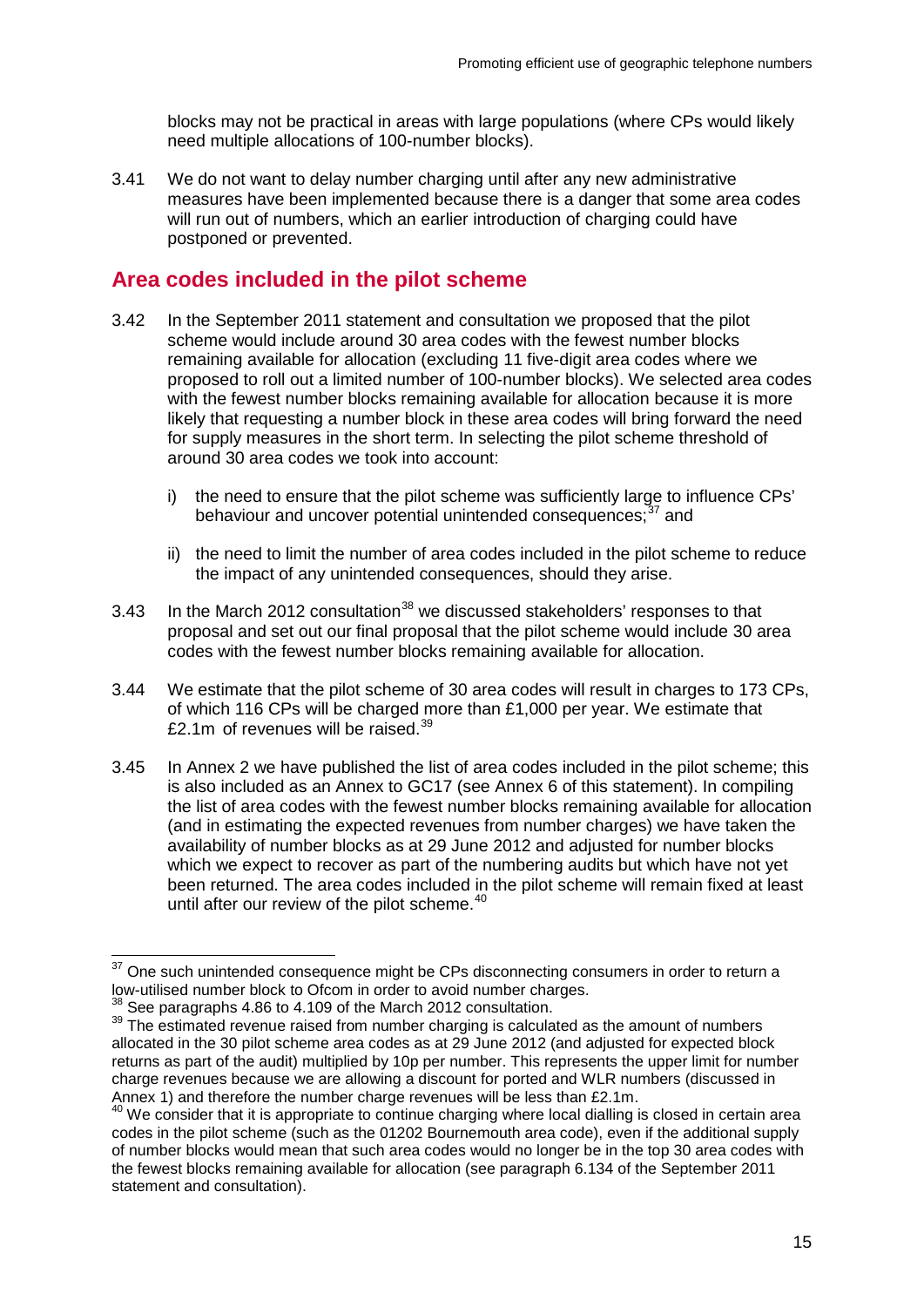blocks may not be practical in areas with large populations (where CPs would likely need multiple allocations of 100-number blocks).

3.41 We do not want to delay number charging until after any new administrative measures have been implemented because there is a danger that some area codes will run out of numbers, which an earlier introduction of charging could have postponed or prevented.

## Area codes included in the pilot scheme

3.42 In the September 2011 statement and consultation we proposed that the pilot scheme would include around 30 area codes with the fewest number blocks remaining available for allocation (excluding 11 five-digit area codes where we proposed to roll out a limited number of 100-number blocks). We selected area codes with the fewest number blocks remaining available for allocation because it is more likely that requesting a number block in these area codes will bring forward the need for supply measures in the short term. In selecting the pilot scheme threshold of around 30 area codes we took into account:

i) the need to ensure that the pilot scheme was sufficiently large to influence CPs' behaviour and uncover potential unintended consequences;[37] and

ii) the need to limit the number of area codes included in the pilot scheme to reduce the impact of any unintended consequences, should they arise.

3.43 In the March 2012 consultation[38] we discussed stakeholders' responses to that proposal and set out our final proposal that the pilot scheme would include 30 area codes with the fewest number blocks remaining available for allocation.

3.44 We estimate that the pilot scheme of 30 area codes will result in charges to 173 CPs, of which 116 CPs will be charged more than £1,000 per year. We estimate that £2.1m of revenues will be raised.[39]

3.45 In Annex 2 we have published the list of area codes included in the pilot scheme; this is also included as an Annex to GC17 (see Annex 6 of this statement). In compiling the list of area codes with the fewest number blocks remaining available for allocation (and in estimating the expected revenues from number charges) we have taken the availability of number blocks as at 29 June 2012 and adjusted for number blocks which we expect to recover as part of the numbering audits but which have not yet been returned. The area codes included in the pilot scheme will remain fixed at least until after our review of the pilot scheme.[40]

[37] One such unintended consequence might be CPs disconnecting consumers in order to return a low-utilised number block to Ofcom in order to avoid number charges.

[38] See paragraphs 4.86 to 4.109 of the March 2012 consultation.

[39] The estimated revenue raised from number charging is calculated as the amount of numbers allocated in the 30 pilot scheme area codes as at 29 June 2012 (and adjusted for expected block returns as part of the audit) multiplied by 10p per number. This represents the upper limit for number charge revenues because we are allowing a discount for ported and WLR numbers (discussed in Annex 1) and therefore the number charge revenues will be less than £2.1m.

[40] We consider that it is appropriate to continue charging where local dialling is closed in certain area codes in the pilot scheme (such as the 01202 Bournemouth area code), even if the additional supply of number blocks would mean that such area codes would no longer be in the top 30 area codes with the fewest blocks remaining available for allocation (see paragraph 6.134 of the September 2011 statement and consultation).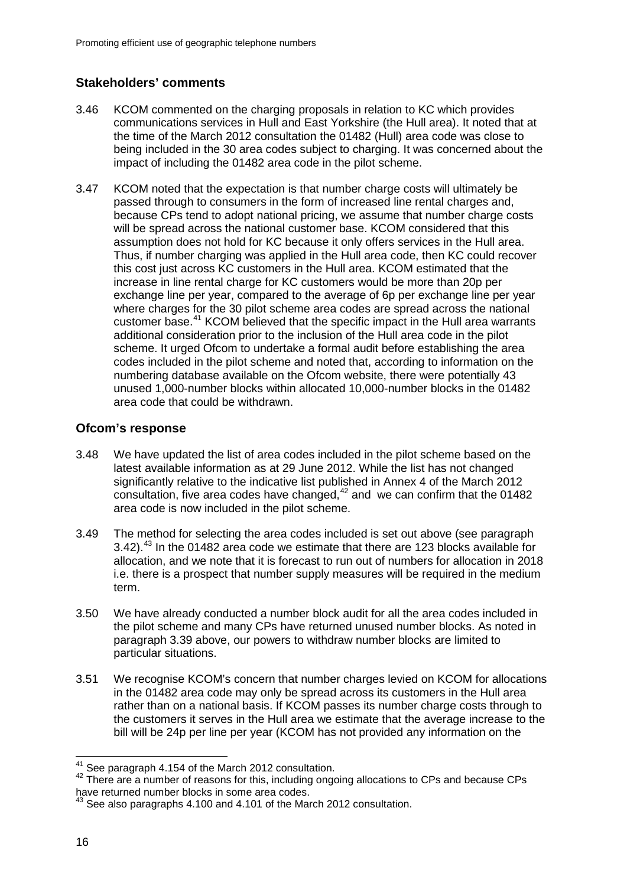### Stakeholders' comments

3.46 KCOM commented on the charging proposals in relation to KC which provides communications services in Hull and East Yorkshire (the Hull area). It noted that at the time of the March 2012 consultation the 01482 (Hull) area code was close to being included in the 30 area codes subject to charging. It was concerned about the impact of including the 01482 area code in the pilot scheme.

3.47 KCOM noted that the expectation is that number charge costs will ultimately be passed through to consumers in the form of increased line rental charges and, because CPs tend to adopt national pricing, we assume that number charge costs will be spread across the national customer base. KCOM considered that this assumption does not hold for KC because it only offers services in the Hull area. Thus, if number charging was applied in the Hull area code, then KC could recover this cost just across KC customers in the Hull area. KCOM estimated that the increase in line rental charge for KC customers would be more than 20p per exchange line per year, compared to the average of 6p per exchange line per year where charges for the 30 pilot scheme area codes are spread across the national customer base.[41] KCOM believed that the specific impact in the Hull area warrants additional consideration prior to the inclusion of the Hull area code in the pilot scheme. It urged Ofcom to undertake a formal audit before establishing the area codes included in the pilot scheme and noted that, according to information on the numbering database available on the Ofcom website, there were potentially 43 unused 1,000-number blocks within allocated 10,000-number blocks in the 01482 area code that could be withdrawn.

### Ofcom's response

3.48 We have updated the list of area codes included in the pilot scheme based on the latest available information as at 29 June 2012. While the list has not changed significantly relative to the indicative list published in Annex 4 of the March 2012 consultation, five area codes have changed,[42] and we can confirm that the 01482 area code is now included in the pilot scheme.

3.49 The method for selecting the area codes included is set out above (see paragraph 3.42).[43] In the 01482 area code we estimate that there are 123 blocks available for allocation, and we note that it is forecast to run out of numbers for allocation in 2018 i.e. there is a prospect that number supply measures will be required in the medium term.

3.50 We have already conducted a number block audit for all the area codes included in the pilot scheme and many CPs have returned unused number blocks. As noted in paragraph 3.39 above, our powers to withdraw number blocks are limited to particular situations.

3.51 We recognise KCOM's concern that number charges levied on KCOM for allocations in the 01482 area code may only be spread across its customers in the Hull area rather than on a national basis. If KCOM passes its number charge costs through to the customers it serves in the Hull area we estimate that the average increase to the bill will be 24p per line per year (KCOM has not provided any information on the

---

[41] See paragraph 4.154 of the March 2012 consultation.

[42] There are a number of reasons for this, including ongoing allocations to CPs and because CPs have returned number blocks in some area codes.

[43] See also paragraphs 4.100 and 4.101 of the March 2012 consultation.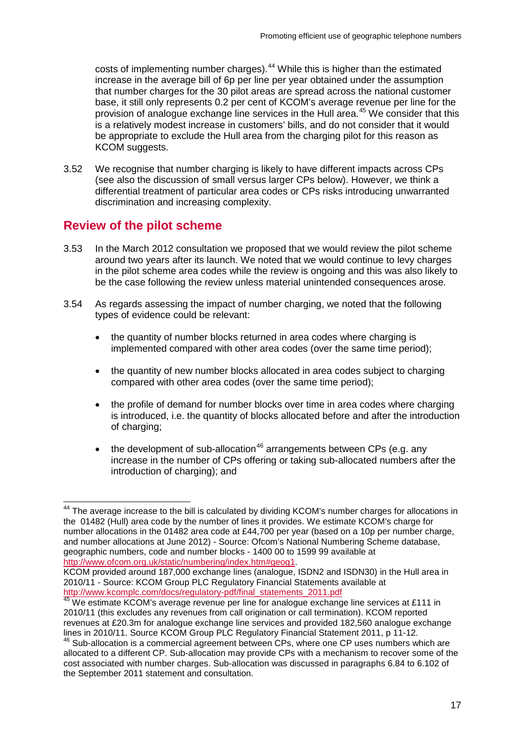costs of implementing number charges).[44] While this is higher than the estimated increase in the average bill of 6p per line per year obtained under the assumption that number charges for the 30 pilot areas are spread across the national customer base, it still only represents 0.2 per cent of KCOM's average revenue per line for the provision of analogue exchange line services in the Hull area.[45] We consider that this is a relatively modest increase in customers' bills, and do not consider that it would be appropriate to exclude the Hull area from the charging pilot for this reason as KCOM suggests.

3.52 We recognise that number charging is likely to have different impacts across CPs (see also the discussion of small versus larger CPs below). However, we think a differential treatment of particular area codes or CPs risks introducing unwarranted discrimination and increasing complexity.

## Review of the pilot scheme

3.53 In the March 2012 consultation we proposed that we would review the pilot scheme around two years after its launch. We noted that we would continue to levy charges in the pilot scheme area codes while the review is ongoing and this was also likely to be the case following the review unless material unintended consequences arose.

3.54 As regards assessing the impact of number charging, we noted that the following types of evidence could be relevant:

- the quantity of number blocks returned in area codes where charging is implemented compared with other area codes (over the same time period);
- the quantity of new number blocks allocated in area codes subject to charging compared with other area codes (over the same time period);
- the profile of demand for number blocks over time in area codes where charging is introduced, i.e. the quantity of blocks allocated before and after the introduction of charging;
- the development of sub-allocation[46] arrangements between CPs (e.g. any increase in the number of CPs offering or taking sub-allocated numbers after the introduction of charging); and

---

[44] The average increase to the bill is calculated by dividing KCOM's number charges for allocations in the 01482 (Hull) area code by the number of lines it provides. We estimate KCOM's charge for number allocations in the 01482 area code at £44,700 per year (based on a 10p per number charge, and number allocations at June 2012) - Source: Ofcom's National Numbering Scheme database, geographic numbers, code and number blocks - 1400 00 to 1599 99 available at http://www.ofcom.org.uk/static/numbering/index.htm#geog1.
KCOM provided around 187,000 exchange lines (analogue, ISDN2 and ISDN30) in the Hull area in 2010/11 - Source: KCOM Group PLC Regulatory Financial Statements available at http://www.kcomplc.com/docs/regulatory-pdf/final_statements_2011.pdf

[45] We estimate KCOM's average revenue per line for analogue exchange line services at £111 in 2010/11 (this excludes any revenues from call origination or call termination). KCOM reported revenues at £20.3m for analogue exchange line services and provided 182,560 analogue exchange lines in 2010/11. Source KCOM Group PLC Regulatory Financial Statement 2011, p 11-12.

[46] Sub-allocation is a commercial agreement between CPs, where one CP uses numbers which are allocated to a different CP. Sub-allocation may provide CPs with a mechanism to recover some of the cost associated with number charges. Sub-allocation was discussed in paragraphs 6.84 to 6.102 of the September 2011 statement and consultation.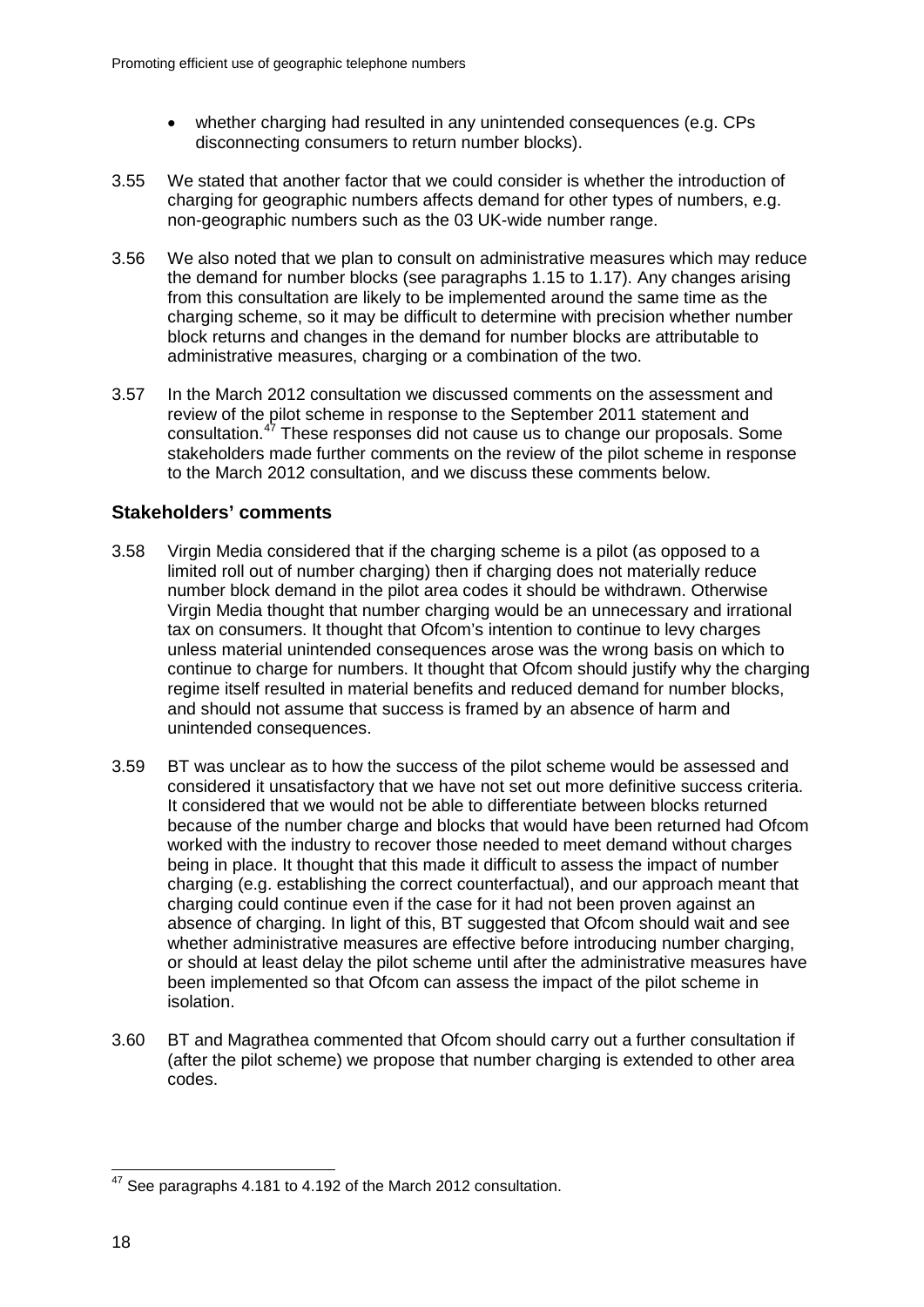- whether charging had resulted in any unintended consequences (e.g. CPs disconnecting consumers to return number blocks).

3.55 We stated that another factor that we could consider is whether the introduction of charging for geographic numbers affects demand for other types of numbers, e.g. non-geographic numbers such as the 03 UK-wide number range.

3.56 We also noted that we plan to consult on administrative measures which may reduce the demand for number blocks (see paragraphs 1.15 to 1.17). Any changes arising from this consultation are likely to be implemented around the same time as the charging scheme, so it may be difficult to determine with precision whether number block returns and changes in the demand for number blocks are attributable to administrative measures, charging or a combination of the two.

3.57 In the March 2012 consultation we discussed comments on the assessment and review of the pilot scheme in response to the September 2011 statement and consultation.[47] These responses did not cause us to change our proposals. Some stakeholders made further comments on the review of the pilot scheme in response to the March 2012 consultation, and we discuss these comments below.

### Stakeholders' comments

3.58 Virgin Media considered that if the charging scheme is a pilot (as opposed to a limited roll out of number charging) then if charging does not materially reduce number block demand in the pilot area codes it should be withdrawn. Otherwise Virgin Media thought that number charging would be an unnecessary and irrational tax on consumers. It thought that Ofcom's intention to continue to levy charges unless material unintended consequences arose was the wrong basis on which to continue to charge for numbers. It thought that Ofcom should justify why the charging regime itself resulted in material benefits and reduced demand for number blocks, and should not assume that success is framed by an absence of harm and unintended consequences.

3.59 BT was unclear as to how the success of the pilot scheme would be assessed and considered it unsatisfactory that we have not set out more definitive success criteria. It considered that we would not be able to differentiate between blocks returned because of the number charge and blocks that would have been returned had Ofcom worked with the industry to recover those needed to meet demand without charges being in place. It thought that this made it difficult to assess the impact of number charging (e.g. establishing the correct counterfactual), and our approach meant that charging could continue even if the case for it had not been proven against an absence of charging. In light of this, BT suggested that Ofcom should wait and see whether administrative measures are effective before introducing number charging, or should at least delay the pilot scheme until after the administrative measures have been implemented so that Ofcom can assess the impact of the pilot scheme in isolation.

3.60 BT and Magrathea commented that Ofcom should carry out a further consultation if (after the pilot scheme) we propose that number charging is extended to other area codes.

[47] See paragraphs 4.181 to 4.192 of the March 2012 consultation.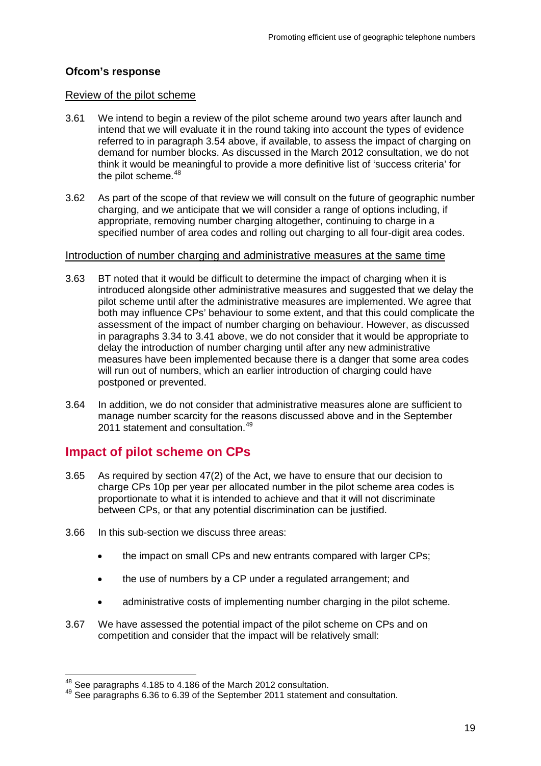### Ofcom's response

Review of the pilot scheme

3.61 We intend to begin a review of the pilot scheme around two years after launch and intend that we will evaluate it in the round taking into account the types of evidence referred to in paragraph 3.54 above, if available, to assess the impact of charging on demand for number blocks. As discussed in the March 2012 consultation, we do not think it would be meaningful to provide a more definitive list of 'success criteria' for the pilot scheme.[48]

3.62 As part of the scope of that review we will consult on the future of geographic number charging, and we anticipate that we will consider a range of options including, if appropriate, removing number charging altogether, continuing to charge in a specified number of area codes and rolling out charging to all four-digit area codes.

Introduction of number charging and administrative measures at the same time

3.63 BT noted that it would be difficult to determine the impact of charging when it is introduced alongside other administrative measures and suggested that we delay the pilot scheme until after the administrative measures are implemented. We agree that both may influence CPs' behaviour to some extent, and that this could complicate the assessment of the impact of number charging on behaviour. However, as discussed in paragraphs 3.34 to 3.41 above, we do not consider that it would be appropriate to delay the introduction of number charging until after any new administrative measures have been implemented because there is a danger that some area codes will run out of numbers, which an earlier introduction of charging could have postponed or prevented.

3.64 In addition, we do not consider that administrative measures alone are sufficient to manage number scarcity for the reasons discussed above and in the September 2011 statement and consultation.[49]

## Impact of pilot scheme on CPs

3.65 As required by section 47(2) of the Act, we have to ensure that our decision to charge CPs 10p per year per allocated number in the pilot scheme area codes is proportionate to what it is intended to achieve and that it will not discriminate between CPs, or that any potential discrimination can be justified.

3.66 In this sub-section we discuss three areas:

- the impact on small CPs and new entrants compared with larger CPs;
- the use of numbers by a CP under a regulated arrangement; and
- administrative costs of implementing number charging in the pilot scheme.

3.67 We have assessed the potential impact of the pilot scheme on CPs and on competition and consider that the impact will be relatively small:

[48] See paragraphs 4.185 to 4.186 of the March 2012 consultation.

[49] See paragraphs 6.36 to 6.39 of the September 2011 statement and consultation.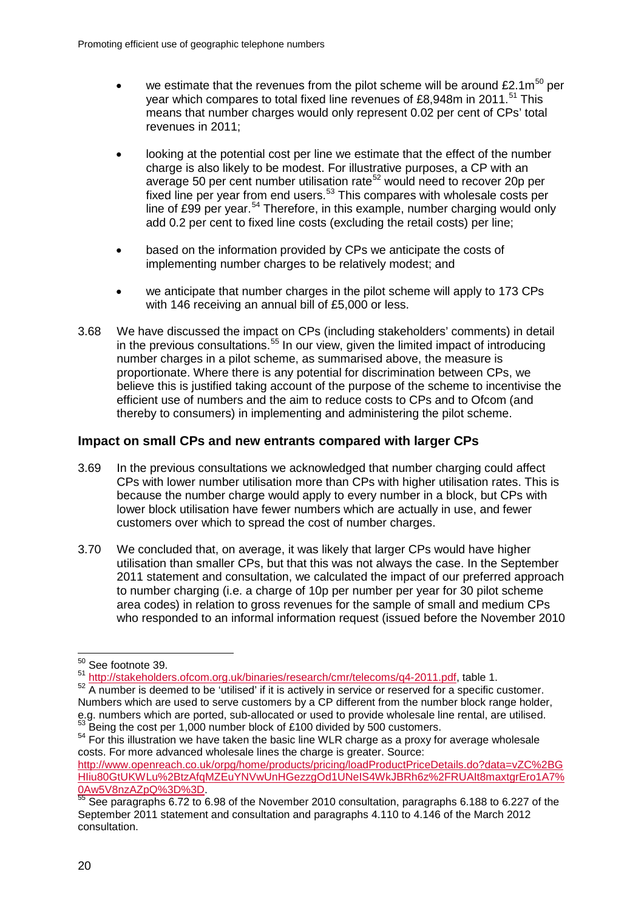- we estimate that the revenues from the pilot scheme will be around £2.1m[50] per year which compares to total fixed line revenues of £8,948m in 2011.[51] This means that number charges would only represent 0.02 per cent of CPs' total revenues in 2011;

- looking at the potential cost per line we estimate that the effect of the number charge is also likely to be modest. For illustrative purposes, a CP with an average 50 per cent number utilisation rate[52] would need to recover 20p per fixed line per year from end users.[53] This compares with wholesale costs per line of £99 per year.[54] Therefore, in this example, number charging would only add 0.2 per cent to fixed line costs (excluding the retail costs) per line;

- based on the information provided by CPs we anticipate the costs of implementing number charges to be relatively modest; and

- we anticipate that number charges in the pilot scheme will apply to 173 CPs with 146 receiving an annual bill of £5,000 or less.

3.68 We have discussed the impact on CPs (including stakeholders' comments) in detail in the previous consultations.[55] In our view, given the limited impact of introducing number charges in a pilot scheme, as summarised above, the measure is proportionate. Where there is any potential for discrimination between CPs, we believe this is justified taking account of the purpose of the scheme to incentivise the efficient use of numbers and the aim to reduce costs to CPs and to Ofcom (and thereby to consumers) in implementing and administering the pilot scheme.

### Impact on small CPs and new entrants compared with larger CPs

3.69 In the previous consultations we acknowledged that number charging could affect CPs with lower number utilisation more than CPs with higher utilisation rates. This is because the number charge would apply to every number in a block, but CPs with lower block utilisation have fewer numbers which are actually in use, and fewer customers over which to spread the cost of number charges.

3.70 We concluded that, on average, it was likely that larger CPs would have higher utilisation than smaller CPs, but that this was not always the case. In the September 2011 statement and consultation, we calculated the impact of our preferred approach to number charging (i.e. a charge of 10p per number per year for 30 pilot scheme area codes) in relation to gross revenues for the sample of small and medium CPs who responded to an informal information request (issued before the November 2010

---

[50] See footnote 39.

[51] http://stakeholders.ofcom.org.uk/binaries/research/cmr/telecoms/q4-2011.pdf, table 1.

[52] A number is deemed to be 'utilised' if it is actively in service or reserved for a specific customer. Numbers which are used to serve customers by a CP different from the number block range holder, e.g. numbers which are ported, sub-allocated or used to provide wholesale line rental, are utilised.

[53] Being the cost per 1,000 number block of £100 divided by 500 customers.

[54] For this illustration we have taken the basic line WLR charge as a proxy for average wholesale costs. For more advanced wholesale lines the charge is greater. Source: http://www.openreach.co.uk/orpg/home/products/pricing/loadProductPriceDetails.do?data=vZC%2BGHIiu80GtUKWLu%2BtzAfqMZEuYNVwUnHGezzgOd1UNeIS4WkJBRh6z%2FRUAIt8maxtgrEro1A7%0Aw5V8nzAZpQ%3D%3D.

[55] See paragraphs 6.72 to 6.98 of the November 2010 consultation, paragraphs 6.188 to 6.227 of the September 2011 statement and consultation and paragraphs 4.110 to 4.146 of the March 2012 consultation.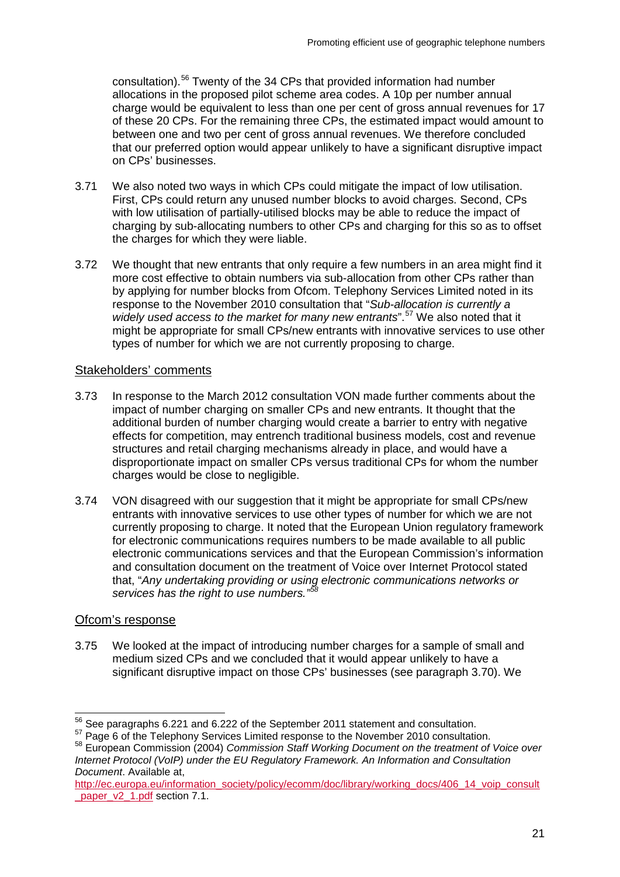consultation).[56] Twenty of the 34 CPs that provided information had number allocations in the proposed pilot scheme area codes. A 10p per number annual charge would be equivalent to less than one per cent of gross annual revenues for 17 of these 20 CPs. For the remaining three CPs, the estimated impact would amount to between one and two per cent of gross annual revenues. We therefore concluded that our preferred option would appear unlikely to have a significant disruptive impact on CPs' businesses.

3.71 We also noted two ways in which CPs could mitigate the impact of low utilisation. First, CPs could return any unused number blocks to avoid charges. Second, CPs with low utilisation of partially-utilised blocks may be able to reduce the impact of charging by sub-allocating numbers to other CPs and charging for this so as to offset the charges for which they were liable.

3.72 We thought that new entrants that only require a few numbers in an area might find it more cost effective to obtain numbers via sub-allocation from other CPs rather than by applying for number blocks from Ofcom. Telephony Services Limited noted in its response to the November 2010 consultation that "*Sub-allocation is currently a widely used access to the market for many new entrants*".[57] We also noted that it might be appropriate for small CPs/new entrants with innovative services to use other types of number for which we are not currently proposing to charge.

## Stakeholders' comments

3.73 In response to the March 2012 consultation VON made further comments about the impact of number charging on smaller CPs and new entrants. It thought that the additional burden of number charging would create a barrier to entry with negative effects for competition, may entrench traditional business models, cost and revenue structures and retail charging mechanisms already in place, and would have a disproportionate impact on smaller CPs versus traditional CPs for whom the number charges would be close to negligible.

3.74 VON disagreed with our suggestion that it might be appropriate for small CPs/new entrants with innovative services to use other types of number for which we are not currently proposing to charge. It noted that the European Union regulatory framework for electronic communications requires numbers to be made available to all public electronic communications services and that the European Commission's information and consultation document on the treatment of Voice over Internet Protocol stated that, "*Any undertaking providing or using electronic communications networks or services has the right to use numbers.*"[58]

## Ofcom's response

3.75 We looked at the impact of introducing number charges for a sample of small and medium sized CPs and we concluded that it would appear unlikely to have a significant disruptive impact on those CPs' businesses (see paragraph 3.70). We

---

[56] See paragraphs 6.221 and 6.222 of the September 2011 statement and consultation.

[57] Page 6 of the Telephony Services Limited response to the November 2010 consultation.

[58] European Commission (2004) *Commission Staff Working Document on the treatment of Voice over Internet Protocol (VoIP) under the EU Regulatory Framework. An Information and Consultation Document*. Available at, http://ec.europa.eu/information_society/policy/ecomm/doc/library/working_docs/406_14_voip_consult_paper_v2_1.pdf section 7.1.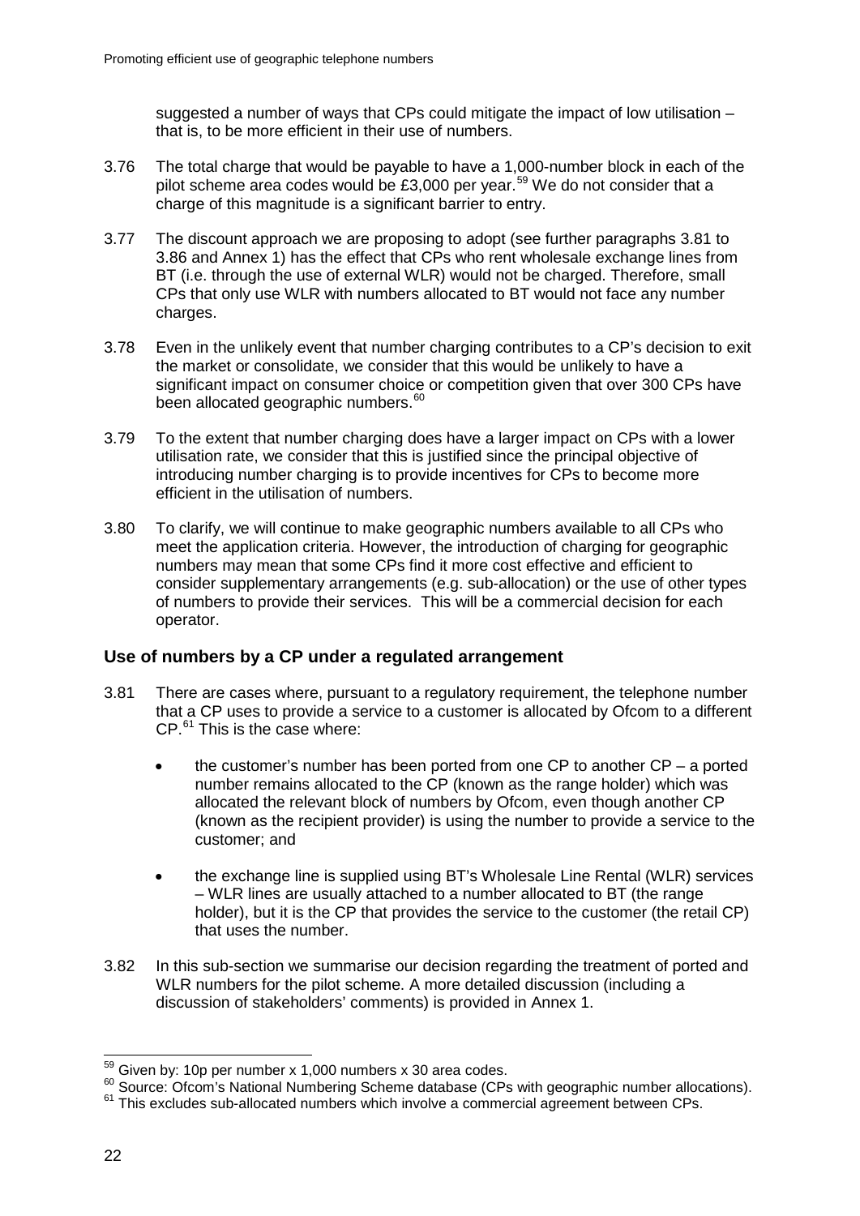suggested a number of ways that CPs could mitigate the impact of low utilisation – that is, to be more efficient in their use of numbers.

3.76 The total charge that would be payable to have a 1,000-number block in each of the pilot scheme area codes would be £3,000 per year.[59] We do not consider that a charge of this magnitude is a significant barrier to entry.

3.77 The discount approach we are proposing to adopt (see further paragraphs 3.81 to 3.86 and Annex 1) has the effect that CPs who rent wholesale exchange lines from BT (i.e. through the use of external WLR) would not be charged. Therefore, small CPs that only use WLR with numbers allocated to BT would not face any number charges.

3.78 Even in the unlikely event that number charging contributes to a CP's decision to exit the market or consolidate, we consider that this would be unlikely to have a significant impact on consumer choice or competition given that over 300 CPs have been allocated geographic numbers.[60]

3.79 To the extent that number charging does have a larger impact on CPs with a lower utilisation rate, we consider that this is justified since the principal objective of introducing number charging is to provide incentives for CPs to become more efficient in the utilisation of numbers.

3.80 To clarify, we will continue to make geographic numbers available to all CPs who meet the application criteria. However, the introduction of charging for geographic numbers may mean that some CPs find it more cost effective and efficient to consider supplementary arrangements (e.g. sub-allocation) or the use of other types of numbers to provide their services. This will be a commercial decision for each operator.

### Use of numbers by a CP under a regulated arrangement

3.81 There are cases where, pursuant to a regulatory requirement, the telephone number that a CP uses to provide a service to a customer is allocated by Ofcom to a different CP.[61] This is the case where:

- the customer's number has been ported from one CP to another CP – a ported number remains allocated to the CP (known as the range holder) which was allocated the relevant block of numbers by Ofcom, even though another CP (known as the recipient provider) is using the number to provide a service to the customer; and
- the exchange line is supplied using BT's Wholesale Line Rental (WLR) services – WLR lines are usually attached to a number allocated to BT (the range holder), but it is the CP that provides the service to the customer (the retail CP) that uses the number.

3.82 In this sub-section we summarise our decision regarding the treatment of ported and WLR numbers for the pilot scheme. A more detailed discussion (including a discussion of stakeholders' comments) is provided in Annex 1.

---

[59] Given by: 10p per number x 1,000 numbers x 30 area codes.

[60] Source: Ofcom's National Numbering Scheme database (CPs with geographic number allocations).

[61] This excludes sub-allocated numbers which involve a commercial agreement between CPs.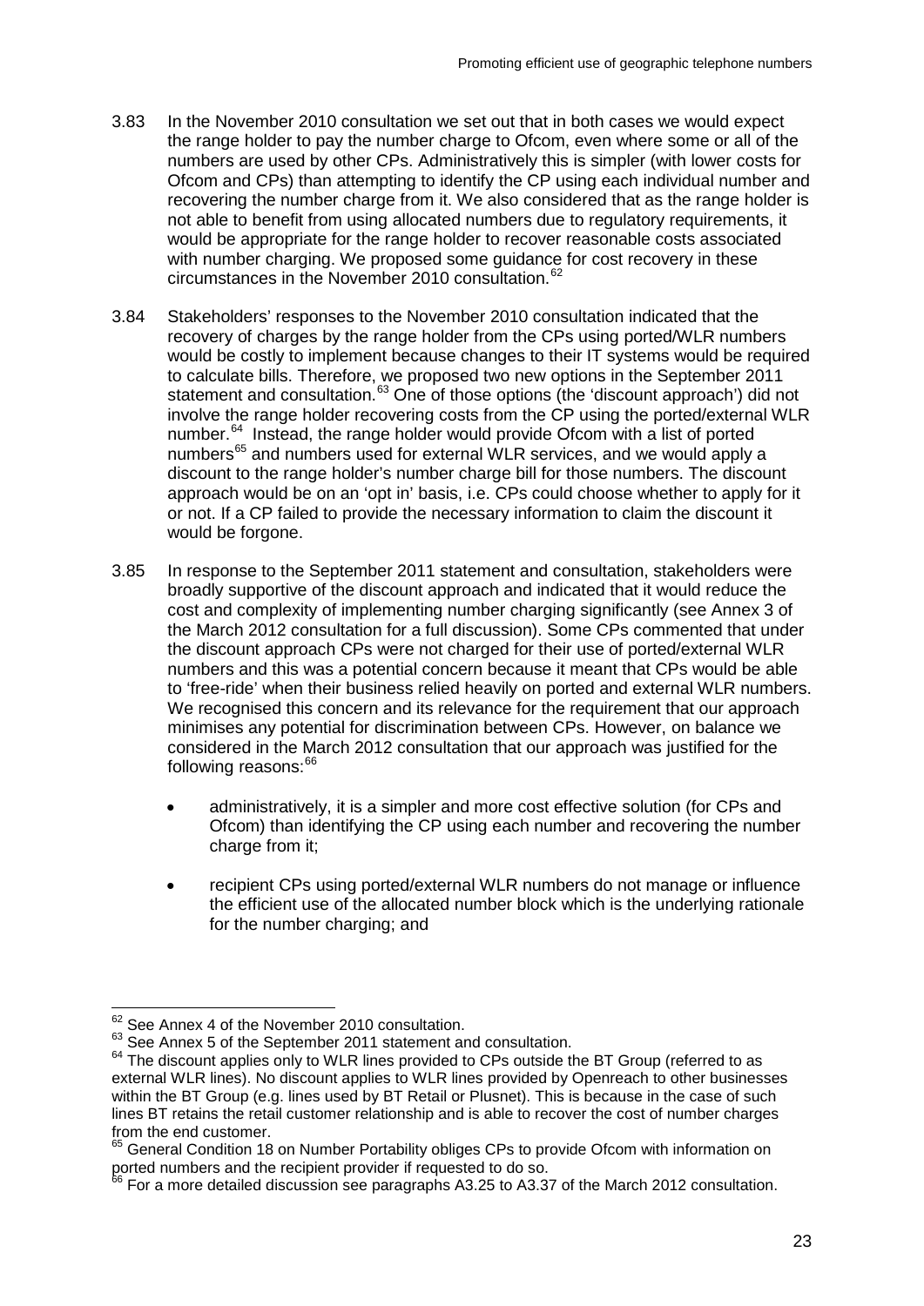3.83 In the November 2010 consultation we set out that in both cases we would expect the range holder to pay the number charge to Ofcom, even where some or all of the numbers are used by other CPs. Administratively this is simpler (with lower costs for Ofcom and CPs) than attempting to identify the CP using each individual number and recovering the number charge from it. We also considered that as the range holder is not able to benefit from using allocated numbers due to regulatory requirements, it would be appropriate for the range holder to recover reasonable costs associated with number charging. We proposed some guidance for cost recovery in these circumstances in the November 2010 consultation.[62]

3.84 Stakeholders' responses to the November 2010 consultation indicated that the recovery of charges by the range holder from the CPs using ported/WLR numbers would be costly to implement because changes to their IT systems would be required to calculate bills. Therefore, we proposed two new options in the September 2011 statement and consultation.[63] One of those options (the 'discount approach') did not involve the range holder recovering costs from the CP using the ported/external WLR number.[64] Instead, the range holder would provide Ofcom with a list of ported numbers[65] and numbers used for external WLR services, and we would apply a discount to the range holder's number charge bill for those numbers. The discount approach would be on an 'opt in' basis, i.e. CPs could choose whether to apply for it or not. If a CP failed to provide the necessary information to claim the discount it would be forgone.

3.85 In response to the September 2011 statement and consultation, stakeholders were broadly supportive of the discount approach and indicated that it would reduce the cost and complexity of implementing number charging significantly (see Annex 3 of the March 2012 consultation for a full discussion). Some CPs commented that under the discount approach CPs were not charged for their use of ported/external WLR numbers and this was a potential concern because it meant that CPs would be able to 'free-ride' when their business relied heavily on ported and external WLR numbers. We recognised this concern and its relevance for the requirement that our approach minimises any potential for discrimination between CPs. However, on balance we considered in the March 2012 consultation that our approach was justified for the following reasons:[66]

- administratively, it is a simpler and more cost effective solution (for CPs and Ofcom) than identifying the CP using each number and recovering the number charge from it;

- recipient CPs using ported/external WLR numbers do not manage or influence the efficient use of the allocated number block which is the underlying rationale for the number charging; and

---

[62] See Annex 4 of the November 2010 consultation.

[63] See Annex 5 of the September 2011 statement and consultation.

[64] The discount applies only to WLR lines provided to CPs outside the BT Group (referred to as external WLR lines). No discount applies to WLR lines provided by Openreach to other businesses within the BT Group (e.g. lines used by BT Retail or Plusnet). This is because in the case of such lines BT retains the retail customer relationship and is able to recover the cost of number charges from the end customer.

[65] General Condition 18 on Number Portability obliges CPs to provide Ofcom with information on ported numbers and the recipient provider if requested to do so.

[66] For a more detailed discussion see paragraphs A3.25 to A3.37 of the March 2012 consultation.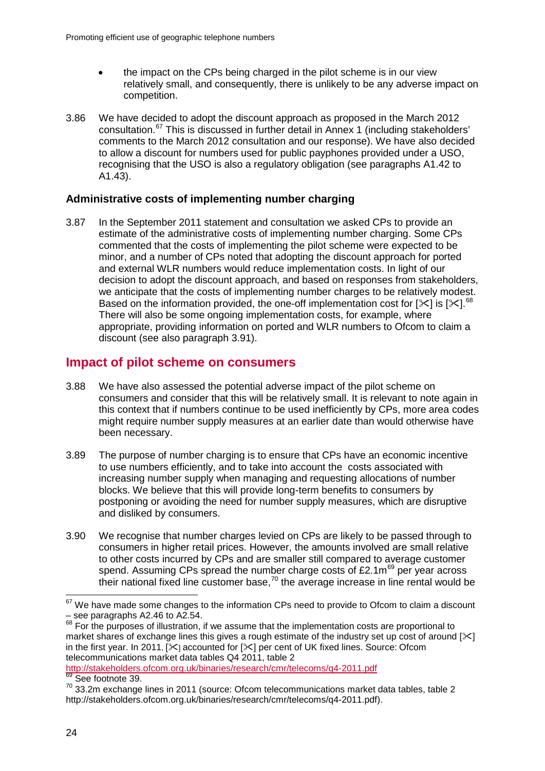- the impact on the CPs being charged in the pilot scheme is in our view relatively small, and consequently, there is unlikely to be any adverse impact on competition.

3.86 We have decided to adopt the discount approach as proposed in the March 2012 consultation.[67] This is discussed in further detail in Annex 1 (including stakeholders' comments to the March 2012 consultation and our response). We have also decided to allow a discount for numbers used for public payphones provided under a USO, recognising that the USO is also a regulatory obligation (see paragraphs A1.42 to A1.43).

### Administrative costs of implementing number charging

3.87 In the September 2011 statement and consultation we asked CPs to provide an estimate of the administrative costs of implementing number charging. Some CPs commented that the costs of implementing the pilot scheme were expected to be minor, and a number of CPs noted that adopting the discount approach for ported and external WLR numbers would reduce implementation costs. In light of our decision to adopt the discount approach, and based on responses from stakeholders, we anticipate that the costs of implementing number charges to be relatively modest. Based on the information provided, the one-off implementation cost for [✂] is [✂].[68] There will also be some ongoing implementation costs, for example, where appropriate, providing information on ported and WLR numbers to Ofcom to claim a discount (see also paragraph 3.91).

## Impact of pilot scheme on consumers

3.88 We have also assessed the potential adverse impact of the pilot scheme on consumers and consider that this will be relatively small. It is relevant to note again in this context that if numbers continue to be used inefficiently by CPs, more area codes might require number supply measures at an earlier date than would otherwise have been necessary.

3.89 The purpose of number charging is to ensure that CPs have an economic incentive to use numbers efficiently, and to take into account the costs associated with increasing number supply when managing and requesting allocations of number blocks. We believe that this will provide long-term benefits to consumers by postponing or avoiding the need for number supply measures, which are disruptive and disliked by consumers.

3.90 We recognise that number charges levied on CPs are likely to be passed through to consumers in higher retail prices. However, the amounts involved are small relative to other costs incurred by CPs and are smaller still compared to average customer spend. Assuming CPs spread the number charge costs of £2.1m[69] per year across their national fixed line customer base,[70] the average increase in line rental would be

---

[67] We have made some changes to the information CPs need to provide to Ofcom to claim a discount – see paragraphs A2.46 to A2.54.

[68] For the purposes of illustration, if we assume that the implementation costs are proportional to market shares of exchange lines this gives a rough estimate of the industry set up cost of around [✂] in the first year. In 2011, [✂] accounted for [✂] per cent of UK fixed lines. Source: Ofcom telecommunications market data tables Q4 2011, table 2 http://stakeholders.ofcom.org.uk/binaries/research/cmr/telecoms/q4-2011.pdf

[69] See footnote 39.

[70] 33.2m exchange lines in 2011 (source: Ofcom telecommunications market data tables, table 2 http://stakeholders.ofcom.org.uk/binaries/research/cmr/telecoms/q4-2011.pdf).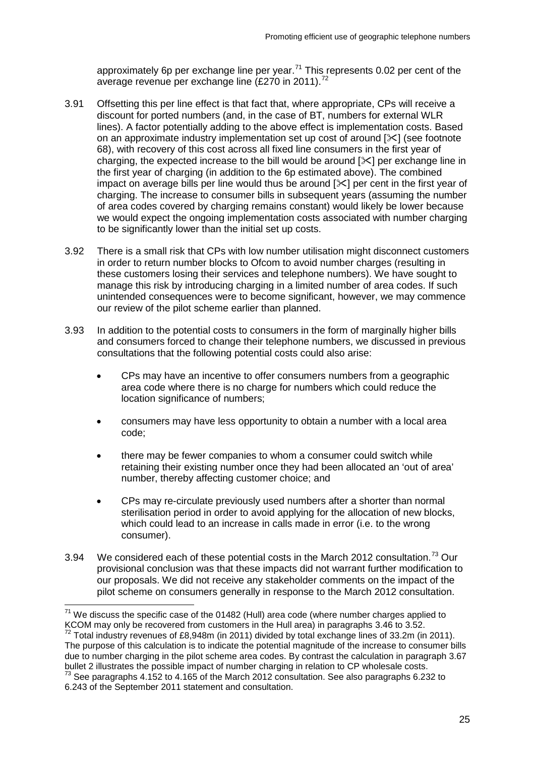approximately 6p per exchange line per year.[71] This represents 0.02 per cent of the average revenue per exchange line (£270 in 2011).[72]

3.91 Offsetting this per line effect is that fact that, where appropriate, CPs will receive a discount for ported numbers (and, in the case of BT, numbers for external WLR lines). A factor potentially adding to the above effect is implementation costs. Based on an approximate industry implementation set up cost of around [✄] (see footnote 68), with recovery of this cost across all fixed line consumers in the first year of charging, the expected increase to the bill would be around [✄] per exchange line in the first year of charging (in addition to the 6p estimated above). The combined impact on average bills per line would thus be around [✄] per cent in the first year of charging. The increase to consumer bills in subsequent years (assuming the number of area codes covered by charging remains constant) would likely be lower because we would expect the ongoing implementation costs associated with number charging to be significantly lower than the initial set up costs.

3.92 There is a small risk that CPs with low number utilisation might disconnect customers in order to return number blocks to Ofcom to avoid number charges (resulting in these customers losing their services and telephone numbers). We have sought to manage this risk by introducing charging in a limited number of area codes. If such unintended consequences were to become significant, however, we may commence our review of the pilot scheme earlier than planned.

3.93 In addition to the potential costs to consumers in the form of marginally higher bills and consumers forced to change their telephone numbers, we discussed in previous consultations that the following potential costs could also arise:

- CPs may have an incentive to offer consumers numbers from a geographic area code where there is no charge for numbers which could reduce the location significance of numbers;
- consumers may have less opportunity to obtain a number with a local area code;
- there may be fewer companies to whom a consumer could switch while retaining their existing number once they had been allocated an 'out of area' number, thereby affecting customer choice; and
- CPs may re-circulate previously used numbers after a shorter than normal sterilisation period in order to avoid applying for the allocation of new blocks, which could lead to an increase in calls made in error (i.e. to the wrong consumer).

3.94 We considered each of these potential costs in the March 2012 consultation.[73] Our provisional conclusion was that these impacts did not warrant further modification to our proposals. We did not receive any stakeholder comments on the impact of the pilot scheme on consumers generally in response to the March 2012 consultation.

---

[71] We discuss the specific case of the 01482 (Hull) area code (where number charges applied to KCOM may only be recovered from customers in the Hull area) in paragraphs 3.46 to 3.52.

[72] Total industry revenues of £8,948m (in 2011) divided by total exchange lines of 33.2m (in 2011). The purpose of this calculation is to indicate the potential magnitude of the increase to consumer bills due to number charging in the pilot scheme area codes. By contrast the calculation in paragraph 3.67 bullet 2 illustrates the possible impact of number charging in relation to CP wholesale costs.

[73] See paragraphs 4.152 to 4.165 of the March 2012 consultation. See also paragraphs 6.232 to 6.243 of the September 2011 statement and consultation.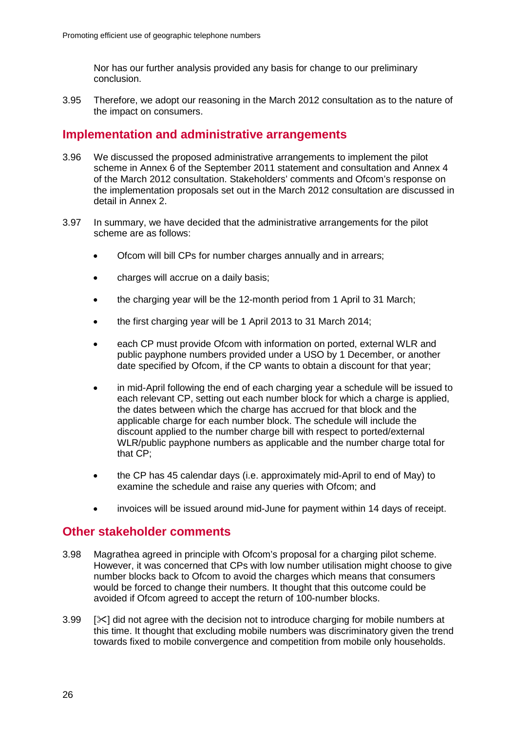Nor has our further analysis provided any basis for change to our preliminary conclusion.

3.95 Therefore, we adopt our reasoning in the March 2012 consultation as to the nature of the impact on consumers.

## Implementation and administrative arrangements

3.96 We discussed the proposed administrative arrangements to implement the pilot scheme in Annex 6 of the September 2011 statement and consultation and Annex 4 of the March 2012 consultation. Stakeholders' comments and Ofcom's response on the implementation proposals set out in the March 2012 consultation are discussed in detail in Annex 2.

3.97 In summary, we have decided that the administrative arrangements for the pilot scheme are as follows:

- Ofcom will bill CPs for number charges annually and in arrears;
- charges will accrue on a daily basis;
- the charging year will be the 12-month period from 1 April to 31 March;
- the first charging year will be 1 April 2013 to 31 March 2014;
- each CP must provide Ofcom with information on ported, external WLR and public payphone numbers provided under a USO by 1 December, or another date specified by Ofcom, if the CP wants to obtain a discount for that year;
- in mid-April following the end of each charging year a schedule will be issued to each relevant CP, setting out each number block for which a charge is applied, the dates between which the charge has accrued for that block and the applicable charge for each number block. The schedule will include the discount applied to the number charge bill with respect to ported/external WLR/public payphone numbers as applicable and the number charge total for that CP;
- the CP has 45 calendar days (i.e. approximately mid-April to end of May) to examine the schedule and raise any queries with Ofcom; and
- invoices will be issued around mid-June for payment within 14 days of receipt.

## Other stakeholder comments

3.98 Magrathea agreed in principle with Ofcom's proposal for a charging pilot scheme. However, it was concerned that CPs with low number utilisation might choose to give number blocks back to Ofcom to avoid the charges which means that consumers would be forced to change their numbers. It thought that this outcome could be avoided if Ofcom agreed to accept the return of 100-number blocks.

3.99 [✂] did not agree with the decision not to introduce charging for mobile numbers at this time. It thought that excluding mobile numbers was discriminatory given the trend towards fixed to mobile convergence and competition from mobile only households.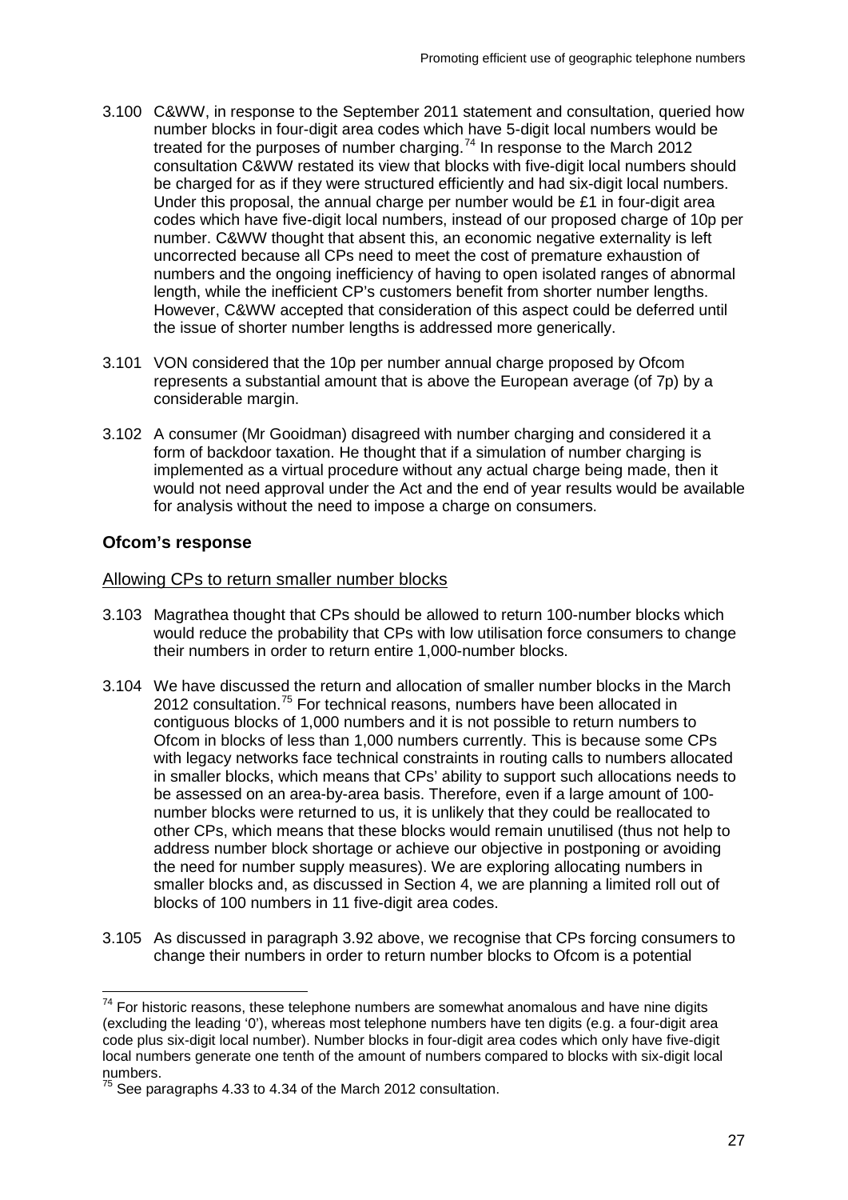3.100 C&WW, in response to the September 2011 statement and consultation, queried how number blocks in four-digit area codes which have 5-digit local numbers would be treated for the purposes of number charging.[74] In response to the March 2012 consultation C&WW restated its view that blocks with five-digit local numbers should be charged for as if they were structured efficiently and had six-digit local numbers. Under this proposal, the annual charge per number would be £1 in four-digit area codes which have five-digit local numbers, instead of our proposed charge of 10p per number. C&WW thought that absent this, an economic negative externality is left uncorrected because all CPs need to meet the cost of premature exhaustion of numbers and the ongoing inefficiency of having to open isolated ranges of abnormal length, while the inefficient CP's customers benefit from shorter number lengths. However, C&WW accepted that consideration of this aspect could be deferred until the issue of shorter number lengths is addressed more generically.

3.101 VON considered that the 10p per number annual charge proposed by Ofcom represents a substantial amount that is above the European average (of 7p) by a considerable margin.

3.102 A consumer (Mr Gooidman) disagreed with number charging and considered it a form of backdoor taxation. He thought that if a simulation of number charging is implemented as a virtual procedure without any actual charge being made, then it would not need approval under the Act and the end of year results would be available for analysis without the need to impose a charge on consumers.

### Ofcom's response

#### Allowing CPs to return smaller number blocks

3.103 Magrathea thought that CPs should be allowed to return 100-number blocks which would reduce the probability that CPs with low utilisation force consumers to change their numbers in order to return entire 1,000-number blocks.

3.104 We have discussed the return and allocation of smaller number blocks in the March 2012 consultation.[75] For technical reasons, numbers have been allocated in contiguous blocks of 1,000 numbers and it is not possible to return numbers to Ofcom in blocks of less than 1,000 numbers currently. This is because some CPs with legacy networks face technical constraints in routing calls to numbers allocated in smaller blocks, which means that CPs' ability to support such allocations needs to be assessed on an area-by-area basis. Therefore, even if a large amount of 100-number blocks were returned to us, it is unlikely that they could be reallocated to other CPs, which means that these blocks would remain unutilised (thus not help to address number block shortage or achieve our objective in postponing or avoiding the need for number supply measures). We are exploring allocating numbers in smaller blocks and, as discussed in Section 4, we are planning a limited roll out of blocks of 100 numbers in 11 five-digit area codes.

3.105 As discussed in paragraph 3.92 above, we recognise that CPs forcing consumers to change their numbers in order to return number blocks to Ofcom is a potential

---

[74] For historic reasons, these telephone numbers are somewhat anomalous and have nine digits (excluding the leading '0'), whereas most telephone numbers have ten digits (e.g. a four-digit area code plus six-digit local number). Number blocks in four-digit area codes which only have five-digit local numbers generate one tenth of the amount of numbers compared to blocks with six-digit local numbers.

[75] See paragraphs 4.33 to 4.34 of the March 2012 consultation.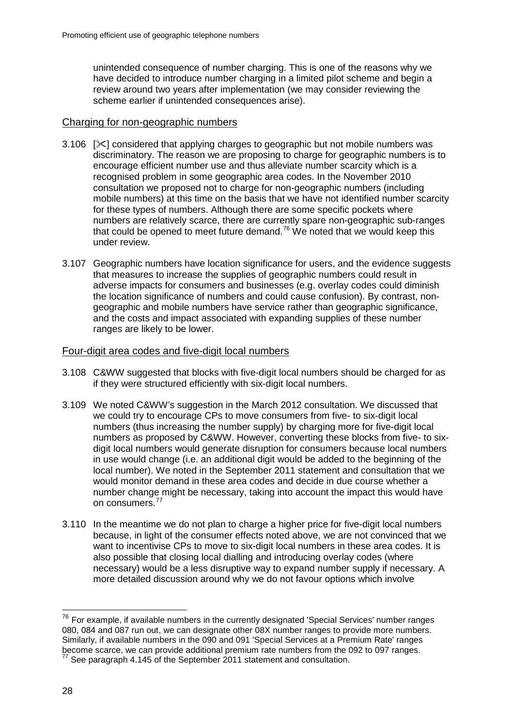unintended consequence of number charging. This is one of the reasons why we have decided to introduce number charging in a limited pilot scheme and begin a review around two years after implementation (we may consider reviewing the scheme earlier if unintended consequences arise).

## Charging for non-geographic numbers

3.106 [✂] considered that applying charges to geographic but not mobile numbers was discriminatory. The reason we are proposing to charge for geographic numbers is to encourage efficient number use and thus alleviate number scarcity which is a recognised problem in some geographic area codes. In the November 2010 consultation we proposed not to charge for non-geographic numbers (including mobile numbers) at this time on the basis that we have not identified number scarcity for these types of numbers. Although there are some specific pockets where numbers are relatively scarce, there are currently spare non-geographic sub-ranges that could be opened to meet future demand.[76] We noted that we would keep this under review.

3.107 Geographic numbers have location significance for users, and the evidence suggests that measures to increase the supplies of geographic numbers could result in adverse impacts for consumers and businesses (e.g. overlay codes could diminish the location significance of numbers and could cause confusion). By contrast, non-geographic and mobile numbers have service rather than geographic significance, and the costs and impact associated with expanding supplies of these number ranges are likely to be lower.

## Four-digit area codes and five-digit local numbers

3.108 C&WW suggested that blocks with five-digit local numbers should be charged for as if they were structured efficiently with six-digit local numbers.

3.109 We noted C&WW's suggestion in the March 2012 consultation. We discussed that we could try to encourage CPs to move consumers from five- to six-digit local numbers (thus increasing the number supply) by charging more for five-digit local numbers as proposed by C&WW. However, converting these blocks from five- to six-digit local numbers would generate disruption for consumers because local numbers in use would change (i.e. an additional digit would be added to the beginning of the local number). We noted in the September 2011 statement and consultation that we would monitor demand in these area codes and decide in due course whether a number change might be necessary, taking into account the impact this would have on consumers.[77]

3.110 In the meantime we do not plan to charge a higher price for five-digit local numbers because, in light of the consumer effects noted above, we are not convinced that we want to incentivise CPs to move to six-digit local numbers in these area codes. It is also possible that closing local dialling and introducing overlay codes (where necessary) would be a less disruptive way to expand number supply if necessary. A more detailed discussion around why we do not favour options which involve

---

[76] For example, if available numbers in the currently designated 'Special Services' number ranges 080, 084 and 087 run out, we can designate other 08X number ranges to provide more numbers. Similarly, if available numbers in the 090 and 091 'Special Services at a Premium Rate' ranges become scarce, we can provide additional premium rate numbers from the 092 to 097 ranges.

[77] See paragraph 4.145 of the September 2011 statement and consultation.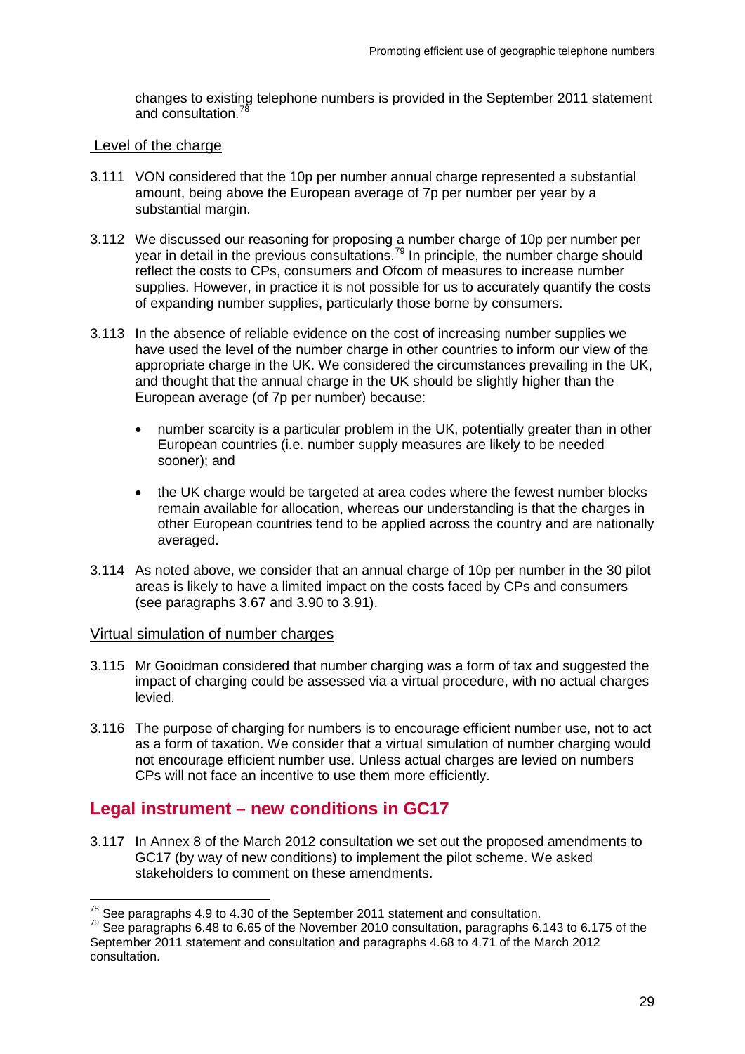changes to existing telephone numbers is provided in the September 2011 statement and consultation.[78]

### Level of the charge

3.111 VON considered that the 10p per number annual charge represented a substantial amount, being above the European average of 7p per number per year by a substantial margin.

3.112 We discussed our reasoning for proposing a number charge of 10p per number per year in detail in the previous consultations.[79] In principle, the number charge should reflect the costs to CPs, consumers and Ofcom of measures to increase number supplies. However, in practice it is not possible for us to accurately quantify the costs of expanding number supplies, particularly those borne by consumers.

3.113 In the absence of reliable evidence on the cost of increasing number supplies we have used the level of the number charge in other countries to inform our view of the appropriate charge in the UK. We considered the circumstances prevailing in the UK, and thought that the annual charge in the UK should be slightly higher than the European average (of 7p per number) because:

- number scarcity is a particular problem in the UK, potentially greater than in other European countries (i.e. number supply measures are likely to be needed sooner); and
- the UK charge would be targeted at area codes where the fewest number blocks remain available for allocation, whereas our understanding is that the charges in other European countries tend to be applied across the country and are nationally averaged.

3.114 As noted above, we consider that an annual charge of 10p per number in the 30 pilot areas is likely to have a limited impact on the costs faced by CPs and consumers (see paragraphs 3.67 and 3.90 to 3.91).

### Virtual simulation of number charges

3.115 Mr Gooidman considered that number charging was a form of tax and suggested the impact of charging could be assessed via a virtual procedure, with no actual charges levied.

3.116 The purpose of charging for numbers is to encourage efficient number use, not to act as a form of taxation. We consider that a virtual simulation of number charging would not encourage efficient number use. Unless actual charges are levied on numbers CPs will not face an incentive to use them more efficiently.

## Legal instrument – new conditions in GC17

3.117 In Annex 8 of the March 2012 consultation we set out the proposed amendments to GC17 (by way of new conditions) to implement the pilot scheme. We asked stakeholders to comment on these amendments.

---

[78] See paragraphs 4.9 to 4.30 of the September 2011 statement and consultation.

[79] See paragraphs 6.48 to 6.65 of the November 2010 consultation, paragraphs 6.143 to 6.175 of the September 2011 statement and consultation and paragraphs 4.68 to 4.71 of the March 2012 consultation.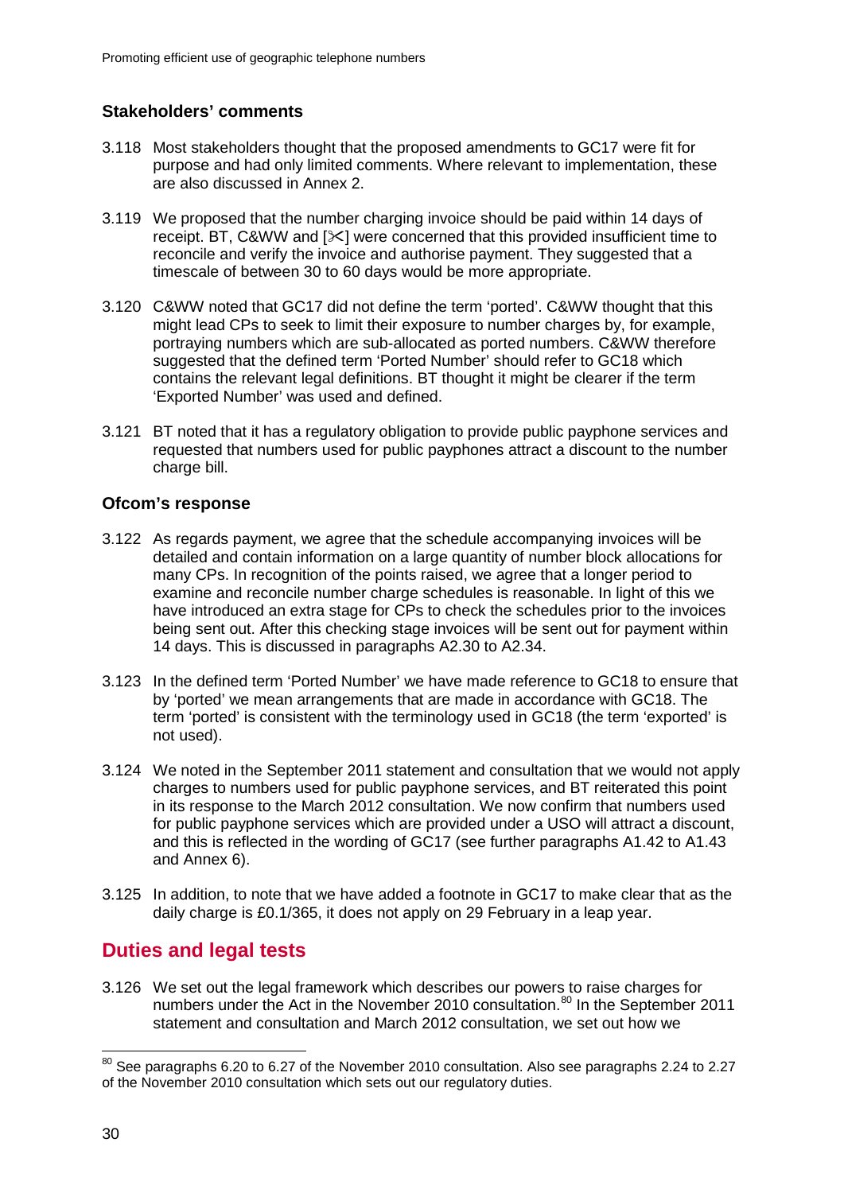### Stakeholders' comments

3.118 Most stakeholders thought that the proposed amendments to GC17 were fit for purpose and had only limited comments. Where relevant to implementation, these are also discussed in Annex 2.

3.119 We proposed that the number charging invoice should be paid within 14 days of receipt. BT, C&WW and [✂] were concerned that this provided insufficient time to reconcile and verify the invoice and authorise payment. They suggested that a timescale of between 30 to 60 days would be more appropriate.

3.120 C&WW noted that GC17 did not define the term 'ported'. C&WW thought that this might lead CPs to seek to limit their exposure to number charges by, for example, portraying numbers which are sub-allocated as ported numbers. C&WW therefore suggested that the defined term 'Ported Number' should refer to GC18 which contains the relevant legal definitions. BT thought it might be clearer if the term 'Exported Number' was used and defined.

3.121 BT noted that it has a regulatory obligation to provide public payphone services and requested that numbers used for public payphones attract a discount to the number charge bill.

### Ofcom's response

3.122 As regards payment, we agree that the schedule accompanying invoices will be detailed and contain information on a large quantity of number block allocations for many CPs. In recognition of the points raised, we agree that a longer period to examine and reconcile number charge schedules is reasonable. In light of this we have introduced an extra stage for CPs to check the schedules prior to the invoices being sent out. After this checking stage invoices will be sent out for payment within 14 days. This is discussed in paragraphs A2.30 to A2.34.

3.123 In the defined term 'Ported Number' we have made reference to GC18 to ensure that by 'ported' we mean arrangements that are made in accordance with GC18. The term 'ported' is consistent with the terminology used in GC18 (the term 'exported' is not used).

3.124 We noted in the September 2011 statement and consultation that we would not apply charges to numbers used for public payphone services, and BT reiterated this point in its response to the March 2012 consultation. We now confirm that numbers used for public payphone services which are provided under a USO will attract a discount, and this is reflected in the wording of GC17 (see further paragraphs A1.42 to A1.43 and Annex 6).

3.125 In addition, to note that we have added a footnote in GC17 to make clear that as the daily charge is £0.1/365, it does not apply on 29 February in a leap year.

## Duties and legal tests

3.126 We set out the legal framework which describes our powers to raise charges for numbers under the Act in the November 2010 consultation.[80] In the September 2011 statement and consultation and March 2012 consultation, we set out how we

[80] See paragraphs 6.20 to 6.27 of the November 2010 consultation. Also see paragraphs 2.24 to 2.27 of the November 2010 consultation which sets out our regulatory duties.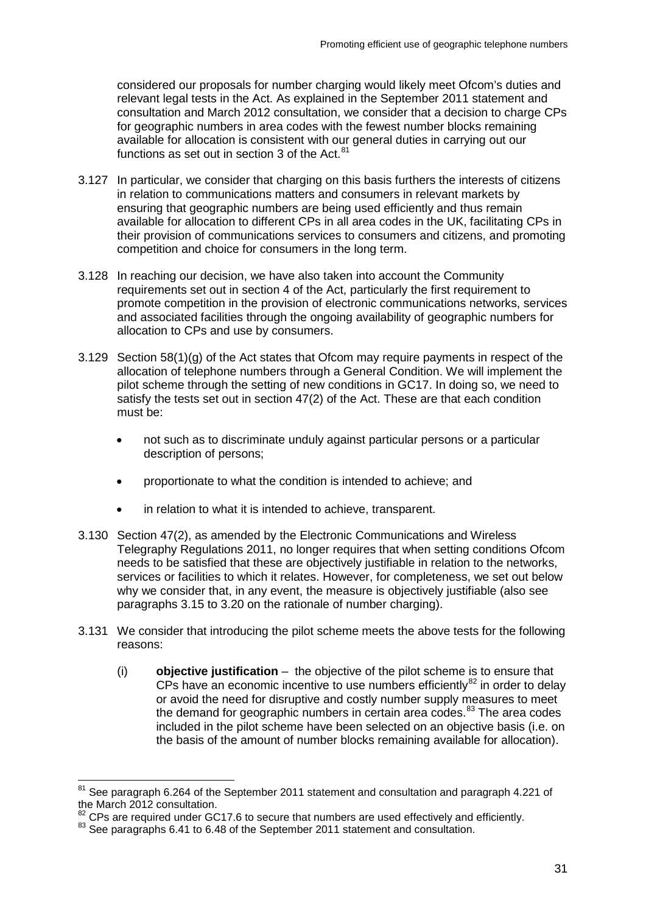considered our proposals for number charging would likely meet Ofcom's duties and relevant legal tests in the Act. As explained in the September 2011 statement and consultation and March 2012 consultation, we consider that a decision to charge CPs for geographic numbers in area codes with the fewest number blocks remaining available for allocation is consistent with our general duties in carrying out our functions as set out in section 3 of the Act.[81]

3.127 In particular, we consider that charging on this basis furthers the interests of citizens in relation to communications matters and consumers in relevant markets by ensuring that geographic numbers are being used efficiently and thus remain available for allocation to different CPs in all area codes in the UK, facilitating CPs in their provision of communications services to consumers and citizens, and promoting competition and choice for consumers in the long term.

3.128 In reaching our decision, we have also taken into account the Community requirements set out in section 4 of the Act, particularly the first requirement to promote competition in the provision of electronic communications networks, services and associated facilities through the ongoing availability of geographic numbers for allocation to CPs and use by consumers.

3.129 Section 58(1)(g) of the Act states that Ofcom may require payments in respect of the allocation of telephone numbers through a General Condition. We will implement the pilot scheme through the setting of new conditions in GC17. In doing so, we need to satisfy the tests set out in section 47(2) of the Act. These are that each condition must be:

- not such as to discriminate unduly against particular persons or a particular description of persons;
- proportionate to what the condition is intended to achieve; and
- in relation to what it is intended to achieve, transparent.

3.130 Section 47(2), as amended by the Electronic Communications and Wireless Telegraphy Regulations 2011, no longer requires that when setting conditions Ofcom needs to be satisfied that these are objectively justifiable in relation to the networks, services or facilities to which it relates. However, for completeness, we set out below why we consider that, in any event, the measure is objectively justifiable (also see paragraphs 3.15 to 3.20 on the rationale of number charging).

3.131 We consider that introducing the pilot scheme meets the above tests for the following reasons:

(i) **objective justification** – the objective of the pilot scheme is to ensure that CPs have an economic incentive to use numbers efficiently[82] in order to delay or avoid the need for disruptive and costly number supply measures to meet the demand for geographic numbers in certain area codes.[83] The area codes included in the pilot scheme have been selected on an objective basis (i.e. on the basis of the amount of number blocks remaining available for allocation).

---

[81] See paragraph 6.264 of the September 2011 statement and consultation and paragraph 4.221 of the March 2012 consultation.

[82] CPs are required under GC17.6 to secure that numbers are used effectively and efficiently.

[83] See paragraphs 6.41 to 6.48 of the September 2011 statement and consultation.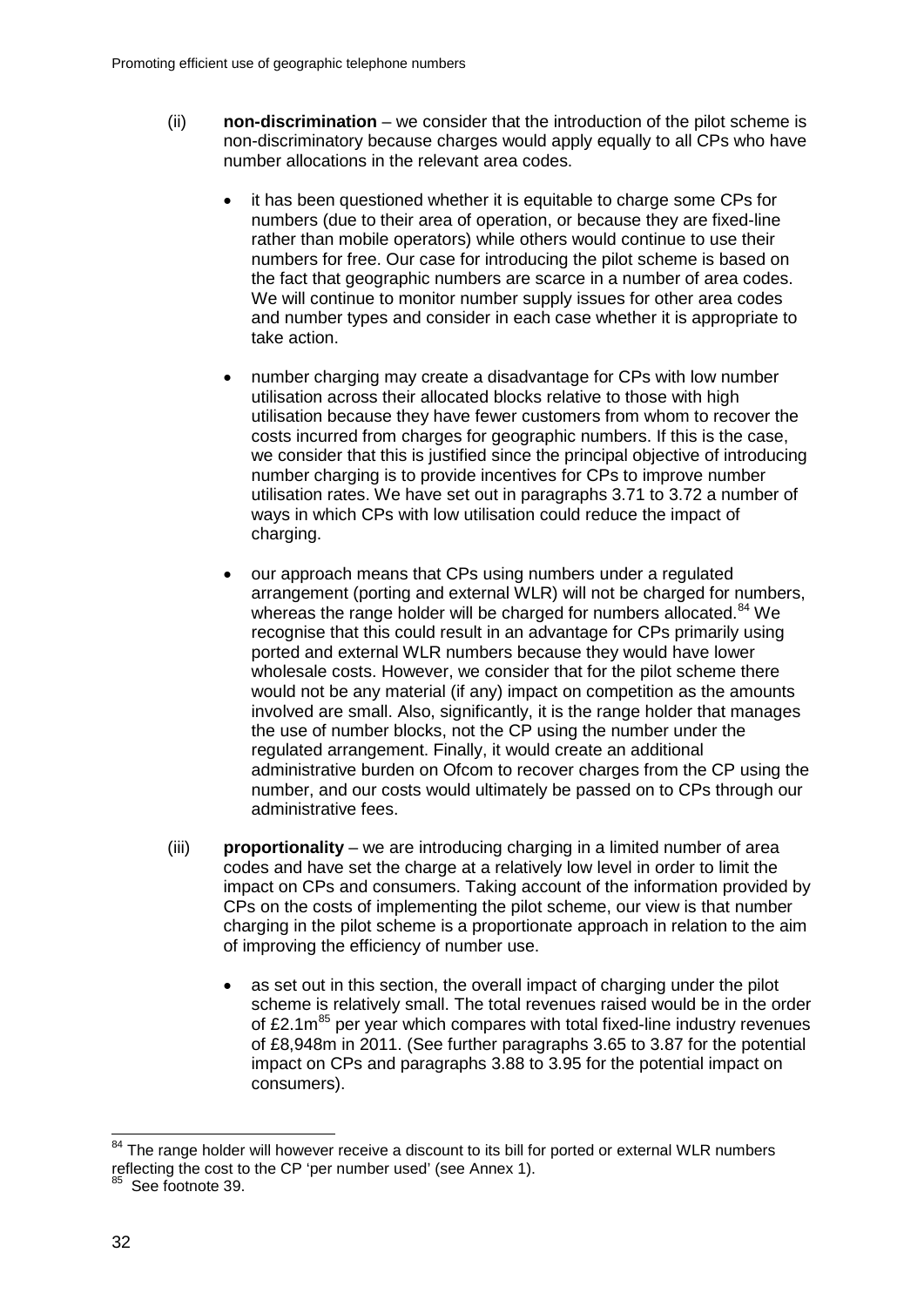(ii) **non-discrimination** – we consider that the introduction of the pilot scheme is non-discriminatory because charges would apply equally to all CPs who have number allocations in the relevant area codes.

- it has been questioned whether it is equitable to charge some CPs for numbers (due to their area of operation, or because they are fixed-line rather than mobile operators) while others would continue to use their numbers for free. Our case for introducing the pilot scheme is based on the fact that geographic numbers are scarce in a number of area codes. We will continue to monitor number supply issues for other area codes and number types and consider in each case whether it is appropriate to take action.

- number charging may create a disadvantage for CPs with low number utilisation across their allocated blocks relative to those with high utilisation because they have fewer customers from whom to recover the costs incurred from charges for geographic numbers. If this is the case, we consider that this is justified since the principal objective of introducing number charging is to provide incentives for CPs to improve number utilisation rates. We have set out in paragraphs 3.71 to 3.72 a number of ways in which CPs with low utilisation could reduce the impact of charging.

- our approach means that CPs using numbers under a regulated arrangement (porting and external WLR) will not be charged for numbers, whereas the range holder will be charged for numbers allocated.[84] We recognise that this could result in an advantage for CPs primarily using ported and external WLR numbers because they would have lower wholesale costs. However, we consider that for the pilot scheme there would not be any material (if any) impact on competition as the amounts involved are small. Also, significantly, it is the range holder that manages the use of number blocks, not the CP using the number under the regulated arrangement. Finally, it would create an additional administrative burden on Ofcom to recover charges from the CP using the number, and our costs would ultimately be passed on to CPs through our administrative fees.

(iii) **proportionality** – we are introducing charging in a limited number of area codes and have set the charge at a relatively low level in order to limit the impact on CPs and consumers. Taking account of the information provided by CPs on the costs of implementing the pilot scheme, our view is that number charging in the pilot scheme is a proportionate approach in relation to the aim of improving the efficiency of number use.

- as set out in this section, the overall impact of charging under the pilot scheme is relatively small. The total revenues raised would be in the order of £2.1m[85] per year which compares with total fixed-line industry revenues of £8,948m in 2011. (See further paragraphs 3.65 to 3.87 for the potential impact on CPs and paragraphs 3.88 to 3.95 for the potential impact on consumers).

---

[84] The range holder will however receive a discount to its bill for ported or external WLR numbers reflecting the cost to the CP 'per number used' (see Annex 1).

[85] See footnote 39.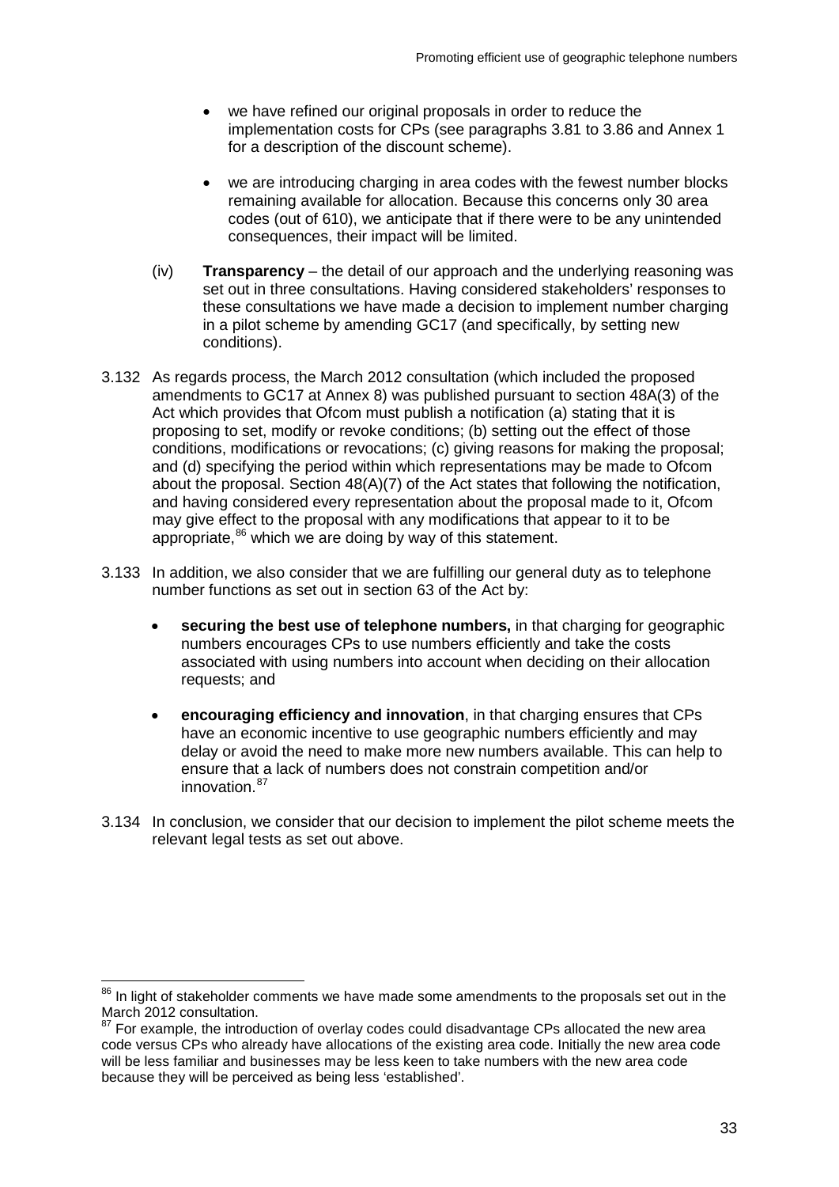- we have refined our original proposals in order to reduce the implementation costs for CPs (see paragraphs 3.81 to 3.86 and Annex 1 for a description of the discount scheme).

- we are introducing charging in area codes with the fewest number blocks remaining available for allocation. Because this concerns only 30 area codes (out of 610), we anticipate that if there were to be any unintended consequences, their impact will be limited.

(iv) **Transparency** – the detail of our approach and the underlying reasoning was set out in three consultations. Having considered stakeholders' responses to these consultations we have made a decision to implement number charging in a pilot scheme by amending GC17 (and specifically, by setting new conditions).

3.132 As regards process, the March 2012 consultation (which included the proposed amendments to GC17 at Annex 8) was published pursuant to section 48A(3) of the Act which provides that Ofcom must publish a notification (a) stating that it is proposing to set, modify or revoke conditions; (b) setting out the effect of those conditions, modifications or revocations; (c) giving reasons for making the proposal; and (d) specifying the period within which representations may be made to Ofcom about the proposal. Section 48(A)(7) of the Act states that following the notification, and having considered every representation about the proposal made to it, Ofcom may give effect to the proposal with any modifications that appear to it to be appropriate,[86] which we are doing by way of this statement.

3.133 In addition, we also consider that we are fulfilling our general duty as to telephone number functions as set out in section 63 of the Act by:

- **securing the best use of telephone numbers,** in that charging for geographic numbers encourages CPs to use numbers efficiently and take the costs associated with using numbers into account when deciding on their allocation requests; and

- **encouraging efficiency and innovation**, in that charging ensures that CPs have an economic incentive to use geographic numbers efficiently and may delay or avoid the need to make more new numbers available. This can help to ensure that a lack of numbers does not constrain competition and/or innovation.[87]

3.134 In conclusion, we consider that our decision to implement the pilot scheme meets the relevant legal tests as set out above.

---

[86] In light of stakeholder comments we have made some amendments to the proposals set out in the March 2012 consultation.

[87] For example, the introduction of overlay codes could disadvantage CPs allocated the new area code versus CPs who already have allocations of the existing area code. Initially the new area code will be less familiar and businesses may be less keen to take numbers with the new area code because they will be perceived as being less 'established'.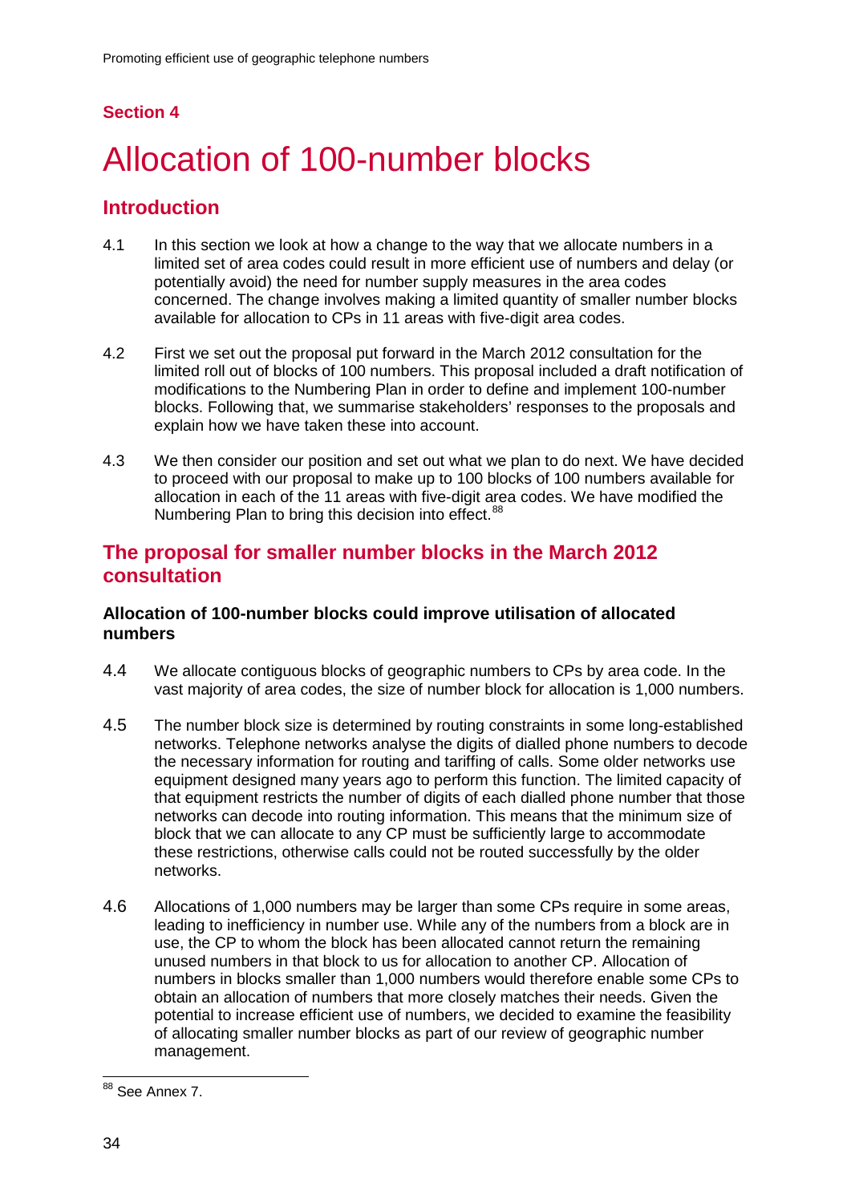## Section 4

# Allocation of 100-number blocks

## Introduction

4.1 In this section we look at how a change to the way that we allocate numbers in a limited set of area codes could result in more efficient use of numbers and delay (or potentially avoid) the need for number supply measures in the area codes concerned. The change involves making a limited quantity of smaller number blocks available for allocation to CPs in 11 areas with five-digit area codes.

4.2 First we set out the proposal put forward in the March 2012 consultation for the limited roll out of blocks of 100 numbers. This proposal included a draft notification of modifications to the Numbering Plan in order to define and implement 100-number blocks. Following that, we summarise stakeholders' responses to the proposals and explain how we have taken these into account.

4.3 We then consider our position and set out what we plan to do next. We have decided to proceed with our proposal to make up to 100 blocks of 100 numbers available for allocation in each of the 11 areas with five-digit area codes. We have modified the Numbering Plan to bring this decision into effect.[88]

## The proposal for smaller number blocks in the March 2012 consultation

### Allocation of 100-number blocks could improve utilisation of allocated numbers

4.4 We allocate contiguous blocks of geographic numbers to CPs by area code. In the vast majority of area codes, the size of number block for allocation is 1,000 numbers.

4.5 The number block size is determined by routing constraints in some long-established networks. Telephone networks analyse the digits of dialled phone numbers to decode the necessary information for routing and tariffing of calls. Some older networks use equipment designed many years ago to perform this function. The limited capacity of that equipment restricts the number of digits of each dialled phone number that those networks can decode into routing information. This means that the minimum size of block that we can allocate to any CP must be sufficiently large to accommodate these restrictions, otherwise calls could not be routed successfully by the older networks.

4.6 Allocations of 1,000 numbers may be larger than some CPs require in some areas, leading to inefficiency in number use. While any of the numbers from a block are in use, the CP to whom the block has been allocated cannot return the remaining unused numbers in that block to us for allocation to another CP. Allocation of numbers in blocks smaller than 1,000 numbers would therefore enable some CPs to obtain an allocation of numbers that more closely matches their needs. Given the potential to increase efficient use of numbers, we decided to examine the feasibility of allocating smaller number blocks as part of our review of geographic number management.

[88] See Annex 7.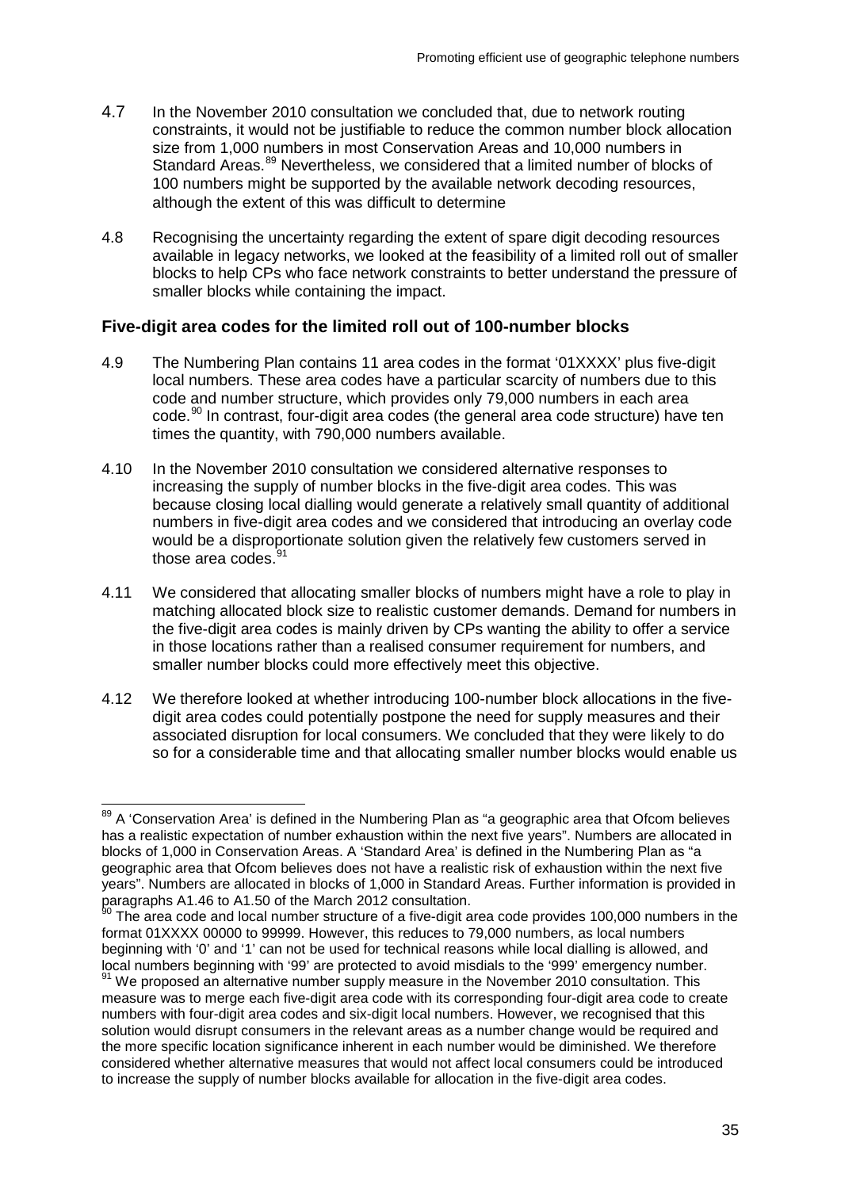4.7 In the November 2010 consultation we concluded that, due to network routing constraints, it would not be justifiable to reduce the common number block allocation size from 1,000 numbers in most Conservation Areas and 10,000 numbers in Standard Areas.[89] Nevertheless, we considered that a limited number of blocks of 100 numbers might be supported by the available network decoding resources, although the extent of this was difficult to determine

4.8 Recognising the uncertainty regarding the extent of spare digit decoding resources available in legacy networks, we looked at the feasibility of a limited roll out of smaller blocks to help CPs who face network constraints to better understand the pressure of smaller blocks while containing the impact.

### Five-digit area codes for the limited roll out of 100-number blocks

4.9 The Numbering Plan contains 11 area codes in the format '01XXXX' plus five-digit local numbers. These area codes have a particular scarcity of numbers due to this code and number structure, which provides only 79,000 numbers in each area code.[90] In contrast, four-digit area codes (the general area code structure) have ten times the quantity, with 790,000 numbers available.

4.10 In the November 2010 consultation we considered alternative responses to increasing the supply of number blocks in the five-digit area codes. This was because closing local dialling would generate a relatively small quantity of additional numbers in five-digit area codes and we considered that introducing an overlay code would be a disproportionate solution given the relatively few customers served in those area codes.[91]

4.11 We considered that allocating smaller blocks of numbers might have a role to play in matching allocated block size to realistic customer demands. Demand for numbers in the five-digit area codes is mainly driven by CPs wanting the ability to offer a service in those locations rather than a realised consumer requirement for numbers, and smaller number blocks could more effectively meet this objective.

4.12 We therefore looked at whether introducing 100-number block allocations in the five-digit area codes could potentially postpone the need for supply measures and their associated disruption for local consumers. We concluded that they were likely to do so for a considerable time and that allocating smaller number blocks would enable us

---

[89] A 'Conservation Area' is defined in the Numbering Plan as "a geographic area that Ofcom believes has a realistic expectation of number exhaustion within the next five years". Numbers are allocated in blocks of 1,000 in Conservation Areas. A 'Standard Area' is defined in the Numbering Plan as "a geographic area that Ofcom believes does not have a realistic risk of exhaustion within the next five years". Numbers are allocated in blocks of 1,000 in Standard Areas. Further information is provided in paragraphs A1.46 to A1.50 of the March 2012 consultation.

[90] The area code and local number structure of a five-digit area code provides 100,000 numbers in the format 01XXXX 00000 to 99999. However, this reduces to 79,000 numbers, as local numbers beginning with '0' and '1' can not be used for technical reasons while local dialling is allowed, and local numbers beginning with '99' are protected to avoid misdials to the '999' emergency number.

[91] We proposed an alternative number supply measure in the November 2010 consultation. This measure was to merge each five-digit area code with its corresponding four-digit area code to create numbers with four-digit area codes and six-digit local numbers. However, we recognised that this solution would disrupt consumers in the relevant areas as a number change would be required and the more specific location significance inherent in each number would be diminished. We therefore considered whether alternative measures that would not affect local consumers could be introduced to increase the supply of number blocks available for allocation in the five-digit area codes.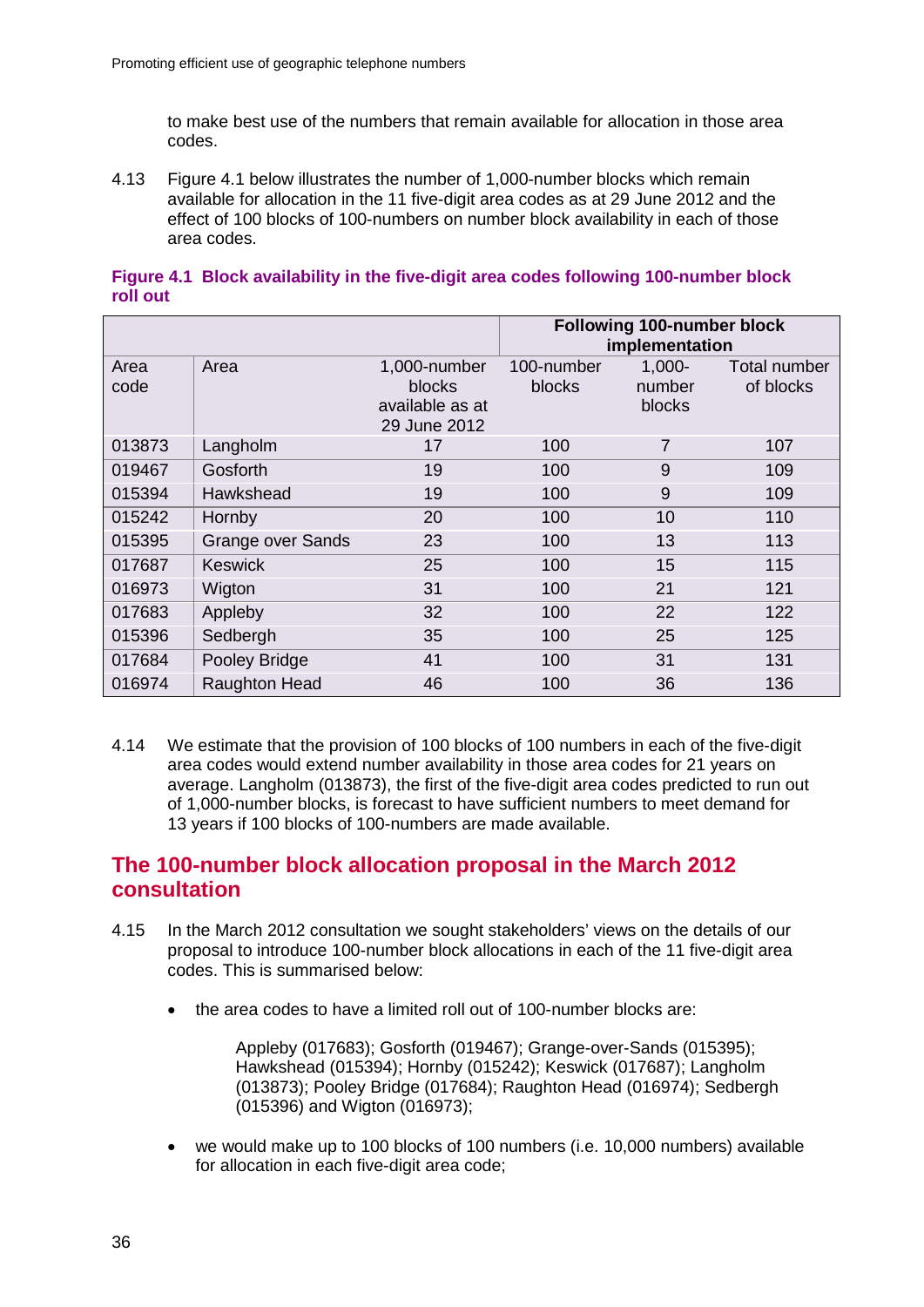to make best use of the numbers that remain available for allocation in those area codes.

4.13 Figure 4.1 below illustrates the number of 1,000-number blocks which remain available for allocation in the 11 five-digit area codes as at 29 June 2012 and the effect of 100 blocks of 100-numbers on number block availability in each of those area codes.

**Figure 4.1 Block availability in the five-digit area codes following 100-number block roll out**

| | | | Following 100-number block implementation | | |
|---|---|---|---|---|---|
| Area code | Area | 1,000-number blocks available as at 29 June 2012 | 100-number blocks | 1,000-number blocks | Total number of blocks |
| 013873 | Langholm | 17 | 100 | 7 | 107 |
| 019467 | Gosforth | 19 | 100 | 9 | 109 |
| 015394 | Hawkshead | 19 | 100 | 9 | 109 |
| 015242 | Hornby | 20 | 100 | 10 | 110 |
| 015395 | Grange over Sands | 23 | 100 | 13 | 113 |
| 017687 | Keswick | 25 | 100 | 15 | 115 |
| 016973 | Wigton | 31 | 100 | 21 | 121 |
| 017683 | Appleby | 32 | 100 | 22 | 122 |
| 015396 | Sedbergh | 35 | 100 | 25 | 125 |
| 017684 | Pooley Bridge | 41 | 100 | 31 | 131 |
| 016974 | Raughton Head | 46 | 100 | 36 | 136 |

4.14 We estimate that the provision of 100 blocks of 100 numbers in each of the five-digit area codes would extend number availability in those area codes for 21 years on average. Langholm (013873), the first of the five-digit area codes predicted to run out of 1,000-number blocks, is forecast to have sufficient numbers to meet demand for 13 years if 100 blocks of 100-numbers are made available.

## The 100-number block allocation proposal in the March 2012 consultation

4.15 In the March 2012 consultation we sought stakeholders' views on the details of our proposal to introduce 100-number block allocations in each of the 11 five-digit area codes. This is summarised below:

- the area codes to have a limited roll out of 100-number blocks are:

  Appleby (017683); Gosforth (019467); Grange-over-Sands (015395); Hawkshead (015394); Hornby (015242); Keswick (017687); Langholm (013873); Pooley Bridge (017684); Raughton Head (016974); Sedbergh (015396) and Wigton (016973);

- we would make up to 100 blocks of 100 numbers (i.e. 10,000 numbers) available for allocation in each five-digit area code;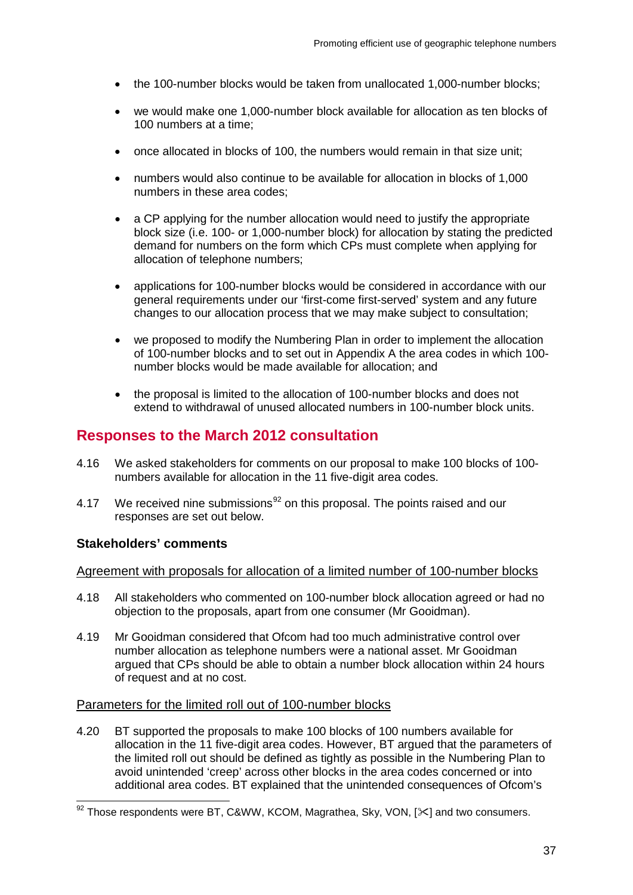- the 100-number blocks would be taken from unallocated 1,000-number blocks;
- we would make one 1,000-number block available for allocation as ten blocks of 100 numbers at a time;
- once allocated in blocks of 100, the numbers would remain in that size unit;
- numbers would also continue to be available for allocation in blocks of 1,000 numbers in these area codes;
- a CP applying for the number allocation would need to justify the appropriate block size (i.e. 100- or 1,000-number block) for allocation by stating the predicted demand for numbers on the form which CPs must complete when applying for allocation of telephone numbers;
- applications for 100-number blocks would be considered in accordance with our general requirements under our 'first-come first-served' system and any future changes to our allocation process that we may make subject to consultation;
- we proposed to modify the Numbering Plan in order to implement the allocation of 100-number blocks and to set out in Appendix A the area codes in which 100-number blocks would be made available for allocation; and
- the proposal is limited to the allocation of 100-number blocks and does not extend to withdrawal of unused allocated numbers in 100-number block units.

## Responses to the March 2012 consultation

4.16 We asked stakeholders for comments on our proposal to make 100 blocks of 100-numbers available for allocation in the 11 five-digit area codes.

4.17 We received nine submissions[92] on this proposal. The points raised and our responses are set out below.

### Stakeholders' comments

Agreement with proposals for allocation of a limited number of 100-number blocks

4.18 All stakeholders who commented on 100-number block allocation agreed or had no objection to the proposals, apart from one consumer (Mr Gooidman).

4.19 Mr Gooidman considered that Ofcom had too much administrative control over number allocation as telephone numbers were a national asset. Mr Gooidman argued that CPs should be able to obtain a number block allocation within 24 hours of request and at no cost.

Parameters for the limited roll out of 100-number blocks

4.20 BT supported the proposals to make 100 blocks of 100 numbers available for allocation in the 11 five-digit area codes. However, BT argued that the parameters of the limited roll out should be defined as tightly as possible in the Numbering Plan to avoid unintended 'creep' across other blocks in the area codes concerned or into additional area codes. BT explained that the unintended consequences of Ofcom's

[92] Those respondents were BT, C&WW, KCOM, Magrathea, Sky, VON, [✂] and two consumers.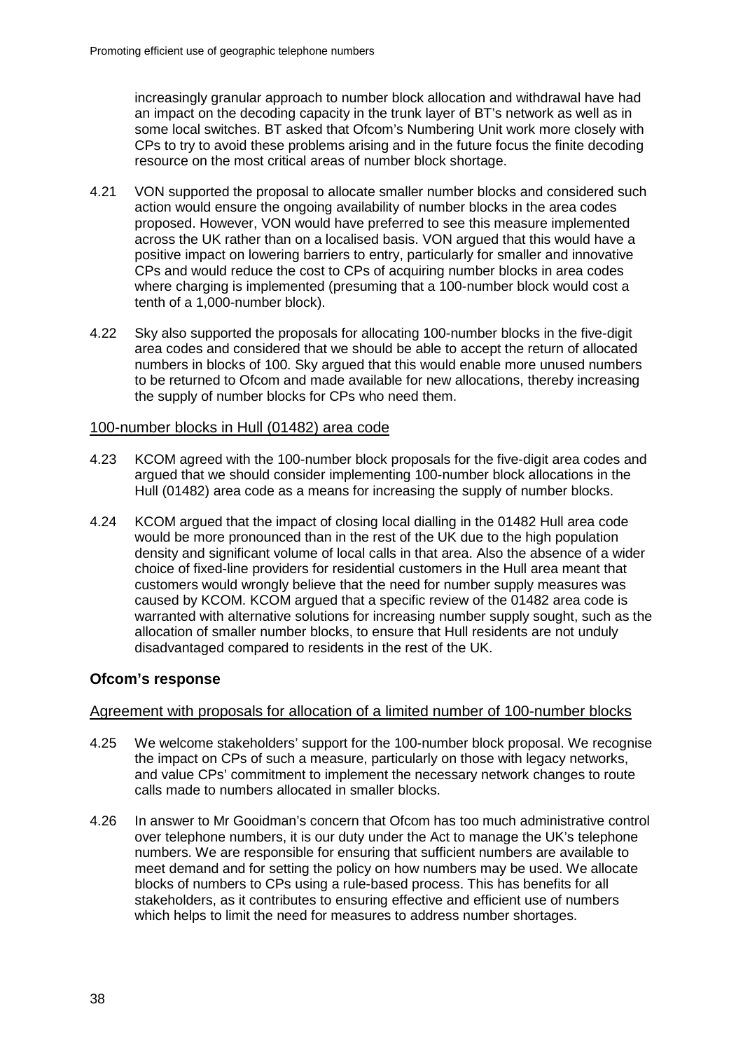increasingly granular approach to number block allocation and withdrawal have had an impact on the decoding capacity in the trunk layer of BT's network as well as in some local switches. BT asked that Ofcom's Numbering Unit work more closely with CPs to try to avoid these problems arising and in the future focus the finite decoding resource on the most critical areas of number block shortage.

4.21 VON supported the proposal to allocate smaller number blocks and considered such action would ensure the ongoing availability of number blocks in the area codes proposed. However, VON would have preferred to see this measure implemented across the UK rather than on a localised basis. VON argued that this would have a positive impact on lowering barriers to entry, particularly for smaller and innovative CPs and would reduce the cost to CPs of acquiring number blocks in area codes where charging is implemented (presuming that a 100-number block would cost a tenth of a 1,000-number block).

4.22 Sky also supported the proposals for allocating 100-number blocks in the five-digit area codes and considered that we should be able to accept the return of allocated numbers in blocks of 100. Sky argued that this would enable more unused numbers to be returned to Ofcom and made available for new allocations, thereby increasing the supply of number blocks for CPs who need them.

### 100-number blocks in Hull (01482) area code

4.23 KCOM agreed with the 100-number block proposals for the five-digit area codes and argued that we should consider implementing 100-number block allocations in the Hull (01482) area code as a means for increasing the supply of number blocks.

4.24 KCOM argued that the impact of closing local dialling in the 01482 Hull area code would be more pronounced than in the rest of the UK due to the high population density and significant volume of local calls in that area. Also the absence of a wider choice of fixed-line providers for residential customers in the Hull area meant that customers would wrongly believe that the need for number supply measures was caused by KCOM. KCOM argued that a specific review of the 01482 area code is warranted with alternative solutions for increasing number supply sought, such as the allocation of smaller number blocks, to ensure that Hull residents are not unduly disadvantaged compared to residents in the rest of the UK.

## Ofcom's response

### Agreement with proposals for allocation of a limited number of 100-number blocks

4.25 We welcome stakeholders' support for the 100-number block proposal. We recognise the impact on CPs of such a measure, particularly on those with legacy networks, and value CPs' commitment to implement the necessary network changes to route calls made to numbers allocated in smaller blocks.

4.26 In answer to Mr Gooidman's concern that Ofcom has too much administrative control over telephone numbers, it is our duty under the Act to manage the UK's telephone numbers. We are responsible for ensuring that sufficient numbers are available to meet demand and for setting the policy on how numbers may be used. We allocate blocks of numbers to CPs using a rule-based process. This has benefits for all stakeholders, as it contributes to ensuring effective and efficient use of numbers which helps to limit the need for measures to address number shortages.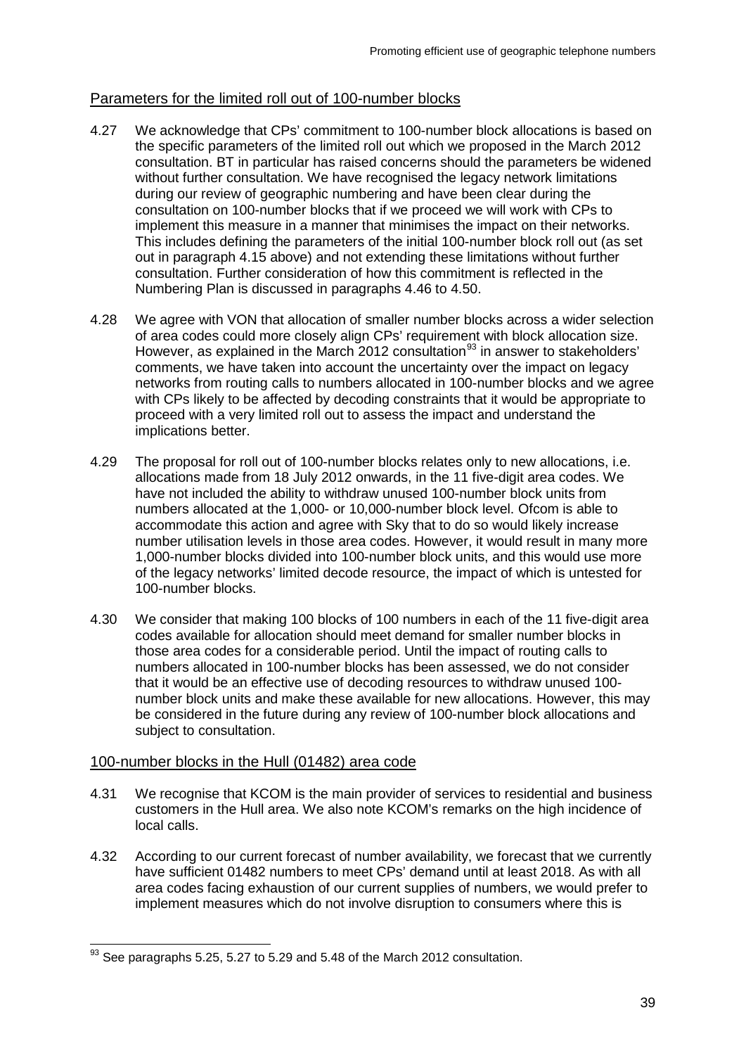## Parameters for the limited roll out of 100-number blocks

4.27 We acknowledge that CPs' commitment to 100-number block allocations is based on the specific parameters of the limited roll out which we proposed in the March 2012 consultation. BT in particular has raised concerns should the parameters be widened without further consultation. We have recognised the legacy network limitations during our review of geographic numbering and have been clear during the consultation on 100-number blocks that if we proceed we will work with CPs to implement this measure in a manner that minimises the impact on their networks. This includes defining the parameters of the initial 100-number block roll out (as set out in paragraph 4.15 above) and not extending these limitations without further consultation. Further consideration of how this commitment is reflected in the Numbering Plan is discussed in paragraphs 4.46 to 4.50.

4.28 We agree with VON that allocation of smaller number blocks across a wider selection of area codes could more closely align CPs' requirement with block allocation size. However, as explained in the March 2012 consultation[93] in answer to stakeholders' comments, we have taken into account the uncertainty over the impact on legacy networks from routing calls to numbers allocated in 100-number blocks and we agree with CPs likely to be affected by decoding constraints that it would be appropriate to proceed with a very limited roll out to assess the impact and understand the implications better.

4.29 The proposal for roll out of 100-number blocks relates only to new allocations, i.e. allocations made from 18 July 2012 onwards, in the 11 five-digit area codes. We have not included the ability to withdraw unused 100-number block units from numbers allocated at the 1,000- or 10,000-number block level. Ofcom is able to accommodate this action and agree with Sky that to do so would likely increase number utilisation levels in those area codes. However, it would result in many more 1,000-number blocks divided into 100-number block units, and this would use more of the legacy networks' limited decode resource, the impact of which is untested for 100-number blocks.

4.30 We consider that making 100 blocks of 100 numbers in each of the 11 five-digit area codes available for allocation should meet demand for smaller number blocks in those area codes for a considerable period. Until the impact of routing calls to numbers allocated in 100-number blocks has been assessed, we do not consider that it would be an effective use of decoding resources to withdraw unused 100-number block units and make these available for new allocations. However, this may be considered in the future during any review of 100-number block allocations and subject to consultation.

## 100-number blocks in the Hull (01482) area code

4.31 We recognise that KCOM is the main provider of services to residential and business customers in the Hull area. We also note KCOM's remarks on the high incidence of local calls.

4.32 According to our current forecast of number availability, we forecast that we currently have sufficient 01482 numbers to meet CPs' demand until at least 2018. As with all area codes facing exhaustion of our current supplies of numbers, we would prefer to implement measures which do not involve disruption to consumers where this is

[93] See paragraphs 5.25, 5.27 to 5.29 and 5.48 of the March 2012 consultation.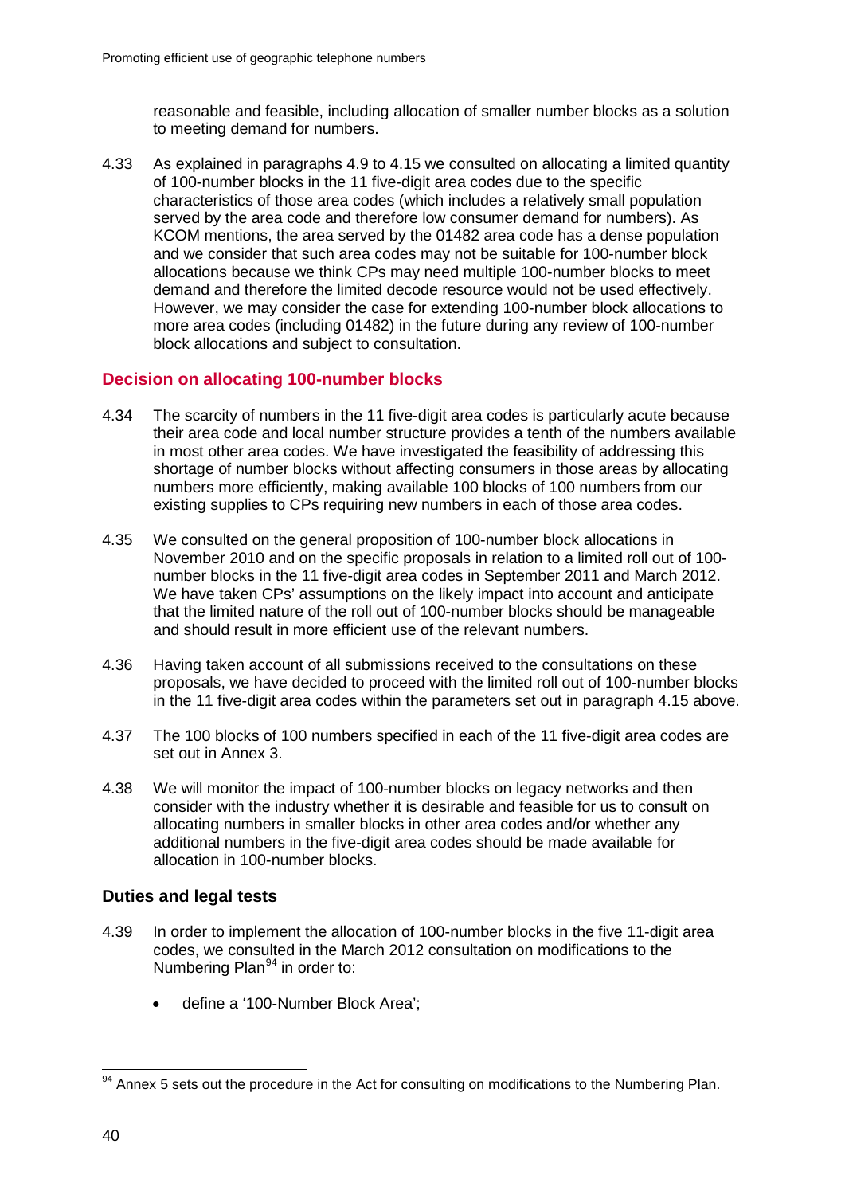reasonable and feasible, including allocation of smaller number blocks as a solution to meeting demand for numbers.

4.33 As explained in paragraphs 4.9 to 4.15 we consulted on allocating a limited quantity of 100-number blocks in the 11 five-digit area codes due to the specific characteristics of those area codes (which includes a relatively small population served by the area code and therefore low consumer demand for numbers). As KCOM mentions, the area served by the 01482 area code has a dense population and we consider that such area codes may not be suitable for 100-number block allocations because we think CPs may need multiple 100-number blocks to meet demand and therefore the limited decode resource would not be used effectively. However, we may consider the case for extending 100-number block allocations to more area codes (including 01482) in the future during any review of 100-number block allocations and subject to consultation.

### Decision on allocating 100-number blocks

4.34 The scarcity of numbers in the 11 five-digit area codes is particularly acute because their area code and local number structure provides a tenth of the numbers available in most other area codes. We have investigated the feasibility of addressing this shortage of number blocks without affecting consumers in those areas by allocating numbers more efficiently, making available 100 blocks of 100 numbers from our existing supplies to CPs requiring new numbers in each of those area codes.

4.35 We consulted on the general proposition of 100-number block allocations in November 2010 and on the specific proposals in relation to a limited roll out of 100-number blocks in the 11 five-digit area codes in September 2011 and March 2012. We have taken CPs' assumptions on the likely impact into account and anticipate that the limited nature of the roll out of 100-number blocks should be manageable and should result in more efficient use of the relevant numbers.

4.36 Having taken account of all submissions received to the consultations on these proposals, we have decided to proceed with the limited roll out of 100-number blocks in the 11 five-digit area codes within the parameters set out in paragraph 4.15 above.

4.37 The 100 blocks of 100 numbers specified in each of the 11 five-digit area codes are set out in Annex 3.

4.38 We will monitor the impact of 100-number blocks on legacy networks and then consider with the industry whether it is desirable and feasible for us to consult on allocating numbers in smaller blocks in other area codes and/or whether any additional numbers in the five-digit area codes should be made available for allocation in 100-number blocks.

### Duties and legal tests

4.39 In order to implement the allocation of 100-number blocks in the five 11-digit area codes, we consulted in the March 2012 consultation on modifications to the Numbering Plan[94] in order to:

- define a '100-Number Block Area';

[94] Annex 5 sets out the procedure in the Act for consulting on modifications to the Numbering Plan.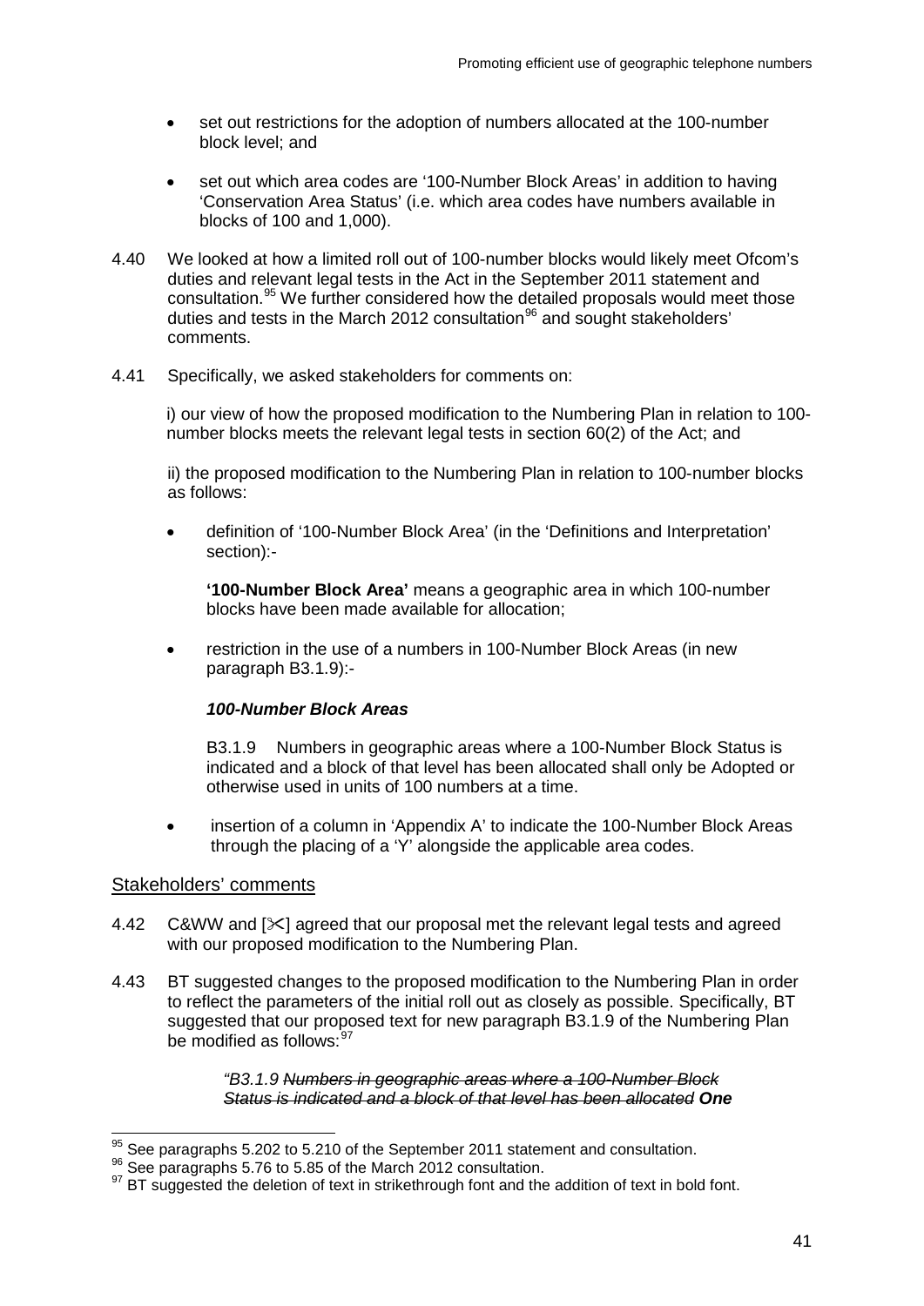- set out restrictions for the adoption of numbers allocated at the 100-number block level; and
- set out which area codes are '100-Number Block Areas' in addition to having 'Conservation Area Status' (i.e. which area codes have numbers available in blocks of 100 and 1,000).

4.40 We looked at how a limited roll out of 100-number blocks would likely meet Ofcom's duties and relevant legal tests in the Act in the September 2011 statement and consultation.[95] We further considered how the detailed proposals would meet those duties and tests in the March 2012 consultation[96] and sought stakeholders' comments.

4.41 Specifically, we asked stakeholders for comments on:

i) our view of how the proposed modification to the Numbering Plan in relation to 100-number blocks meets the relevant legal tests in section 60(2) of the Act; and

ii) the proposed modification to the Numbering Plan in relation to 100-number blocks as follows:

- definition of '100-Number Block Area' (in the 'Definitions and Interpretation' section):-

  **'100-Number Block Area'** means a geographic area in which 100-number blocks have been made available for allocation;

- restriction in the use of a numbers in 100-Number Block Areas (in new paragraph B3.1.9):-

  ***100-Number Block Areas***

  B3.1.9 Numbers in geographic areas where a 100-Number Block Status is indicated and a block of that level has been allocated shall only be Adopted or otherwise used in units of 100 numbers at a time.

- insertion of a column in 'Appendix A' to indicate the 100-Number Block Areas through the placing of a 'Y' alongside the applicable area codes.

## Stakeholders' comments

4.42 C&WW and [✂] agreed that our proposal met the relevant legal tests and agreed with our proposed modification to the Numbering Plan.

4.43 BT suggested changes to the proposed modification to the Numbering Plan in order to reflect the parameters of the initial roll out as closely as possible. Specifically, BT suggested that our proposed text for new paragraph B3.1.9 of the Numbering Plan be modified as follows:[97]

> *"B3.1.9 ~~Numbers in geographic areas where a 100-Number Block Status is indicated and a block of that level has been allocated~~* ***One***

---

[95] See paragraphs 5.202 to 5.210 of the September 2011 statement and consultation.

[96] See paragraphs 5.76 to 5.85 of the March 2012 consultation.

[97] BT suggested the deletion of text in strikethrough font and the addition of text in bold font.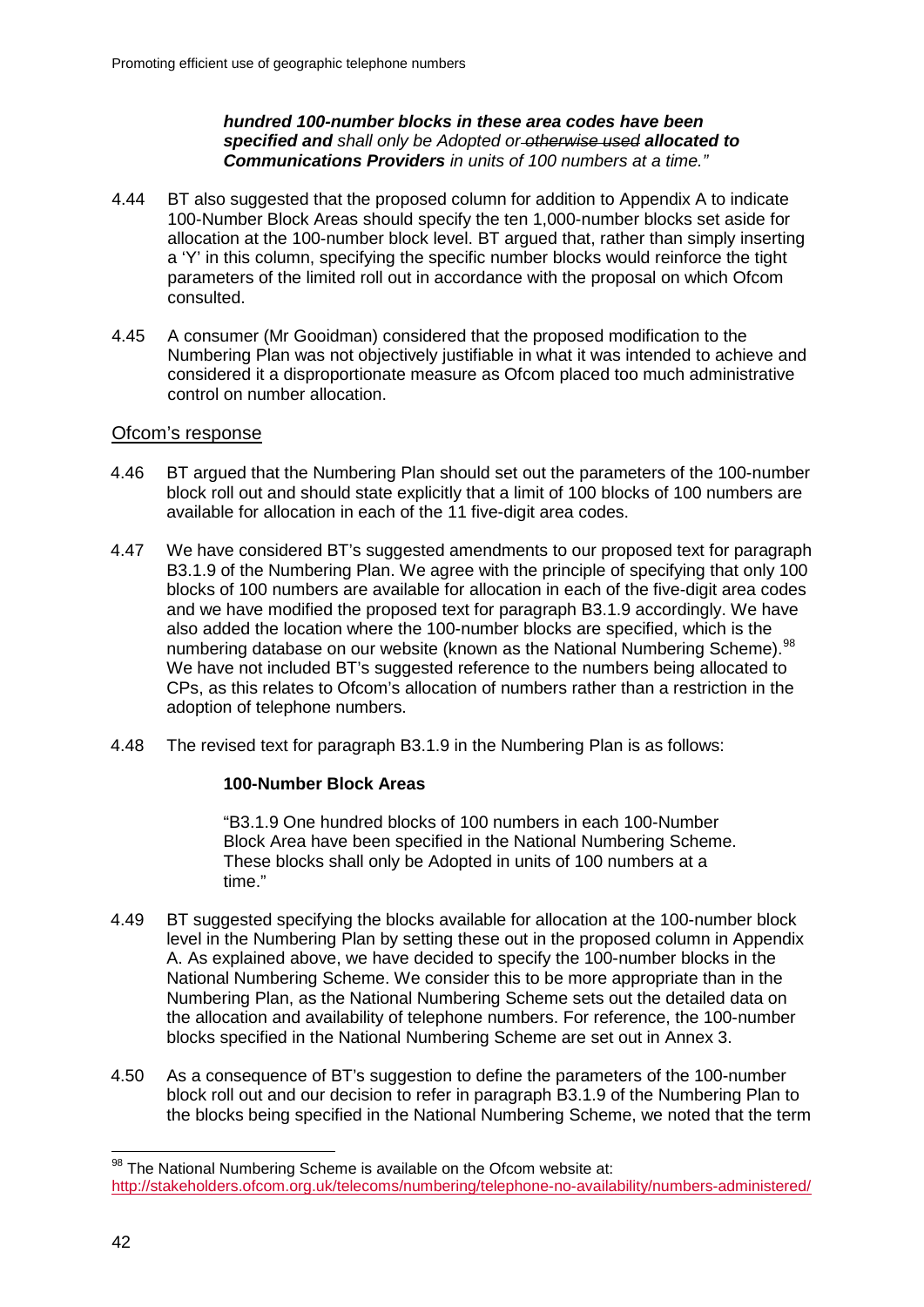***hundred 100-number blocks in these area codes have been specified and*** *shall only be Adopted or* ~~*otherwise used*~~ ***allocated to Communications Providers*** *in units of 100 numbers at a time."*

4.44 BT also suggested that the proposed column for addition to Appendix A to indicate 100-Number Block Areas should specify the ten 1,000-number blocks set aside for allocation at the 100-number block level. BT argued that, rather than simply inserting a 'Y' in this column, specifying the specific number blocks would reinforce the tight parameters of the limited roll out in accordance with the proposal on which Ofcom consulted.

4.45 A consumer (Mr Gooidman) considered that the proposed modification to the Numbering Plan was not objectively justifiable in what it was intended to achieve and considered it a disproportionate measure as Ofcom placed too much administrative control on number allocation.

## Ofcom's response

4.46 BT argued that the Numbering Plan should set out the parameters of the 100-number block roll out and should state explicitly that a limit of 100 blocks of 100 numbers are available for allocation in each of the 11 five-digit area codes.

4.47 We have considered BT's suggested amendments to our proposed text for paragraph B3.1.9 of the Numbering Plan. We agree with the principle of specifying that only 100 blocks of 100 numbers are available for allocation in each of the five-digit area codes and we have modified the proposed text for paragraph B3.1.9 accordingly. We have also added the location where the 100-number blocks are specified, which is the numbering database on our website (known as the National Numbering Scheme).[98] We have not included BT's suggested reference to the numbers being allocated to CPs, as this relates to Ofcom's allocation of numbers rather than a restriction in the adoption of telephone numbers.

4.48 The revised text for paragraph B3.1.9 in the Numbering Plan is as follows:

**100-Number Block Areas**

"B3.1.9 One hundred blocks of 100 numbers in each 100-Number Block Area have been specified in the National Numbering Scheme. These blocks shall only be Adopted in units of 100 numbers at a time."

4.49 BT suggested specifying the blocks available for allocation at the 100-number block level in the Numbering Plan by setting these out in the proposed column in Appendix A. As explained above, we have decided to specify the 100-number blocks in the National Numbering Scheme. We consider this to be more appropriate than in the Numbering Plan, as the National Numbering Scheme sets out the detailed data on the allocation and availability of telephone numbers. For reference, the 100-number blocks specified in the National Numbering Scheme are set out in Annex 3.

4.50 As a consequence of BT's suggestion to define the parameters of the 100-number block roll out and our decision to refer in paragraph B3.1.9 of the Numbering Plan to the blocks being specified in the National Numbering Scheme, we noted that the term

[98] The National Numbering Scheme is available on the Ofcom website at: http://stakeholders.ofcom.org.uk/telecoms/numbering/telephone-no-availability/numbers-administered/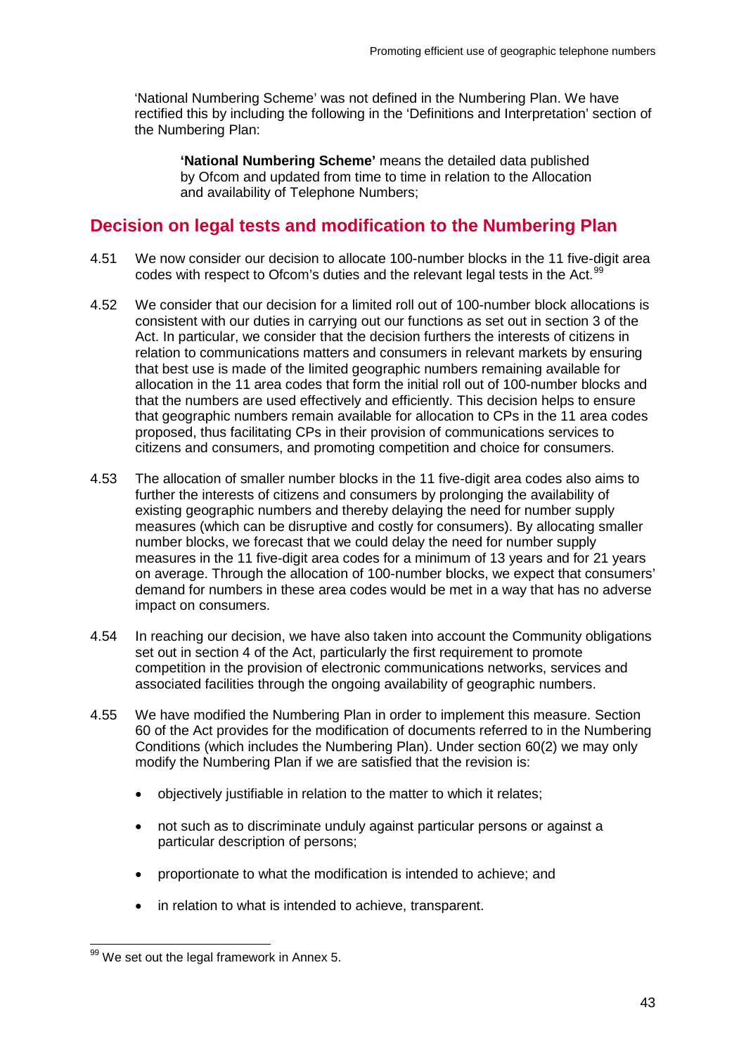'National Numbering Scheme' was not defined in the Numbering Plan. We have rectified this by including the following in the 'Definitions and Interpretation' section of the Numbering Plan:

> **'National Numbering Scheme'** means the detailed data published by Ofcom and updated from time to time in relation to the Allocation and availability of Telephone Numbers;

## Decision on legal tests and modification to the Numbering Plan

4.51 We now consider our decision to allocate 100-number blocks in the 11 five-digit area codes with respect to Ofcom's duties and the relevant legal tests in the Act.[99]

4.52 We consider that our decision for a limited roll out of 100-number block allocations is consistent with our duties in carrying out our functions as set out in section 3 of the Act. In particular, we consider that the decision furthers the interests of citizens in relation to communications matters and consumers in relevant markets by ensuring that best use is made of the limited geographic numbers remaining available for allocation in the 11 area codes that form the initial roll out of 100-number blocks and that the numbers are used effectively and efficiently. This decision helps to ensure that geographic numbers remain available for allocation to CPs in the 11 area codes proposed, thus facilitating CPs in their provision of communications services to citizens and consumers, and promoting competition and choice for consumers.

4.53 The allocation of smaller number blocks in the 11 five-digit area codes also aims to further the interests of citizens and consumers by prolonging the availability of existing geographic numbers and thereby delaying the need for number supply measures (which can be disruptive and costly for consumers). By allocating smaller number blocks, we forecast that we could delay the need for number supply measures in the 11 five-digit area codes for a minimum of 13 years and for 21 years on average. Through the allocation of 100-number blocks, we expect that consumers' demand for numbers in these area codes would be met in a way that has no adverse impact on consumers.

4.54 In reaching our decision, we have also taken into account the Community obligations set out in section 4 of the Act, particularly the first requirement to promote competition in the provision of electronic communications networks, services and associated facilities through the ongoing availability of geographic numbers.

4.55 We have modified the Numbering Plan in order to implement this measure. Section 60 of the Act provides for the modification of documents referred to in the Numbering Conditions (which includes the Numbering Plan). Under section 60(2) we may only modify the Numbering Plan if we are satisfied that the revision is:

- objectively justifiable in relation to the matter to which it relates;
- not such as to discriminate unduly against particular persons or against a particular description of persons;
- proportionate to what the modification is intended to achieve; and
- in relation to what is intended to achieve, transparent.

[99] We set out the legal framework in Annex 5.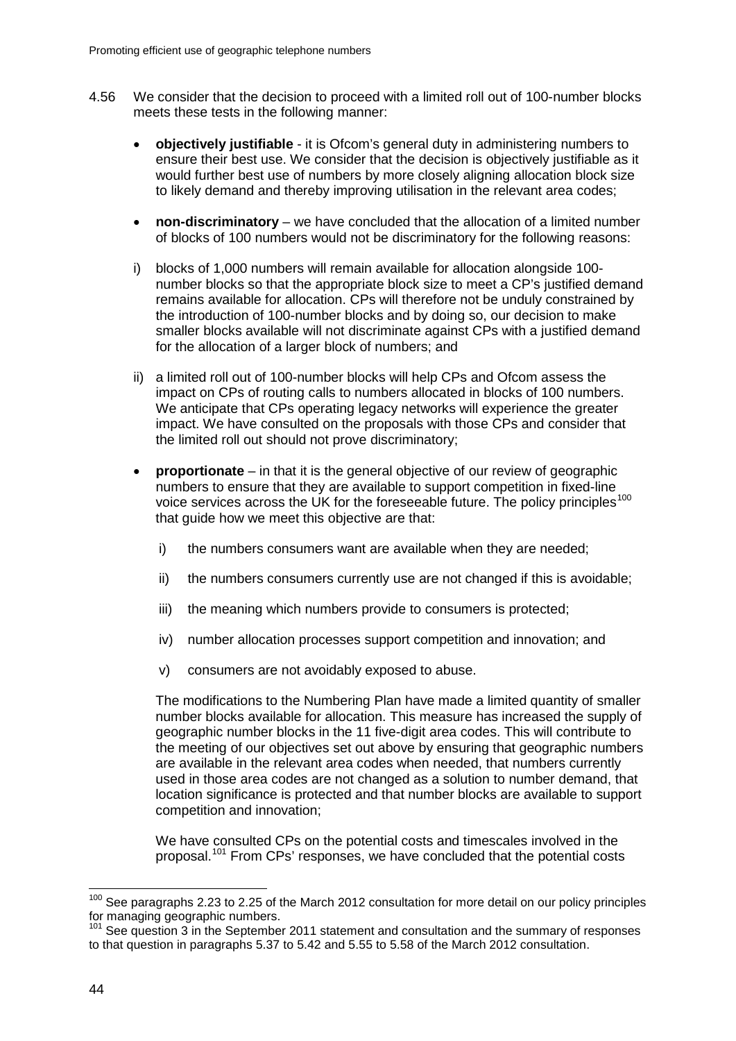4.56 We consider that the decision to proceed with a limited roll out of 100-number blocks meets these tests in the following manner:

- **objectively justifiable** - it is Ofcom's general duty in administering numbers to ensure their best use. We consider that the decision is objectively justifiable as it would further best use of numbers by more closely aligning allocation block size to likely demand and thereby improving utilisation in the relevant area codes;

- **non-discriminatory** – we have concluded that the allocation of a limited number of blocks of 100 numbers would not be discriminatory for the following reasons:

i) blocks of 1,000 numbers will remain available for allocation alongside 100-number blocks so that the appropriate block size to meet a CP's justified demand remains available for allocation. CPs will therefore not be unduly constrained by the introduction of 100-number blocks and by doing so, our decision to make smaller blocks available will not discriminate against CPs with a justified demand for the allocation of a larger block of numbers; and

ii) a limited roll out of 100-number blocks will help CPs and Ofcom assess the impact on CPs of routing calls to numbers allocated in blocks of 100 numbers. We anticipate that CPs operating legacy networks will experience the greater impact. We have consulted on the proposals with those CPs and consider that the limited roll out should not prove discriminatory;

- **proportionate** – in that it is the general objective of our review of geographic numbers to ensure that they are available to support competition in fixed-line voice services across the UK for the foreseeable future. The policy principles[100] that guide how we meet this objective are that:

  i) the numbers consumers want are available when they are needed;

  ii) the numbers consumers currently use are not changed if this is avoidable;

  iii) the meaning which numbers provide to consumers is protected;

  iv) number allocation processes support competition and innovation; and

  v) consumers are not avoidably exposed to abuse.

  The modifications to the Numbering Plan have made a limited quantity of smaller number blocks available for allocation. This measure has increased the supply of geographic number blocks in the 11 five-digit area codes. This will contribute to the meeting of our objectives set out above by ensuring that geographic numbers are available in the relevant area codes when needed, that numbers currently used in those area codes are not changed as a solution to number demand, that location significance is protected and that number blocks are available to support competition and innovation;

  We have consulted CPs on the potential costs and timescales involved in the proposal.[101] From CPs' responses, we have concluded that the potential costs

---

[100] See paragraphs 2.23 to 2.25 of the March 2012 consultation for more detail on our policy principles for managing geographic numbers.

[101] See question 3 in the September 2011 statement and consultation and the summary of responses to that question in paragraphs 5.37 to 5.42 and 5.55 to 5.58 of the March 2012 consultation.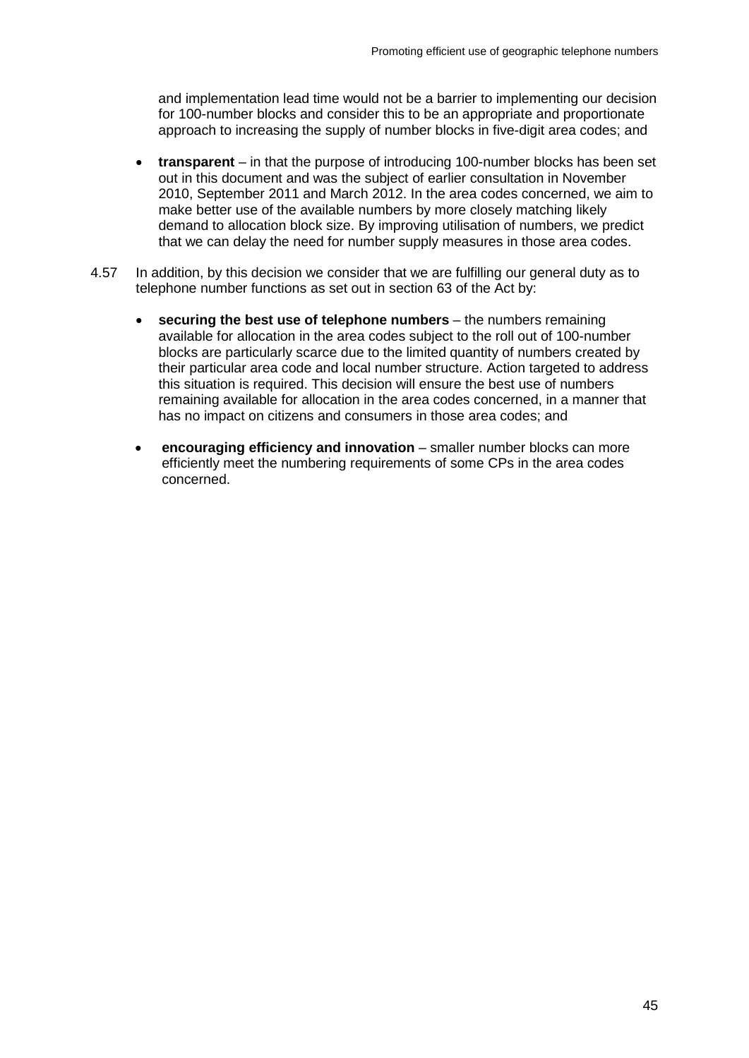and implementation lead time would not be a barrier to implementing our decision for 100-number blocks and consider this to be an appropriate and proportionate approach to increasing the supply of number blocks in five-digit area codes; and

- **transparent** – in that the purpose of introducing 100-number blocks has been set out in this document and was the subject of earlier consultation in November 2010, September 2011 and March 2012. In the area codes concerned, we aim to make better use of the available numbers by more closely matching likely demand to allocation block size. By improving utilisation of numbers, we predict that we can delay the need for number supply measures in those area codes.

4.57 In addition, by this decision we consider that we are fulfilling our general duty as to telephone number functions as set out in section 63 of the Act by:

- **securing the best use of telephone numbers** – the numbers remaining available for allocation in the area codes subject to the roll out of 100-number blocks are particularly scarce due to the limited quantity of numbers created by their particular area code and local number structure. Action targeted to address this situation is required. This decision will ensure the best use of numbers remaining available for allocation in the area codes concerned, in a manner that has no impact on citizens and consumers in those area codes; and

- **encouraging efficiency and innovation** – smaller number blocks can more efficiently meet the numbering requirements of some CPs in the area codes concerned.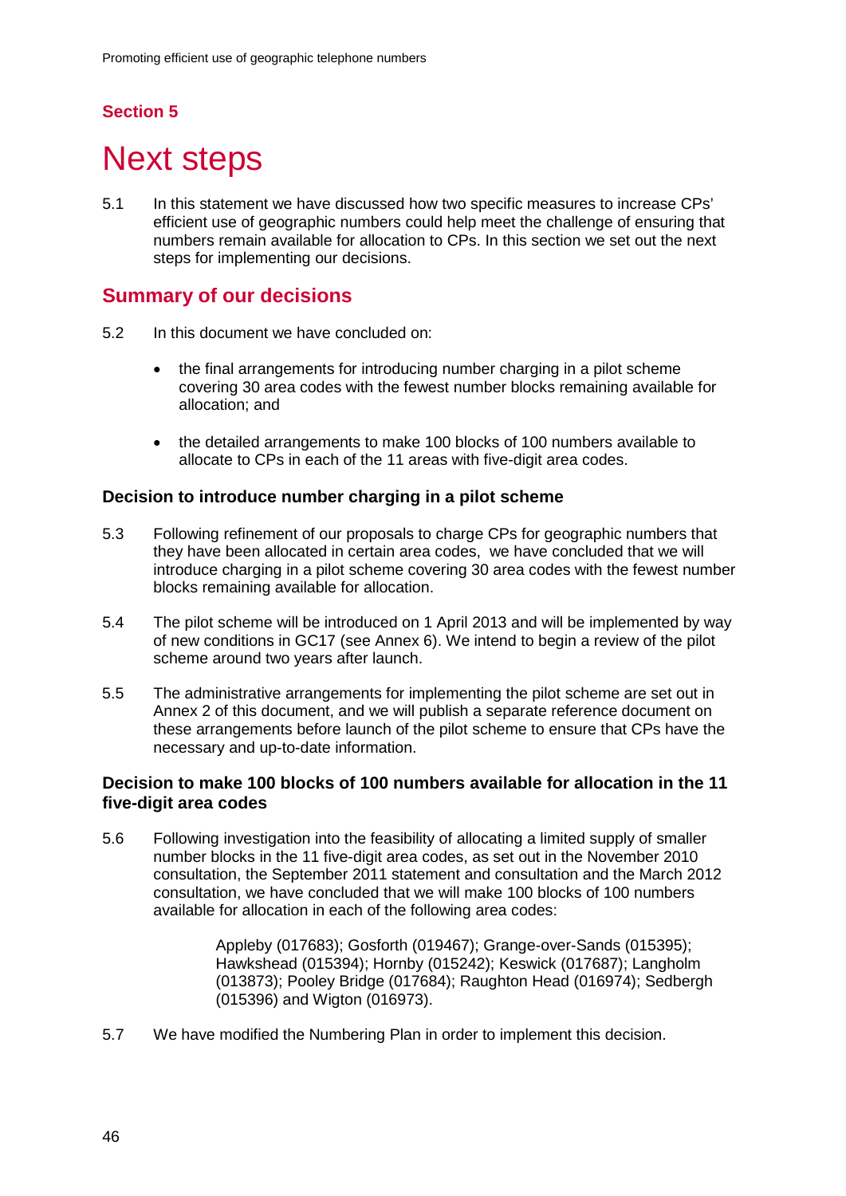## Section 5

# Next steps

5.1 In this statement we have discussed how two specific measures to increase CPs' efficient use of geographic numbers could help meet the challenge of ensuring that numbers remain available for allocation to CPs. In this section we set out the next steps for implementing our decisions.

## Summary of our decisions

5.2 In this document we have concluded on:

- the final arrangements for introducing number charging in a pilot scheme covering 30 area codes with the fewest number blocks remaining available for allocation; and
- the detailed arrangements to make 100 blocks of 100 numbers available to allocate to CPs in each of the 11 areas with five-digit area codes.

### Decision to introduce number charging in a pilot scheme

5.3 Following refinement of our proposals to charge CPs for geographic numbers that they have been allocated in certain area codes, we have concluded that we will introduce charging in a pilot scheme covering 30 area codes with the fewest number blocks remaining available for allocation.

5.4 The pilot scheme will be introduced on 1 April 2013 and will be implemented by way of new conditions in GC17 (see Annex 6). We intend to begin a review of the pilot scheme around two years after launch.

5.5 The administrative arrangements for implementing the pilot scheme are set out in Annex 2 of this document, and we will publish a separate reference document on these arrangements before launch of the pilot scheme to ensure that CPs have the necessary and up-to-date information.

### Decision to make 100 blocks of 100 numbers available for allocation in the 11 five-digit area codes

5.6 Following investigation into the feasibility of allocating a limited supply of smaller number blocks in the 11 five-digit area codes, as set out in the November 2010 consultation, the September 2011 statement and consultation and the March 2012 consultation, we have concluded that we will make 100 blocks of 100 numbers available for allocation in each of the following area codes:

> Appleby (017683); Gosforth (019467); Grange-over-Sands (015395); Hawkshead (015394); Hornby (015242); Keswick (017687); Langholm (013873); Pooley Bridge (017684); Raughton Head (016974); Sedbergh (015396) and Wigton (016973).

5.7 We have modified the Numbering Plan in order to implement this decision.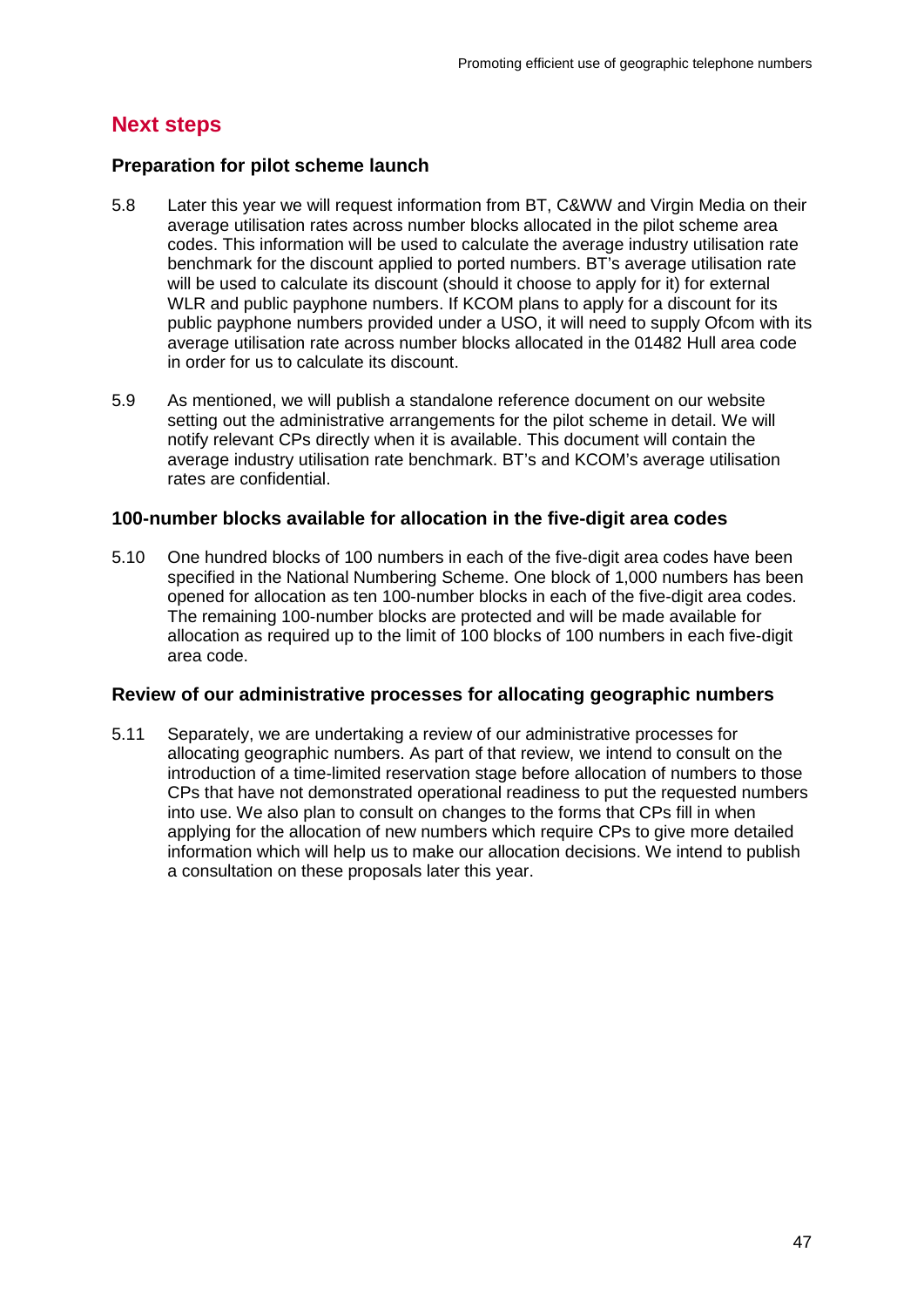## Next steps

### Preparation for pilot scheme launch

5.8 Later this year we will request information from BT, C&WW and Virgin Media on their average utilisation rates across number blocks allocated in the pilot scheme area codes. This information will be used to calculate the average industry utilisation rate benchmark for the discount applied to ported numbers. BT's average utilisation rate will be used to calculate its discount (should it choose to apply for it) for external WLR and public payphone numbers. If KCOM plans to apply for a discount for its public payphone numbers provided under a USO, it will need to supply Ofcom with its average utilisation rate across number blocks allocated in the 01482 Hull area code in order for us to calculate its discount.

5.9 As mentioned, we will publish a standalone reference document on our website setting out the administrative arrangements for the pilot scheme in detail. We will notify relevant CPs directly when it is available. This document will contain the average industry utilisation rate benchmark. BT's and KCOM's average utilisation rates are confidential.

### 100-number blocks available for allocation in the five-digit area codes

5.10 One hundred blocks of 100 numbers in each of the five-digit area codes have been specified in the National Numbering Scheme. One block of 1,000 numbers has been opened for allocation as ten 100-number blocks in each of the five-digit area codes. The remaining 100-number blocks are protected and will be made available for allocation as required up to the limit of 100 blocks of 100 numbers in each five-digit area code.

### Review of our administrative processes for allocating geographic numbers

5.11 Separately, we are undertaking a review of our administrative processes for allocating geographic numbers. As part of that review, we intend to consult on the introduction of a time-limited reservation stage before allocation of numbers to those CPs that have not demonstrated operational readiness to put the requested numbers into use. We also plan to consult on changes to the forms that CPs fill in when applying for the allocation of new numbers which require CPs to give more detailed information which will help us to make our allocation decisions. We intend to publish a consultation on these proposals later this year.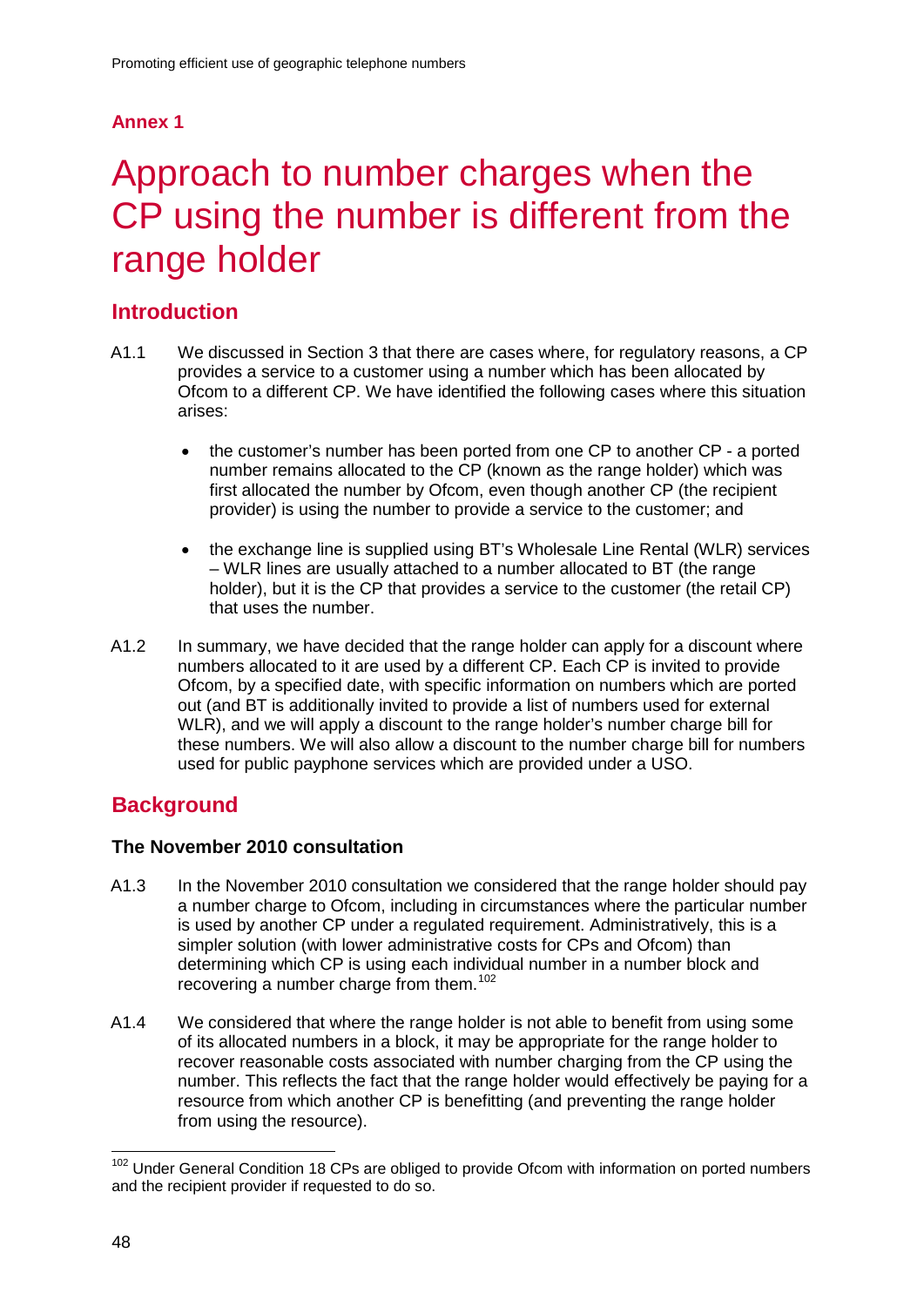## Annex 1

# Approach to number charges when the CP using the number is different from the range holder

## Introduction

A1.1 We discussed in Section 3 that there are cases where, for regulatory reasons, a CP provides a service to a customer using a number which has been allocated by Ofcom to a different CP. We have identified the following cases where this situation arises:

- the customer's number has been ported from one CP to another CP - a ported number remains allocated to the CP (known as the range holder) which was first allocated the number by Ofcom, even though another CP (the recipient provider) is using the number to provide a service to the customer; and

- the exchange line is supplied using BT's Wholesale Line Rental (WLR) services – WLR lines are usually attached to a number allocated to BT (the range holder), but it is the CP that provides a service to the customer (the retail CP) that uses the number.

A1.2 In summary, we have decided that the range holder can apply for a discount where numbers allocated to it are used by a different CP. Each CP is invited to provide Ofcom, by a specified date, with specific information on numbers which are ported out (and BT is additionally invited to provide a list of numbers used for external WLR), and we will apply a discount to the range holder's number charge bill for these numbers. We will also allow a discount to the number charge bill for numbers used for public payphone services which are provided under a USO.

## Background

### The November 2010 consultation

A1.3 In the November 2010 consultation we considered that the range holder should pay a number charge to Ofcom, including in circumstances where the particular number is used by another CP under a regulated requirement. Administratively, this is a simpler solution (with lower administrative costs for CPs and Ofcom) than determining which CP is using each individual number in a number block and recovering a number charge from them.[102]

A1.4 We considered that where the range holder is not able to benefit from using some of its allocated numbers in a block, it may be appropriate for the range holder to recover reasonable costs associated with number charging from the CP using the number. This reflects the fact that the range holder would effectively be paying for a resource from which another CP is benefitting (and preventing the range holder from using the resource).

[102] Under General Condition 18 CPs are obliged to provide Ofcom with information on ported numbers and the recipient provider if requested to do so.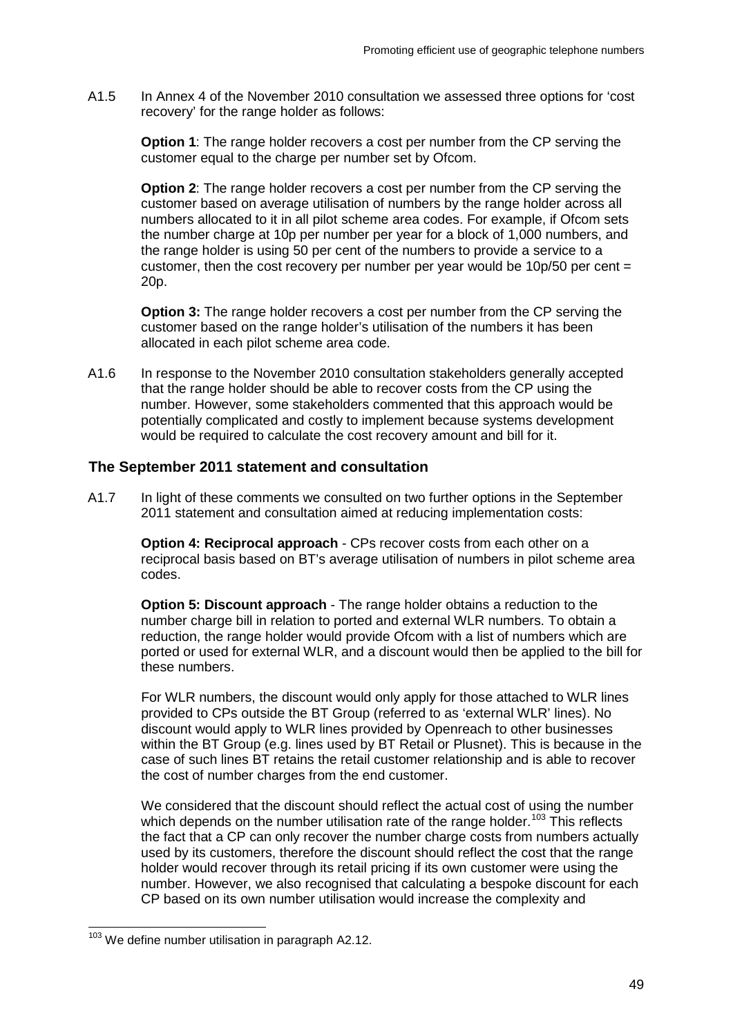A1.5 In Annex 4 of the November 2010 consultation we assessed three options for 'cost recovery' for the range holder as follows:

**Option 1**: The range holder recovers a cost per number from the CP serving the customer equal to the charge per number set by Ofcom.

**Option 2**: The range holder recovers a cost per number from the CP serving the customer based on average utilisation of numbers by the range holder across all numbers allocated to it in all pilot scheme area codes. For example, if Ofcom sets the number charge at 10p per number per year for a block of 1,000 numbers, and the range holder is using 50 per cent of the numbers to provide a service to a customer, then the cost recovery per number per year would be 10p/50 per cent = 20p.

**Option 3:** The range holder recovers a cost per number from the CP serving the customer based on the range holder's utilisation of the numbers it has been allocated in each pilot scheme area code.

A1.6 In response to the November 2010 consultation stakeholders generally accepted that the range holder should be able to recover costs from the CP using the number. However, some stakeholders commented that this approach would be potentially complicated and costly to implement because systems development would be required to calculate the cost recovery amount and bill for it.

### The September 2011 statement and consultation

A1.7 In light of these comments we consulted on two further options in the September 2011 statement and consultation aimed at reducing implementation costs:

**Option 4: Reciprocal approach** - CPs recover costs from each other on a reciprocal basis based on BT's average utilisation of numbers in pilot scheme area codes.

**Option 5: Discount approach** - The range holder obtains a reduction to the number charge bill in relation to ported and external WLR numbers. To obtain a reduction, the range holder would provide Ofcom with a list of numbers which are ported or used for external WLR, and a discount would then be applied to the bill for these numbers.

For WLR numbers, the discount would only apply for those attached to WLR lines provided to CPs outside the BT Group (referred to as 'external WLR' lines). No discount would apply to WLR lines provided by Openreach to other businesses within the BT Group (e.g. lines used by BT Retail or Plusnet). This is because in the case of such lines BT retains the retail customer relationship and is able to recover the cost of number charges from the end customer.

We considered that the discount should reflect the actual cost of using the number which depends on the number utilisation rate of the range holder.[103] This reflects the fact that a CP can only recover the number charge costs from numbers actually used by its customers, therefore the discount should reflect the cost that the range holder would recover through its retail pricing if its own customer were using the number. However, we also recognised that calculating a bespoke discount for each CP based on its own number utilisation would increase the complexity and

[103] We define number utilisation in paragraph A2.12.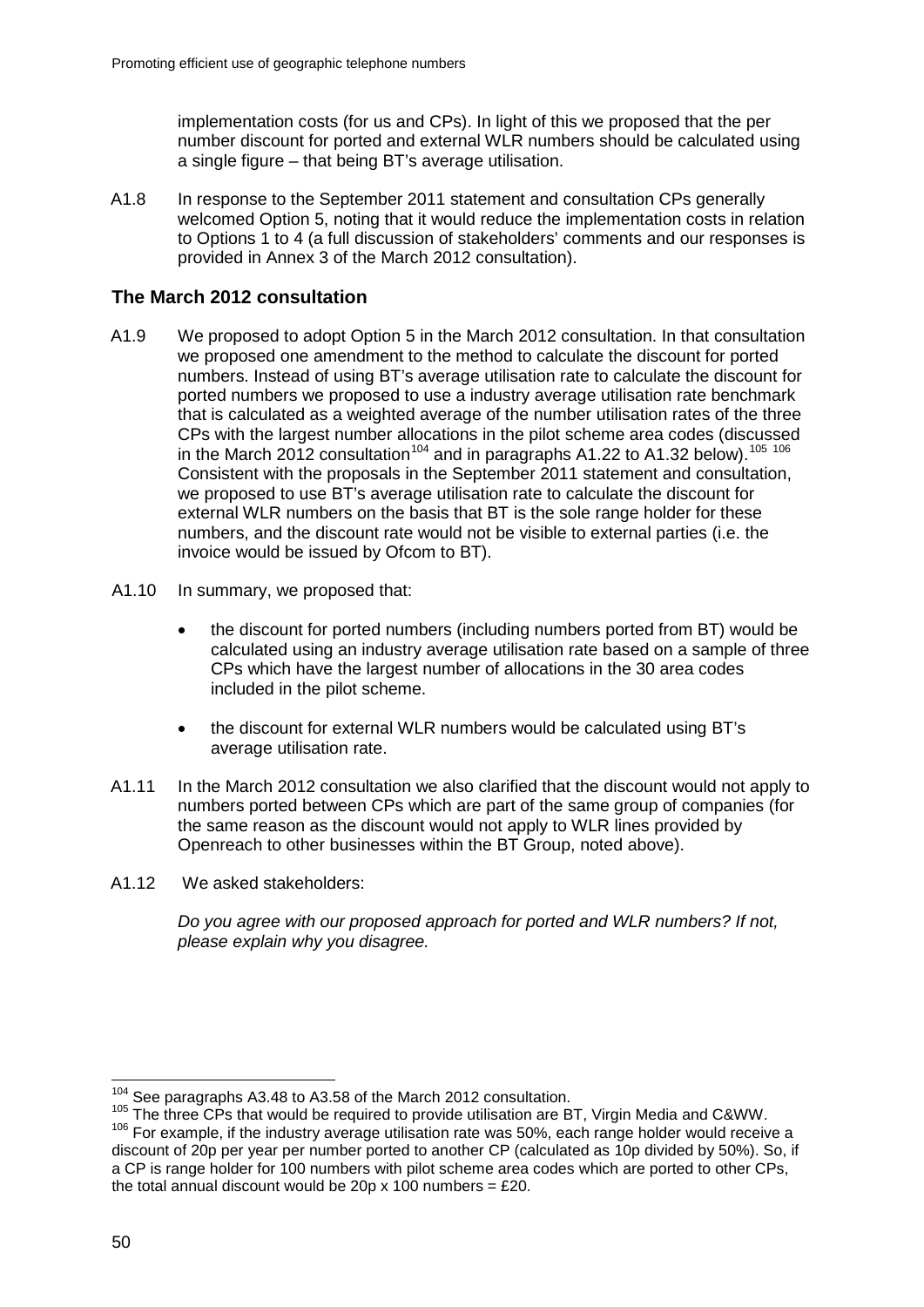implementation costs (for us and CPs). In light of this we proposed that the per number discount for ported and external WLR numbers should be calculated using a single figure – that being BT's average utilisation.

A1.8 In response to the September 2011 statement and consultation CPs generally welcomed Option 5, noting that it would reduce the implementation costs in relation to Options 1 to 4 (a full discussion of stakeholders' comments and our responses is provided in Annex 3 of the March 2012 consultation).

## The March 2012 consultation

A1.9 We proposed to adopt Option 5 in the March 2012 consultation. In that consultation we proposed one amendment to the method to calculate the discount for ported numbers. Instead of using BT's average utilisation rate to calculate the discount for ported numbers we proposed to use a industry average utilisation rate benchmark that is calculated as a weighted average of the number utilisation rates of the three CPs with the largest number allocations in the pilot scheme area codes (discussed in the March 2012 consultation[104] and in paragraphs A1.22 to A1.32 below).[105] [106] Consistent with the proposals in the September 2011 statement and consultation, we proposed to use BT's average utilisation rate to calculate the discount for external WLR numbers on the basis that BT is the sole range holder for these numbers, and the discount rate would not be visible to external parties (i.e. the invoice would be issued by Ofcom to BT).

A1.10 In summary, we proposed that:

- the discount for ported numbers (including numbers ported from BT) would be calculated using an industry average utilisation rate based on a sample of three CPs which have the largest number of allocations in the 30 area codes included in the pilot scheme.
- the discount for external WLR numbers would be calculated using BT's average utilisation rate.

A1.11 In the March 2012 consultation we also clarified that the discount would not apply to numbers ported between CPs which are part of the same group of companies (for the same reason as the discount would not apply to WLR lines provided by Openreach to other businesses within the BT Group, noted above).

A1.12 We asked stakeholders:

*Do you agree with our proposed approach for ported and WLR numbers? If not, please explain why you disagree.*

---

[104] See paragraphs A3.48 to A3.58 of the March 2012 consultation.

[105] The three CPs that would be required to provide utilisation are BT, Virgin Media and C&WW.

[106] For example, if the industry average utilisation rate was 50%, each range holder would receive a discount of 20p per year per number ported to another CP (calculated as 10p divided by 50%). So, if a CP is range holder for 100 numbers with pilot scheme area codes which are ported to other CPs, the total annual discount would be 20p x 100 numbers = £20.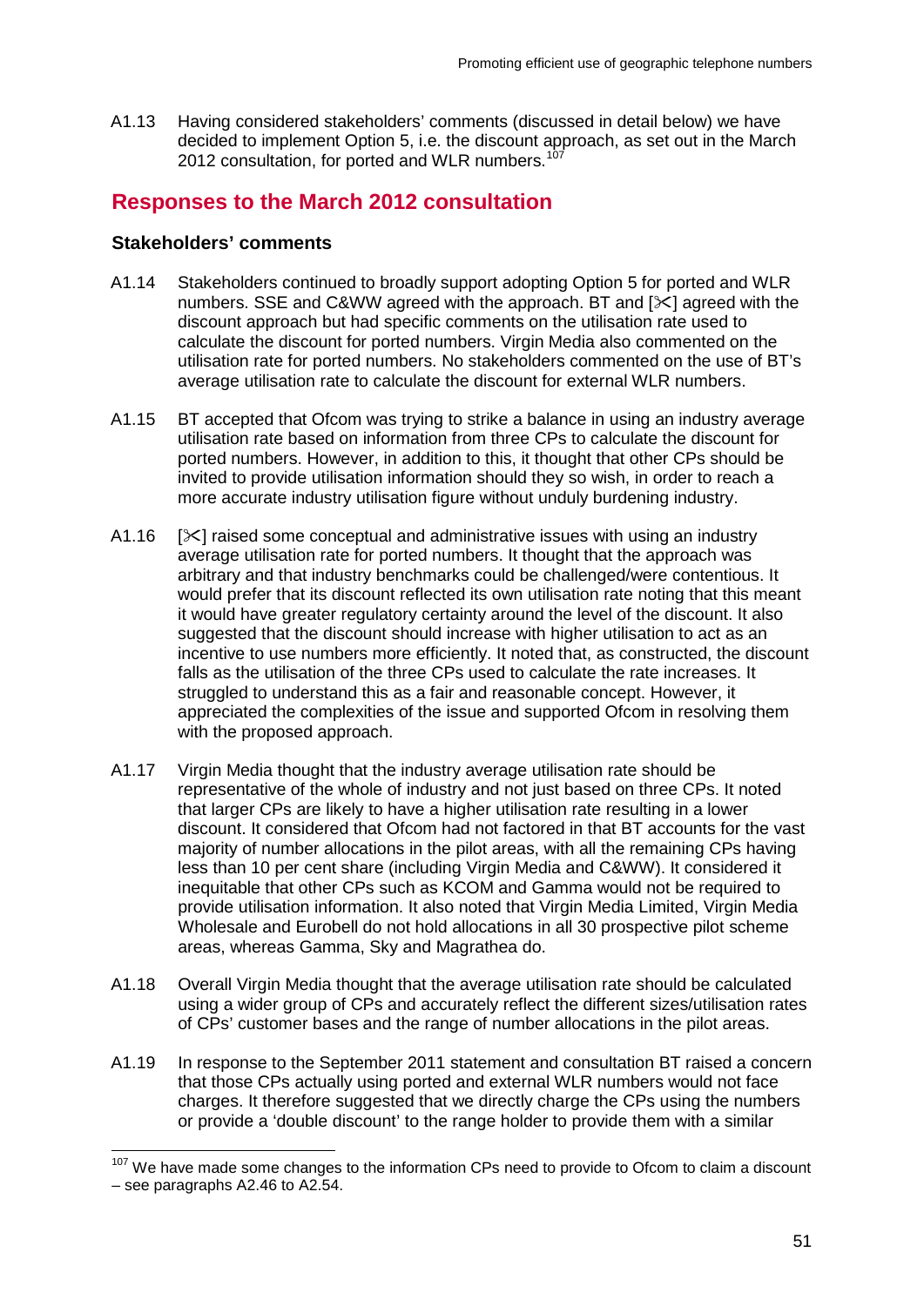A1.13 Having considered stakeholders' comments (discussed in detail below) we have decided to implement Option 5, i.e. the discount approach, as set out in the March 2012 consultation, for ported and WLR numbers.[107]

## Responses to the March 2012 consultation

### Stakeholders' comments

A1.14 Stakeholders continued to broadly support adopting Option 5 for ported and WLR numbers. SSE and C&WW agreed with the approach. BT and [✂] agreed with the discount approach but had specific comments on the utilisation rate used to calculate the discount for ported numbers. Virgin Media also commented on the utilisation rate for ported numbers. No stakeholders commented on the use of BT's average utilisation rate to calculate the discount for external WLR numbers.

A1.15 BT accepted that Ofcom was trying to strike a balance in using an industry average utilisation rate based on information from three CPs to calculate the discount for ported numbers. However, in addition to this, it thought that other CPs should be invited to provide utilisation information should they so wish, in order to reach a more accurate industry utilisation figure without unduly burdening industry.

A1.16 [✂] raised some conceptual and administrative issues with using an industry average utilisation rate for ported numbers. It thought that the approach was arbitrary and that industry benchmarks could be challenged/were contentious. It would prefer that its discount reflected its own utilisation rate noting that this meant it would have greater regulatory certainty around the level of the discount. It also suggested that the discount should increase with higher utilisation to act as an incentive to use numbers more efficiently. It noted that, as constructed, the discount falls as the utilisation of the three CPs used to calculate the rate increases. It struggled to understand this as a fair and reasonable concept. However, it appreciated the complexities of the issue and supported Ofcom in resolving them with the proposed approach.

A1.17 Virgin Media thought that the industry average utilisation rate should be representative of the whole of industry and not just based on three CPs. It noted that larger CPs are likely to have a higher utilisation rate resulting in a lower discount. It considered that Ofcom had not factored in that BT accounts for the vast majority of number allocations in the pilot areas, with all the remaining CPs having less than 10 per cent share (including Virgin Media and C&WW). It considered it inequitable that other CPs such as KCOM and Gamma would not be required to provide utilisation information. It also noted that Virgin Media Limited, Virgin Media Wholesale and Eurobell do not hold allocations in all 30 prospective pilot scheme areas, whereas Gamma, Sky and Magrathea do.

A1.18 Overall Virgin Media thought that the average utilisation rate should be calculated using a wider group of CPs and accurately reflect the different sizes/utilisation rates of CPs' customer bases and the range of number allocations in the pilot areas.

A1.19 In response to the September 2011 statement and consultation BT raised a concern that those CPs actually using ported and external WLR numbers would not face charges. It therefore suggested that we directly charge the CPs using the numbers or provide a 'double discount' to the range holder to provide them with a similar

[107] We have made some changes to the information CPs need to provide to Ofcom to claim a discount – see paragraphs A2.46 to A2.54.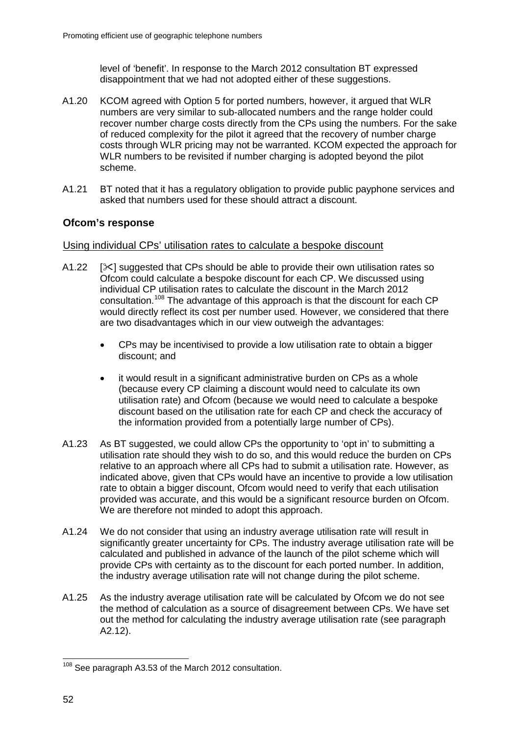level of 'benefit'. In response to the March 2012 consultation BT expressed disappointment that we had not adopted either of these suggestions.

A1.20 KCOM agreed with Option 5 for ported numbers, however, it argued that WLR numbers are very similar to sub-allocated numbers and the range holder could recover number charge costs directly from the CPs using the numbers. For the sake of reduced complexity for the pilot it agreed that the recovery of number charge costs through WLR pricing may not be warranted. KCOM expected the approach for WLR numbers to be revisited if number charging is adopted beyond the pilot scheme.

A1.21 BT noted that it has a regulatory obligation to provide public payphone services and asked that numbers used for these should attract a discount.

### Ofcom's response

Using individual CPs' utilisation rates to calculate a bespoke discount

A1.22 [✂] suggested that CPs should be able to provide their own utilisation rates so Ofcom could calculate a bespoke discount for each CP. We discussed using individual CP utilisation rates to calculate the discount in the March 2012 consultation.[108] The advantage of this approach is that the discount for each CP would directly reflect its cost per number used. However, we considered that there are two disadvantages which in our view outweigh the advantages:

- CPs may be incentivised to provide a low utilisation rate to obtain a bigger discount; and
- it would result in a significant administrative burden on CPs as a whole (because every CP claiming a discount would need to calculate its own utilisation rate) and Ofcom (because we would need to calculate a bespoke discount based on the utilisation rate for each CP and check the accuracy of the information provided from a potentially large number of CPs).

A1.23 As BT suggested, we could allow CPs the opportunity to 'opt in' to submitting a utilisation rate should they wish to do so, and this would reduce the burden on CPs relative to an approach where all CPs had to submit a utilisation rate. However, as indicated above, given that CPs would have an incentive to provide a low utilisation rate to obtain a bigger discount, Ofcom would need to verify that each utilisation provided was accurate, and this would be a significant resource burden on Ofcom. We are therefore not minded to adopt this approach.

A1.24 We do not consider that using an industry average utilisation rate will result in significantly greater uncertainty for CPs. The industry average utilisation rate will be calculated and published in advance of the launch of the pilot scheme which will provide CPs with certainty as to the discount for each ported number. In addition, the industry average utilisation rate will not change during the pilot scheme.

A1.25 As the industry average utilisation rate will be calculated by Ofcom we do not see the method of calculation as a source of disagreement between CPs. We have set out the method for calculating the industry average utilisation rate (see paragraph A2.12).

[108] See paragraph A3.53 of the March 2012 consultation.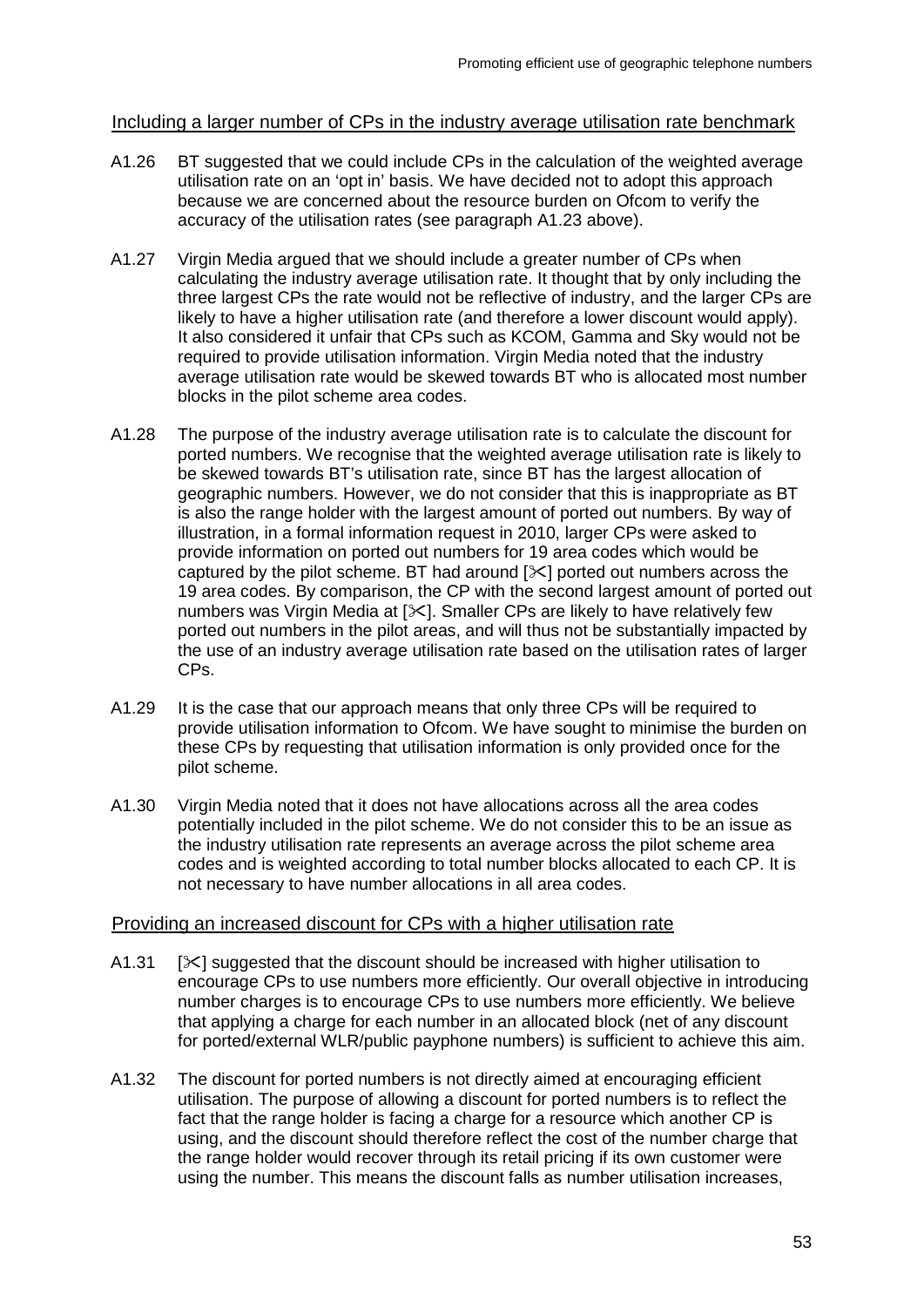## Including a larger number of CPs in the industry average utilisation rate benchmark

A1.26 BT suggested that we could include CPs in the calculation of the weighted average utilisation rate on an 'opt in' basis. We have decided not to adopt this approach because we are concerned about the resource burden on Ofcom to verify the accuracy of the utilisation rates (see paragraph A1.23 above).

A1.27 Virgin Media argued that we should include a greater number of CPs when calculating the industry average utilisation rate. It thought that by only including the three largest CPs the rate would not be reflective of industry, and the larger CPs are likely to have a higher utilisation rate (and therefore a lower discount would apply). It also considered it unfair that CPs such as KCOM, Gamma and Sky would not be required to provide utilisation information. Virgin Media noted that the industry average utilisation rate would be skewed towards BT who is allocated most number blocks in the pilot scheme area codes.

A1.28 The purpose of the industry average utilisation rate is to calculate the discount for ported numbers. We recognise that the weighted average utilisation rate is likely to be skewed towards BT's utilisation rate, since BT has the largest allocation of geographic numbers. However, we do not consider that this is inappropriate as BT is also the range holder with the largest amount of ported out numbers. By way of illustration, in a formal information request in 2010, larger CPs were asked to provide information on ported out numbers for 19 area codes which would be captured by the pilot scheme. BT had around [✂] ported out numbers across the 19 area codes. By comparison, the CP with the second largest amount of ported out numbers was Virgin Media at [✂]. Smaller CPs are likely to have relatively few ported out numbers in the pilot areas, and will thus not be substantially impacted by the use of an industry average utilisation rate based on the utilisation rates of larger CPs.

A1.29 It is the case that our approach means that only three CPs will be required to provide utilisation information to Ofcom. We have sought to minimise the burden on these CPs by requesting that utilisation information is only provided once for the pilot scheme.

A1.30 Virgin Media noted that it does not have allocations across all the area codes potentially included in the pilot scheme. We do not consider this to be an issue as the industry utilisation rate represents an average across the pilot scheme area codes and is weighted according to total number blocks allocated to each CP. It is not necessary to have number allocations in all area codes.

## Providing an increased discount for CPs with a higher utilisation rate

A1.31 [✂] suggested that the discount should be increased with higher utilisation to encourage CPs to use numbers more efficiently. Our overall objective in introducing number charges is to encourage CPs to use numbers more efficiently. We believe that applying a charge for each number in an allocated block (net of any discount for ported/external WLR/public payphone numbers) is sufficient to achieve this aim.

A1.32 The discount for ported numbers is not directly aimed at encouraging efficient utilisation. The purpose of allowing a discount for ported numbers is to reflect the fact that the range holder is facing a charge for a resource which another CP is using, and the discount should therefore reflect the cost of the number charge that the range holder would recover through its retail pricing if its own customer were using the number. This means the discount falls as number utilisation increases,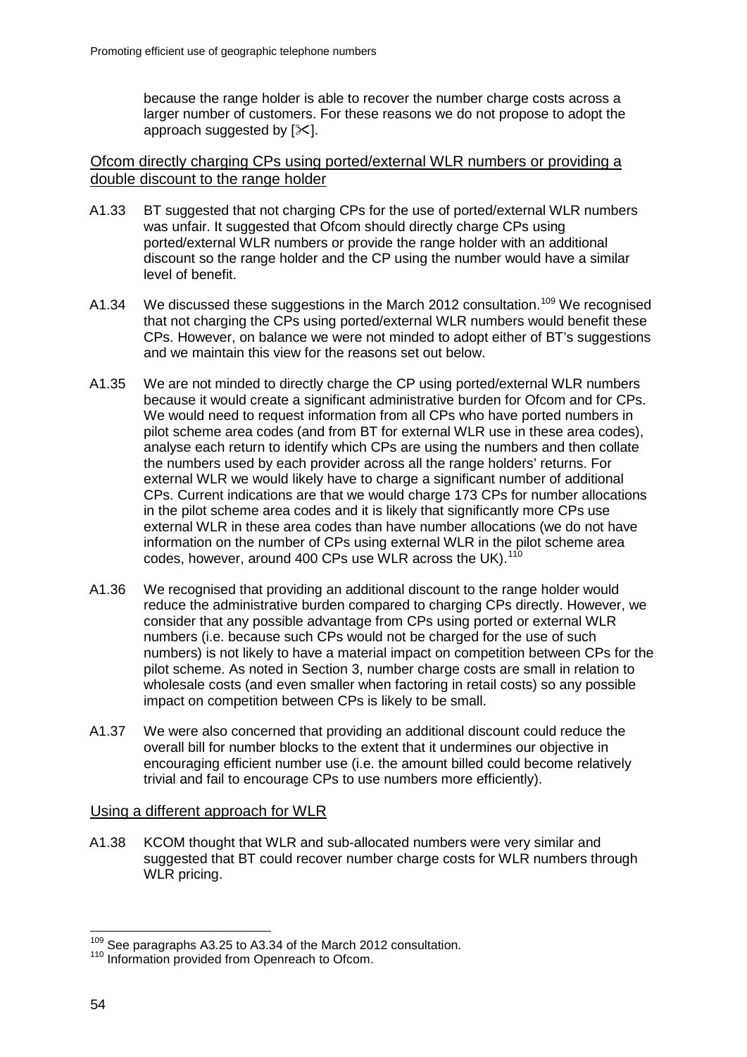because the range holder is able to recover the number charge costs across a larger number of customers. For these reasons we do not propose to adopt the approach suggested by [✂].

### Ofcom directly charging CPs using ported/external WLR numbers or providing a double discount to the range holder

A1.33 BT suggested that not charging CPs for the use of ported/external WLR numbers was unfair. It suggested that Ofcom should directly charge CPs using ported/external WLR numbers or provide the range holder with an additional discount so the range holder and the CP using the number would have a similar level of benefit.

A1.34 We discussed these suggestions in the March 2012 consultation.[109] We recognised that not charging the CPs using ported/external WLR numbers would benefit these CPs. However, on balance we were not minded to adopt either of BT's suggestions and we maintain this view for the reasons set out below.

A1.35 We are not minded to directly charge the CP using ported/external WLR numbers because it would create a significant administrative burden for Ofcom and for CPs. We would need to request information from all CPs who have ported numbers in pilot scheme area codes (and from BT for external WLR use in these area codes), analyse each return to identify which CPs are using the numbers and then collate the numbers used by each provider across all the range holders' returns. For external WLR we would likely have to charge a significant number of additional CPs. Current indications are that we would charge 173 CPs for number allocations in the pilot scheme area codes and it is likely that significantly more CPs use external WLR in these area codes than have number allocations (we do not have information on the number of CPs using external WLR in the pilot scheme area codes, however, around 400 CPs use WLR across the UK).[110]

A1.36 We recognised that providing an additional discount to the range holder would reduce the administrative burden compared to charging CPs directly. However, we consider that any possible advantage from CPs using ported or external WLR numbers (i.e. because such CPs would not be charged for the use of such numbers) is not likely to have a material impact on competition between CPs for the pilot scheme. As noted in Section 3, number charge costs are small in relation to wholesale costs (and even smaller when factoring in retail costs) so any possible impact on competition between CPs is likely to be small.

A1.37 We were also concerned that providing an additional discount could reduce the overall bill for number blocks to the extent that it undermines our objective in encouraging efficient number use (i.e. the amount billed could become relatively trivial and fail to encourage CPs to use numbers more efficiently).

### Using a different approach for WLR

A1.38 KCOM thought that WLR and sub-allocated numbers were very similar and suggested that BT could recover number charge costs for WLR numbers through WLR pricing.

[109] See paragraphs A3.25 to A3.34 of the March 2012 consultation.

[110] Information provided from Openreach to Ofcom.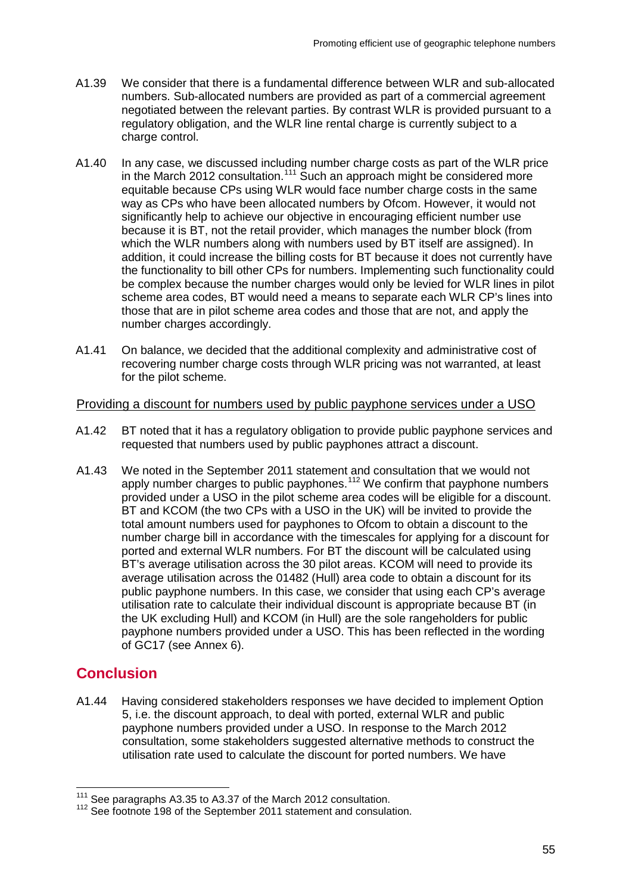A1.39 We consider that there is a fundamental difference between WLR and sub-allocated numbers. Sub-allocated numbers are provided as part of a commercial agreement negotiated between the relevant parties. By contrast WLR is provided pursuant to a regulatory obligation, and the WLR line rental charge is currently subject to a charge control.

A1.40 In any case, we discussed including number charge costs as part of the WLR price in the March 2012 consultation.[111] Such an approach might be considered more equitable because CPs using WLR would face number charge costs in the same way as CPs who have been allocated numbers by Ofcom. However, it would not significantly help to achieve our objective in encouraging efficient number use because it is BT, not the retail provider, which manages the number block (from which the WLR numbers along with numbers used by BT itself are assigned). In addition, it could increase the billing costs for BT because it does not currently have the functionality to bill other CPs for numbers. Implementing such functionality could be complex because the number charges would only be levied for WLR lines in pilot scheme area codes, BT would need a means to separate each WLR CP's lines into those that are in pilot scheme area codes and those that are not, and apply the number charges accordingly.

A1.41 On balance, we decided that the additional complexity and administrative cost of recovering number charge costs through WLR pricing was not warranted, at least for the pilot scheme.

Providing a discount for numbers used by public payphone services under a USO

A1.42 BT noted that it has a regulatory obligation to provide public payphone services and requested that numbers used by public payphones attract a discount.

A1.43 We noted in the September 2011 statement and consultation that we would not apply number charges to public payphones.[112] We confirm that payphone numbers provided under a USO in the pilot scheme area codes will be eligible for a discount. BT and KCOM (the two CPs with a USO in the UK) will be invited to provide the total amount numbers used for payphones to Ofcom to obtain a discount to the number charge bill in accordance with the timescales for applying for a discount for ported and external WLR numbers. For BT the discount will be calculated using BT's average utilisation across the 30 pilot areas. KCOM will need to provide its average utilisation across the 01482 (Hull) area code to obtain a discount for its public payphone numbers. In this case, we consider that using each CP's average utilisation rate to calculate their individual discount is appropriate because BT (in the UK excluding Hull) and KCOM (in Hull) are the sole rangeholders for public payphone numbers provided under a USO. This has been reflected in the wording of GC17 (see Annex 6).

## Conclusion

A1.44 Having considered stakeholders responses we have decided to implement Option 5, i.e. the discount approach, to deal with ported, external WLR and public payphone numbers provided under a USO. In response to the March 2012 consultation, some stakeholders suggested alternative methods to construct the utilisation rate used to calculate the discount for ported numbers. We have

[111] See paragraphs A3.35 to A3.37 of the March 2012 consultation.

[112] See footnote 198 of the September 2011 statement and consulation.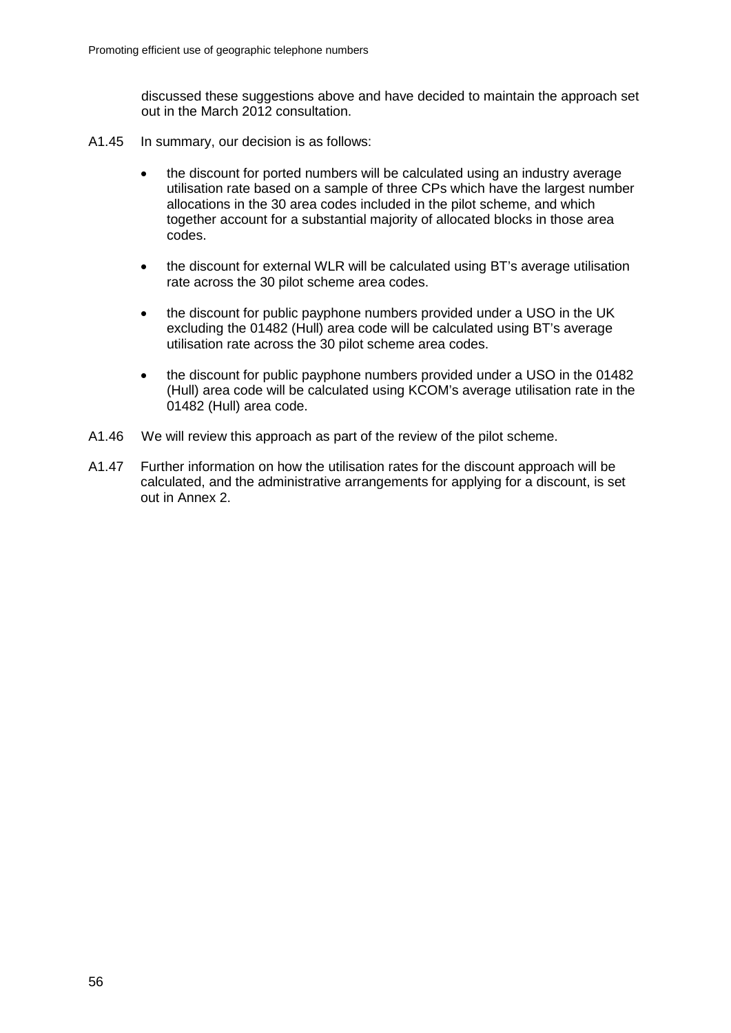discussed these suggestions above and have decided to maintain the approach set out in the March 2012 consultation.

A1.45 In summary, our decision is as follows:

- the discount for ported numbers will be calculated using an industry average utilisation rate based on a sample of three CPs which have the largest number allocations in the 30 area codes included in the pilot scheme, and which together account for a substantial majority of allocated blocks in those area codes.
- the discount for external WLR will be calculated using BT's average utilisation rate across the 30 pilot scheme area codes.
- the discount for public payphone numbers provided under a USO in the UK excluding the 01482 (Hull) area code will be calculated using BT's average utilisation rate across the 30 pilot scheme area codes.
- the discount for public payphone numbers provided under a USO in the 01482 (Hull) area code will be calculated using KCOM's average utilisation rate in the 01482 (Hull) area code.

A1.46 We will review this approach as part of the review of the pilot scheme.

A1.47 Further information on how the utilisation rates for the discount approach will be calculated, and the administrative arrangements for applying for a discount, is set out in Annex 2.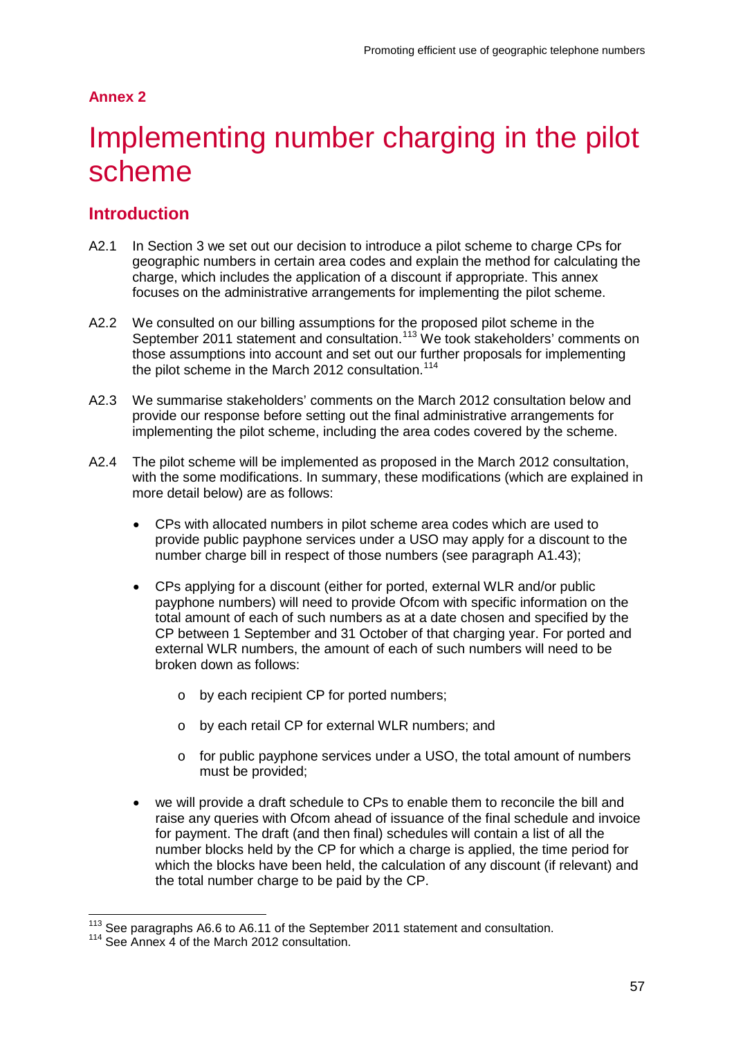## Annex 2

# Implementing number charging in the pilot scheme

## Introduction

A2.1 In Section 3 we set out our decision to introduce a pilot scheme to charge CPs for geographic numbers in certain area codes and explain the method for calculating the charge, which includes the application of a discount if appropriate. This annex focuses on the administrative arrangements for implementing the pilot scheme.

A2.2 We consulted on our billing assumptions for the proposed pilot scheme in the September 2011 statement and consultation.[113] We took stakeholders' comments on those assumptions into account and set out our further proposals for implementing the pilot scheme in the March 2012 consultation.[114]

A2.3 We summarise stakeholders' comments on the March 2012 consultation below and provide our response before setting out the final administrative arrangements for implementing the pilot scheme, including the area codes covered by the scheme.

A2.4 The pilot scheme will be implemented as proposed in the March 2012 consultation, with the some modifications. In summary, these modifications (which are explained in more detail below) are as follows:

- CPs with allocated numbers in pilot scheme area codes which are used to provide public payphone services under a USO may apply for a discount to the number charge bill in respect of those numbers (see paragraph A1.43);
- CPs applying for a discount (either for ported, external WLR and/or public payphone numbers) will need to provide Ofcom with specific information on the total amount of each of such numbers as at a date chosen and specified by the CP between 1 September and 31 October of that charging year. For ported and external WLR numbers, the amount of each of such numbers will need to be broken down as follows:
  - by each recipient CP for ported numbers;
  - by each retail CP for external WLR numbers; and
  - for public payphone services under a USO, the total amount of numbers must be provided;
- we will provide a draft schedule to CPs to enable them to reconcile the bill and raise any queries with Ofcom ahead of issuance of the final schedule and invoice for payment. The draft (and then final) schedules will contain a list of all the number blocks held by the CP for which a charge is applied, the time period for which the blocks have been held, the calculation of any discount (if relevant) and the total number charge to be paid by the CP.

[113] See paragraphs A6.6 to A6.11 of the September 2011 statement and consultation.

[114] See Annex 4 of the March 2012 consultation.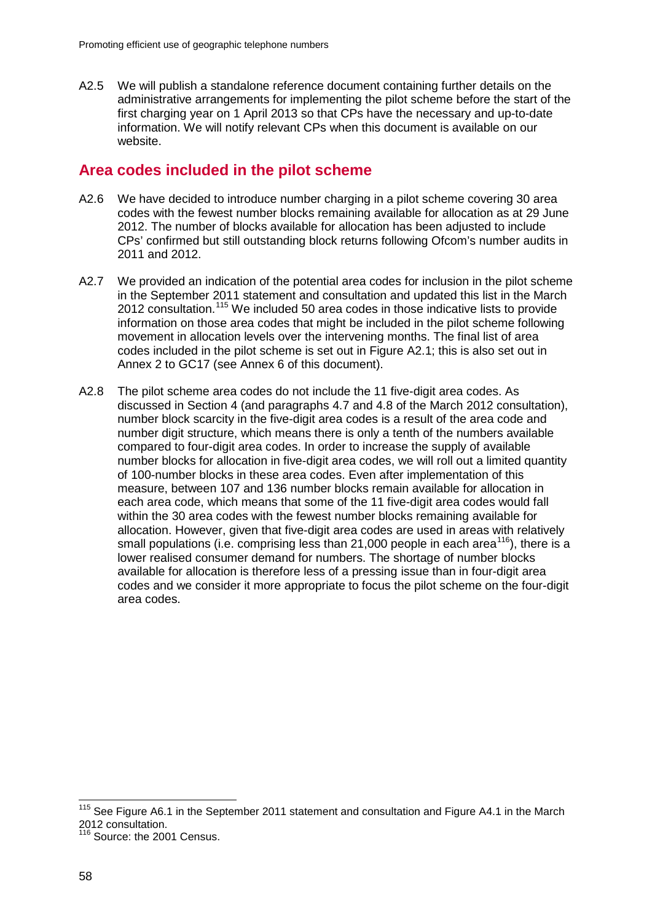A2.5 We will publish a standalone reference document containing further details on the administrative arrangements for implementing the pilot scheme before the start of the first charging year on 1 April 2013 so that CPs have the necessary and up-to-date information. We will notify relevant CPs when this document is available on our website.

## Area codes included in the pilot scheme

A2.6 We have decided to introduce number charging in a pilot scheme covering 30 area codes with the fewest number blocks remaining available for allocation as at 29 June 2012. The number of blocks available for allocation has been adjusted to include CPs' confirmed but still outstanding block returns following Ofcom's number audits in 2011 and 2012.

A2.7 We provided an indication of the potential area codes for inclusion in the pilot scheme in the September 2011 statement and consultation and updated this list in the March 2012 consultation.[115] We included 50 area codes in those indicative lists to provide information on those area codes that might be included in the pilot scheme following movement in allocation levels over the intervening months. The final list of area codes included in the pilot scheme is set out in Figure A2.1; this is also set out in Annex 2 to GC17 (see Annex 6 of this document).

A2.8 The pilot scheme area codes do not include the 11 five-digit area codes. As discussed in Section 4 (and paragraphs 4.7 and 4.8 of the March 2012 consultation), number block scarcity in the five-digit area codes is a result of the area code and number digit structure, which means there is only a tenth of the numbers available compared to four-digit area codes. In order to increase the supply of available number blocks for allocation in five-digit area codes, we will roll out a limited quantity of 100-number blocks in these area codes. Even after implementation of this measure, between 107 and 136 number blocks remain available for allocation in each area code, which means that some of the 11 five-digit area codes would fall within the 30 area codes with the fewest number blocks remaining available for allocation. However, given that five-digit area codes are used in areas with relatively small populations (i.e. comprising less than 21,000 people in each area[116]), there is a lower realised consumer demand for numbers. The shortage of number blocks available for allocation is therefore less of a pressing issue than in four-digit area codes and we consider it more appropriate to focus the pilot scheme on the four-digit area codes.

---

[115] See Figure A6.1 in the September 2011 statement and consultation and Figure A4.1 in the March 2012 consultation.

[116] Source: the 2001 Census.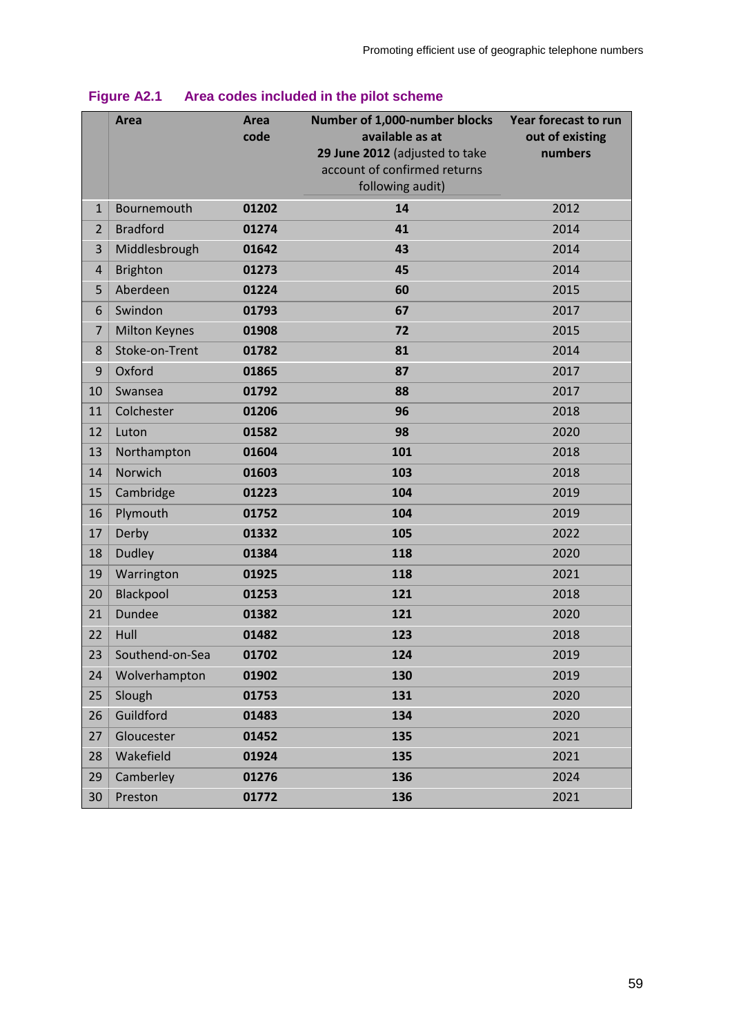**Figure A2.1 Area codes included in the pilot scheme**

| | Area | Area code | Number of 1,000-number blocks available as at 29 June 2012 (adjusted to take account of confirmed returns following audit) | Year forecast to run out of existing numbers |
|---|---|---|---|---|
| 1 | Bournemouth | **01202** | **14** | 2012 |
| 2 | Bradford | **01274** | **41** | 2014 |
| 3 | Middlesbrough | **01642** | **43** | 2014 |
| 4 | Brighton | **01273** | **45** | 2014 |
| 5 | Aberdeen | **01224** | **60** | 2015 |
| 6 | Swindon | **01793** | **67** | 2017 |
| 7 | Milton Keynes | **01908** | **72** | 2015 |
| 8 | Stoke-on-Trent | **01782** | **81** | 2014 |
| 9 | Oxford | **01865** | **87** | 2017 |
| 10 | Swansea | **01792** | **88** | 2017 |
| 11 | Colchester | **01206** | **96** | 2018 |
| 12 | Luton | **01582** | **98** | 2020 |
| 13 | Northampton | **01604** | **101** | 2018 |
| 14 | Norwich | **01603** | **103** | 2018 |
| 15 | Cambridge | **01223** | **104** | 2019 |
| 16 | Plymouth | **01752** | **104** | 2019 |
| 17 | Derby | **01332** | **105** | 2022 |
| 18 | Dudley | **01384** | **118** | 2020 |
| 19 | Warrington | **01925** | **118** | 2021 |
| 20 | Blackpool | **01253** | **121** | 2018 |
| 21 | Dundee | **01382** | **121** | 2020 |
| 22 | Hull | **01482** | **123** | 2018 |
| 23 | Southend-on-Sea | **01702** | **124** | 2019 |
| 24 | Wolverhampton | **01902** | **130** | 2019 |
| 25 | Slough | **01753** | **131** | 2020 |
| 26 | Guildford | **01483** | **134** | 2020 |
| 27 | Gloucester | **01452** | **135** | 2021 |
| 28 | Wakefield | **01924** | **135** | 2021 |
| 29 | Camberley | **01276** | **136** | 2024 |
| 30 | Preston | **01772** | **136** | 2021 |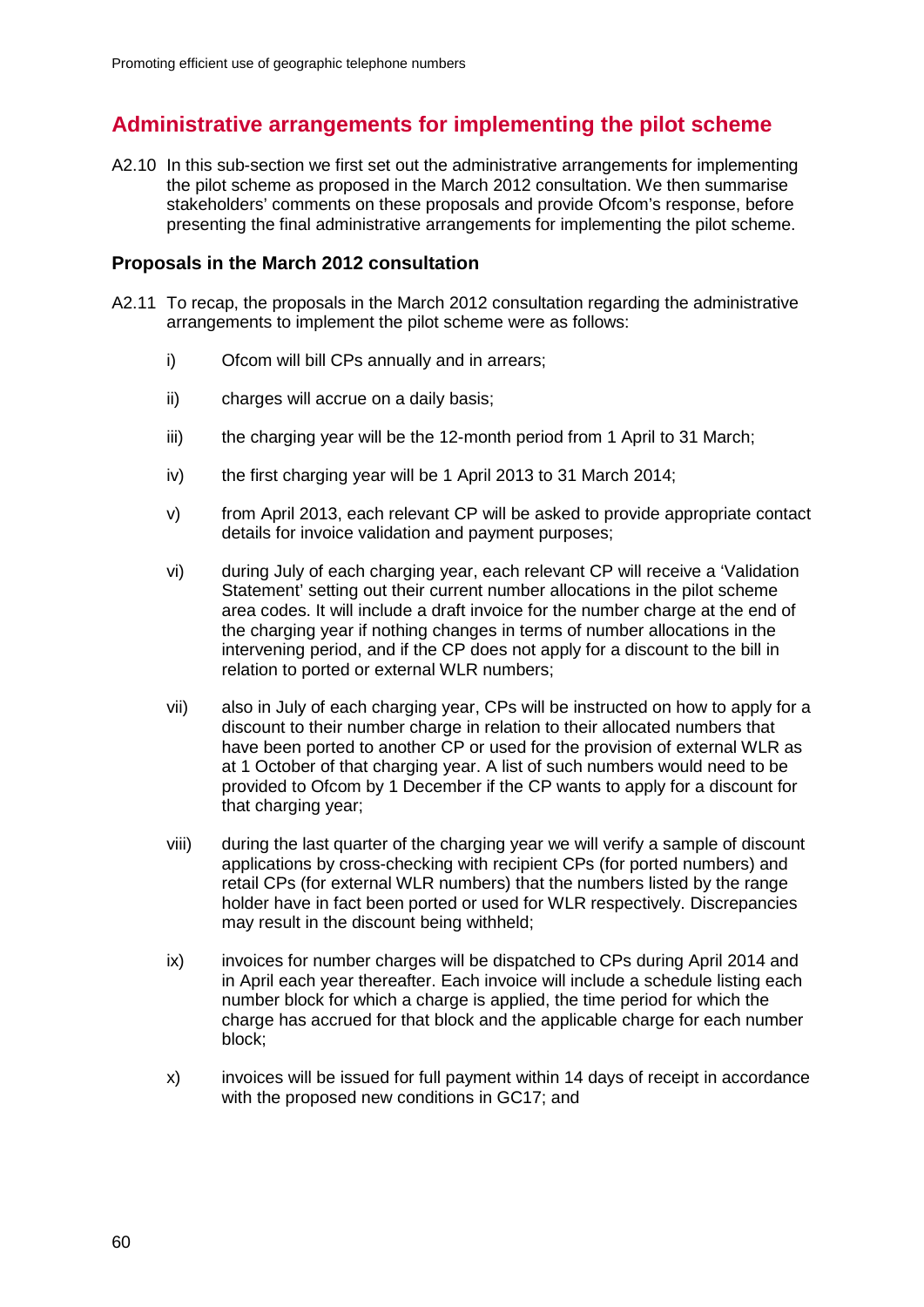## Administrative arrangements for implementing the pilot scheme

A2.10 In this sub-section we first set out the administrative arrangements for implementing the pilot scheme as proposed in the March 2012 consultation. We then summarise stakeholders' comments on these proposals and provide Ofcom's response, before presenting the final administrative arrangements for implementing the pilot scheme.

### Proposals in the March 2012 consultation

A2.11 To recap, the proposals in the March 2012 consultation regarding the administrative arrangements to implement the pilot scheme were as follows:

i) Ofcom will bill CPs annually and in arrears;

ii) charges will accrue on a daily basis;

iii) the charging year will be the 12-month period from 1 April to 31 March;

iv) the first charging year will be 1 April 2013 to 31 March 2014;

v) from April 2013, each relevant CP will be asked to provide appropriate contact details for invoice validation and payment purposes;

vi) during July of each charging year, each relevant CP will receive a 'Validation Statement' setting out their current number allocations in the pilot scheme area codes. It will include a draft invoice for the number charge at the end of the charging year if nothing changes in terms of number allocations in the intervening period, and if the CP does not apply for a discount to the bill in relation to ported or external WLR numbers;

vii) also in July of each charging year, CPs will be instructed on how to apply for a discount to their number charge in relation to their allocated numbers that have been ported to another CP or used for the provision of external WLR as at 1 October of that charging year. A list of such numbers would need to be provided to Ofcom by 1 December if the CP wants to apply for a discount for that charging year;

viii) during the last quarter of the charging year we will verify a sample of discount applications by cross-checking with recipient CPs (for ported numbers) and retail CPs (for external WLR numbers) that the numbers listed by the range holder have in fact been ported or used for WLR respectively. Discrepancies may result in the discount being withheld;

ix) invoices for number charges will be dispatched to CPs during April 2014 and in April each year thereafter. Each invoice will include a schedule listing each number block for which a charge is applied, the time period for which the charge has accrued for that block and the applicable charge for each number block;

x) invoices will be issued for full payment within 14 days of receipt in accordance with the proposed new conditions in GC17; and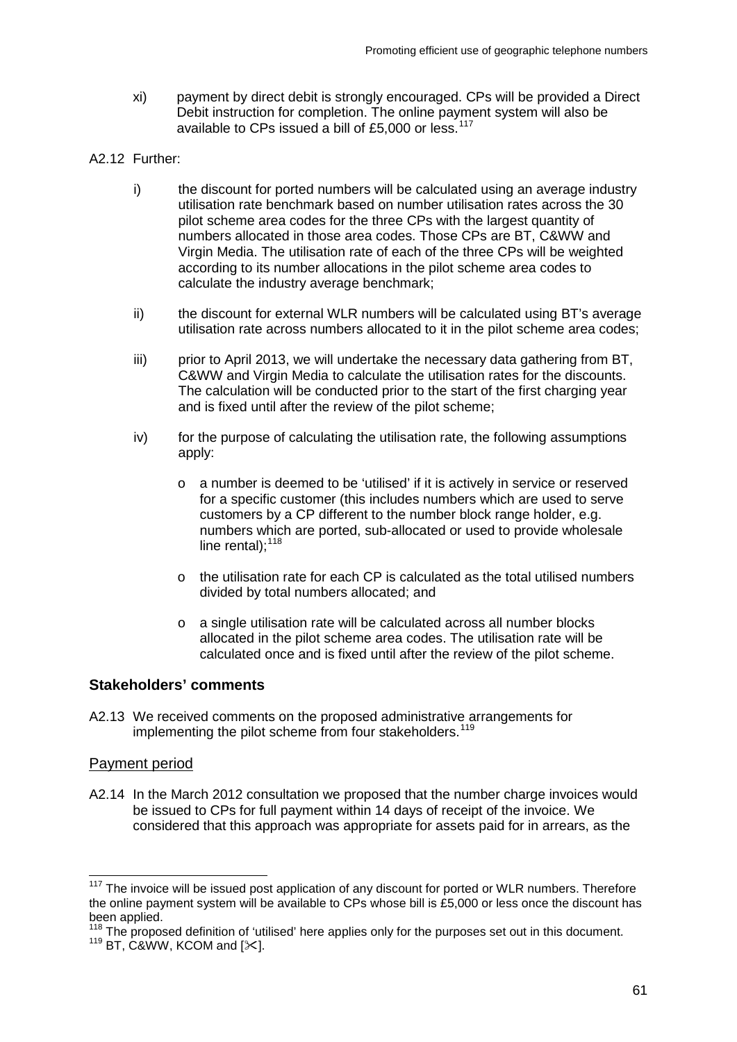xi) payment by direct debit is strongly encouraged. CPs will be provided a Direct Debit instruction for completion. The online payment system will also be available to CPs issued a bill of £5,000 or less.[117]

A2.12 Further:

i) the discount for ported numbers will be calculated using an average industry utilisation rate benchmark based on number utilisation rates across the 30 pilot scheme area codes for the three CPs with the largest quantity of numbers allocated in those area codes. Those CPs are BT, C&WW and Virgin Media. The utilisation rate of each of the three CPs will be weighted according to its number allocations in the pilot scheme area codes to calculate the industry average benchmark;

ii) the discount for external WLR numbers will be calculated using BT's average utilisation rate across numbers allocated to it in the pilot scheme area codes;

iii) prior to April 2013, we will undertake the necessary data gathering from BT, C&WW and Virgin Media to calculate the utilisation rates for the discounts. The calculation will be conducted prior to the start of the first charging year and is fixed until after the review of the pilot scheme;

iv) for the purpose of calculating the utilisation rate, the following assumptions apply:

- a number is deemed to be 'utilised' if it is actively in service or reserved for a specific customer (this includes numbers which are used to serve customers by a CP different to the number block range holder, e.g. numbers which are ported, sub-allocated or used to provide wholesale line rental);[118]
- the utilisation rate for each CP is calculated as the total utilised numbers divided by total numbers allocated; and
- a single utilisation rate will be calculated across all number blocks allocated in the pilot scheme area codes. The utilisation rate will be calculated once and is fixed until after the review of the pilot scheme.

### Stakeholders' comments

A2.13 We received comments on the proposed administrative arrangements for implementing the pilot scheme from four stakeholders.[119]

#### Payment period

A2.14 In the March 2012 consultation we proposed that the number charge invoices would be issued to CPs for full payment within 14 days of receipt of the invoice. We considered that this approach was appropriate for assets paid for in arrears, as the

---

[117] The invoice will be issued post application of any discount for ported or WLR numbers. Therefore the online payment system will be available to CPs whose bill is £5,000 or less once the discount has been applied.

[118] The proposed definition of 'utilised' here applies only for the purposes set out in this document.

[119] BT, C&WW, KCOM and [✂].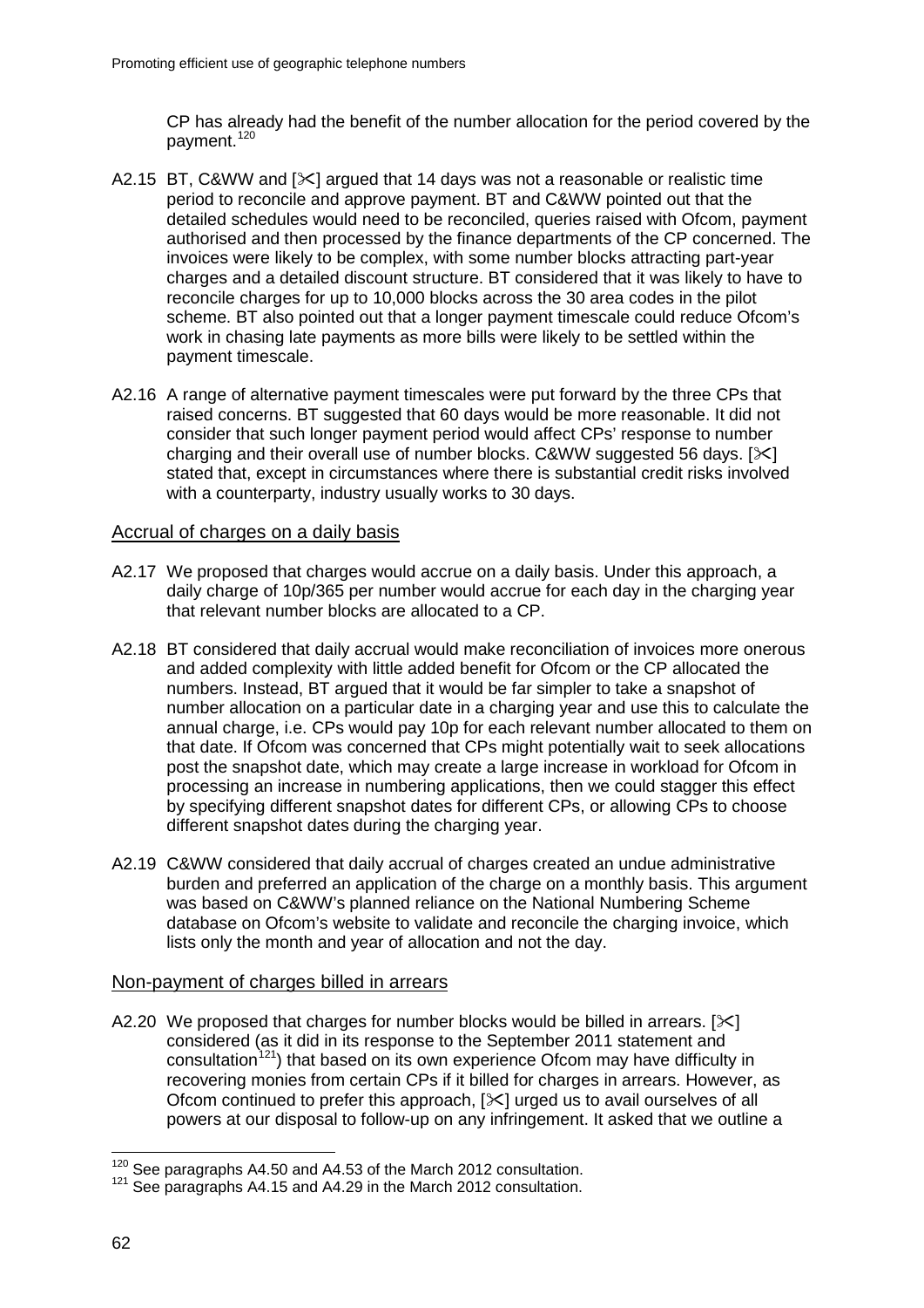CP has already had the benefit of the number allocation for the period covered by the payment.[120]

A2.15 BT, C&WW and [✂] argued that 14 days was not a reasonable or realistic time period to reconcile and approve payment. BT and C&WW pointed out that the detailed schedules would need to be reconciled, queries raised with Ofcom, payment authorised and then processed by the finance departments of the CP concerned. The invoices were likely to be complex, with some number blocks attracting part-year charges and a detailed discount structure. BT considered that it was likely to have to reconcile charges for up to 10,000 blocks across the 30 area codes in the pilot scheme. BT also pointed out that a longer payment timescale could reduce Ofcom's work in chasing late payments as more bills were likely to be settled within the payment timescale.

A2.16 A range of alternative payment timescales were put forward by the three CPs that raised concerns. BT suggested that 60 days would be more reasonable. It did not consider that such longer payment period would affect CPs' response to number charging and their overall use of number blocks. C&WW suggested 56 days. [✂] stated that, except in circumstances where there is substantial credit risks involved with a counterparty, industry usually works to 30 days.

### Accrual of charges on a daily basis

A2.17 We proposed that charges would accrue on a daily basis. Under this approach, a daily charge of 10p/365 per number would accrue for each day in the charging year that relevant number blocks are allocated to a CP.

A2.18 BT considered that daily accrual would make reconciliation of invoices more onerous and added complexity with little added benefit for Ofcom or the CP allocated the numbers. Instead, BT argued that it would be far simpler to take a snapshot of number allocation on a particular date in a charging year and use this to calculate the annual charge, i.e. CPs would pay 10p for each relevant number allocated to them on that date. If Ofcom was concerned that CPs might potentially wait to seek allocations post the snapshot date, which may create a large increase in workload for Ofcom in processing an increase in numbering applications, then we could stagger this effect by specifying different snapshot dates for different CPs, or allowing CPs to choose different snapshot dates during the charging year.

A2.19 C&WW considered that daily accrual of charges created an undue administrative burden and preferred an application of the charge on a monthly basis. This argument was based on C&WW's planned reliance on the National Numbering Scheme database on Ofcom's website to validate and reconcile the charging invoice, which lists only the month and year of allocation and not the day.

### Non-payment of charges billed in arrears

A2.20 We proposed that charges for number blocks would be billed in arrears. [✂] considered (as it did in its response to the September 2011 statement and consultation[121]) that based on its own experience Ofcom may have difficulty in recovering monies from certain CPs if it billed for charges in arrears. However, as Ofcom continued to prefer this approach, [✂] urged us to avail ourselves of all powers at our disposal to follow-up on any infringement. It asked that we outline a

---

[120] See paragraphs A4.50 and A4.53 of the March 2012 consultation.

[121] See paragraphs A4.15 and A4.29 in the March 2012 consultation.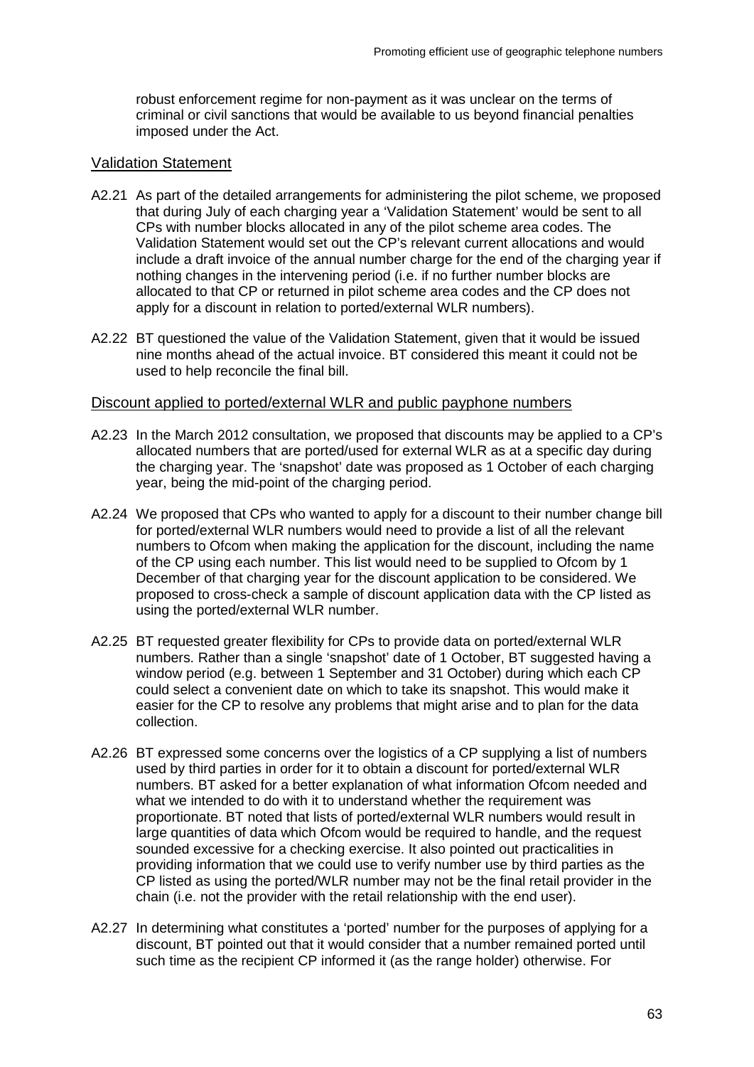robust enforcement regime for non-payment as it was unclear on the terms of criminal or civil sanctions that would be available to us beyond financial penalties imposed under the Act.

### Validation Statement

A2.21 As part of the detailed arrangements for administering the pilot scheme, we proposed that during July of each charging year a 'Validation Statement' would be sent to all CPs with number blocks allocated in any of the pilot scheme area codes. The Validation Statement would set out the CP's relevant current allocations and would include a draft invoice of the annual number charge for the end of the charging year if nothing changes in the intervening period (i.e. if no further number blocks are allocated to that CP or returned in pilot scheme area codes and the CP does not apply for a discount in relation to ported/external WLR numbers).

A2.22 BT questioned the value of the Validation Statement, given that it would be issued nine months ahead of the actual invoice. BT considered this meant it could not be used to help reconcile the final bill.

### Discount applied to ported/external WLR and public payphone numbers

A2.23 In the March 2012 consultation, we proposed that discounts may be applied to a CP's allocated numbers that are ported/used for external WLR as at a specific day during the charging year. The 'snapshot' date was proposed as 1 October of each charging year, being the mid-point of the charging period.

A2.24 We proposed that CPs who wanted to apply for a discount to their number change bill for ported/external WLR numbers would need to provide a list of all the relevant numbers to Ofcom when making the application for the discount, including the name of the CP using each number. This list would need to be supplied to Ofcom by 1 December of that charging year for the discount application to be considered. We proposed to cross-check a sample of discount application data with the CP listed as using the ported/external WLR number.

A2.25 BT requested greater flexibility for CPs to provide data on ported/external WLR numbers. Rather than a single 'snapshot' date of 1 October, BT suggested having a window period (e.g. between 1 September and 31 October) during which each CP could select a convenient date on which to take its snapshot. This would make it easier for the CP to resolve any problems that might arise and to plan for the data collection.

A2.26 BT expressed some concerns over the logistics of a CP supplying a list of numbers used by third parties in order for it to obtain a discount for ported/external WLR numbers. BT asked for a better explanation of what information Ofcom needed and what we intended to do with it to understand whether the requirement was proportionate. BT noted that lists of ported/external WLR numbers would result in large quantities of data which Ofcom would be required to handle, and the request sounded excessive for a checking exercise. It also pointed out practicalities in providing information that we could use to verify number use by third parties as the CP listed as using the ported/WLR number may not be the final retail provider in the chain (i.e. not the provider with the retail relationship with the end user).

A2.27 In determining what constitutes a 'ported' number for the purposes of applying for a discount, BT pointed out that it would consider that a number remained ported until such time as the recipient CP informed it (as the range holder) otherwise. For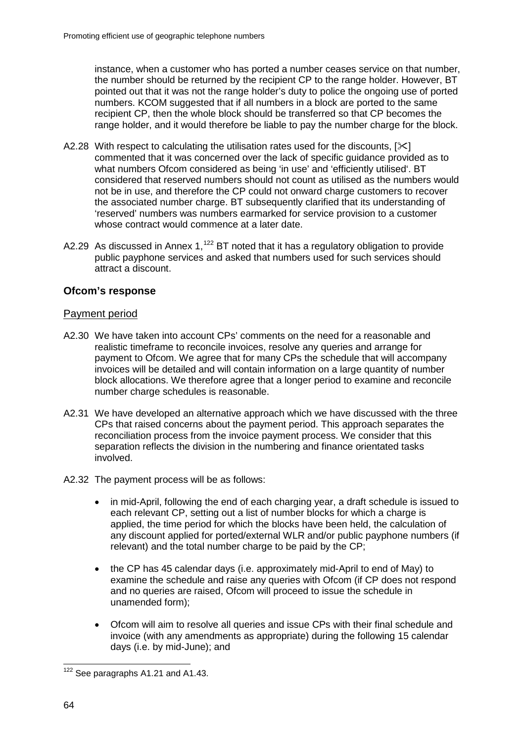instance, when a customer who has ported a number ceases service on that number, the number should be returned by the recipient CP to the range holder. However, BT pointed out that it was not the range holder's duty to police the ongoing use of ported numbers. KCOM suggested that if all numbers in a block are ported to the same recipient CP, then the whole block should be transferred so that CP becomes the range holder, and it would therefore be liable to pay the number charge for the block.

A2.28 With respect to calculating the utilisation rates used for the discounts, [✂] commented that it was concerned over the lack of specific guidance provided as to what numbers Ofcom considered as being 'in use' and 'efficiently utilised'. BT considered that reserved numbers should not count as utilised as the numbers would not be in use, and therefore the CP could not onward charge customers to recover the associated number charge. BT subsequently clarified that its understanding of 'reserved' numbers was numbers earmarked for service provision to a customer whose contract would commence at a later date.

A2.29 As discussed in Annex 1,[122] BT noted that it has a regulatory obligation to provide public payphone services and asked that numbers used for such services should attract a discount.

### Ofcom's response

#### Payment period

A2.30 We have taken into account CPs' comments on the need for a reasonable and realistic timeframe to reconcile invoices, resolve any queries and arrange for payment to Ofcom. We agree that for many CPs the schedule that will accompany invoices will be detailed and will contain information on a large quantity of number block allocations. We therefore agree that a longer period to examine and reconcile number charge schedules is reasonable.

A2.31 We have developed an alternative approach which we have discussed with the three CPs that raised concerns about the payment period. This approach separates the reconciliation process from the invoice payment process. We consider that this separation reflects the division in the numbering and finance orientated tasks involved.

A2.32 The payment process will be as follows:

- in mid-April, following the end of each charging year, a draft schedule is issued to each relevant CP, setting out a list of number blocks for which a charge is applied, the time period for which the blocks have been held, the calculation of any discount applied for ported/external WLR and/or public payphone numbers (if relevant) and the total number charge to be paid by the CP;
- the CP has 45 calendar days (i.e. approximately mid-April to end of May) to examine the schedule and raise any queries with Ofcom (if CP does not respond and no queries are raised, Ofcom will proceed to issue the schedule in unamended form);
- Ofcom will aim to resolve all queries and issue CPs with their final schedule and invoice (with any amendments as appropriate) during the following 15 calendar days (i.e. by mid-June); and

[122] See paragraphs A1.21 and A1.43.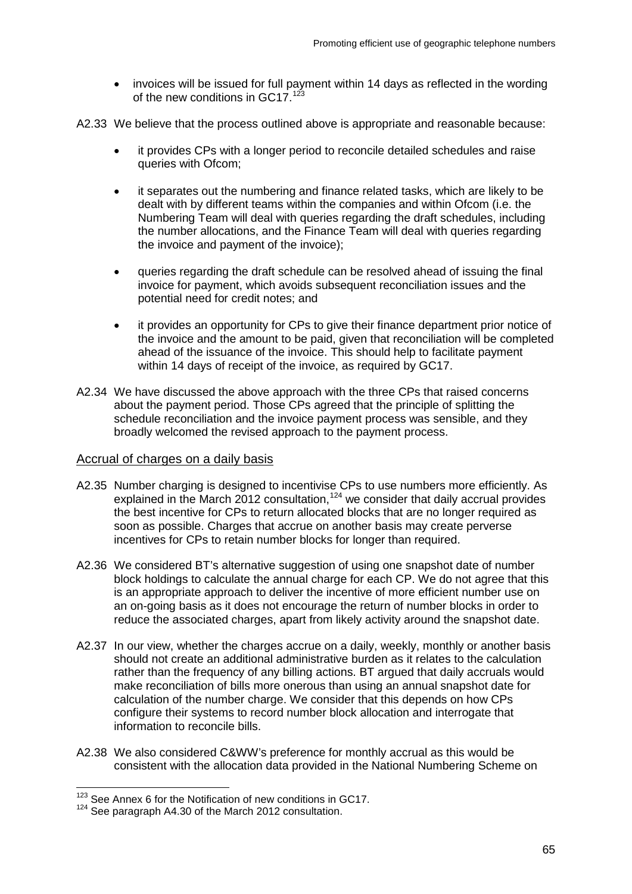- invoices will be issued for full payment within 14 days as reflected in the wording of the new conditions in GC17.[123]

A2.33 We believe that the process outlined above is appropriate and reasonable because:

- it provides CPs with a longer period to reconcile detailed schedules and raise queries with Ofcom;
- it separates out the numbering and finance related tasks, which are likely to be dealt with by different teams within the companies and within Ofcom (i.e. the Numbering Team will deal with queries regarding the draft schedules, including the number allocations, and the Finance Team will deal with queries regarding the invoice and payment of the invoice);
- queries regarding the draft schedule can be resolved ahead of issuing the final invoice for payment, which avoids subsequent reconciliation issues and the potential need for credit notes; and
- it provides an opportunity for CPs to give their finance department prior notice of the invoice and the amount to be paid, given that reconciliation will be completed ahead of the issuance of the invoice. This should help to facilitate payment within 14 days of receipt of the invoice, as required by GC17.

A2.34 We have discussed the above approach with the three CPs that raised concerns about the payment period. Those CPs agreed that the principle of splitting the schedule reconciliation and the invoice payment process was sensible, and they broadly welcomed the revised approach to the payment process.

## Accrual of charges on a daily basis

A2.35 Number charging is designed to incentivise CPs to use numbers more efficiently. As explained in the March 2012 consultation,[124] we consider that daily accrual provides the best incentive for CPs to return allocated blocks that are no longer required as soon as possible. Charges that accrue on another basis may create perverse incentives for CPs to retain number blocks for longer than required.

A2.36 We considered BT's alternative suggestion of using one snapshot date of number block holdings to calculate the annual charge for each CP. We do not agree that this is an appropriate approach to deliver the incentive of more efficient number use on an on-going basis as it does not encourage the return of number blocks in order to reduce the associated charges, apart from likely activity around the snapshot date.

A2.37 In our view, whether the charges accrue on a daily, weekly, monthly or another basis should not create an additional administrative burden as it relates to the calculation rather than the frequency of any billing actions. BT argued that daily accruals would make reconciliation of bills more onerous than using an annual snapshot date for calculation of the number charge. We consider that this depends on how CPs configure their systems to record number block allocation and interrogate that information to reconcile bills.

A2.38 We also considered C&WW's preference for monthly accrual as this would be consistent with the allocation data provided in the National Numbering Scheme on

---

[123] See Annex 6 for the Notification of new conditions in GC17.

[124] See paragraph A4.30 of the March 2012 consultation.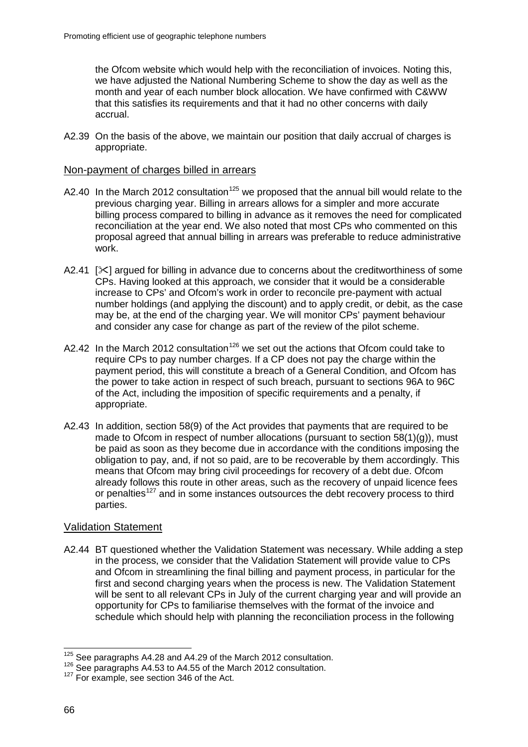the Ofcom website which would help with the reconciliation of invoices. Noting this, we have adjusted the National Numbering Scheme to show the day as well as the month and year of each number block allocation. We have confirmed with C&WW that this satisfies its requirements and that it had no other concerns with daily accrual.

A2.39 On the basis of the above, we maintain our position that daily accrual of charges is appropriate.

## Non-payment of charges billed in arrears

A2.40 In the March 2012 consultation[125] we proposed that the annual bill would relate to the previous charging year. Billing in arrears allows for a simpler and more accurate billing process compared to billing in advance as it removes the need for complicated reconciliation at the year end. We also noted that most CPs who commented on this proposal agreed that annual billing in arrears was preferable to reduce administrative work.

A2.41 [✂] argued for billing in advance due to concerns about the creditworthiness of some CPs. Having looked at this approach, we consider that it would be a considerable increase to CPs' and Ofcom's work in order to reconcile pre-payment with actual number holdings (and applying the discount) and to apply credit, or debit, as the case may be, at the end of the charging year. We will monitor CPs' payment behaviour and consider any case for change as part of the review of the pilot scheme.

A2.42 In the March 2012 consultation[126] we set out the actions that Ofcom could take to require CPs to pay number charges. If a CP does not pay the charge within the payment period, this will constitute a breach of a General Condition, and Ofcom has the power to take action in respect of such breach, pursuant to sections 96A to 96C of the Act, including the imposition of specific requirements and a penalty, if appropriate.

A2.43 In addition, section 58(9) of the Act provides that payments that are required to be made to Ofcom in respect of number allocations (pursuant to section 58(1)(g)), must be paid as soon as they become due in accordance with the conditions imposing the obligation to pay, and, if not so paid, are to be recoverable by them accordingly. This means that Ofcom may bring civil proceedings for recovery of a debt due. Ofcom already follows this route in other areas, such as the recovery of unpaid licence fees or penalties[127] and in some instances outsources the debt recovery process to third parties.

## Validation Statement

A2.44 BT questioned whether the Validation Statement was necessary. While adding a step in the process, we consider that the Validation Statement will provide value to CPs and Ofcom in streamlining the final billing and payment process, in particular for the first and second charging years when the process is new. The Validation Statement will be sent to all relevant CPs in July of the current charging year and will provide an opportunity for CPs to familiarise themselves with the format of the invoice and schedule which should help with planning the reconciliation process in the following

---

[125] See paragraphs A4.28 and A4.29 of the March 2012 consultation.

[126] See paragraphs A4.53 to A4.55 of the March 2012 consultation.

[127] For example, see section 346 of the Act.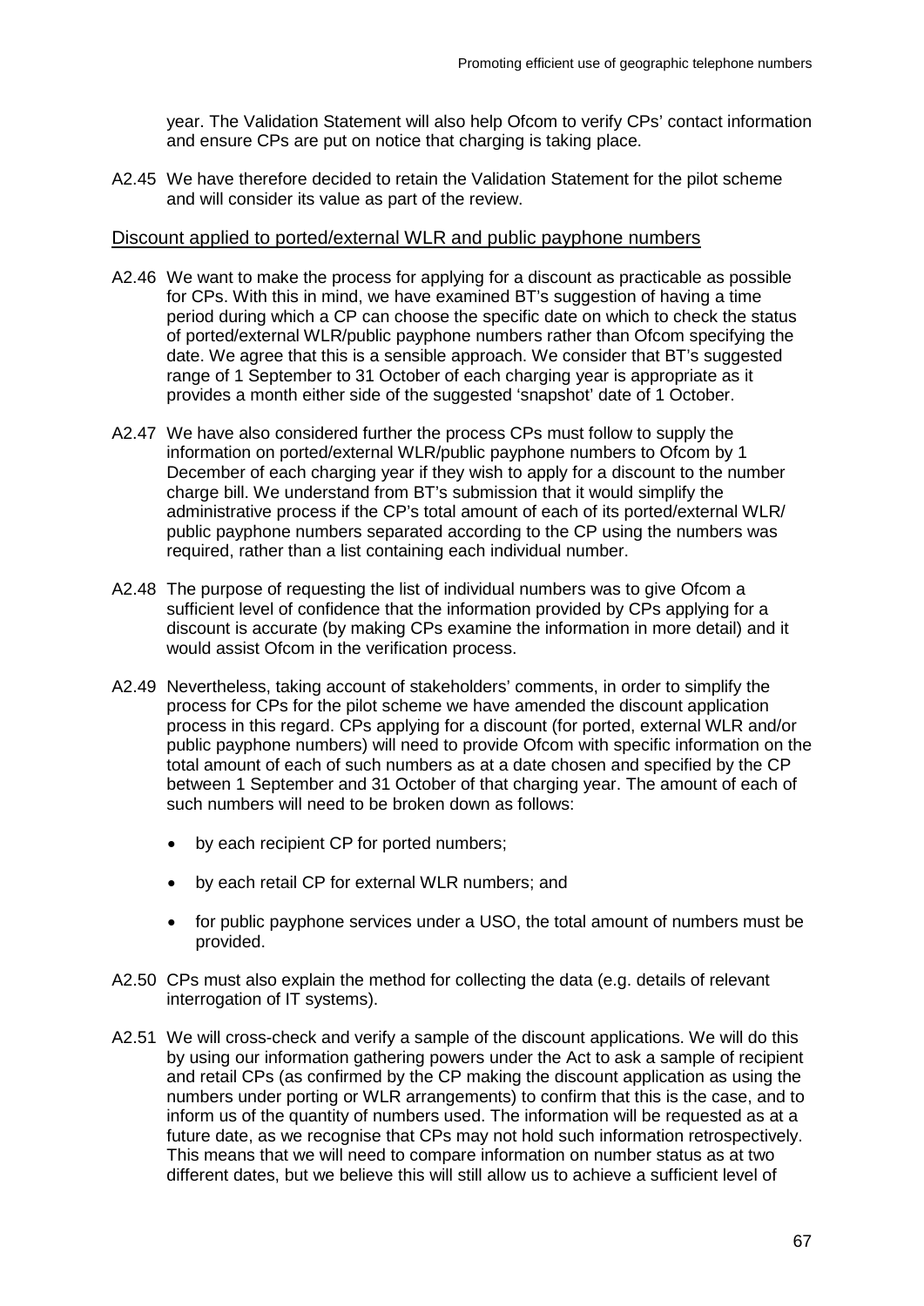year. The Validation Statement will also help Ofcom to verify CPs' contact information and ensure CPs are put on notice that charging is taking place.

A2.45 We have therefore decided to retain the Validation Statement for the pilot scheme and will consider its value as part of the review.

Discount applied to ported/external WLR and public payphone numbers

A2.46 We want to make the process for applying for a discount as practicable as possible for CPs. With this in mind, we have examined BT's suggestion of having a time period during which a CP can choose the specific date on which to check the status of ported/external WLR/public payphone numbers rather than Ofcom specifying the date. We agree that this is a sensible approach. We consider that BT's suggested range of 1 September to 31 October of each charging year is appropriate as it provides a month either side of the suggested 'snapshot' date of 1 October.

A2.47 We have also considered further the process CPs must follow to supply the information on ported/external WLR/public payphone numbers to Ofcom by 1 December of each charging year if they wish to apply for a discount to the number charge bill. We understand from BT's submission that it would simplify the administrative process if the CP's total amount of each of its ported/external WLR/ public payphone numbers separated according to the CP using the numbers was required, rather than a list containing each individual number.

A2.48 The purpose of requesting the list of individual numbers was to give Ofcom a sufficient level of confidence that the information provided by CPs applying for a discount is accurate (by making CPs examine the information in more detail) and it would assist Ofcom in the verification process.

A2.49 Nevertheless, taking account of stakeholders' comments, in order to simplify the process for CPs for the pilot scheme we have amended the discount application process in this regard. CPs applying for a discount (for ported, external WLR and/or public payphone numbers) will need to provide Ofcom with specific information on the total amount of each of such numbers as at a date chosen and specified by the CP between 1 September and 31 October of that charging year. The amount of each of such numbers will need to be broken down as follows:

- by each recipient CP for ported numbers;
- by each retail CP for external WLR numbers; and
- for public payphone services under a USO, the total amount of numbers must be provided.

A2.50 CPs must also explain the method for collecting the data (e.g. details of relevant interrogation of IT systems).

A2.51 We will cross-check and verify a sample of the discount applications. We will do this by using our information gathering powers under the Act to ask a sample of recipient and retail CPs (as confirmed by the CP making the discount application as using the numbers under porting or WLR arrangements) to confirm that this is the case, and to inform us of the quantity of numbers used. The information will be requested as at a future date, as we recognise that CPs may not hold such information retrospectively. This means that we will need to compare information on number status as at two different dates, but we believe this will still allow us to achieve a sufficient level of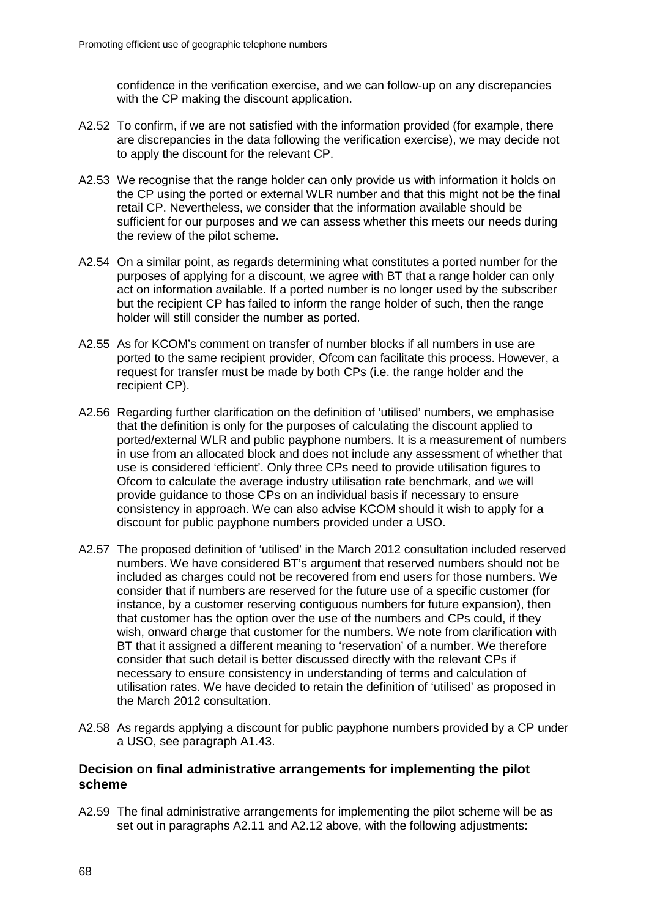confidence in the verification exercise, and we can follow-up on any discrepancies with the CP making the discount application.

A2.52 To confirm, if we are not satisfied with the information provided (for example, there are discrepancies in the data following the verification exercise), we may decide not to apply the discount for the relevant CP.

A2.53 We recognise that the range holder can only provide us with information it holds on the CP using the ported or external WLR number and that this might not be the final retail CP. Nevertheless, we consider that the information available should be sufficient for our purposes and we can assess whether this meets our needs during the review of the pilot scheme.

A2.54 On a similar point, as regards determining what constitutes a ported number for the purposes of applying for a discount, we agree with BT that a range holder can only act on information available. If a ported number is no longer used by the subscriber but the recipient CP has failed to inform the range holder of such, then the range holder will still consider the number as ported.

A2.55 As for KCOM's comment on transfer of number blocks if all numbers in use are ported to the same recipient provider, Ofcom can facilitate this process. However, a request for transfer must be made by both CPs (i.e. the range holder and the recipient CP).

A2.56 Regarding further clarification on the definition of 'utilised' numbers, we emphasise that the definition is only for the purposes of calculating the discount applied to ported/external WLR and public payphone numbers. It is a measurement of numbers in use from an allocated block and does not include any assessment of whether that use is considered 'efficient'. Only three CPs need to provide utilisation figures to Ofcom to calculate the average industry utilisation rate benchmark, and we will provide guidance to those CPs on an individual basis if necessary to ensure consistency in approach. We can also advise KCOM should it wish to apply for a discount for public payphone numbers provided under a USO.

A2.57 The proposed definition of 'utilised' in the March 2012 consultation included reserved numbers. We have considered BT's argument that reserved numbers should not be included as charges could not be recovered from end users for those numbers. We consider that if numbers are reserved for the future use of a specific customer (for instance, by a customer reserving contiguous numbers for future expansion), then that customer has the option over the use of the numbers and CPs could, if they wish, onward charge that customer for the numbers. We note from clarification with BT that it assigned a different meaning to 'reservation' of a number. We therefore consider that such detail is better discussed directly with the relevant CPs if necessary to ensure consistency in understanding of terms and calculation of utilisation rates. We have decided to retain the definition of 'utilised' as proposed in the March 2012 consultation.

A2.58 As regards applying a discount for public payphone numbers provided by a CP under a USO, see paragraph A1.43.

### Decision on final administrative arrangements for implementing the pilot scheme

A2.59 The final administrative arrangements for implementing the pilot scheme will be as set out in paragraphs A2.11 and A2.12 above, with the following adjustments: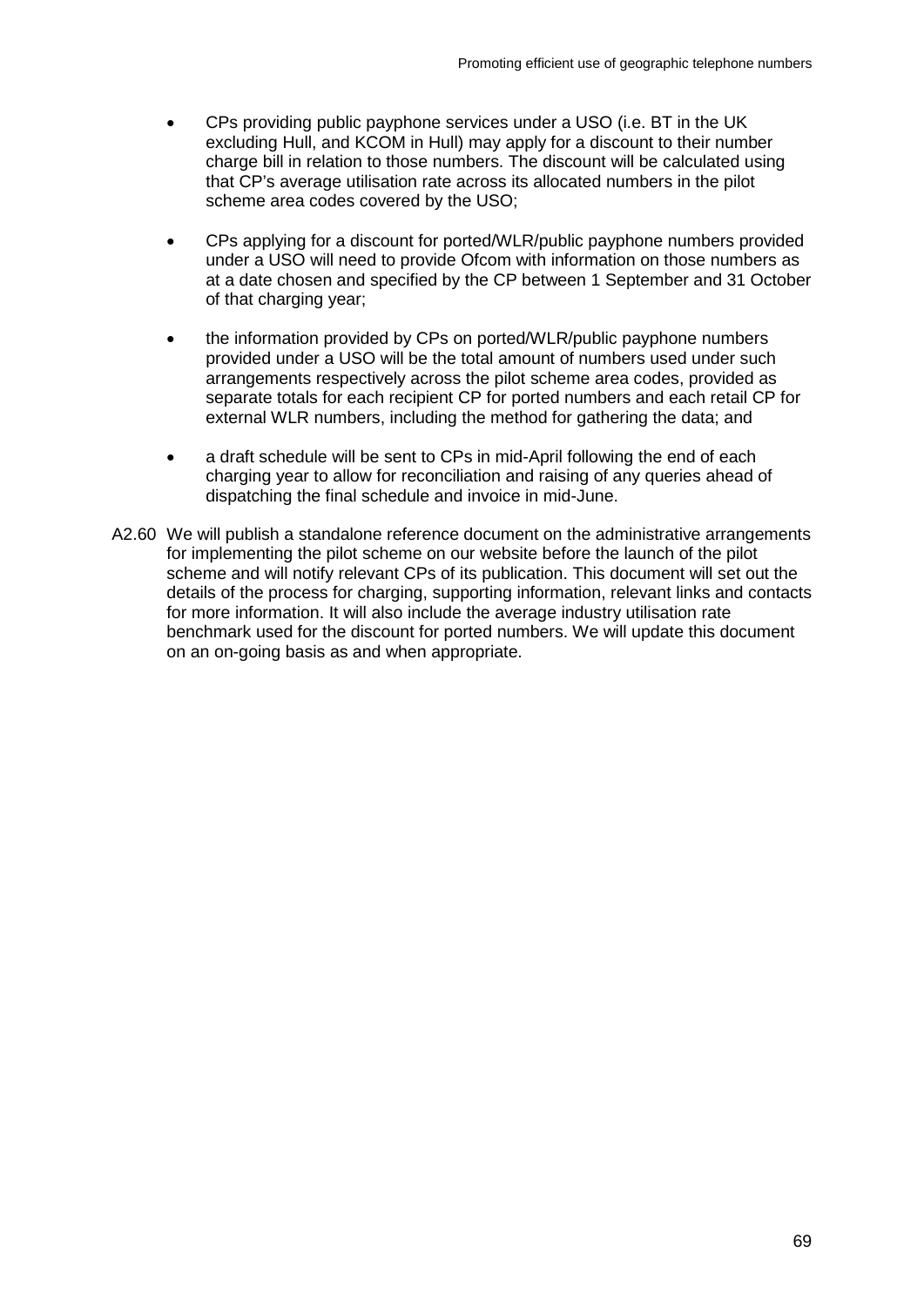- CPs providing public payphone services under a USO (i.e. BT in the UK excluding Hull, and KCOM in Hull) may apply for a discount to their number charge bill in relation to those numbers. The discount will be calculated using that CP's average utilisation rate across its allocated numbers in the pilot scheme area codes covered by the USO;

- CPs applying for a discount for ported/WLR/public payphone numbers provided under a USO will need to provide Ofcom with information on those numbers as at a date chosen and specified by the CP between 1 September and 31 October of that charging year;

- the information provided by CPs on ported/WLR/public payphone numbers provided under a USO will be the total amount of numbers used under such arrangements respectively across the pilot scheme area codes, provided as separate totals for each recipient CP for ported numbers and each retail CP for external WLR numbers, including the method for gathering the data; and

- a draft schedule will be sent to CPs in mid-April following the end of each charging year to allow for reconciliation and raising of any queries ahead of dispatching the final schedule and invoice in mid-June.

A2.60 We will publish a standalone reference document on the administrative arrangements for implementing the pilot scheme on our website before the launch of the pilot scheme and will notify relevant CPs of its publication. This document will set out the details of the process for charging, supporting information, relevant links and contacts for more information. It will also include the average industry utilisation rate benchmark used for the discount for ported numbers. We will update this document on an on-going basis as and when appropriate.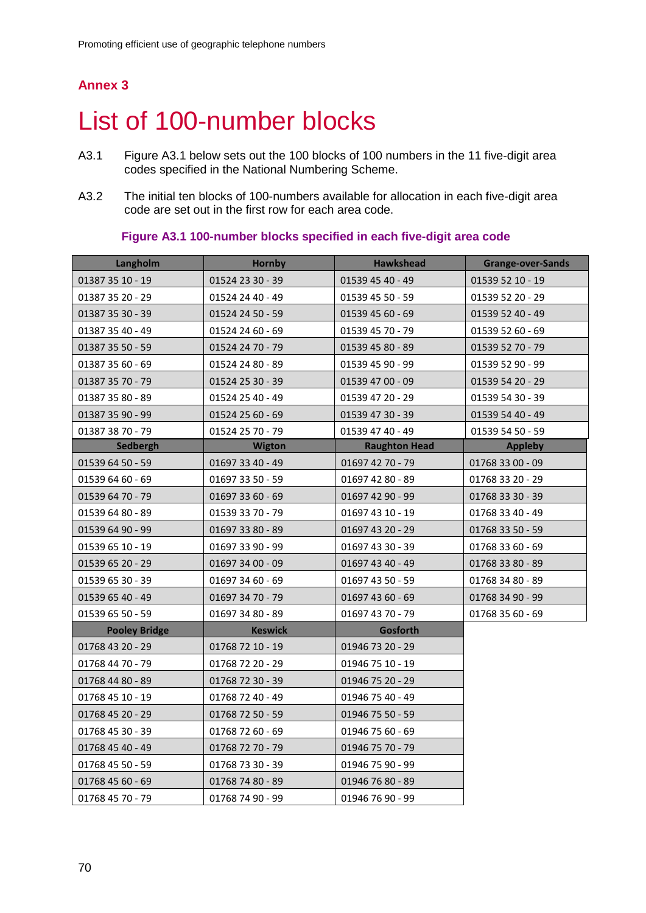## Annex 3

# List of 100-number blocks

A3.1 Figure A3.1 below sets out the 100 blocks of 100 numbers in the 11 five-digit area codes specified in the National Numbering Scheme.

A3.2 The initial ten blocks of 100-numbers available for allocation in each five-digit area code are set out in the first row for each area code.

**Figure A3.1 100-number blocks specified in each five-digit area code**

| Langholm | Hornby | Hawkshead | Grange-over-Sands |
|---|---|---|---|
| 01387 35 10 - 19 | 01524 23 30 - 39 | 01539 45 40 - 49 | 01539 52 10 - 19 |
| 01387 35 20 - 29 | 01524 24 40 - 49 | 01539 45 50 - 59 | 01539 52 20 - 29 |
| 01387 35 30 - 39 | 01524 24 50 - 59 | 01539 45 60 - 69 | 01539 52 40 - 49 |
| 01387 35 40 - 49 | 01524 24 60 - 69 | 01539 45 70 - 79 | 01539 52 60 - 69 |
| 01387 35 50 - 59 | 01524 24 70 - 79 | 01539 45 80 - 89 | 01539 52 70 - 79 |
| 01387 35 60 - 69 | 01524 24 80 - 89 | 01539 45 90 - 99 | 01539 52 90 - 99 |
| 01387 35 70 - 79 | 01524 25 30 - 39 | 01539 47 00 - 09 | 01539 54 20 - 29 |
| 01387 35 80 - 89 | 01524 25 40 - 49 | 01539 47 20 - 29 | 01539 54 30 - 39 |
| 01387 35 90 - 99 | 01524 25 60 - 69 | 01539 47 30 - 39 | 01539 54 40 - 49 |
| 01387 38 70 - 79 | 01524 25 70 - 79 | 01539 47 40 - 49 | 01539 54 50 - 59 |
| **Sedbergh** | **Wigton** | **Raughton Head** | **Appleby** |
| 01539 64 50 - 59 | 01697 33 40 - 49 | 01697 42 70 - 79 | 01768 33 00 - 09 |
| 01539 64 60 - 69 | 01697 33 50 - 59 | 01697 42 80 - 89 | 01768 33 20 - 29 |
| 01539 64 70 - 79 | 01697 33 60 - 69 | 01697 42 90 - 99 | 01768 33 30 - 39 |
| 01539 64 80 - 89 | 01539 33 70 - 79 | 01697 43 10 - 19 | 01768 33 40 - 49 |
| 01539 64 90 - 99 | 01697 33 80 - 89 | 01697 43 20 - 29 | 01768 33 50 - 59 |
| 01539 65 10 - 19 | 01697 33 90 - 99 | 01697 43 30 - 39 | 01768 33 60 - 69 |
| 01539 65 20 - 29 | 01697 34 00 - 09 | 01697 43 40 - 49 | 01768 33 80 - 89 |
| 01539 65 30 - 39 | 01697 34 60 - 69 | 01697 43 50 - 59 | 01768 34 80 - 89 |
| 01539 65 40 - 49 | 01697 34 70 - 79 | 01697 43 60 - 69 | 01768 34 90 - 99 |
| 01539 65 50 - 59 | 01697 34 80 - 89 | 01697 43 70 - 79 | 01768 35 60 - 69 |
| **Pooley Bridge** | **Keswick** | **Gosforth** | |
| 01768 43 20 - 29 | 01768 72 10 - 19 | 01946 73 20 - 29 | |
| 01768 44 70 - 79 | 01768 72 20 - 29 | 01946 75 10 - 19 | |
| 01768 44 80 - 89 | 01768 72 30 - 39 | 01946 75 20 - 29 | |
| 01768 45 10 - 19 | 01768 72 40 - 49 | 01946 75 40 - 49 | |
| 01768 45 20 - 29 | 01768 72 50 - 59 | 01946 75 50 - 59 | |
| 01768 45 30 - 39 | 01768 72 60 - 69 | 01946 75 60 - 69 | |
| 01768 45 40 - 49 | 01768 72 70 - 79 | 01946 75 70 - 79 | |
| 01768 45 50 - 59 | 01768 73 30 - 39 | 01946 75 90 - 99 | |
| 01768 45 60 - 69 | 01768 74 80 - 89 | 01946 76 80 - 89 | |
| 01768 45 70 - 79 | 01768 74 90 - 99 | 01946 76 90 - 99 | |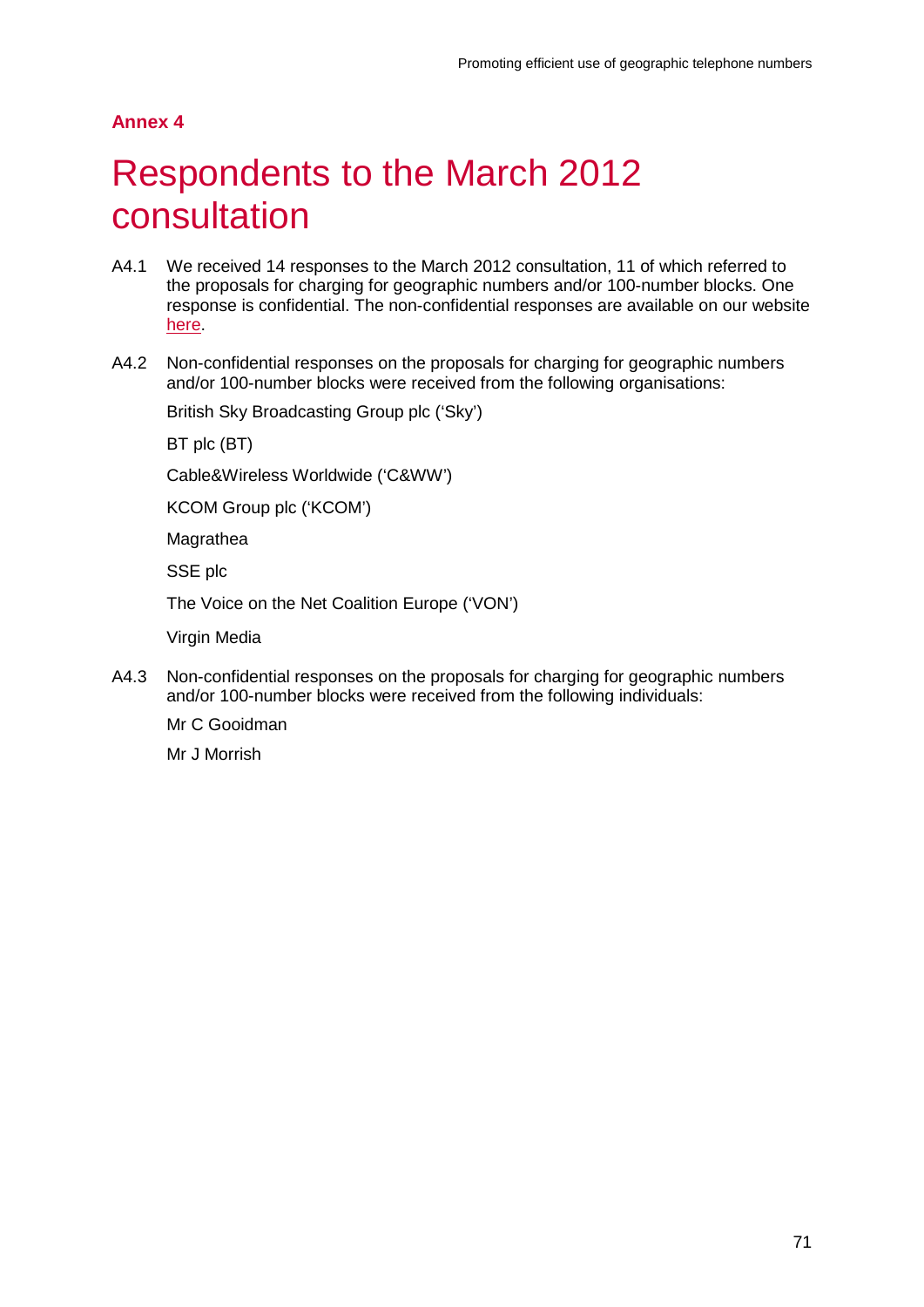**Annex 4**

# Respondents to the March 2012 consultation

A4.1 We received 14 responses to the March 2012 consultation, 11 of which referred to the proposals for charging for geographic numbers and/or 100-number blocks. One response is confidential. The non-confidential responses are available on our website here.

A4.2 Non-confidential responses on the proposals for charging for geographic numbers and/or 100-number blocks were received from the following organisations:

British Sky Broadcasting Group plc ('Sky')

BT plc (BT)

Cable&Wireless Worldwide ('C&WW')

KCOM Group plc ('KCOM')

Magrathea

SSE plc

The Voice on the Net Coalition Europe ('VON')

Virgin Media

A4.3 Non-confidential responses on the proposals for charging for geographic numbers and/or 100-number blocks were received from the following individuals:

Mr C Gooidman

Mr J Morrish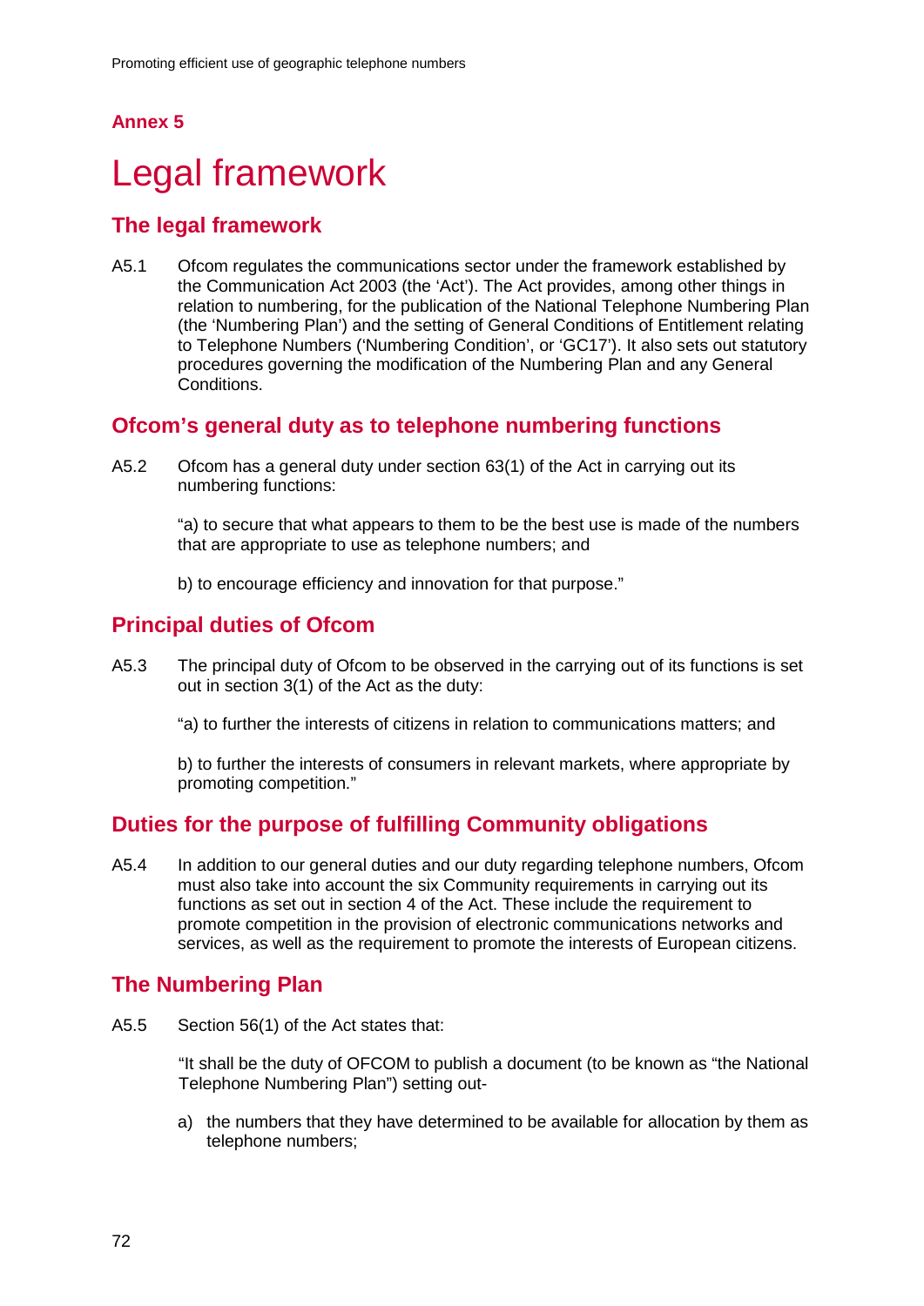## Annex 5

# Legal framework

## The legal framework

A5.1 Ofcom regulates the communications sector under the framework established by the Communication Act 2003 (the 'Act'). The Act provides, among other things in relation to numbering, for the publication of the National Telephone Numbering Plan (the 'Numbering Plan') and the setting of General Conditions of Entitlement relating to Telephone Numbers ('Numbering Condition', or 'GC17'). It also sets out statutory procedures governing the modification of the Numbering Plan and any General Conditions.

## Ofcom's general duty as to telephone numbering functions

A5.2 Ofcom has a general duty under section 63(1) of the Act in carrying out its numbering functions:

"a) to secure that what appears to them to be the best use is made of the numbers that are appropriate to use as telephone numbers; and

b) to encourage efficiency and innovation for that purpose."

## Principal duties of Ofcom

A5.3 The principal duty of Ofcom to be observed in the carrying out of its functions is set out in section 3(1) of the Act as the duty:

"a) to further the interests of citizens in relation to communications matters; and

b) to further the interests of consumers in relevant markets, where appropriate by promoting competition."

## Duties for the purpose of fulfilling Community obligations

A5.4 In addition to our general duties and our duty regarding telephone numbers, Ofcom must also take into account the six Community requirements in carrying out its functions as set out in section 4 of the Act. These include the requirement to promote competition in the provision of electronic communications networks and services, as well as the requirement to promote the interests of European citizens.

## The Numbering Plan

A5.5 Section 56(1) of the Act states that:

"It shall be the duty of OFCOM to publish a document (to be known as "the National Telephone Numbering Plan") setting out-

a) the numbers that they have determined to be available for allocation by them as telephone numbers;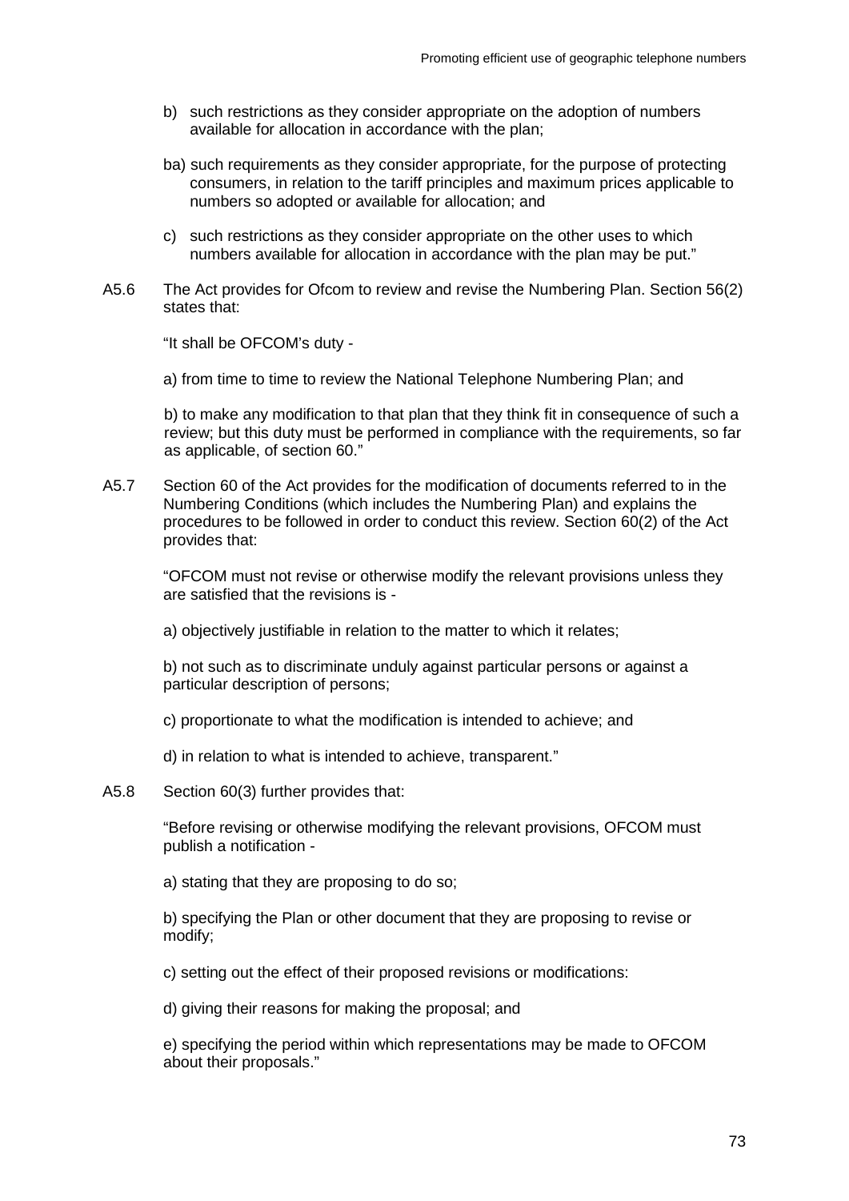b) such restrictions as they consider appropriate on the adoption of numbers available for allocation in accordance with the plan;

ba) such requirements as they consider appropriate, for the purpose of protecting consumers, in relation to the tariff principles and maximum prices applicable to numbers so adopted or available for allocation; and

c) such restrictions as they consider appropriate on the other uses to which numbers available for allocation in accordance with the plan may be put."

A5.6 The Act provides for Ofcom to review and revise the Numbering Plan. Section 56(2) states that:

"It shall be OFCOM's duty -

a) from time to time to review the National Telephone Numbering Plan; and

b) to make any modification to that plan that they think fit in consequence of such a review; but this duty must be performed in compliance with the requirements, so far as applicable, of section 60."

A5.7 Section 60 of the Act provides for the modification of documents referred to in the Numbering Conditions (which includes the Numbering Plan) and explains the procedures to be followed in order to conduct this review. Section 60(2) of the Act provides that:

"OFCOM must not revise or otherwise modify the relevant provisions unless they are satisfied that the revisions is -

a) objectively justifiable in relation to the matter to which it relates;

b) not such as to discriminate unduly against particular persons or against a particular description of persons;

c) proportionate to what the modification is intended to achieve; and

d) in relation to what is intended to achieve, transparent."

A5.8 Section 60(3) further provides that:

"Before revising or otherwise modifying the relevant provisions, OFCOM must publish a notification -

a) stating that they are proposing to do so;

b) specifying the Plan or other document that they are proposing to revise or modify;

c) setting out the effect of their proposed revisions or modifications:

d) giving their reasons for making the proposal; and

e) specifying the period within which representations may be made to OFCOM about their proposals."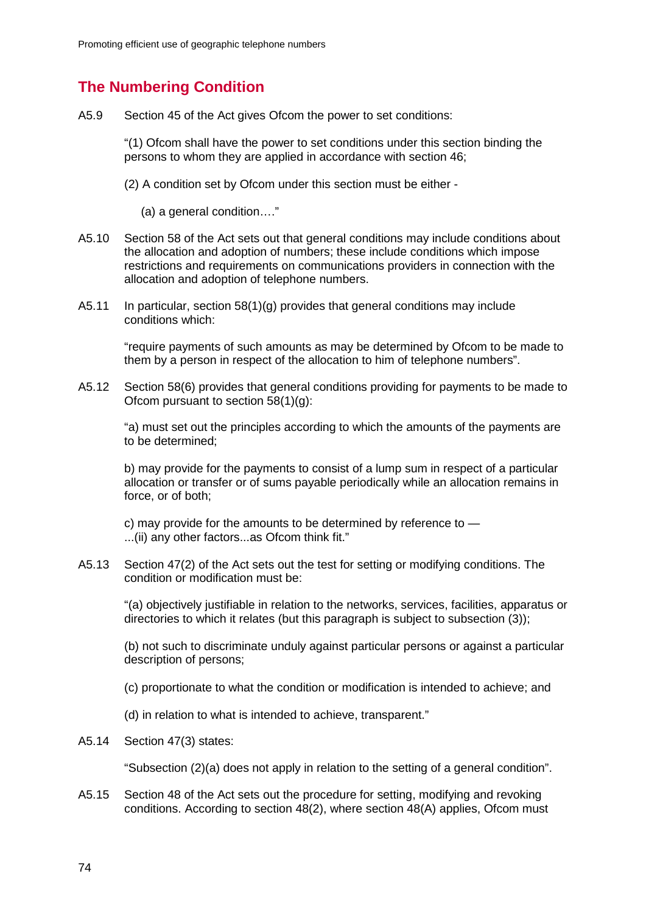## The Numbering Condition

A5.9 Section 45 of the Act gives Ofcom the power to set conditions:

> "(1) Ofcom shall have the power to set conditions under this section binding the persons to whom they are applied in accordance with section 46;
>
> (2) A condition set by Ofcom under this section must be either -
>
> (a) a general condition…."

A5.10 Section 58 of the Act sets out that general conditions may include conditions about the allocation and adoption of numbers; these include conditions which impose restrictions and requirements on communications providers in connection with the allocation and adoption of telephone numbers.

A5.11 In particular, section 58(1)(g) provides that general conditions may include conditions which:

> "require payments of such amounts as may be determined by Ofcom to be made to them by a person in respect of the allocation to him of telephone numbers".

A5.12 Section 58(6) provides that general conditions providing for payments to be made to Ofcom pursuant to section 58(1)(g):

> "a) must set out the principles according to which the amounts of the payments are to be determined;
>
> b) may provide for the payments to consist of a lump sum in respect of a particular allocation or transfer or of sums payable periodically while an allocation remains in force, or of both;
>
> c) may provide for the amounts to be determined by reference to —
> ...(ii) any other factors...as Ofcom think fit."

A5.13 Section 47(2) of the Act sets out the test for setting or modifying conditions. The condition or modification must be:

> "(a) objectively justifiable in relation to the networks, services, facilities, apparatus or directories to which it relates (but this paragraph is subject to subsection (3));
>
> (b) not such to discriminate unduly against particular persons or against a particular description of persons;
>
> (c) proportionate to what the condition or modification is intended to achieve; and
>
> (d) in relation to what is intended to achieve, transparent."

A5.14 Section 47(3) states:

> "Subsection (2)(a) does not apply in relation to the setting of a general condition".

A5.15 Section 48 of the Act sets out the procedure for setting, modifying and revoking conditions. According to section 48(2), where section 48(A) applies, Ofcom must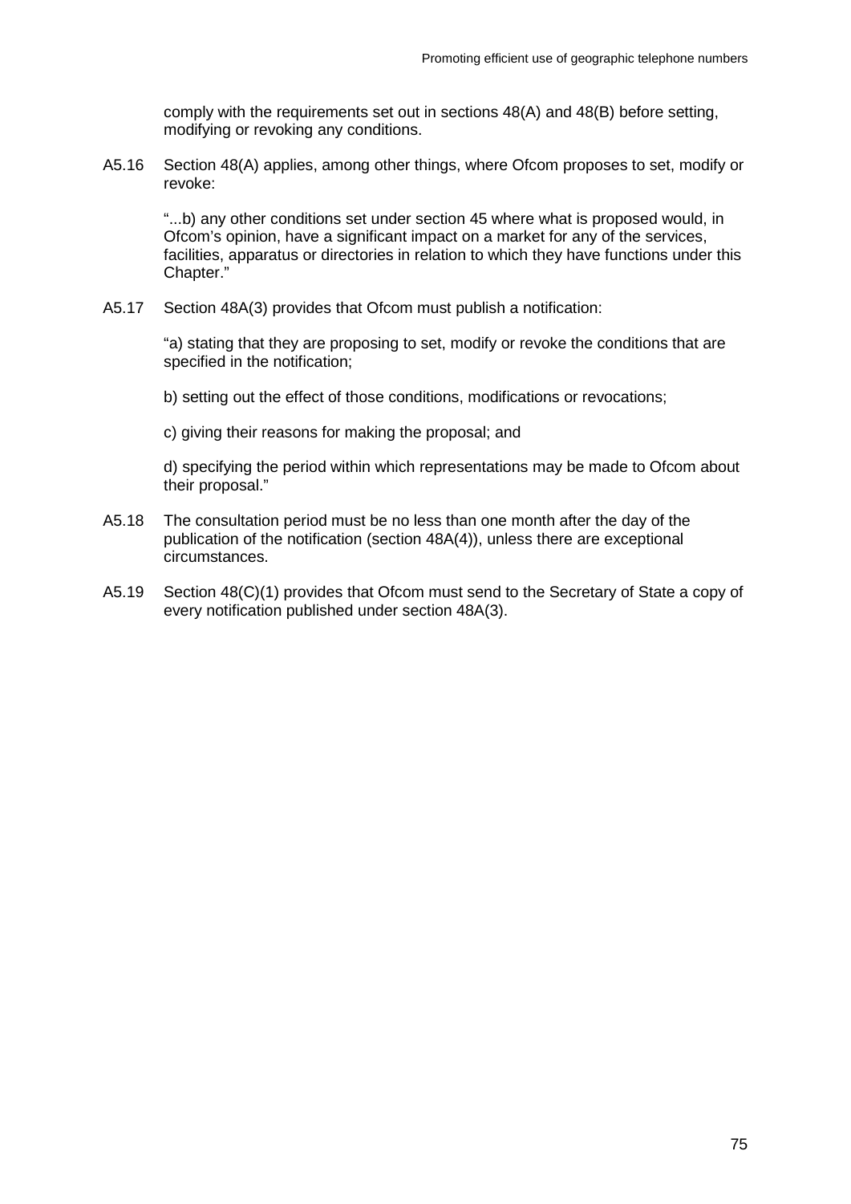comply with the requirements set out in sections 48(A) and 48(B) before setting, modifying or revoking any conditions.

A5.16 Section 48(A) applies, among other things, where Ofcom proposes to set, modify or revoke:

> "...b) any other conditions set under section 45 where what is proposed would, in Ofcom's opinion, have a significant impact on a market for any of the services, facilities, apparatus or directories in relation to which they have functions under this Chapter."

A5.17 Section 48A(3) provides that Ofcom must publish a notification:

> "a) stating that they are proposing to set, modify or revoke the conditions that are specified in the notification;
>
> b) setting out the effect of those conditions, modifications or revocations;
>
> c) giving their reasons for making the proposal; and
>
> d) specifying the period within which representations may be made to Ofcom about their proposal."

A5.18 The consultation period must be no less than one month after the day of the publication of the notification (section 48A(4)), unless there are exceptional circumstances.

A5.19 Section 48(C)(1) provides that Ofcom must send to the Secretary of State a copy of every notification published under section 48A(3).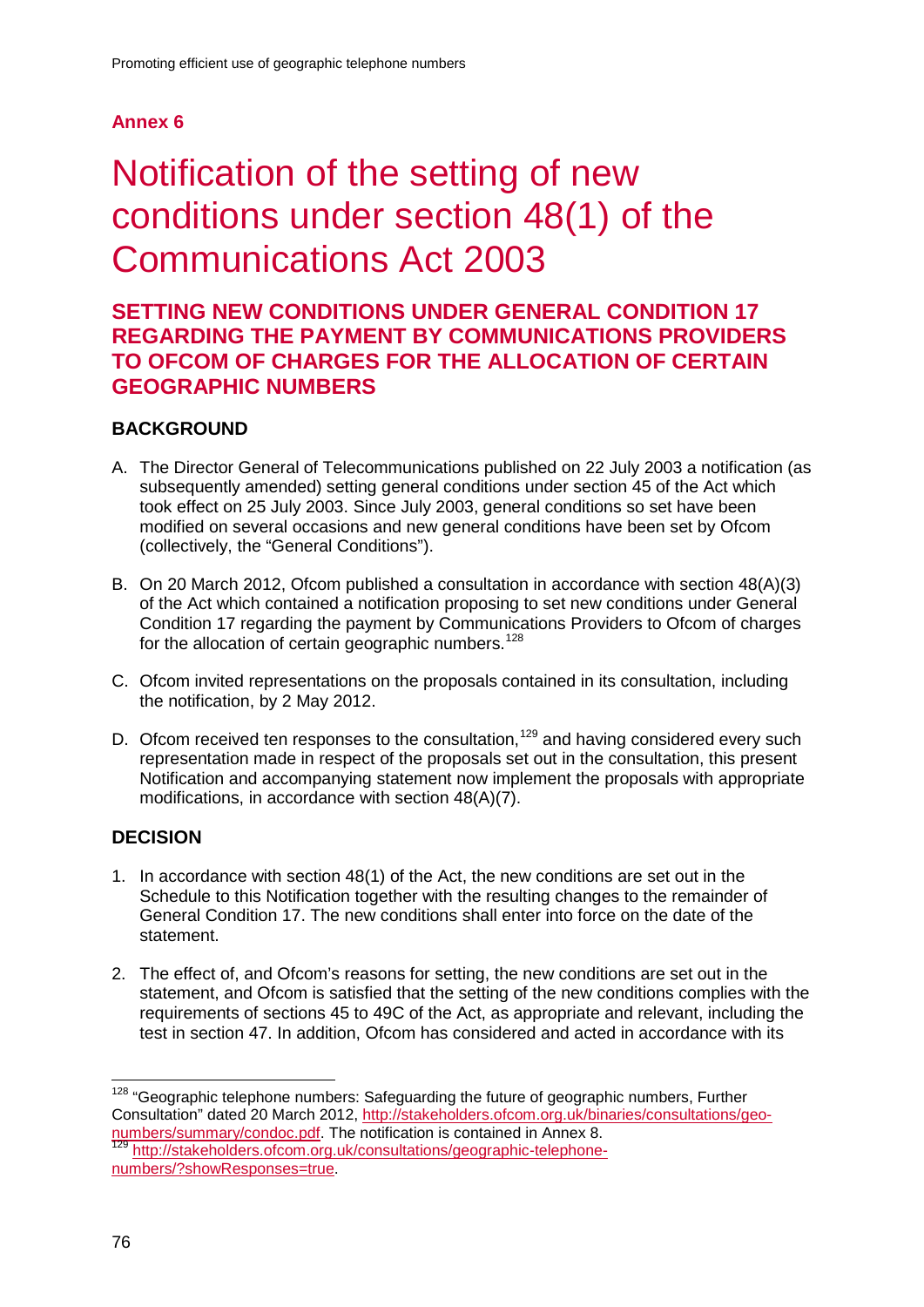## Annex 6

# Notification of the setting of new conditions under section 48(1) of the Communications Act 2003

### SETTING NEW CONDITIONS UNDER GENERAL CONDITION 17 REGARDING THE PAYMENT BY COMMUNICATIONS PROVIDERS TO OFCOM OF CHARGES FOR THE ALLOCATION OF CERTAIN GEOGRAPHIC NUMBERS

#### BACKGROUND

A. The Director General of Telecommunications published on 22 July 2003 a notification (as subsequently amended) setting general conditions under section 45 of the Act which took effect on 25 July 2003. Since July 2003, general conditions so set have been modified on several occasions and new general conditions have been set by Ofcom (collectively, the "General Conditions").

B. On 20 March 2012, Ofcom published a consultation in accordance with section 48(A)(3) of the Act which contained a notification proposing to set new conditions under General Condition 17 regarding the payment by Communications Providers to Ofcom of charges for the allocation of certain geographic numbers.[128]

C. Ofcom invited representations on the proposals contained in its consultation, including the notification, by 2 May 2012.

D. Ofcom received ten responses to the consultation,[129] and having considered every such representation made in respect of the proposals set out in the consultation, this present Notification and accompanying statement now implement the proposals with appropriate modifications, in accordance with section 48(A)(7).

#### DECISION

1. In accordance with section 48(1) of the Act, the new conditions are set out in the Schedule to this Notification together with the resulting changes to the remainder of General Condition 17. The new conditions shall enter into force on the date of the statement.

2. The effect of, and Ofcom's reasons for setting, the new conditions are set out in the statement, and Ofcom is satisfied that the setting of the new conditions complies with the requirements of sections 45 to 49C of the Act, as appropriate and relevant, including the test in section 47. In addition, Ofcom has considered and acted in accordance with its

---

[128] "Geographic telephone numbers: Safeguarding the future of geographic numbers, Further Consultation" dated 20 March 2012, http://stakeholders.ofcom.org.uk/binaries/consultations/geo-numbers/summary/condoc.pdf. The notification is contained in Annex 8.

[129] http://stakeholders.ofcom.org.uk/consultations/geographic-telephone-numbers/?showResponses=true.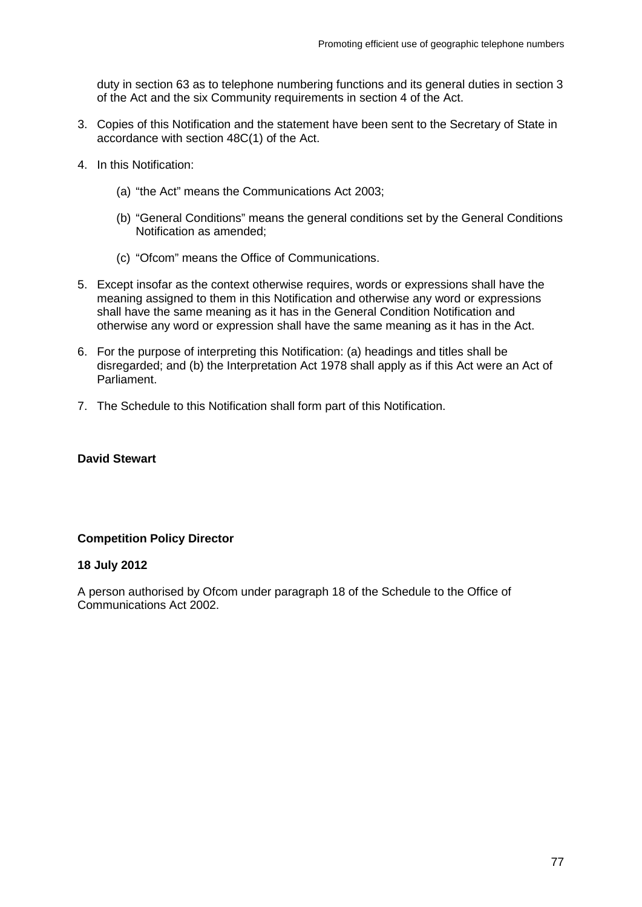duty in section 63 as to telephone numbering functions and its general duties in section 3 of the Act and the six Community requirements in section 4 of the Act.

3. Copies of this Notification and the statement have been sent to the Secretary of State in accordance with section 48C(1) of the Act.

4. In this Notification:

   (a) "the Act" means the Communications Act 2003;

   (b) "General Conditions" means the general conditions set by the General Conditions Notification as amended;

   (c) "Ofcom" means the Office of Communications.

5. Except insofar as the context otherwise requires, words or expressions shall have the meaning assigned to them in this Notification and otherwise any word or expressions shall have the same meaning as it has in the General Condition Notification and otherwise any word or expression shall have the same meaning as it has in the Act.

6. For the purpose of interpreting this Notification: (a) headings and titles shall be disregarded; and (b) the Interpretation Act 1978 shall apply as if this Act were an Act of Parliament.

7. The Schedule to this Notification shall form part of this Notification.

**David Stewart**

**Competition Policy Director**

**18 July 2012**

A person authorised by Ofcom under paragraph 18 of the Schedule to the Office of Communications Act 2002.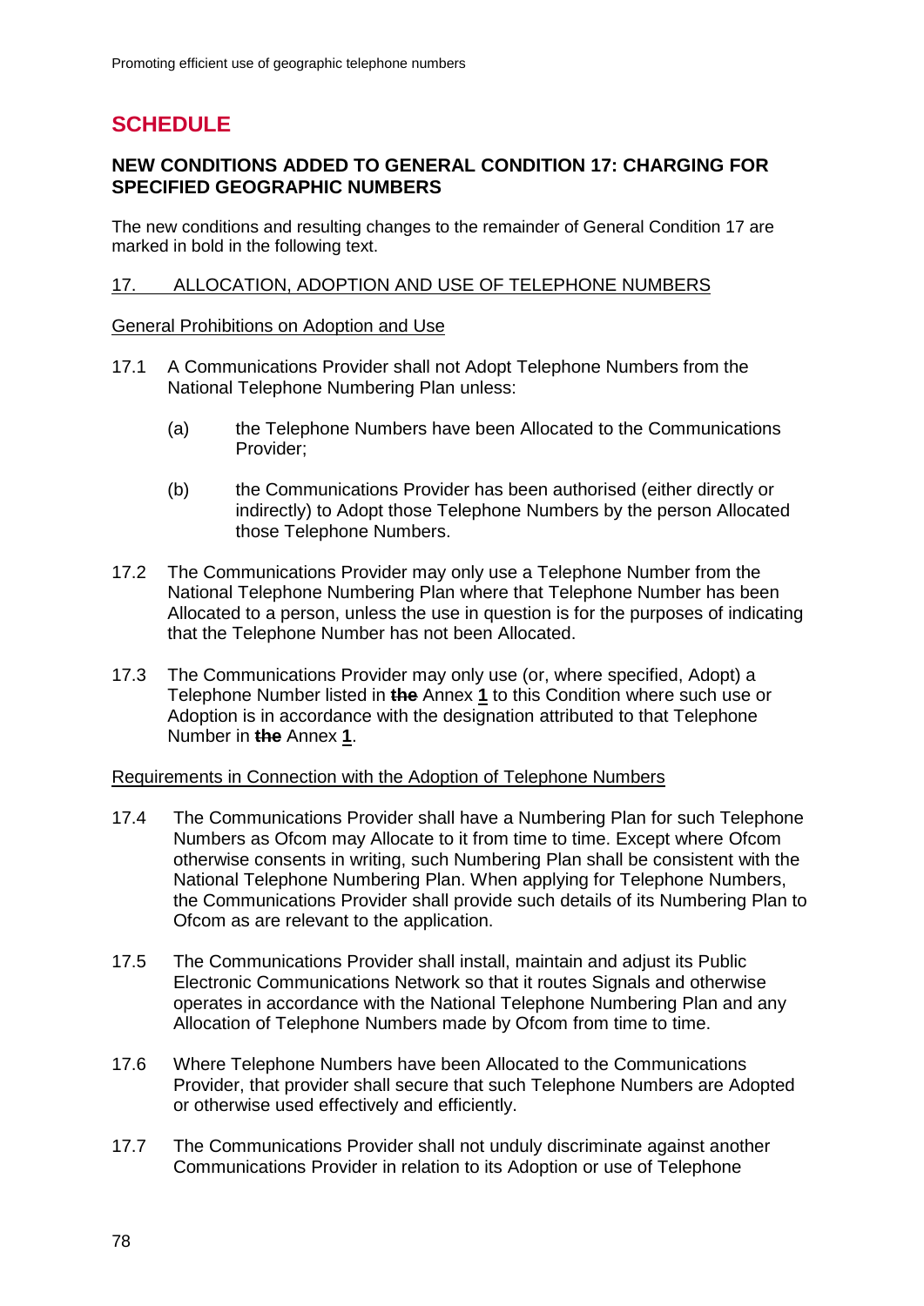# SCHEDULE

## NEW CONDITIONS ADDED TO GENERAL CONDITION 17: CHARGING FOR SPECIFIED GEOGRAPHIC NUMBERS

The new conditions and resulting changes to the remainder of General Condition 17 are marked in bold in the following text.

17. ALLOCATION, ADOPTION AND USE OF TELEPHONE NUMBERS

General Prohibitions on Adoption and Use

17.1 A Communications Provider shall not Adopt Telephone Numbers from the National Telephone Numbering Plan unless:

(a) the Telephone Numbers have been Allocated to the Communications Provider;

(b) the Communications Provider has been authorised (either directly or indirectly) to Adopt those Telephone Numbers by the person Allocated those Telephone Numbers.

17.2 The Communications Provider may only use a Telephone Number from the National Telephone Numbering Plan where that Telephone Number has been Allocated to a person, unless the use in question is for the purposes of indicating that the Telephone Number has not been Allocated.

17.3 The Communications Provider may only use (or, where specified, Adopt) a Telephone Number listed in ~~**the**~~ Annex **1** to this Condition where such use or Adoption is in accordance with the designation attributed to that Telephone Number in ~~**the**~~ Annex **1**.

Requirements in Connection with the Adoption of Telephone Numbers

17.4 The Communications Provider shall have a Numbering Plan for such Telephone Numbers as Ofcom may Allocate to it from time to time. Except where Ofcom otherwise consents in writing, such Numbering Plan shall be consistent with the National Telephone Numbering Plan. When applying for Telephone Numbers, the Communications Provider shall provide such details of its Numbering Plan to Ofcom as are relevant to the application.

17.5 The Communications Provider shall install, maintain and adjust its Public Electronic Communications Network so that it routes Signals and otherwise operates in accordance with the National Telephone Numbering Plan and any Allocation of Telephone Numbers made by Ofcom from time to time.

17.6 Where Telephone Numbers have been Allocated to the Communications Provider, that provider shall secure that such Telephone Numbers are Adopted or otherwise used effectively and efficiently.

17.7 The Communications Provider shall not unduly discriminate against another Communications Provider in relation to its Adoption or use of Telephone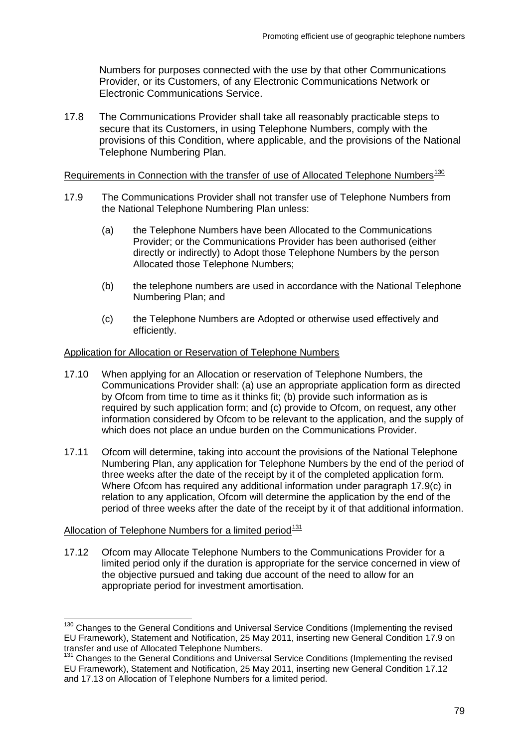Numbers for purposes connected with the use by that other Communications Provider, or its Customers, of any Electronic Communications Network or Electronic Communications Service.

17.8 The Communications Provider shall take all reasonably practicable steps to secure that its Customers, in using Telephone Numbers, comply with the provisions of this Condition, where applicable, and the provisions of the National Telephone Numbering Plan.

Requirements in Connection with the transfer of use of Allocated Telephone Numbers[130]

17.9 The Communications Provider shall not transfer use of Telephone Numbers from the National Telephone Numbering Plan unless:

(a) the Telephone Numbers have been Allocated to the Communications Provider; or the Communications Provider has been authorised (either directly or indirectly) to Adopt those Telephone Numbers by the person Allocated those Telephone Numbers;

(b) the telephone numbers are used in accordance with the National Telephone Numbering Plan; and

(c) the Telephone Numbers are Adopted or otherwise used effectively and efficiently.

Application for Allocation or Reservation of Telephone Numbers

17.10 When applying for an Allocation or reservation of Telephone Numbers, the Communications Provider shall: (a) use an appropriate application form as directed by Ofcom from time to time as it thinks fit; (b) provide such information as is required by such application form; and (c) provide to Ofcom, on request, any other information considered by Ofcom to be relevant to the application, and the supply of which does not place an undue burden on the Communications Provider.

17.11 Ofcom will determine, taking into account the provisions of the National Telephone Numbering Plan, any application for Telephone Numbers by the end of the period of three weeks after the date of the receipt by it of the completed application form. Where Ofcom has required any additional information under paragraph 17.9(c) in relation to any application, Ofcom will determine the application by the end of the period of three weeks after the date of the receipt by it of that additional information.

Allocation of Telephone Numbers for a limited period[131]

17.12 Ofcom may Allocate Telephone Numbers to the Communications Provider for a limited period only if the duration is appropriate for the service concerned in view of the objective pursued and taking due account of the need to allow for an appropriate period for investment amortisation.

[130] Changes to the General Conditions and Universal Service Conditions (Implementing the revised EU Framework), Statement and Notification, 25 May 2011, inserting new General Condition 17.9 on transfer and use of Allocated Telephone Numbers.

[131] Changes to the General Conditions and Universal Service Conditions (Implementing the revised EU Framework), Statement and Notification, 25 May 2011, inserting new General Condition 17.12 and 17.13 on Allocation of Telephone Numbers for a limited period.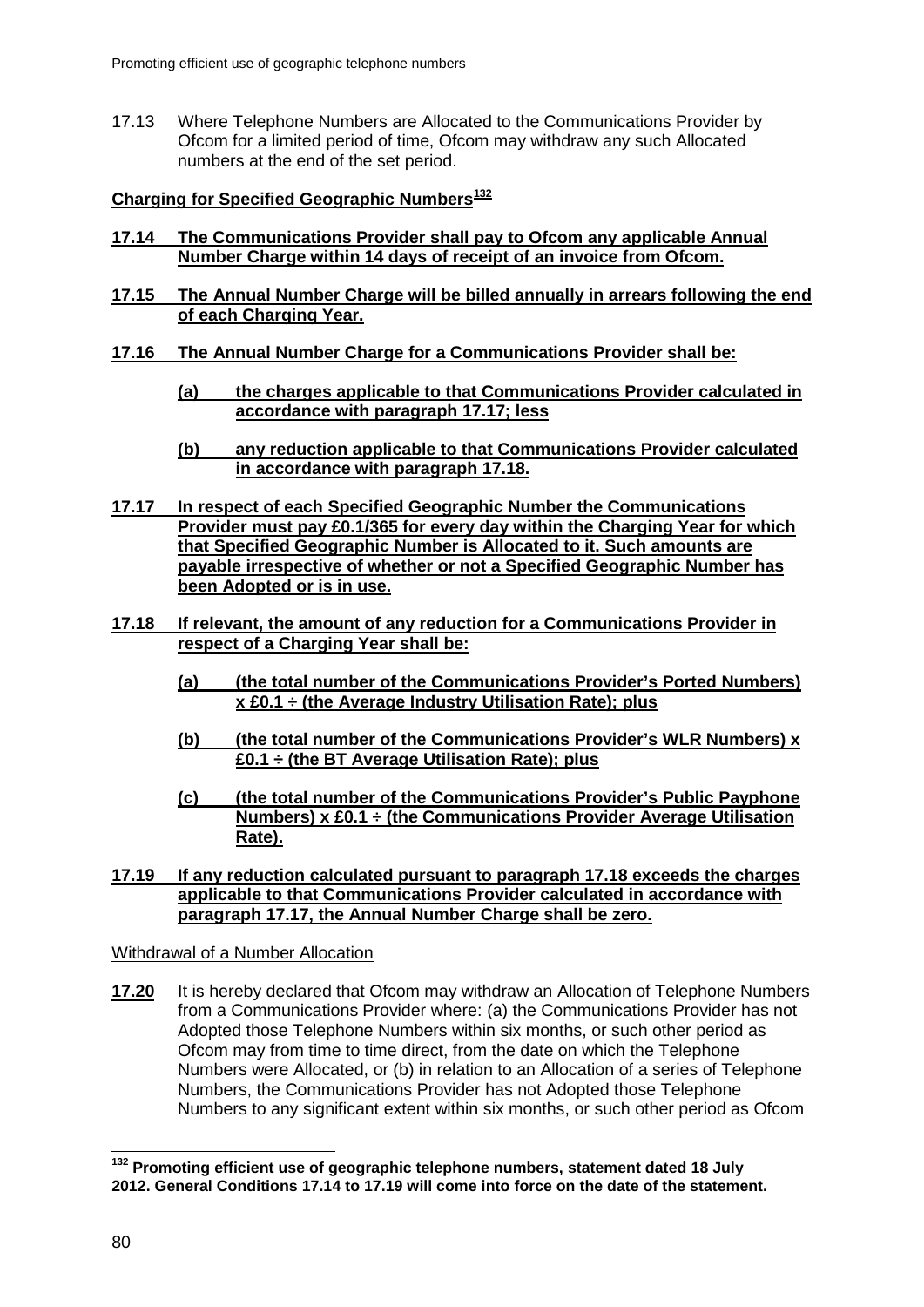17.13 Where Telephone Numbers are Allocated to the Communications Provider by Ofcom for a limited period of time, Ofcom may withdraw any such Allocated numbers at the end of the set period.

**Charging for Specified Geographic Numbers[132]**

**17.14 The Communications Provider shall pay to Ofcom any applicable Annual Number Charge within 14 days of receipt of an invoice from Ofcom.**

**17.15 The Annual Number Charge will be billed annually in arrears following the end of each Charging Year.**

**17.16 The Annual Number Charge for a Communications Provider shall be:**

**(a) the charges applicable to that Communications Provider calculated in accordance with paragraph 17.17; less**

**(b) any reduction applicable to that Communications Provider calculated in accordance with paragraph 17.18.**

**17.17 In respect of each Specified Geographic Number the Communications Provider must pay £0.1/365 for every day within the Charging Year for which that Specified Geographic Number is Allocated to it. Such amounts are payable irrespective of whether or not a Specified Geographic Number has been Adopted or is in use.**

**17.18 If relevant, the amount of any reduction for a Communications Provider in respect of a Charging Year shall be:**

**(a) (the total number of the Communications Provider's Ported Numbers) x £0.1 ÷ (the Average Industry Utilisation Rate); plus**

**(b) (the total number of the Communications Provider's WLR Numbers) x £0.1 ÷ (the BT Average Utilisation Rate); plus**

**(c) (the total number of the Communications Provider's Public Payphone Numbers) x £0.1 ÷ (the Communications Provider Average Utilisation Rate).**

**17.19 If any reduction calculated pursuant to paragraph 17.18 exceeds the charges applicable to that Communications Provider calculated in accordance with paragraph 17.17, the Annual Number Charge shall be zero.**

Withdrawal of a Number Allocation

**17.20** It is hereby declared that Ofcom may withdraw an Allocation of Telephone Numbers from a Communications Provider where: (a) the Communications Provider has not Adopted those Telephone Numbers within six months, or such other period as Ofcom may from time to time direct, from the date on which the Telephone Numbers were Allocated, or (b) in relation to an Allocation of a series of Telephone Numbers, the Communications Provider has not Adopted those Telephone Numbers to any significant extent within six months, or such other period as Ofcom

---

[132] **Promoting efficient use of geographic telephone numbers, statement dated 18 July 2012. General Conditions 17.14 to 17.19 will come into force on the date of the statement.**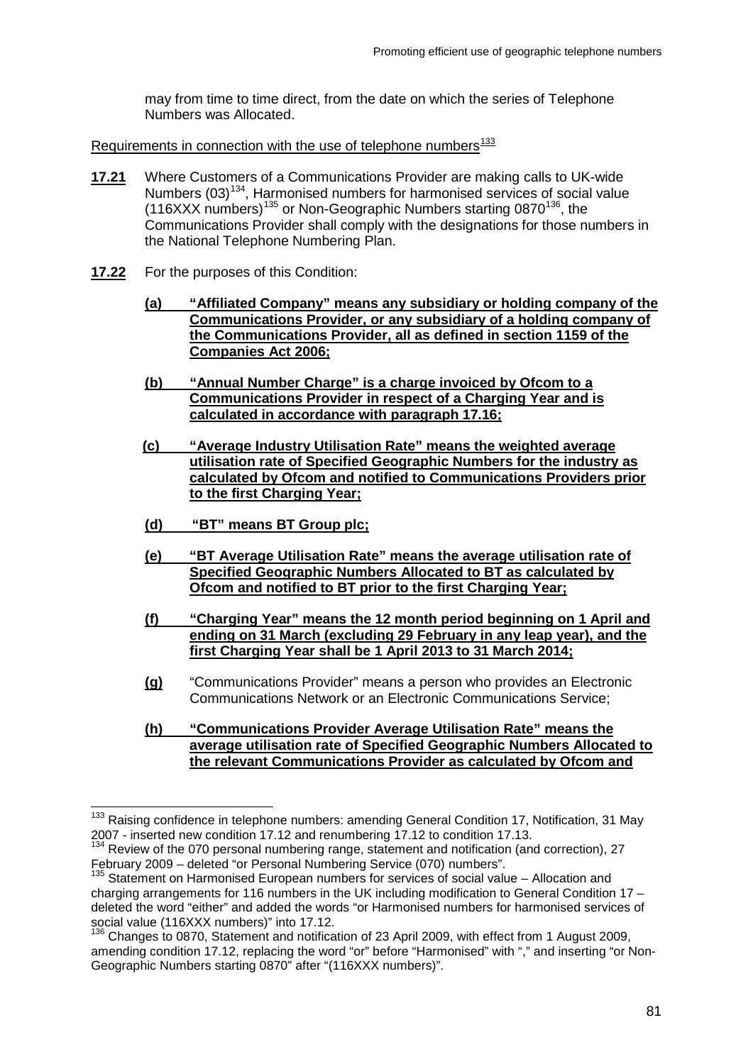may from time to time direct, from the date on which the series of Telephone Numbers was Allocated.

Requirements in connection with the use of telephone numbers[133]

**17.21** Where Customers of a Communications Provider are making calls to UK-wide Numbers (03)[134], Harmonised numbers for harmonised services of social value (116XXX numbers)[135] or Non-Geographic Numbers starting 0870[136], the Communications Provider shall comply with the designations for those numbers in the National Telephone Numbering Plan.

**17.22** For the purposes of this Condition:

**(a) "Affiliated Company" means any subsidiary or holding company of the Communications Provider, or any subsidiary of a holding company of the Communications Provider, all as defined in section 1159 of the Companies Act 2006;**

**(b) "Annual Number Charge" is a charge invoiced by Ofcom to a Communications Provider in respect of a Charging Year and is calculated in accordance with paragraph 17.16;**

**(c) "Average Industry Utilisation Rate" means the weighted average utilisation rate of Specified Geographic Numbers for the industry as calculated by Ofcom and notified to Communications Providers prior to the first Charging Year;**

**(d) "BT" means BT Group plc;**

**(e) "BT Average Utilisation Rate" means the average utilisation rate of Specified Geographic Numbers Allocated to BT as calculated by Ofcom and notified to BT prior to the first Charging Year;**

**(f) "Charging Year" means the 12 month period beginning on 1 April and ending on 31 March (excluding 29 February in any leap year), and the first Charging Year shall be 1 April 2013 to 31 March 2014;**

**(g)** "Communications Provider" means a person who provides an Electronic Communications Network or an Electronic Communications Service;

**(h) "Communications Provider Average Utilisation Rate" means the average utilisation rate of Specified Geographic Numbers Allocated to the relevant Communications Provider as calculated by Ofcom and**

---

[133] Raising confidence in telephone numbers: amending General Condition 17, Notification, 31 May 2007 - inserted new condition 17.12 and renumbering 17.12 to condition 17.13.

[134] Review of the 070 personal numbering range, statement and notification (and correction), 27 February 2009 – deleted "or Personal Numbering Service (070) numbers".

[135] Statement on Harmonised European numbers for services of social value – Allocation and charging arrangements for 116 numbers in the UK including modification to General Condition 17 – deleted the word "either" and added the words "or Harmonised numbers for harmonised services of social value (116XXX numbers)" into 17.12.

[136] Changes to 0870, Statement and notification of 23 April 2009, with effect from 1 August 2009, amending condition 17.12, replacing the word "or" before "Harmonised" with "," and inserting "or Non-Geographic Numbers starting 0870" after "(116XXX numbers)".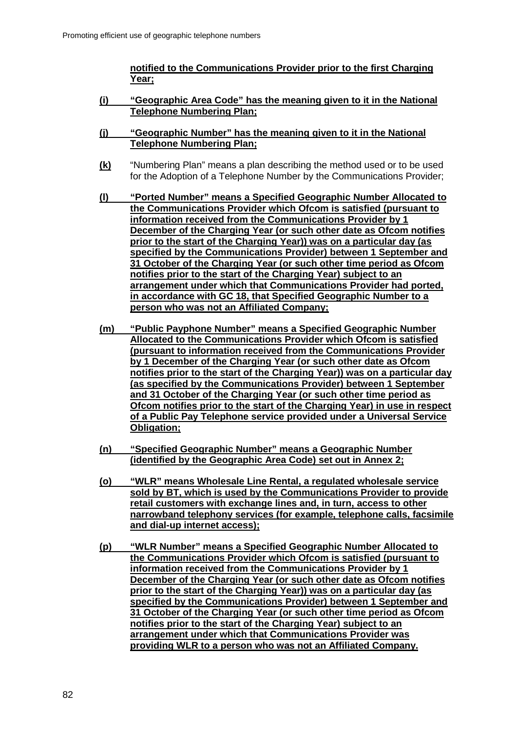**notified to the Communications Provider prior to the first Charging Year;**

**(i) "Geographic Area Code" has the meaning given to it in the National Telephone Numbering Plan;**

**(j) "Geographic Number" has the meaning given to it in the National Telephone Numbering Plan;**

**(k)** "Numbering Plan" means a plan describing the method used or to be used for the Adoption of a Telephone Number by the Communications Provider;

**(l) "Ported Number" means a Specified Geographic Number Allocated to the Communications Provider which Ofcom is satisfied (pursuant to information received from the Communications Provider by 1 December of the Charging Year (or such other date as Ofcom notifies prior to the start of the Charging Year)) was on a particular day (as specified by the Communications Provider) between 1 September and 31 October of the Charging Year (or such other time period as Ofcom notifies prior to the start of the Charging Year) subject to an arrangement under which that Communications Provider had ported, in accordance with GC 18, that Specified Geographic Number to a person who was not an Affiliated Company;**

**(m) "Public Payphone Number" means a Specified Geographic Number Allocated to the Communications Provider which Ofcom is satisfied (pursuant to information received from the Communications Provider by 1 December of the Charging Year (or such other date as Ofcom notifies prior to the start of the Charging Year)) was on a particular day (as specified by the Communications Provider) between 1 September and 31 October of the Charging Year (or such other time period as Ofcom notifies prior to the start of the Charging Year) in use in respect of a Public Pay Telephone service provided under a Universal Service Obligation;**

**(n) "Specified Geographic Number" means a Geographic Number (identified by the Geographic Area Code) set out in Annex 2;**

**(o) "WLR" means Wholesale Line Rental, a regulated wholesale service sold by BT, which is used by the Communications Provider to provide retail customers with exchange lines and, in turn, access to other narrowband telephony services (for example, telephone calls, facsimile and dial-up internet access);**

**(p) "WLR Number" means a Specified Geographic Number Allocated to the Communications Provider which Ofcom is satisfied (pursuant to information received from the Communications Provider by 1 December of the Charging Year (or such other date as Ofcom notifies prior to the start of the Charging Year)) was on a particular day (as specified by the Communications Provider) between 1 September and 31 October of the Charging Year (or such other time period as Ofcom notifies prior to the start of the Charging Year) subject to an arrangement under which that Communications Provider was providing WLR to a person who was not an Affiliated Company.**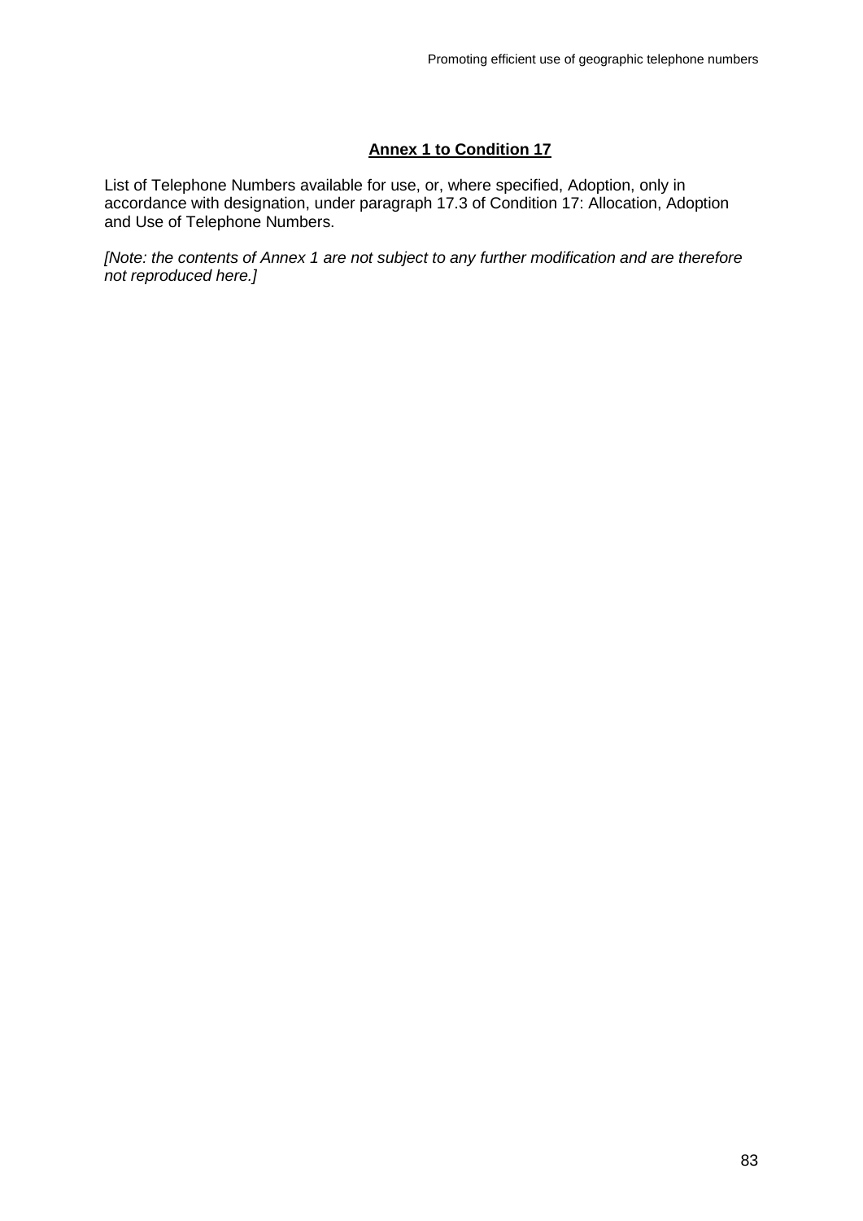**<u>Annex 1 to Condition 17</u>**

List of Telephone Numbers available for use, or, where specified, Adoption, only in accordance with designation, under paragraph 17.3 of Condition 17: Allocation, Adoption and Use of Telephone Numbers.

*[Note: the contents of Annex 1 are not subject to any further modification and are therefore not reproduced here.]*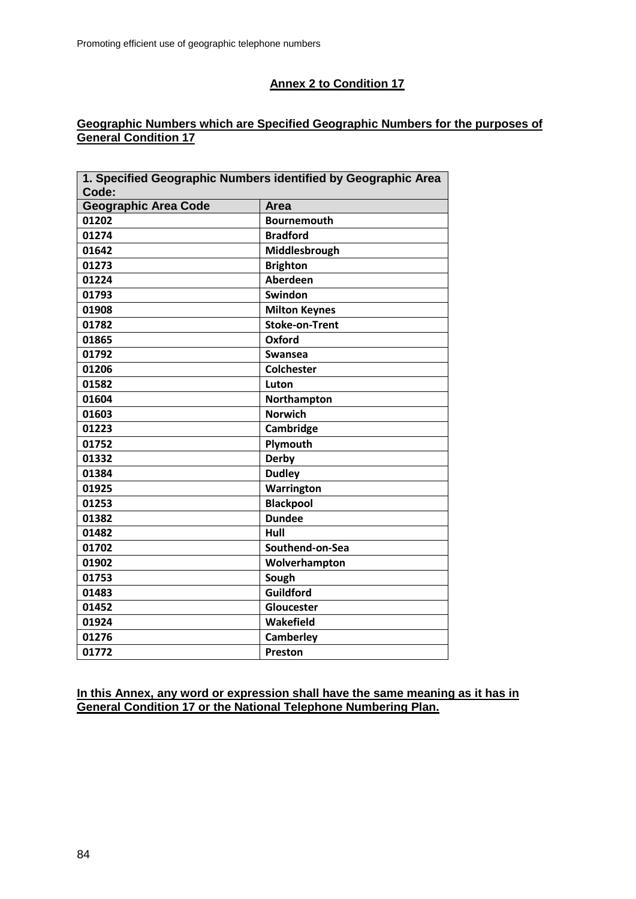**Annex 2 to Condition 17**

**Geographic Numbers which are Specified Geographic Numbers for the purposes of General Condition 17**

| 1. Specified Geographic Numbers identified by Geographic Area Code: | |
|---|---|
| **Geographic Area Code** | **Area** |
| 01202 | Bournemouth |
| 01274 | Bradford |
| 01642 | Middlesbrough |
| 01273 | Brighton |
| 01224 | Aberdeen |
| 01793 | Swindon |
| 01908 | Milton Keynes |
| 01782 | Stoke-on-Trent |
| 01865 | Oxford |
| 01792 | Swansea |
| 01206 | Colchester |
| 01582 | Luton |
| 01604 | Northampton |
| 01603 | Norwich |
| 01223 | Cambridge |
| 01752 | Plymouth |
| 01332 | Derby |
| 01384 | Dudley |
| 01925 | Warrington |
| 01253 | Blackpool |
| 01382 | Dundee |
| 01482 | Hull |
| 01702 | Southend-on-Sea |
| 01902 | Wolverhampton |
| 01753 | Sough |
| 01483 | Guildford |
| 01452 | Gloucester |
| 01924 | Wakefield |
| 01276 | Camberley |
| 01772 | Preston |

**In this Annex, any word or expression shall have the same meaning as it has in General Condition 17 or the National Telephone Numbering Plan.**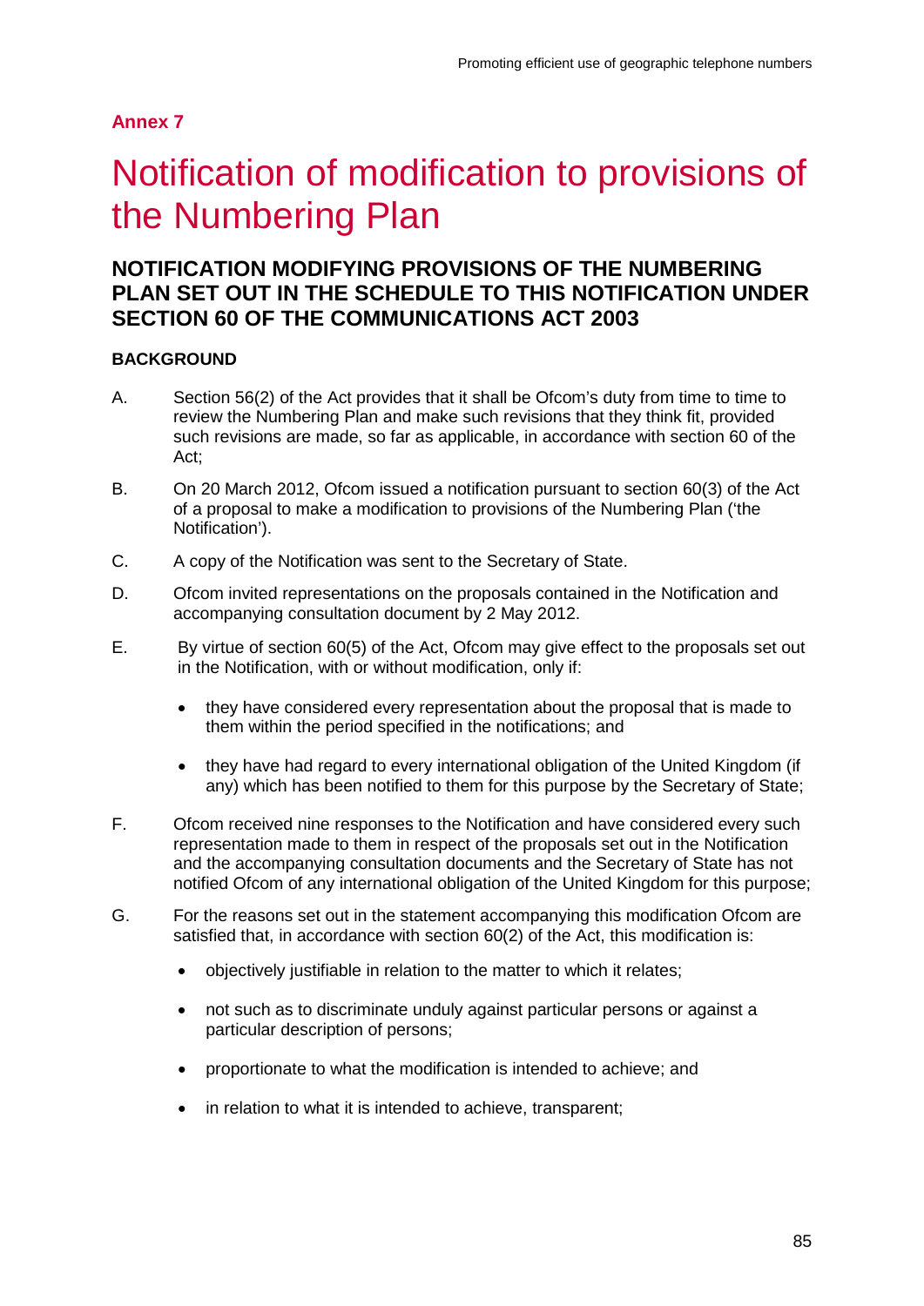**Annex 7**

# Notification of modification to provisions of the Numbering Plan

## NOTIFICATION MODIFYING PROVISIONS OF THE NUMBERING PLAN SET OUT IN THE SCHEDULE TO THIS NOTIFICATION UNDER SECTION 60 OF THE COMMUNICATIONS ACT 2003

### BACKGROUND

A. Section 56(2) of the Act provides that it shall be Ofcom's duty from time to time to review the Numbering Plan and make such revisions that they think fit, provided such revisions are made, so far as applicable, in accordance with section 60 of the Act;

B. On 20 March 2012, Ofcom issued a notification pursuant to section 60(3) of the Act of a proposal to make a modification to provisions of the Numbering Plan ('the Notification').

C. A copy of the Notification was sent to the Secretary of State.

D. Ofcom invited representations on the proposals contained in the Notification and accompanying consultation document by 2 May 2012.

E. By virtue of section 60(5) of the Act, Ofcom may give effect to the proposals set out in the Notification, with or without modification, only if:

- they have considered every representation about the proposal that is made to them within the period specified in the notifications; and
- they have had regard to every international obligation of the United Kingdom (if any) which has been notified to them for this purpose by the Secretary of State;

F. Ofcom received nine responses to the Notification and have considered every such representation made to them in respect of the proposals set out in the Notification and the accompanying consultation documents and the Secretary of State has not notified Ofcom of any international obligation of the United Kingdom for this purpose;

G. For the reasons set out in the statement accompanying this modification Ofcom are satisfied that, in accordance with section 60(2) of the Act, this modification is:

- objectively justifiable in relation to the matter to which it relates;
- not such as to discriminate unduly against particular persons or against a particular description of persons;
- proportionate to what the modification is intended to achieve; and
- in relation to what it is intended to achieve, transparent;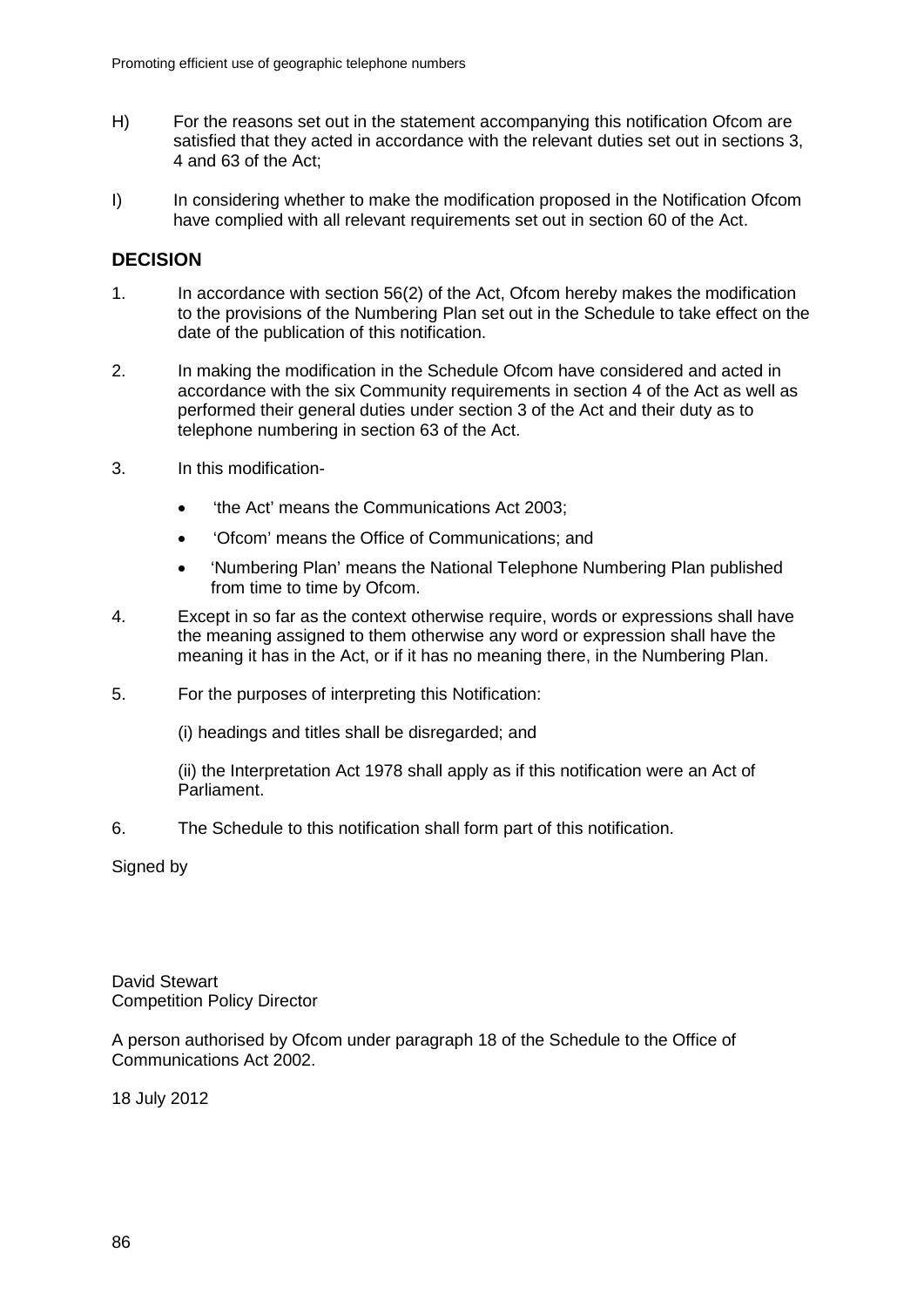H) For the reasons set out in the statement accompanying this notification Ofcom are satisfied that they acted in accordance with the relevant duties set out in sections 3, 4 and 63 of the Act;

I) In considering whether to make the modification proposed in the Notification Ofcom have complied with all relevant requirements set out in section 60 of the Act.

## DECISION

1. In accordance with section 56(2) of the Act, Ofcom hereby makes the modification to the provisions of the Numbering Plan set out in the Schedule to take effect on the date of the publication of this notification.

2. In making the modification in the Schedule Ofcom have considered and acted in accordance with the six Community requirements in section 4 of the Act as well as performed their general duties under section 3 of the Act and their duty as to telephone numbering in section 63 of the Act.

3. In this modification-

   - 'the Act' means the Communications Act 2003;
   - 'Ofcom' means the Office of Communications; and
   - 'Numbering Plan' means the National Telephone Numbering Plan published from time to time by Ofcom.

4. Except in so far as the context otherwise require, words or expressions shall have the meaning assigned to them otherwise any word or expression shall have the meaning it has in the Act, or if it has no meaning there, in the Numbering Plan.

5. For the purposes of interpreting this Notification:

   (i) headings and titles shall be disregarded; and

   (ii) the Interpretation Act 1978 shall apply as if this notification were an Act of Parliament.

6. The Schedule to this notification shall form part of this notification.

Signed by

David Stewart
Competition Policy Director

A person authorised by Ofcom under paragraph 18 of the Schedule to the Office of Communications Act 2002.

18 July 2012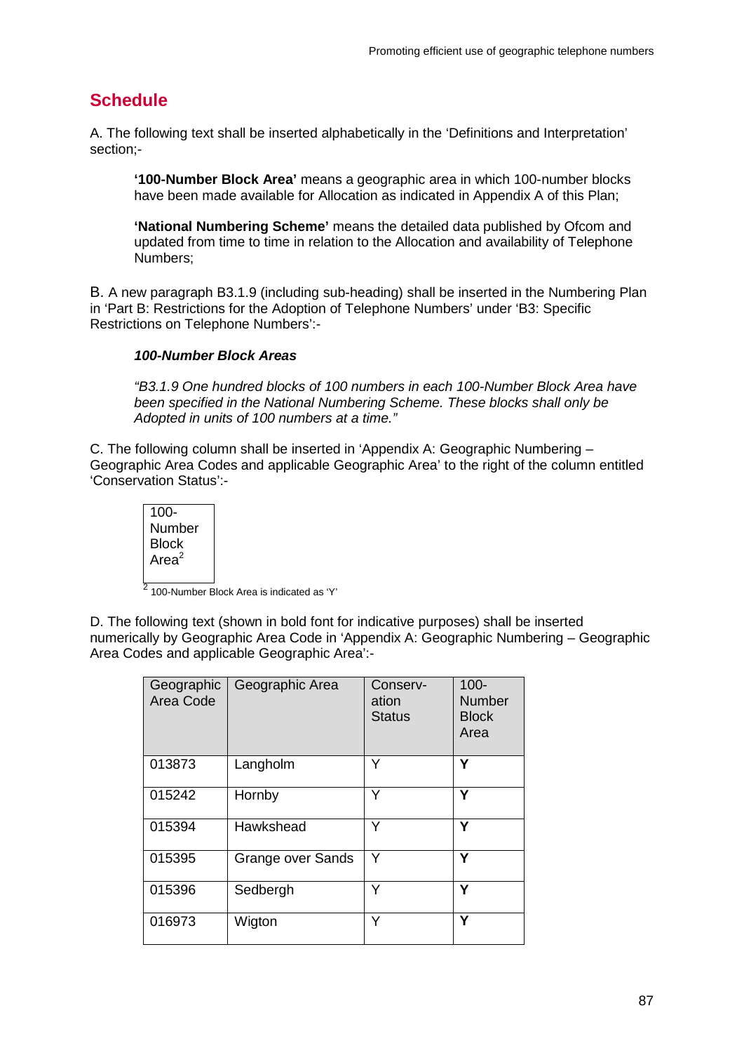## Schedule

A. The following text shall be inserted alphabetically in the 'Definitions and Interpretation' section;-

> **'100-Number Block Area'** means a geographic area in which 100-number blocks have been made available for Allocation as indicated in Appendix A of this Plan;
>
> **'National Numbering Scheme'** means the detailed data published by Ofcom and updated from time to time in relation to the Allocation and availability of Telephone Numbers;

B. A new paragraph B3.1.9 (including sub-heading) shall be inserted in the Numbering Plan in 'Part B: Restrictions for the Adoption of Telephone Numbers' under 'B3: Specific Restrictions on Telephone Numbers':-

> ***100-Number Block Areas***
>
> *"B3.1.9 One hundred blocks of 100 numbers in each 100-Number Block Area have been specified in the National Numbering Scheme. These blocks shall only be Adopted in units of 100 numbers at a time."*

C. The following column shall be inserted in 'Appendix A: Geographic Numbering – Geographic Area Codes and applicable Geographic Area' to the right of the column entitled 'Conservation Status':-

| 100-Number Block Area[2] |
|---|
| |

[2] 100-Number Block Area is indicated as 'Y'

D. The following text (shown in bold font for indicative purposes) shall be inserted numerically by Geographic Area Code in 'Appendix A: Geographic Numbering – Geographic Area Codes and applicable Geographic Area':-

| Geographic Area Code | Geographic Area | Conserv-ation Status | 100-Number Block Area |
|---|---|---|---|
| 013873 | Langholm | Y | **Y** |
| 015242 | Hornby | Y | **Y** |
| 015394 | Hawkshead | Y | **Y** |
| 015395 | Grange over Sands | Y | **Y** |
| 015396 | Sedbergh | Y | **Y** |
| 016973 | Wigton | Y | **Y** |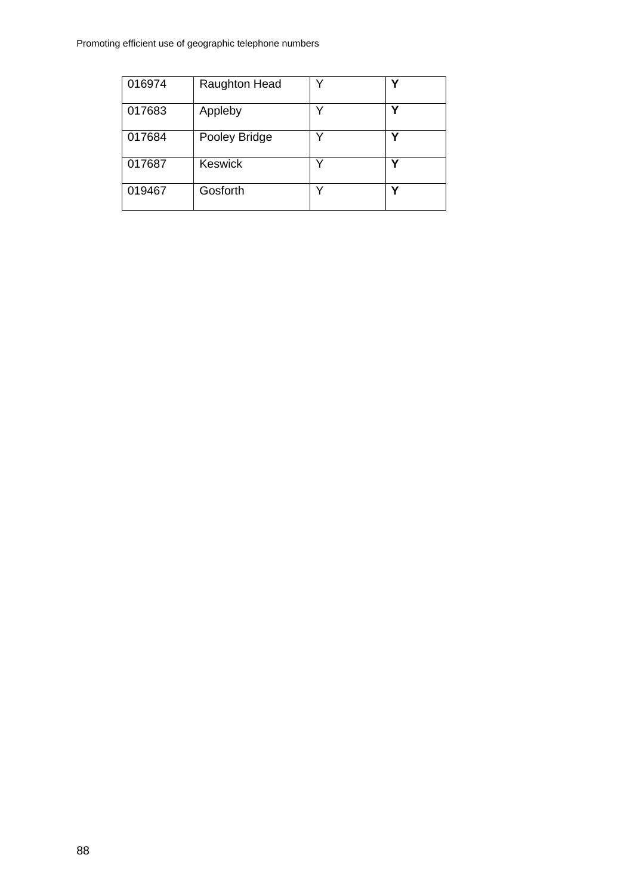| | | | |
|---|---|---|---|
| 016974 | Raughton Head | Y | **Y** |
| 017683 | Appleby | Y | **Y** |
| 017684 | Pooley Bridge | Y | **Y** |
| 017687 | Keswick | Y | **Y** |
| 019467 | Gosforth | Y | **Y** |